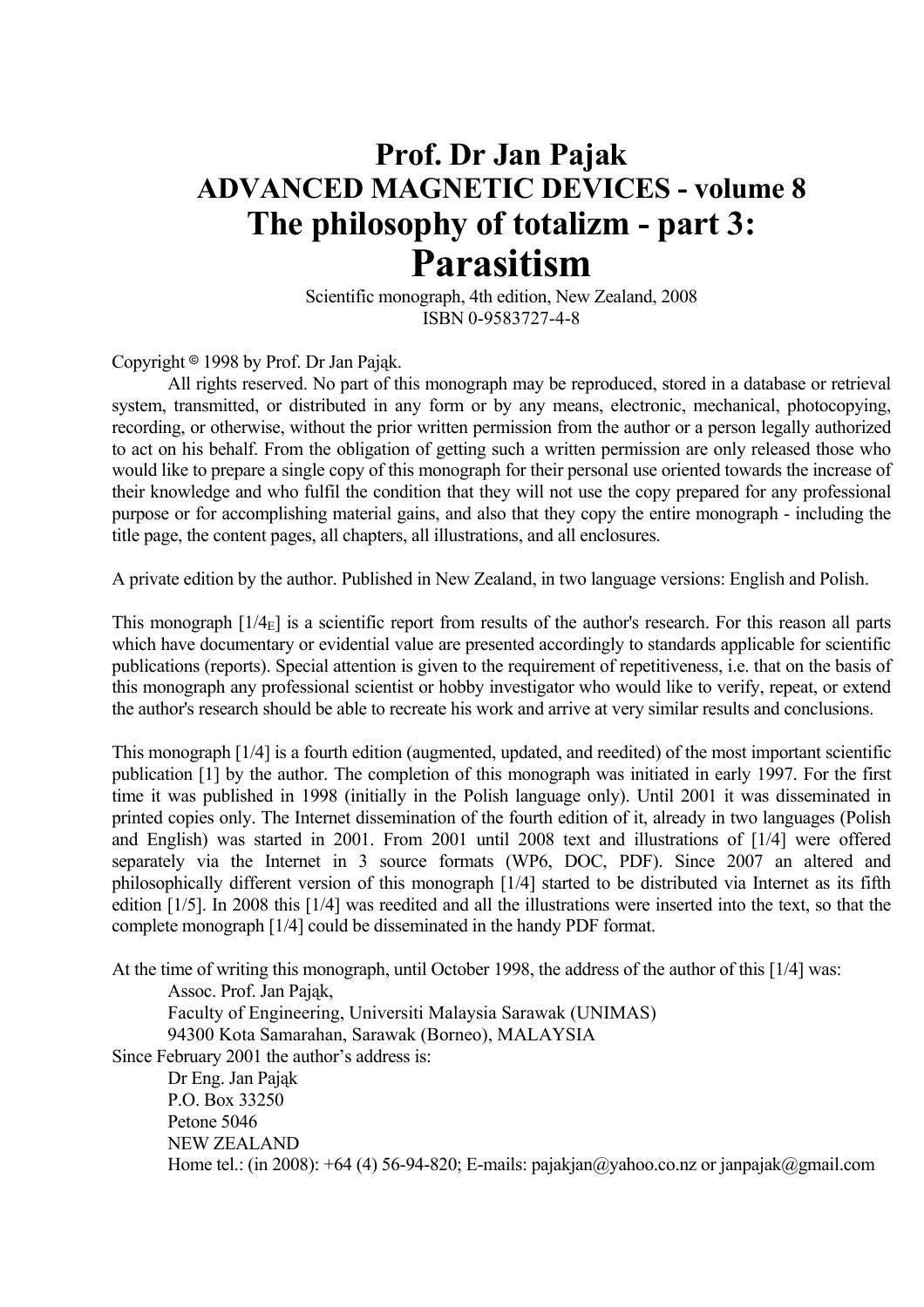# Prof. Dr Jan Pajak
# ADVANCED MAGNETIC DEVICES - volume 8
# The philosophy of totalizm - part 3:
# Parasitism

Scientific monograph, 4th edition, New Zealand, 2008
ISBN 0-9583727-4-8

Copyright © 1998 by Prof. Dr Jan Pająk.

All rights reserved. No part of this monograph may be reproduced, stored in a database or retrieval system, transmitted, or distributed in any form or by any means, electronic, mechanical, photocopying, recording, or otherwise, without the prior written permission from the author or a person legally authorized to act on his behalf. From the obligation of getting such a written permission are only released those who would like to prepare a single copy of this monograph for their personal use oriented towards the increase of their knowledge and who fulfil the condition that they will not use the copy prepared for any professional purpose or for accomplishing material gains, and also that they copy the entire monograph - including the title page, the content pages, all chapters, all illustrations, and all enclosures.

A private edition by the author. Published in New Zealand, in two language versions: English and Polish.

This monograph [$1/4_E$] is a scientific report from results of the author's research. For this reason all parts which have documentary or evidential value are presented accordingly to standards applicable for scientific publications (reports). Special attention is given to the requirement of repetitiveness, i.e. that on the basis of this monograph any professional scientist or hobby investigator who would like to verify, repeat, or extend the author's research should be able to recreate his work and arrive at very similar results and conclusions.

This monograph [1/4] is a fourth edition (augmented, updated, and reedited) of the most important scientific publication [1] by the author. The completion of this monograph was initiated in early 1997. For the first time it was published in 1998 (initially in the Polish language only). Until 2001 it was disseminated in printed copies only. The Internet dissemination of the fourth edition of it, already in two languages (Polish and English) was started in 2001. From 2001 until 2008 text and illustrations of [1/4] were offered separately via the Internet in 3 source formats (WP6, DOC, PDF). Since 2007 an altered and philosophically different version of this monograph [1/4] started to be distributed via Internet as its fifth edition [1/5]. In 2008 this [1/4] was reedited and all the illustrations were inserted into the text, so that the complete monograph [1/4] could be disseminated in the handy PDF format.

At the time of writing this monograph, until October 1998, the address of the author of this [1/4] was:

Assoc. Prof. Jan Pająk,
Faculty of Engineering, Universiti Malaysia Sarawak (UNIMAS)
94300 Kota Samarahan, Sarawak (Borneo), MALAYSIA

Since February 2001 the author's address is:

Dr Eng. Jan Pająk
P.O. Box 33250
Petone 5046
NEW ZEALAND
Home tel.: (in 2008): +64 (4) 56-94-820; E-mails: pajakjan@yahoo.co.nz or janpajak@gmail.com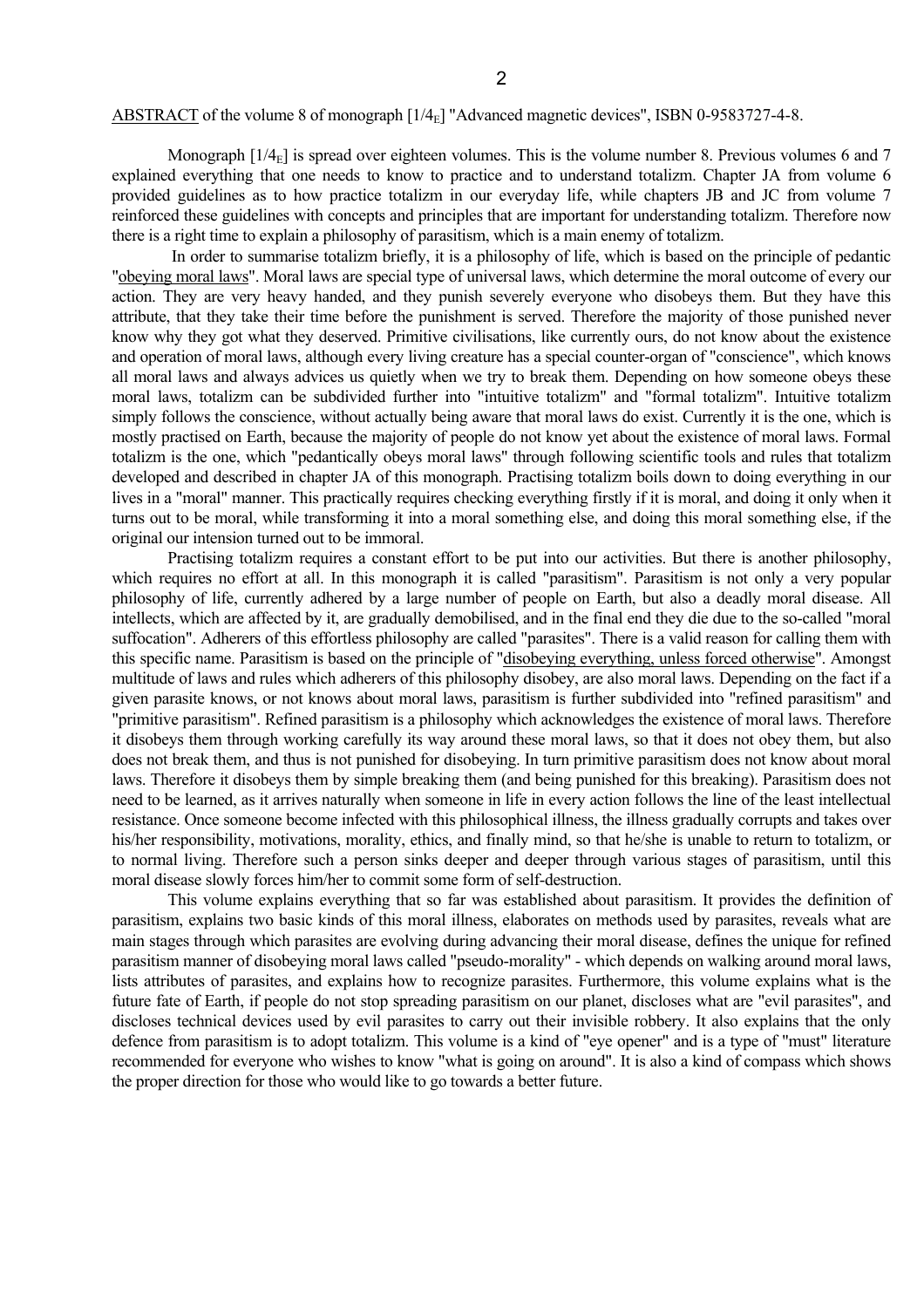ABSTRACT of the volume 8 of monograph [$1/4_E$] "Advanced magnetic devices", ISBN 0-9583727-4-8.

Monograph [$1/4_E$] is spread over eighteen volumes. This is the volume number 8. Previous volumes 6 and 7 explained everything that one needs to know to practice and to understand totalizm. Chapter JA from volume 6 provided guidelines as to how practice totalizm in our everyday life, while chapters JB and JC from volume 7 reinforced these guidelines with concepts and principles that are important for understanding totalizm. Therefore now there is a right time to explain a philosophy of parasitism, which is a main enemy of totalizm.

In order to summarise totalizm briefly, it is a philosophy of life, which is based on the principle of pedantic "obeying moral laws". Moral laws are special type of universal laws, which determine the moral outcome of every our action. They are very heavy handed, and they punish severely everyone who disobeys them. But they have this attribute, that they take their time before the punishment is served. Therefore the majority of those punished never know why they got what they deserved. Primitive civilisations, like currently ours, do not know about the existence and operation of moral laws, although every living creature has a special counter-organ of "conscience", which knows all moral laws and always advices us quietly when we try to break them. Depending on how someone obeys these moral laws, totalizm can be subdivided further into "intuitive totalizm" and "formal totalizm". Intuitive totalizm simply follows the conscience, without actually being aware that moral laws do exist. Currently it is the one, which is mostly practised on Earth, because the majority of people do not know yet about the existence of moral laws. Formal totalizm is the one, which "pedantically obeys moral laws" through following scientific tools and rules that totalizm developed and described in chapter JA of this monograph. Practising totalizm boils down to doing everything in our lives in a "moral" manner. This practically requires checking everything firstly if it is moral, and doing it only when it turns out to be moral, while transforming it into a moral something else, and doing this moral something else, if the original our intension turned out to be immoral.

Practising totalizm requires a constant effort to be put into our activities. But there is another philosophy, which requires no effort at all. In this monograph it is called "parasitism". Parasitism is not only a very popular philosophy of life, currently adhered by a large number of people on Earth, but also a deadly moral disease. All intellects, which are affected by it, are gradually demobilised, and in the final end they die due to the so-called "moral suffocation". Adherers of this effortless philosophy are called "parasites". There is a valid reason for calling them with this specific name. Parasitism is based on the principle of "disobeying everything, unless forced otherwise". Amongst multitude of laws and rules which adherers of this philosophy disobey, are also moral laws. Depending on the fact if a given parasite knows, or not knows about moral laws, parasitism is further subdivided into "refined parasitism" and "primitive parasitism". Refined parasitism is a philosophy which acknowledges the existence of moral laws. Therefore it disobeys them through working carefully its way around these moral laws, so that it does not obey them, but also does not break them, and thus is not punished for disobeying. In turn primitive parasitism does not know about moral laws. Therefore it disobeys them by simple breaking them (and being punished for this breaking). Parasitism does not need to be learned, as it arrives naturally when someone in life in every action follows the line of the least intellectual resistance. Once someone become infected with this philosophical illness, the illness gradually corrupts and takes over his/her responsibility, motivations, morality, ethics, and finally mind, so that he/she is unable to return to totalizm, or to normal living. Therefore such a person sinks deeper and deeper through various stages of parasitism, until this moral disease slowly forces him/her to commit some form of self-destruction.

This volume explains everything that so far was established about parasitism. It provides the definition of parasitism, explains two basic kinds of this moral illness, elaborates on methods used by parasites, reveals what are main stages through which parasites are evolving during advancing their moral disease, defines the unique for refined parasitism manner of disobeying moral laws called "pseudo-morality" - which depends on walking around moral laws, lists attributes of parasites, and explains how to recognize parasites. Furthermore, this volume explains what is the future fate of Earth, if people do not stop spreading parasitism on our planet, discloses what are "evil parasites", and discloses technical devices used by evil parasites to carry out their invisible robbery. It also explains that the only defence from parasitism is to adopt totalizm. This volume is a kind of "eye opener" and is a type of "must" literature recommended for everyone who wishes to know "what is going on around". It is also a kind of compass which shows the proper direction for those who would like to go towards a better future.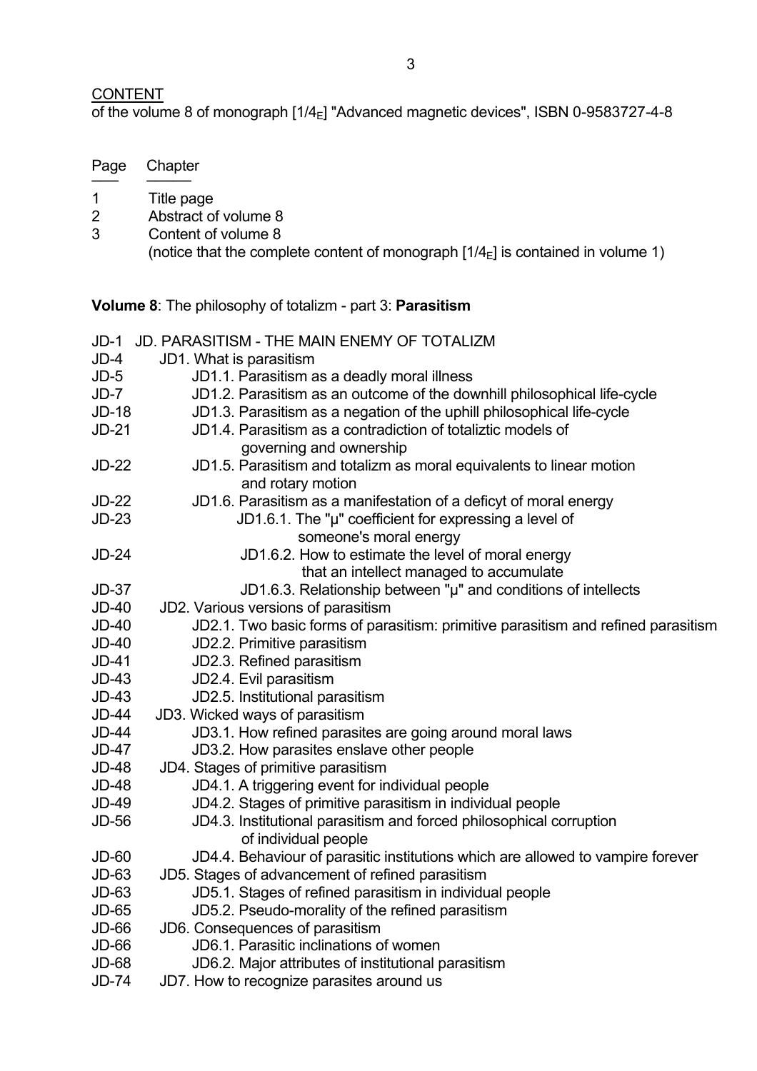CONTENT
of the volume 8 of monograph [1/4$_E$] "Advanced magnetic devices", ISBN 0-9583727-4-8

| Page | Chapter |
|---|---|
| 1 | Title page |
| 2 | Abstract of volume 8 |
| 3 | Content of volume 8 (notice that the complete content of monograph [1/4$_E$] is contained in volume 1) |

**Volume 8**: The philosophy of totalizm - part 3: **Parasitism**

| Page | Chapter |
|---|---|
| JD-1 | JD. PARASITISM - THE MAIN ENEMY OF TOTALIZM |
| JD-4 | JD1. What is parasitism |
| JD-5 | JD1.1. Parasitism as a deadly moral illness |
| JD-7 | JD1.2. Parasitism as an outcome of the downhill philosophical life-cycle |
| JD-18 | JD1.3. Parasitism as a negation of the uphill philosophical life-cycle |
| JD-21 | JD1.4. Parasitism as a contradiction of totaliztic models of governing and ownership |
| JD-22 | JD1.5. Parasitism and totalizm as moral equivalents to linear motion and rotary motion |
| JD-22 | JD1.6. Parasitism as a manifestation of a deficyt of moral energy |
| JD-23 | JD1.6.1. The "µ" coefficient for expressing a level of someone's moral energy |
| JD-24 | JD1.6.2. How to estimate the level of moral energy that an intellect managed to accumulate |
| JD-37 | JD1.6.3. Relationship between "µ" and conditions of intellects |
| JD-40 | JD2. Various versions of parasitism |
| JD-40 | JD2.1. Two basic forms of parasitism: primitive parasitism and refined parasitism |
| JD-40 | JD2.2. Primitive parasitism |
| JD-41 | JD2.3. Refined parasitism |
| JD-43 | JD2.4. Evil parasitism |
| JD-43 | JD2.5. Institutional parasitism |
| JD-44 | JD3. Wicked ways of parasitism |
| JD-44 | JD3.1. How refined parasites are going around moral laws |
| JD-47 | JD3.2. How parasites enslave other people |
| JD-48 | JD4. Stages of primitive parasitism |
| JD-48 | JD4.1. A triggering event for individual people |
| JD-49 | JD4.2. Stages of primitive parasitism in individual people |
| JD-56 | JD4.3. Institutional parasitism and forced philosophical corruption of individual people |
| JD-60 | JD4.4. Behaviour of parasitic institutions which are allowed to vampire forever |
| JD-63 | JD5. Stages of advancement of refined parasitism |
| JD-63 | JD5.1. Stages of refined parasitism in individual people |
| JD-65 | JD5.2. Pseudo-morality of the refined parasitism |
| JD-66 | JD6. Consequences of parasitism |
| JD-66 | JD6.1. Parasitic inclinations of women |
| JD-68 | JD6.2. Major attributes of institutional parasitism |
| JD-74 | JD7. How to recognize parasites around us |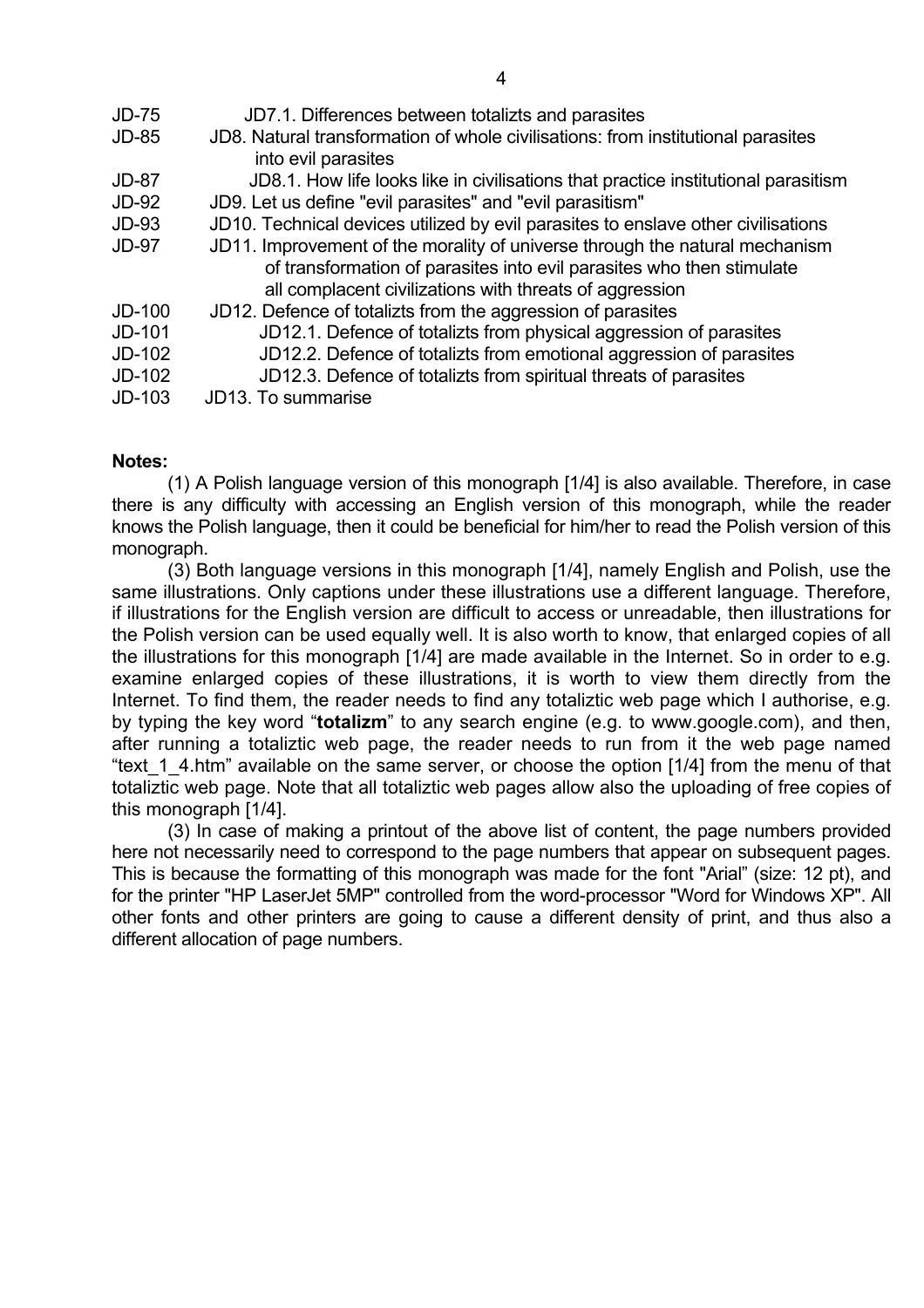JD-75 JD7.1. Differences between totalizts and parasites
JD-85 JD8. Natural transformation of whole civilisations: from institutional parasites into evil parasites
JD-87 JD8.1. How life looks like in civilisations that practice institutional parasitism
JD-92 JD9. Let us define "evil parasites" and "evil parasitism"
JD-93 JD10. Technical devices utilized by evil parasites to enslave other civilisations
JD-97 JD11. Improvement of the morality of universe through the natural mechanism of transformation of parasites into evil parasites who then stimulate all complacent civilizations with threats of aggression
JD-100 JD12. Defence of totalizts from the aggression of parasites
JD-101 JD12.1. Defence of totalizts from physical aggression of parasites
JD-102 JD12.2. Defence of totalizts from emotional aggression of parasites
JD-102 JD12.3. Defence of totalizts from spiritual threats of parasites
JD-103 JD13. To summarise

**Notes:**

(1) A Polish language version of this monograph [1/4] is also available. Therefore, in case there is any difficulty with accessing an English version of this monograph, while the reader knows the Polish language, then it could be beneficial for him/her to read the Polish version of this monograph.

(3) Both language versions in this monograph [1/4], namely English and Polish, use the same illustrations. Only captions under these illustrations use a different language. Therefore, if illustrations for the English version are difficult to access or unreadable, then illustrations for the Polish version can be used equally well. It is also worth to know, that enlarged copies of all the illustrations for this monograph [1/4] are made available in the Internet. So in order to e.g. examine enlarged copies of these illustrations, it is worth to view them directly from the Internet. To find them, the reader needs to find any totaliztic web page which I authorise, e.g. by typing the key word "**totalizm**" to any search engine (e.g. to www.google.com), and then, after running a totaliztic web page, the reader needs to run from it the web page named "text_1_4.htm" available on the same server, or choose the option [1/4] from the menu of that totaliztic web page. Note that all totaliztic web pages allow also the uploading of free copies of this monograph [1/4].

(3) In case of making a printout of the above list of content, the page numbers provided here not necessarily need to correspond to the page numbers that appear on subsequent pages. This is because the formatting of this monograph was made for the font "Arial" (size: 12 pt), and for the printer "HP LaserJet 5MP" controlled from the word-processor "Word for Windows XP". All other fonts and other printers are going to cause a different density of print, and thus also a different allocation of page numbers.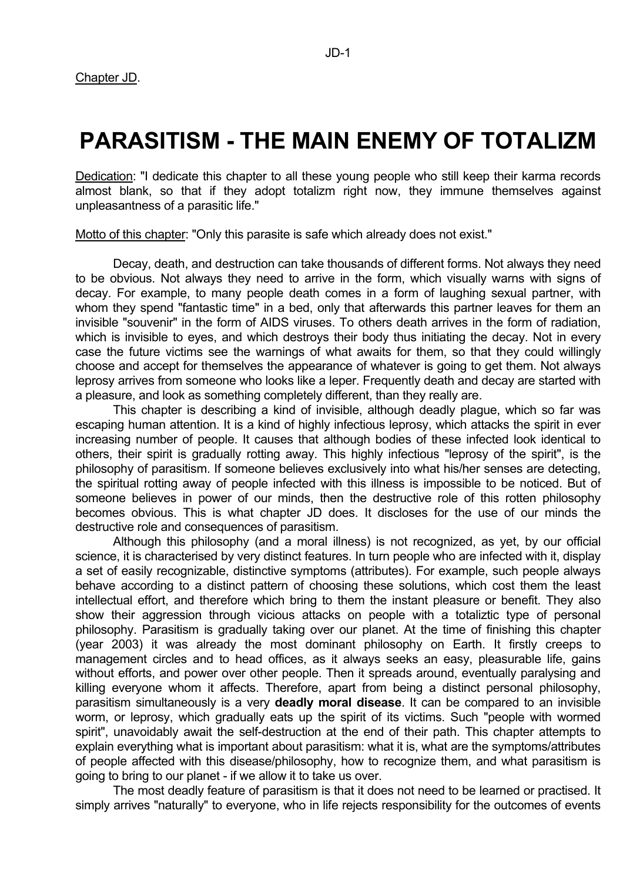Chapter JD.

# PARASITISM - THE MAIN ENEMY OF TOTALIZM

Dedication: "I dedicate this chapter to all these young people who still keep their karma records almost blank, so that if they adopt totalizm right now, they immune themselves against unpleasantness of a parasitic life."

Motto of this chapter: "Only this parasite is safe which already does not exist."

Decay, death, and destruction can take thousands of different forms. Not always they need to be obvious. Not always they need to arrive in the form, which visually warns with signs of decay. For example, to many people death comes in a form of laughing sexual partner, with whom they spend "fantastic time" in a bed, only that afterwards this partner leaves for them an invisible "souvenir" in the form of AIDS viruses. To others death arrives in the form of radiation, which is invisible to eyes, and which destroys their body thus initiating the decay. Not in every case the future victims see the warnings of what awaits for them, so that they could willingly choose and accept for themselves the appearance of whatever is going to get them. Not always leprosy arrives from someone who looks like a leper. Frequently death and decay are started with a pleasure, and look as something completely different, than they really are.

This chapter is describing a kind of invisible, although deadly plague, which so far was escaping human attention. It is a kind of highly infectious leprosy, which attacks the spirit in ever increasing number of people. It causes that although bodies of these infected look identical to others, their spirit is gradually rotting away. This highly infectious "leprosy of the spirit", is the philosophy of parasitism. If someone believes exclusively into what his/her senses are detecting, the spiritual rotting away of people infected with this illness is impossible to be noticed. But of someone believes in power of our minds, then the destructive role of this rotten philosophy becomes obvious. This is what chapter JD does. It discloses for the use of our minds the destructive role and consequences of parasitism.

Although this philosophy (and a moral illness) is not recognized, as yet, by our official science, it is characterised by very distinct features. In turn people who are infected with it, display a set of easily recognizable, distinctive symptoms (attributes). For example, such people always behave according to a distinct pattern of choosing these solutions, which cost them the least intellectual effort, and therefore which bring to them the instant pleasure or benefit. They also show their aggression through vicious attacks on people with a totaliztic type of personal philosophy. Parasitism is gradually taking over our planet. At the time of finishing this chapter (year 2003) it was already the most dominant philosophy on Earth. It firstly creeps to management circles and to head offices, as it always seeks an easy, pleasurable life, gains without efforts, and power over other people. Then it spreads around, eventually paralysing and killing everyone whom it affects. Therefore, apart from being a distinct personal philosophy, parasitism simultaneously is a very **deadly moral disease**. It can be compared to an invisible worm, or leprosy, which gradually eats up the spirit of its victims. Such "people with wormed spirit", unavoidably await the self-destruction at the end of their path. This chapter attempts to explain everything what is important about parasitism: what it is, what are the symptoms/attributes of people affected with this disease/philosophy, how to recognize them, and what parasitism is going to bring to our planet - if we allow it to take us over.

The most deadly feature of parasitism is that it does not need to be learned or practised. It simply arrives "naturally" to everyone, who in life rejects responsibility for the outcomes of events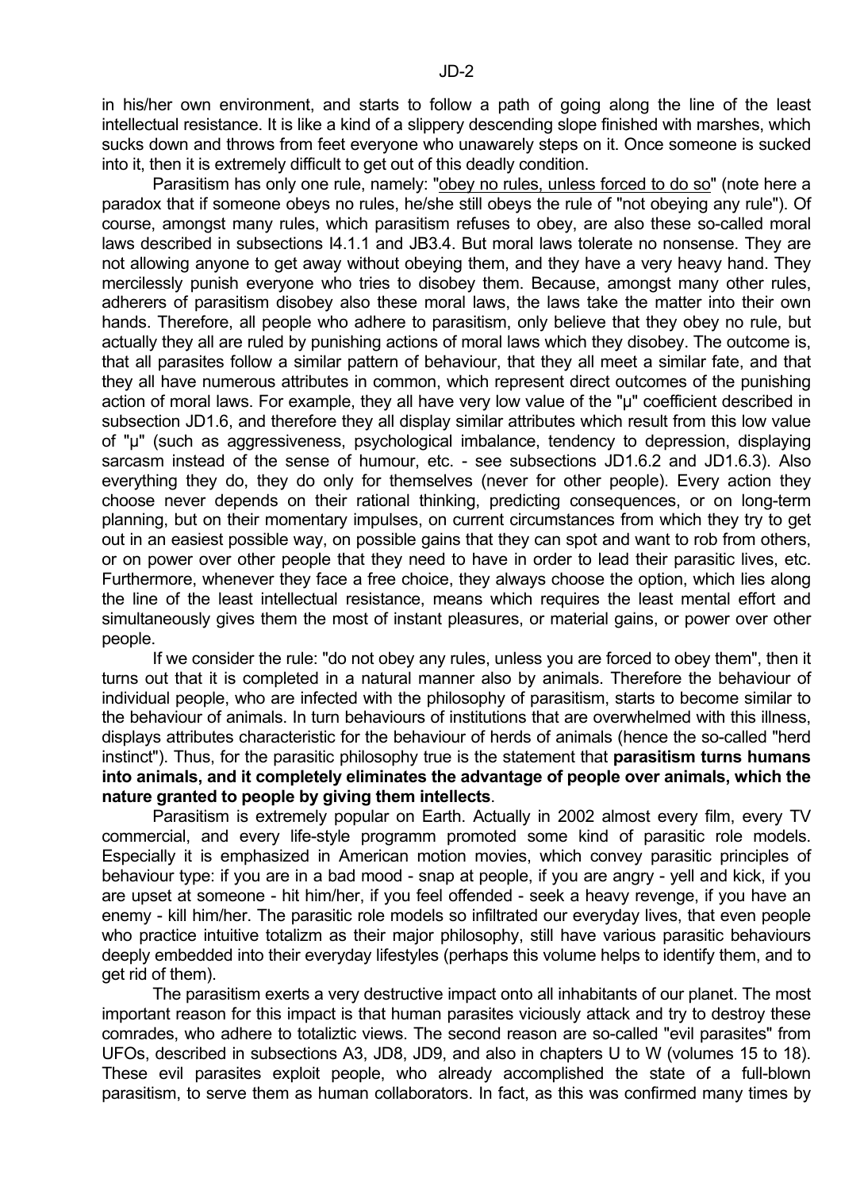in his/her own environment, and starts to follow a path of going along the line of the least intellectual resistance. It is like a kind of a slippery descending slope finished with marshes, which sucks down and throws from feet everyone who unawarely steps on it. Once someone is sucked into it, then it is extremely difficult to get out of this deadly condition.

Parasitism has only one rule, namely: "<u>obey no rules, unless forced to do so</u>" (note here a paradox that if someone obeys no rules, he/she still obeys the rule of "not obeying any rule"). Of course, amongst many rules, which parasitism refuses to obey, are also these so-called moral laws described in subsections I4.1.1 and JB3.4. But moral laws tolerate no nonsense. They are not allowing anyone to get away without obeying them, and they have a very heavy hand. They mercilessly punish everyone who tries to disobey them. Because, amongst many other rules, adherers of parasitism disobey also these moral laws, the laws take the matter into their own hands. Therefore, all people who adhere to parasitism, only believe that they obey no rule, but actually they all are ruled by punishing actions of moral laws which they disobey. The outcome is, that all parasites follow a similar pattern of behaviour, that they all meet a similar fate, and that they all have numerous attributes in common, which represent direct outcomes of the punishing action of moral laws. For example, they all have very low value of the "μ" coefficient described in subsection JD1.6, and therefore they all display similar attributes which result from this low value of "μ" (such as aggressiveness, psychological imbalance, tendency to depression, displaying sarcasm instead of the sense of humour, etc. - see subsections JD1.6.2 and JD1.6.3). Also everything they do, they do only for themselves (never for other people). Every action they choose never depends on their rational thinking, predicting consequences, or on long-term planning, but on their momentary impulses, on current circumstances from which they try to get out in an easiest possible way, on possible gains that they can spot and want to rob from others, or on power over other people that they need to have in order to lead their parasitic lives, etc. Furthermore, whenever they face a free choice, they always choose the option, which lies along the line of the least intellectual resistance, means which requires the least mental effort and simultaneously gives them the most of instant pleasures, or material gains, or power over other people.

If we consider the rule: "do not obey any rules, unless you are forced to obey them", then it turns out that it is completed in a natural manner also by animals. Therefore the behaviour of individual people, who are infected with the philosophy of parasitism, starts to become similar to the behaviour of animals. In turn behaviour of institutions that are overwhelmed with this illness, displays attributes characteristic for the behaviour of herds of animals (hence the so-called "herd instinct"). Thus, for the parasitic philosophy true is the statement that **parasitism turns humans into animals, and it completely eliminates the advantage of people over animals, which the nature granted to people by giving them intellects**.

Parasitism is extremely popular on Earth. Actually in 2002 almost every film, every TV commercial, and every life-style programm promoted some kind of parasitic role models. Especially it is emphasized in American motion movies, which convey parasitic principles of behaviour type: if you are in a bad mood - snap at people, if you are angry - yell and kick, if you are upset at someone - hit him/her, if you feel offended - seek a heavy revenge, if you have an enemy - kill him/her. The parasitic role models so infiltrated our everyday lives, that even people who practice intuitive totalizm as their major philosophy, still have various parasitic behaviours deeply embedded into their everyday lifestyles (perhaps this volume helps to identify them, and to get rid of them).

The parasitism exerts a very destructive impact onto all inhabitants of our planet. The most important reason for this impact is that human parasites viciously attack and try to destroy these comrades, who adhere to totaliztic views. The second reason are so-called "evil parasites" from UFOs, described in subsections A3, JD8, JD9, and also in chapters U to W (volumes 15 to 18). These evil parasites exploit people, who already accomplished the state of a full-blown parasitism, to serve them as human collaborators. In fact, as this was confirmed many times by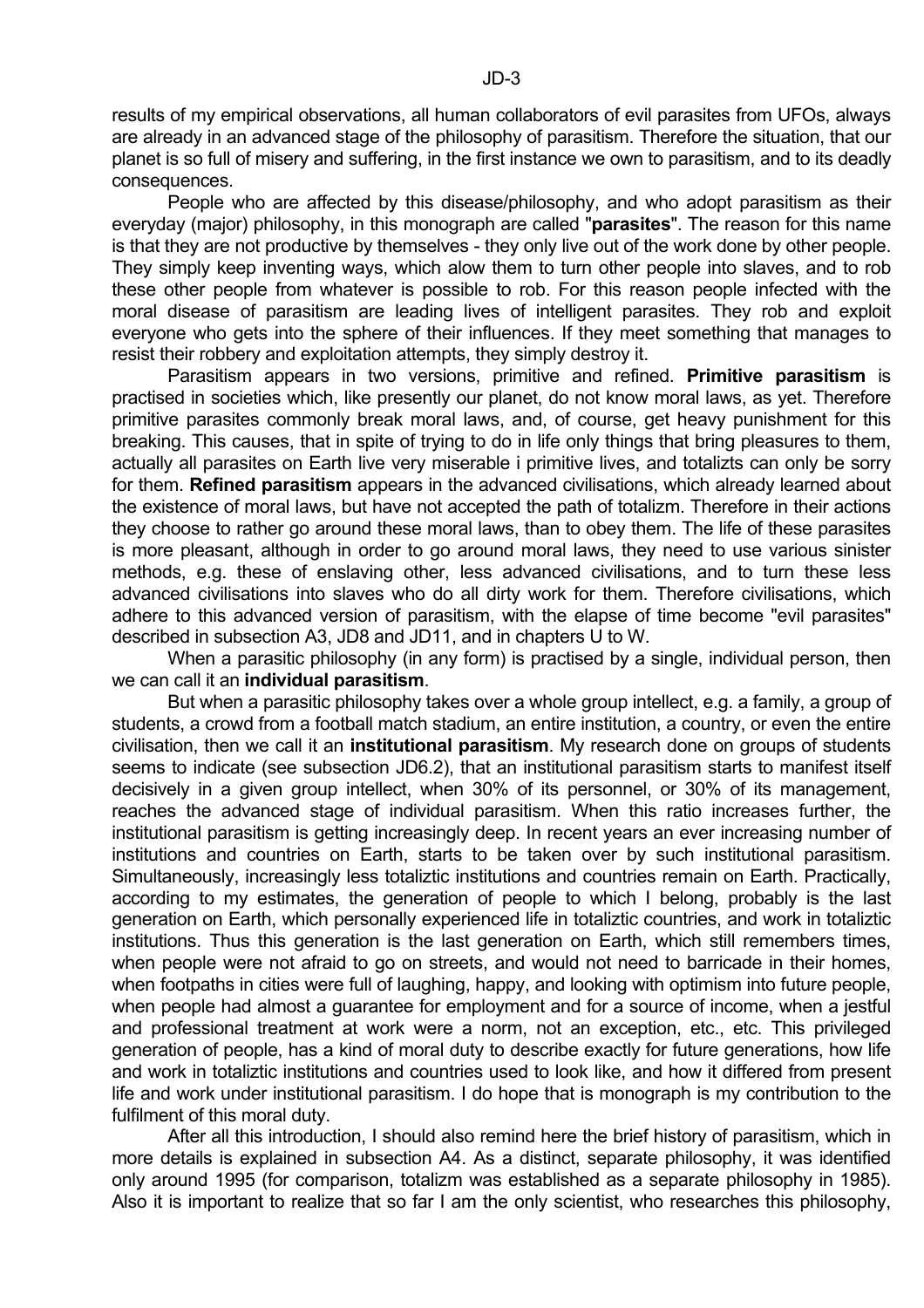results of my empirical observations, all human collaborators of evil parasites from UFOs, always are already in an advanced stage of the philosophy of parasitism. Therefore the situation, that our planet is so full of misery and suffering, in the first instance we own to parasitism, and to its deadly consequences.

People who are affected by this disease/philosophy, and who adopt parasitism as their everyday (major) philosophy, in this monograph are called "**parasites**". The reason for this name is that they are not productive by themselves - they only live out of the work done by other people. They simply keep inventing ways, which alow them to turn other people into slaves, and to rob these other people from whatever is possible to rob. For this reason people infected with the moral disease of parasitism are leading lives of intelligent parasites. They rob and exploit everyone who gets into the sphere of their influences. If they meet something that manages to resist their robbery and exploitation attempts, they simply destroy it.

Parasitism appears in two versions, primitive and refined. **Primitive parasitism** is practised in societies which, like presently our planet, do not know moral laws, as yet. Therefore primitive parasites commonly break moral laws, and, of course, get heavy punishment for this breaking. This causes, that in spite of trying to do in life only things that bring pleasures to them, actually all parasites on Earth live very miserable i primitive lives, and totalizts can only be sorry for them. **Refined parasitism** appears in the advanced civilisations, which already learned about the existence of moral laws, but have not accepted the path of totalizm. Therefore in their actions they choose to rather go around these moral laws, than to obey them. The life of these parasites is more pleasant, although in order to go around moral laws, they need to use various sinister methods, e.g. these of enslaving other, less advanced civilisations, and to turn these less advanced civilisations into slaves who do all dirty work for them. Therefore civilisations, which adhere to this advanced version of parasitism, with the elapse of time become "evil parasites" described in subsection A3, JD8 and JD11, and in chapters U to W.

When a parasitic philosophy (in any form) is practised by a single, individual person, then we can call it an **individual parasitism**.

But when a parasitic philosophy takes over a whole group intellect, e.g. a family, a group of students, a crowd from a football match stadium, an entire institution, a country, or even the entire civilisation, then we call it an **institutional parasitism**. My research done on groups of students seems to indicate (see subsection JD6.2), that an institutional parasitism starts to manifest itself decisively in a given group intellect, when 30% of its personnel, or 30% of its management, reaches the advanced stage of individual parasitism. When this ratio increases further, the institutional parasitism is getting increasingly deep. In recent years an ever increasing number of institutions and countries on Earth, starts to be taken over by such institutional parasitism. Simultaneously, increasingly less totaliztic institutions and countries remain on Earth. Practically, according to my estimates, the generation of people to which I belong, probably is the last generation on Earth, which personally experienced life in totaliztic countries, and work in totaliztic institutions. Thus this generation is the last generation on Earth, which still remembers times, when people were not afraid to go on streets, and would not need to barricade in their homes, when footpaths in cities were full of laughing, happy, and looking with optimism into future people, when people had almost a guarantee for employment and for a source of income, when a jestful and professional treatment at work were a norm, not an exception, etc., etc. This privileged generation of people, has a kind of moral duty to describe exactly for future generations, how life and work in totaliztic institutions and countries used to look like, and how it differed from present life and work under institutional parasitism. I do hope that is monograph is my contribution to the fulfilment of this moral duty.

After all this introduction, I should also remind here the brief history of parasitism, which in more details is explained in subsection A4. As a distinct, separate philosophy, it was identified only around 1995 (for comparison, totalizm was established as a separate philosophy in 1985). Also it is important to realize that so far I am the only scientist, who researches this philosophy,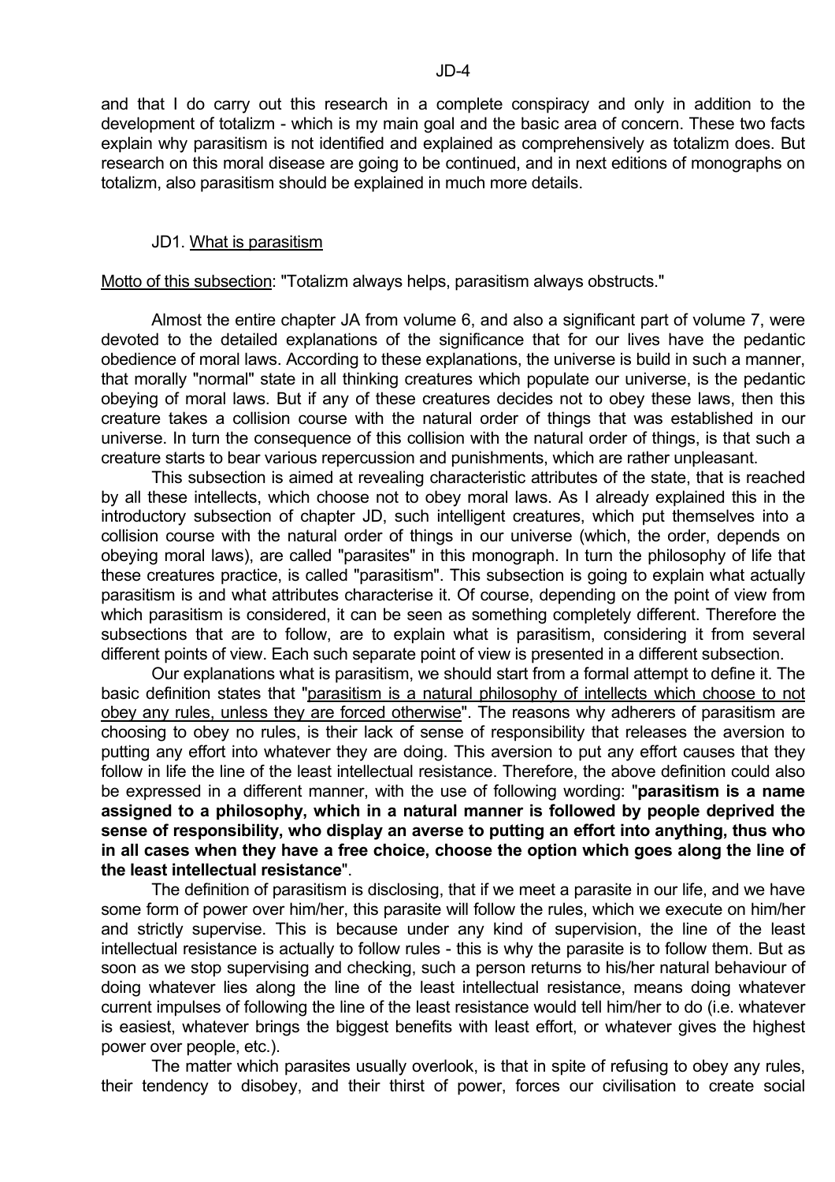and that I do carry out this research in a complete conspiracy and only in addition to the development of totalizm - which is my main goal and the basic area of concern. These two facts explain why parasitism is not identified and explained as comprehensively as totalizm does. But research on this moral disease are going to be continued, and in next editions of monographs on totalizm, also parasitism should be explained in much more details.

## JD1. What is parasitism

Motto of this subsection: "Totalizm always helps, parasitism always obstructs."

Almost the entire chapter JA from volume 6, and also a significant part of volume 7, were devoted to the detailed explanations of the significance that for our lives have the pedantic obedience of moral laws. According to these explanations, the universe is build in such a manner, that morally "normal" state in all thinking creatures which populate our universe, is the pedantic obeying of moral laws. But if any of these creatures decides not to obey these laws, then this creature takes a collision course with the natural order of things that was established in our universe. In turn the consequence of this collision with the natural order of things, is that such a creature starts to bear various repercussion and punishments, which are rather unpleasant.

This subsection is aimed at revealing characteristic attributes of the state, that is reached by all these intellects, which choose not to obey moral laws. As I already explained this in the introductory subsection of chapter JD, such intelligent creatures, which put themselves into a collision course with the natural order of things in our universe (which, the order, depends on obeying moral laws), are called "parasites" in this monograph. In turn the philosophy of life that these creatures practice, is called "parasitism". This subsection is going to explain what actually parasitism is and what attributes characterise it. Of course, depending on the point of view from which parasitism is considered, it can be seen as something completely different. Therefore the subsections that are to follow, are to explain what is parasitism, considering it from several different points of view. Each such separate point of view is presented in a different subsection.

Our explanations what is parasitism, we should start from a formal attempt to define it. The basic definition states that "parasitism is a natural philosophy of intellects which choose to not obey any rules, unless they are forced otherwise". The reasons why adherers of parasitism are choosing to obey no rules, is their lack of sense of responsibility that releases the aversion to putting any effort into whatever they are doing. This aversion to put any effort causes that they follow in life the line of the least intellectual resistance. Therefore, the above definition could also be expressed in a different manner, with the use of following wording: "**parasitism is a name assigned to a philosophy, which in a natural manner is followed by people deprived the sense of responsibility, who display an averse to putting an effort into anything, thus who in all cases when they have a free choice, choose the option which goes along the line of the least intellectual resistance**".

The definition of parasitism is disclosing, that if we meet a parasite in our life, and we have some form of power over him/her, this parasite will follow the rules, which we execute on him/her and strictly supervise. This is because under any kind of supervision, the line of the least intellectual resistance is actually to follow rules - this is why the parasite is to follow them. But as soon as we stop supervising and checking, such a person returns to his/her natural behaviour of doing whatever lies along the line of the least intellectual resistance, means doing whatever current impulses of following the line of the least resistance would tell him/her to do (i.e. whatever is easiest, whatever brings the biggest benefits with least effort, or whatever gives the highest power over people, etc.).

The matter which parasites usually overlook, is that in spite of refusing to obey any rules, their tendency to disobey, and their thirst of power, forces our civilisation to create social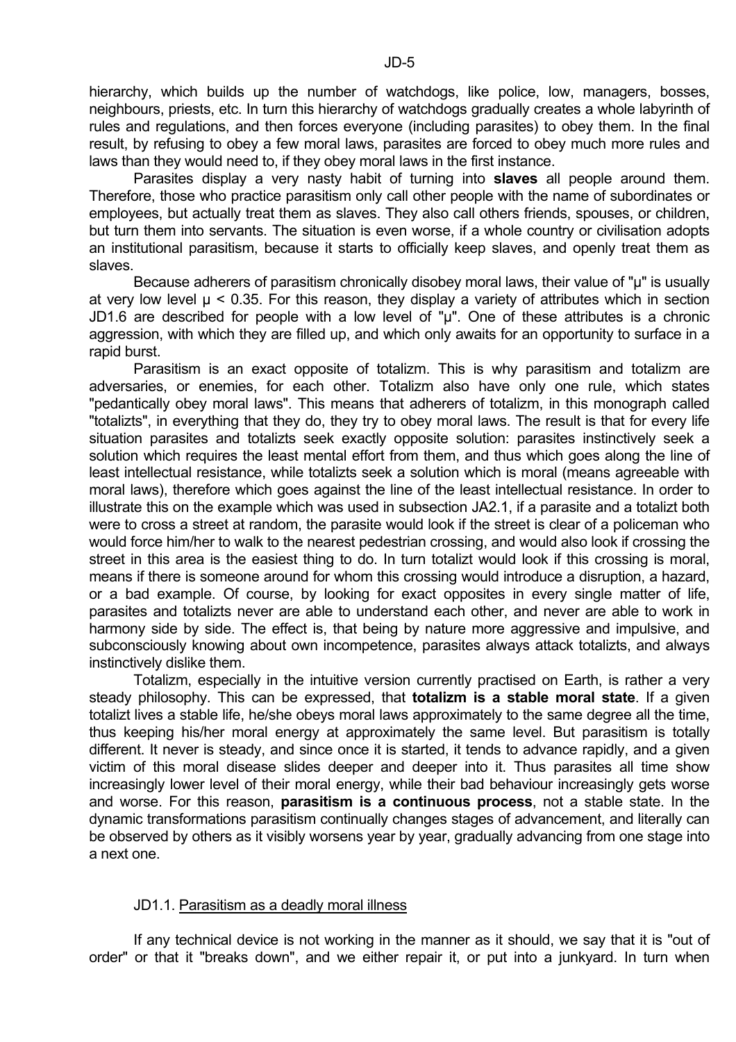hierarchy, which builds up the number of watchdogs, like police, low, managers, bosses, neighbours, priests, etc. In turn this hierarchy of watchdogs gradually creates a whole labyrinth of rules and regulations, and then forces everyone (including parasites) to obey them. In the final result, by refusing to obey a few moral laws, parasites are forced to obey much more rules and laws than they would need to, if they obey moral laws in the first instance.

Parasites display a very nasty habit of turning into **slaves** all people around them. Therefore, those who practice parasitism only call other people with the name of subordinates or employees, but actually treat them as slaves. They also call others friends, spouses, or children, but turn them into servants. The situation is even worse, if a whole country or civilisation adopts an institutional parasitism, because it starts to officially keep slaves, and openly treat them as slaves.

Because adherers of parasitism chronically disobey moral laws, their value of "$\mu$" is usually at very low level $\mu < 0.35$. For this reason, they display a variety of attributes which in section JD1.6 are described for people with a low level of "$\mu$". One of these attributes is a chronic aggression, with which they are filled up, and which only awaits for an opportunity to surface in a rapid burst.

Parasitism is an exact opposite of totalizm. This is why parasitism and totalizm are adversaries, or enemies, for each other. Totalizm also have only one rule, which states "pedantically obey moral laws". This means that adherers of totalizm, in this monograph called "totalizts", in everything that they do, they try to obey moral laws. The result is that for every life situation parasites and totalizts seek exactly opposite solution: parasites instinctively seek a solution which requires the least mental effort from them, and thus which goes along the line of least intellectual resistance, while totalizts seek a solution which is moral (means agreeable with moral laws), therefore which goes against the line of the least intellectual resistance. In order to illustrate this on the example which was used in subsection JA2.1, if a parasite and a totalizt both were to cross a street at random, the parasite would look if the street is clear of a policeman who would force him/her to walk to the nearest pedestrian crossing, and would also look if crossing the street in this area is the easiest thing to do. In turn totalizt would look if this crossing is moral, means if there is someone around for whom this crossing would introduce a disruption, a hazard, or a bad example. Of course, by looking for exact opposites in every single matter of life, parasites and totalizts never are able to understand each other, and never are able to work in harmony side by side. The effect is, that being by nature more aggressive and impulsive, and subconsciously knowing about own incompetence, parasites always attack totalizts, and always instinctively dislike them.

Totalizm, especially in the intuitive version currently practised on Earth, is rather a very steady philosophy. This can be expressed, that **totalizm is a stable moral state**. If a given totalizt lives a stable life, he/she obeys moral laws approximately to the same degree all the time, thus keeping his/her moral energy at approximately the same level. But parasitism is totally different. It never is steady, and since once it is started, it tends to advance rapidly, and a given victim of this moral disease slides deeper and deeper into it. Thus parasites all time show increasingly lower level of their moral energy, while their bad behaviour increasingly gets worse and worse. For this reason, **parasitism is a continuous process**, not a stable state. In the dynamic transformations parasitism continually changes stages of advancement, and literally can be observed by others as it visibly worsens year by year, gradually advancing from one stage into a next one.

### JD1.1. Parasitism as a deadly moral illness

If any technical device is not working in the manner as it should, we say that it is "out of order" or that it "breaks down", and we either repair it, or put into a junkyard. In turn when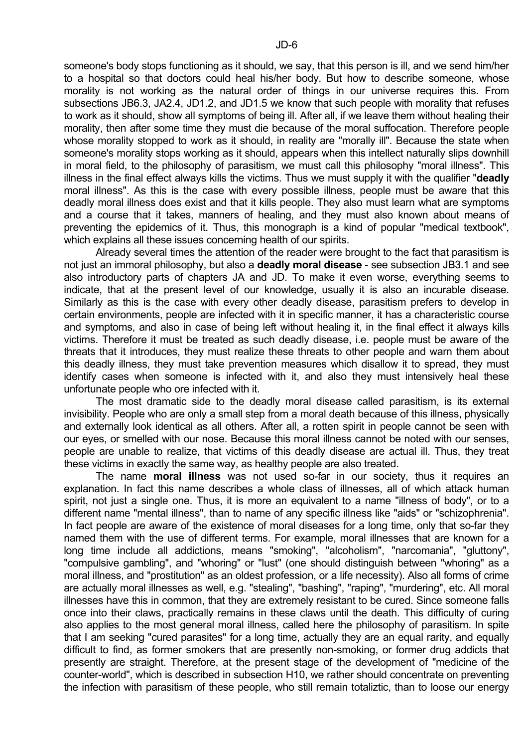someone's body stops functioning as it should, we say, that this person is ill, and we send him/her to a hospital so that doctors could heal his/her body. But how to describe someone, whose morality is not working as the natural order of things in our universe requires this. From subsections JB6.3, JA2.4, JD1.2, and JD1.5 we know that such people with morality that refuses to work as it should, show all symptoms of being ill. After all, if we leave them without healing their morality, then after some time they must die because of the moral suffocation. Therefore people whose morality stopped to work as it should, in reality are "morally ill". Because the state when someone's morality stops working as it should, appears when this intellect naturally slips downhill in moral field, to the philosophy of parasitism, we must call this philosophy "moral illness". This illness in the final effect always kills the victims. Thus we must supply it with the qualifier "**deadly** moral illness". As this is the case with every possible illness, people must be aware that this deadly moral illness does exist and that it kills people. They also must learn what are symptoms and a course that it takes, manners of healing, and they must also known about means of preventing the epidemics of it. Thus, this monograph is a kind of popular "medical textbook", which explains all these issues concerning health of our spirits.

Already several times the attention of the reader were brought to the fact that parasitism is not just an immoral philosophy, but also a **deadly moral disease** - see subsection JB3.1 and see also introductory parts of chapters JA and JD. To make it even worse, everything seems to indicate, that at the present level of our knowledge, usually it is also an incurable disease. Similarly as this is the case with every other deadly disease, parasitism prefers to develop in certain environments, people are infected with it in specific manner, it has a characteristic course and symptoms, and also in case of being left without healing it, in the final effect it always kills victims. Therefore it must be treated as such deadly disease, i.e. people must be aware of the threats that it introduces, they must realize these threats to other people and warn them about this deadly illness, they must take prevention measures which disallow it to spread, they must identify cases when someone is infected with it, and also they must intensively heal these unfortunate people who ore infected with it.

The most dramatic side to the deadly moral disease called parasitism, is its external invisibility. People who are only a small step from a moral death because of this illness, physically and externally look identical as all others. After all, a rotten spirit in people cannot be seen with our eyes, or smelled with our nose. Because this moral illness cannot be noted with our senses, people are unable to realize, that victims of this deadly disease are actual ill. Thus, they treat these victims in exactly the same way, as healthy people are also treated.

The name **moral illness** was not used so-far in our society, thus it requires an explanation. In fact this name describes a whole class of illnesses, all of which attack human spirit, not just a single one. Thus, it is more an equivalent to a name "illness of body", or to a different name "mental illness", than to name of any specific illness like "aids" or "schizophrenia". In fact people are aware of the existence of moral diseases for a long time, only that so-far they named them with the use of different terms. For example, moral illnesses that are known for a long time include all addictions, means "smoking", "alcoholism", "narcomania", "gluttony", "compulsive gambling", and "whoring" or "lust" (one should distinguish between "whoring" as a moral illness, and "prostitution" as an oldest profession, or a life necessity). Also all forms of crime are actually moral illnesses as well, e.g. "stealing", "bashing", "raping", "murdering", etc. All moral illnesses have this in common, that they are extremely resistant to be cured. Since someone falls once into their claws, practically remains in these claws until the death. This difficulty of curing also applies to the most general moral illness, called here the philosophy of parasitism. In spite that I am seeking "cured parasites" for a long time, actually they are an equal rarity, and equally difficult to find, as former smokers that are presently non-smoking, or former drug addicts that presently are straight. Therefore, at the present stage of the development of "medicine of the counter-world", which is described in subsection H10, we rather should concentrate on preventing the infection with parasitism of these people, who still remain totaliztic, than to loose our energy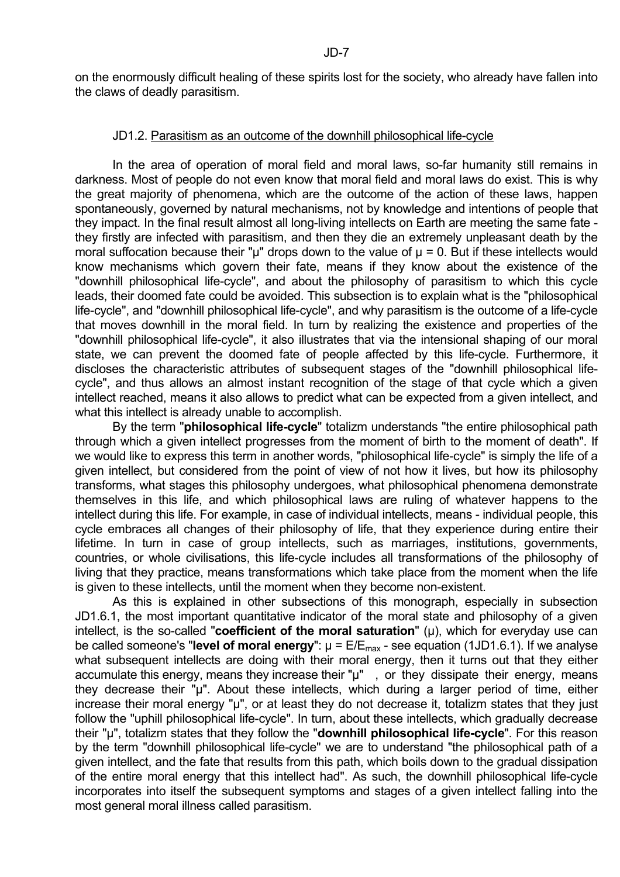on the enormously difficult healing of these spirits lost for the society, who already have fallen into the claws of deadly parasitism.

### JD1.2. Parasitism as an outcome of the downhill philosophical life-cycle

In the area of operation of moral field and moral laws, so-far humanity still remains in darkness. Most of people do not even know that moral field and moral laws do exist. This is why the great majority of phenomena, which are the outcome of the action of these laws, happen spontaneously, governed by natural mechanisms, not by knowledge and intentions of people that they impact. In the final result almost all long-living intellects on Earth are meeting the same fate - they firstly are infected with parasitism, and then they die an extremely unpleasant death by the moral suffocation because their "μ" drops down to the value of $\mu = 0$. But if these intellects would know mechanisms which govern their fate, means if they know about the existence of the "downhill philosophical life-cycle", and about the philosophy of parasitism to which this cycle leads, their doomed fate could be avoided. This subsection is to explain what is the "philosophical life-cycle", and "downhill philosophical life-cycle", and why parasitism is the outcome of a life-cycle that moves downhill in the moral field. In turn by realizing the existence and properties of the "downhill philosophical life-cycle", it also illustrates that via the intensional shaping of our moral state, we can prevent the doomed fate of people affected by this life-cycle. Furthermore, it discloses the characteristic attributes of subsequent stages of the "downhill philosophical life-cycle", and thus allows an almost instant recognition of the stage of that cycle which a given intellect reached, means it also allows to predict what can be expected from a given intellect, and what this intellect is already unable to accomplish.

By the term "**philosophical life-cycle**" totalizm understands "the entire philosophical path through which a given intellect progresses from the moment of birth to the moment of death". If we would like to express this term in another words, "philosophical life-cycle" is simply the life of a given intellect, but considered from the point of view of not how it lives, but how its philosophy transforms, what stages this philosophy undergoes, what philosophical phenomena demonstrate themselves in this life, and which philosophical laws are ruling of whatever happens to the intellect during this life. For example, in case of individual intellects, means - individual people, this cycle embraces all changes of their philosophy of life, that they experience during entire their lifetime. In turn in case of group intellects, such as marriages, institutions, governments, countries, or whole civilisations, this life-cycle includes all transformations of the philosophy of living that they practice, means transformations which take place from the moment when the life is given to these intellects, until the moment when they become non-existent.

As this is explained in other subsections of this monograph, especially in subsection JD1.6.1, the most important quantitative indicator of the moral state and philosophy of a given intellect, is the so-called "**coefficient of the moral saturation**" (μ), which for everyday use can be called someone's "**level of moral energy**": $\mu = E/E_{max}$ - see equation (1JD1.6.1). If we analyse what subsequent intellects are doing with their moral energy, then it turns out that they either accumulate this energy, means they increase their "μ" , or they dissipate their energy, means they decrease their "μ". About these intellects, which during a larger period of time, either increase their moral energy "μ", or at least they do not decrease it, totalizm states that they just follow the "uphill philosophical life-cycle". In turn, about these intellects, which gradually decrease their "μ", totalizm states that they follow the "**downhill philosophical life-cycle**". For this reason by the term "downhill philosophical life-cycle" we are to understand "the philosophical path of a given intellect, and the fate that results from this path, which boils down to the gradual dissipation of the entire moral energy that this intellect had". As such, the downhill philosophical life-cycle incorporates into itself the subsequent symptoms and stages of a given intellect falling into the most general moral illness called parasitism.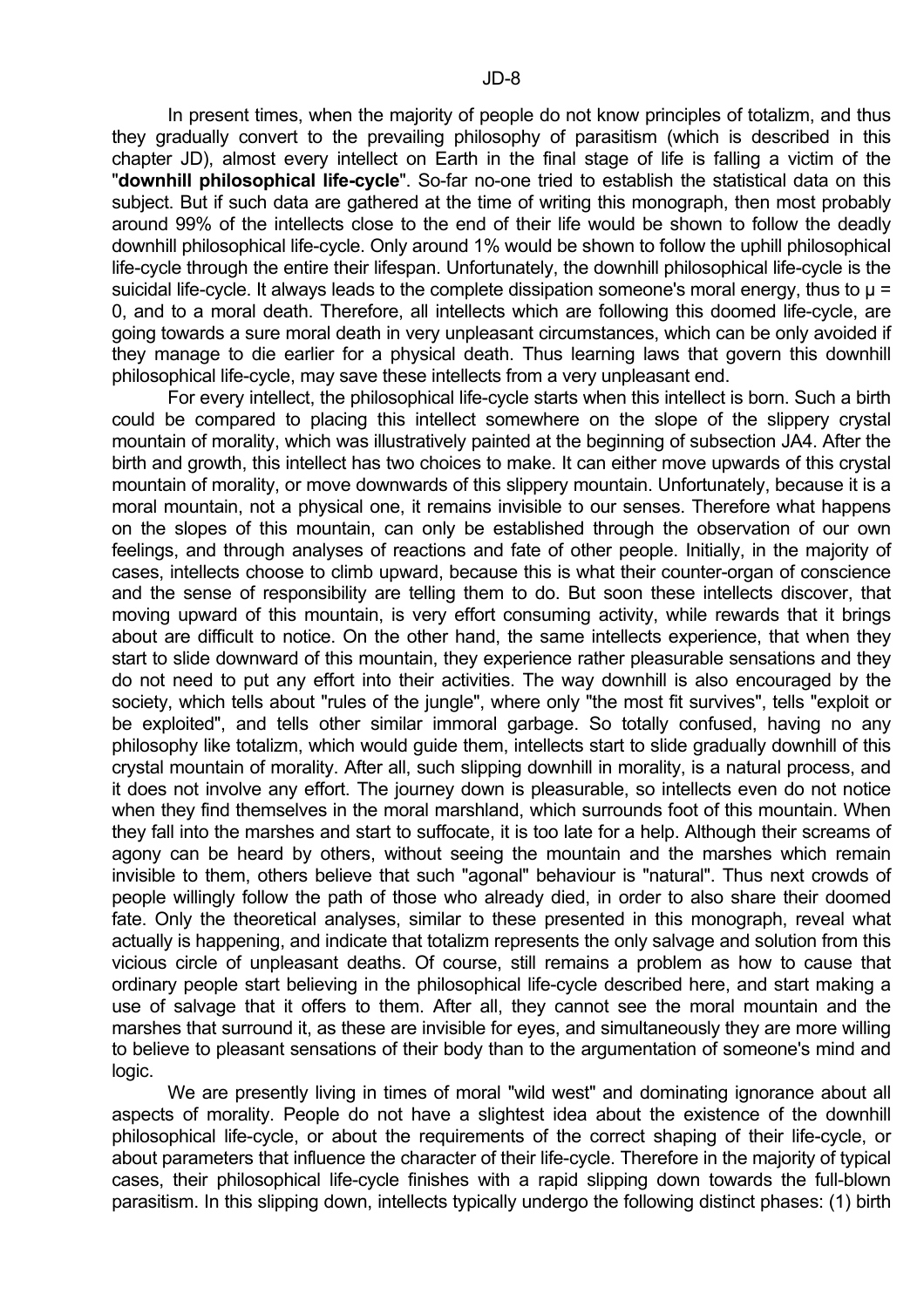In present times, when the majority of people do not know principles of totalizm, and thus they gradually convert to the prevailing philosophy of parasitism (which is described in this chapter JD), almost every intellect on Earth in the final stage of life is falling a victim of the "**downhill philosophical life-cycle**". So-far no-one tried to establish the statistical data on this subject. But if such data are gathered at the time of writing this monograph, then most probably around 99% of the intellects close to the end of their life would be shown to follow the deadly downhill philosophical life-cycle. Only around 1% would be shown to follow the uphill philosophical life-cycle through the entire their lifespan. Unfortunately, the downhill philosophical life-cycle is the suicidal life-cycle. It always leads to the complete dissipation someone's moral energy, thus to $\mu = 0$, and to a moral death. Therefore, all intellects which are following this doomed life-cycle, are going towards a sure moral death in very unpleasant circumstances, which can be only avoided if they manage to die earlier for a physical death. Thus learning laws that govern this downhill philosophical life-cycle, may save these intellects from a very unpleasant end.

For every intellect, the philosophical life-cycle starts when this intellect is born. Such a birth could be compared to placing this intellect somewhere on the slope of the slippery crystal mountain of morality, which was illustratively painted at the beginning of subsection JA4. After the birth and growth, this intellect has two choices to make. It can either move upwards of this crystal mountain of morality, or move downwards of this slippery mountain. Unfortunately, because it is a moral mountain, not a physical one, it remains invisible to our senses. Therefore what happens on the slopes of this mountain, can only be established through the observation of our own feelings, and through analyses of reactions and fate of other people. Initially, in the majority of cases, intellects choose to climb upward, because this is what their counter-organ of conscience and the sense of responsibility are telling them to do. But soon these intellects discover, that moving upward of this mountain, is very effort consuming activity, while rewards that it brings about are difficult to notice. On the other hand, the same intellects experience, that when they start to slide downward of this mountain, they experience rather pleasurable sensations and they do not need to put any effort into their activities. The way downhill is also encouraged by the society, which tells about "rules of the jungle", where only "the most fit survives", tells "exploit or be exploited", and tells other similar immoral garbage. So totally confused, having no any philosophy like totalizm, which would guide them, intellects start to slide gradually downhill of this crystal mountain of morality. After all, such slipping downhill in morality, is a natural process, and it does not involve any effort. The journey down is pleasurable, so intellects even do not notice when they find themselves in the moral marshland, which surrounds foot of this mountain. When they fall into the marshes and start to suffocate, it is too late for a help. Although their screams of agony can be heard by others, without seeing the mountain and the marshes which remain invisible to them, others believe that such "agonal" behaviour is "natural". Thus next crowds of people willingly follow the path of those who already died, in order to also share their doomed fate. Only the theoretical analyses, similar to these presented in this monograph, reveal what actually is happening, and indicate that totalizm represents the only salvage and solution from this vicious circle of unpleasant deaths. Of course, still remains a problem as how to cause that ordinary people start believing in the philosophical life-cycle described here, and start making a use of salvage that it offers to them. After all, they cannot see the moral mountain and the marshes that surround it, as these are invisible for eyes, and simultaneously they are more willing to believe to pleasant sensations of their body than to the argumentation of someone's mind and logic.

We are presently living in times of moral "wild west" and dominating ignorance about all aspects of morality. People do not have a slightest idea about the existence of the downhill philosophical life-cycle, or about the requirements of the correct shaping of their life-cycle, or about parameters that influence the character of their life-cycle. Therefore in the majority of typical cases, their philosophical life-cycle finishes with a rapid slipping down towards the full-blown parasitism. In this slipping down, intellects typically undergo the following distinct phases: (1) birth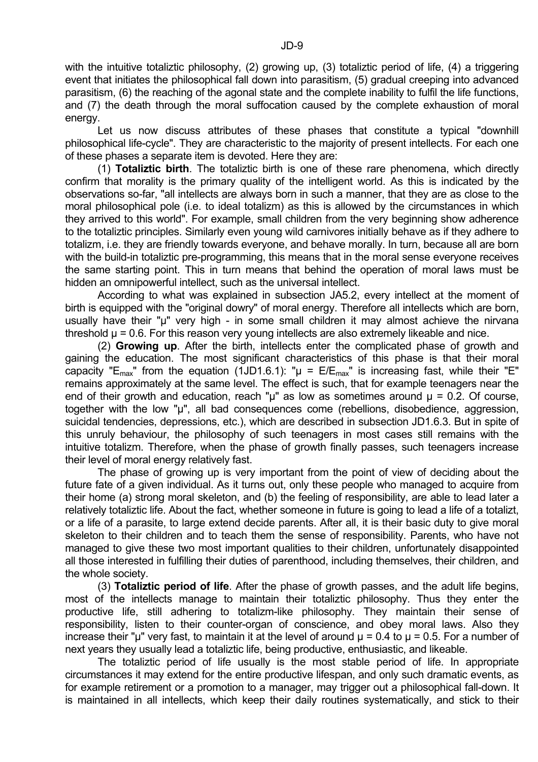with the intuitive totaliztic philosophy, (2) growing up, (3) totaliztic period of life, (4) a triggering event that initiates the philosophical fall down into parasitism, (5) gradual creeping into advanced parasitism, (6) the reaching of the agonal state and the complete inability to fulfil the life functions, and (7) the death through the moral suffocation caused by the complete exhaustion of moral energy.

Let us now discuss attributes of these phases that constitute a typical "downhill philosophical life-cycle". They are characteristic to the majority of present intellects. For each one of these phases a separate item is devoted. Here they are:

(1) **Totaliztic birth**. The totaliztic birth is one of these rare phenomena, which directly confirm that morality is the primary quality of the intelligent world. As this is indicated by the observations so-far, "all intellects are always born in such a manner, that they are as close to the moral philosophical pole (i.e. to ideal totalizm) as this is allowed by the circumstances in which they arrived to this world". For example, small children from the very beginning show adherence to the totaliztic principles. Similarly even young wild carnivores initially behave as if they adhere to totalizm, i.e. they are friendly towards everyone, and behave morally. In turn, because all are born with the build-in totaliztic pre-programming, this means that in the moral sense everyone receives the same starting point. This in turn means that behind the operation of moral laws must be hidden an omnipowerful intellect, such as the universal intellect.

According to what was explained in subsection JA5.2, every intellect at the moment of birth is equipped with the "original dowry" of moral energy. Therefore all intellects which are born, usually have their "$\mu$" very high - in some small children it may almost achieve the nirvana threshold $\mu = 0.6$. For this reason very young intellects are also extremely likeable and nice.

(2) **Growing up**. After the birth, intellects enter the complicated phase of growth and gaining the education. The most significant characteristics of this phase is that their moral capacity "$E_{max}$" from the equation (1JD1.6.1): "$\mu = E/E_{max}$" is increasing fast, while their "E" remains approximately at the same level. The effect is such, that for example teenagers near the end of their growth and education, reach "$\mu$" as low as sometimes around $\mu = 0.2$. Of course, together with the low "$\mu$", all bad consequences come (rebellions, disobedience, aggression, suicidal tendencies, depressions, etc.), which are described in subsection JD1.6.3. But in spite of this unruly behaviour, the philosophy of such teenagers in most cases still remains with the intuitive totalizm. Therefore, when the phase of growth finally passes, such teenagers increase their level of moral energy relatively fast.

The phase of growing up is very important from the point of view of deciding about the future fate of a given individual. As it turns out, only these people who managed to acquire from their home (a) strong moral skeleton, and (b) the feeling of responsibility, are able to lead later a relatively totaliztic life. About the fact, whether someone in future is going to lead a life of a totalizt, or a life of a parasite, to large extend decide parents. After all, it is their basic duty to give moral skeleton to their children and to teach them the sense of responsibility. Parents, who have not managed to give these two most important qualities to their children, unfortunately disappointed all those interested in fulfilling their duties of parenthood, including themselves, their children, and the whole society.

(3) **Totaliztic period of life**. After the phase of growth passes, and the adult life begins, most of the intellects manage to maintain their totaliztic philosophy. Thus they enter the productive life, still adhering to totalizm-like philosophy. They maintain their sense of responsibility, listen to their counter-organ of conscience, and obey moral laws. Also they increase their "$\mu$" very fast, to maintain it at the level of around $\mu = 0.4$ to $\mu = 0.5$. For a number of next years they usually lead a totaliztic life, being productive, enthusiastic, and likeable.

The totaliztic period of life usually is the most stable period of life. In appropriate circumstances it may extend for the entire productive lifespan, and only such dramatic events, as for example retirement or a promotion to a manager, may trigger out a philosophical fall-down. It is maintained in all intellects, which keep their daily routines systematically, and stick to their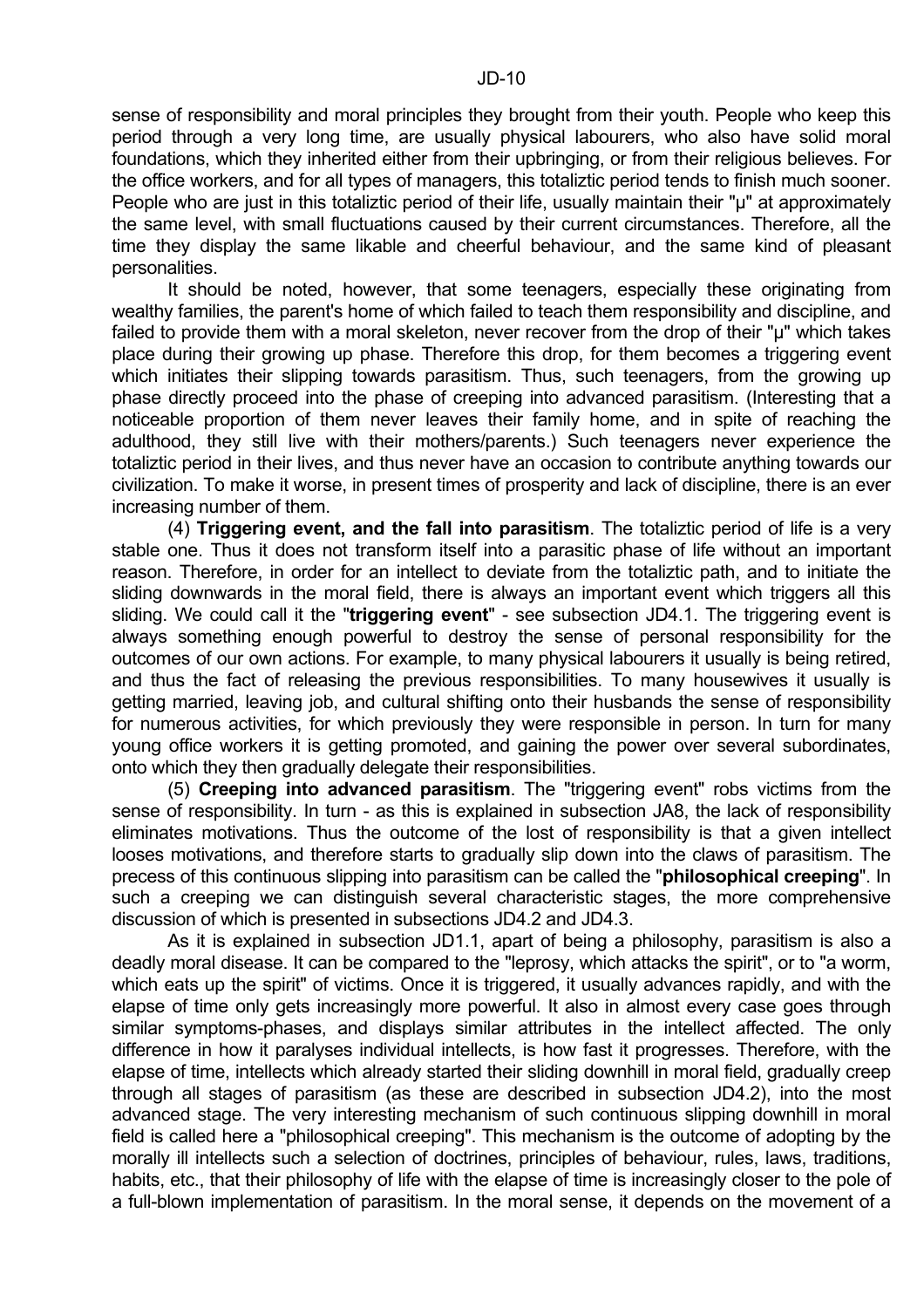sense of responsibility and moral principles they brought from their youth. People who keep this period through a very long time, are usually physical labourers, who also have solid moral foundations, which they inherited either from their upbringing, or from their religious believes. For the office workers, and for all types of managers, this totaliztic period tends to finish much sooner. People who are just in this totaliztic period of their life, usually maintain their "μ" at approximately the same level, with small fluctuations caused by their current circumstances. Therefore, all the time they display the same likable and cheerful behaviour, and the same kind of pleasant personalities.

It should be noted, however, that some teenagers, especially these originating from wealthy families, the parent's home of which failed to teach them responsibility and discipline, and failed to provide them with a moral skeleton, never recover from the drop of their "μ" which takes place during their growing up phase. Therefore this drop, for them becomes a triggering event which initiates their slipping towards parasitism. Thus, such teenagers, from the growing up phase directly proceed into the phase of creeping into advanced parasitism. (Interesting that a noticeable proportion of them never leaves their family home, and in spite of reaching the adulthood, they still live with their mothers/parents.) Such teenagers never experience the totaliztic period in their lives, and thus never have an occasion to contribute anything towards our civilization. To make it worse, in present times of prosperity and lack of discipline, there is an ever increasing number of them.

(4) **Triggering event, and the fall into parasitism**. The totaliztic period of life is a very stable one. Thus it does not transform itself into a parasitic phase of life without an important reason. Therefore, in order for an intellect to deviate from the totaliztic path, and to initiate the sliding downwards in the moral field, there is always an important event which triggers all this sliding. We could call it the "**triggering event**" - see subsection JD4.1. The triggering event is always something enough powerful to destroy the sense of personal responsibility for the outcomes of our own actions. For example, to many physical labourers it usually is being retired, and thus the fact of releasing the previous responsibilities. To many housewives it usually is getting married, leaving job, and cultural shifting onto their husbands the sense of responsibility for numerous activities, for which previously they were responsible in person. In turn for many young office workers it is getting promoted, and gaining the power over several subordinates, onto which they then gradually delegate their responsibilities.

(5) **Creeping into advanced parasitism**. The "triggering event" robs victims from the sense of responsibility. In turn - as this is explained in subsection JA8, the lack of responsibility eliminates motivations. Thus the outcome of the lost of responsibility is that a given intellect looses motivations, and therefore starts to gradually slip down into the claws of parasitism. The precess of this continuous slipping into parasitism can be called the "**philosophical creeping**". In such a creeping we can distinguish several characteristic stages, the more comprehensive discussion of which is presented in subsections JD4.2 and JD4.3.

As it is explained in subsection JD1.1, apart of being a philosophy, parasitism is also a deadly moral disease. It can be compared to the "leprosy, which attacks the spirit", or to "a worm, which eats up the spirit" of victims. Once it is triggered, it usually advances rapidly, and with the elapse of time only gets increasingly more powerful. It also in almost every case goes through similar symptoms-phases, and displays similar attributes in the intellect affected. The only difference in how it paralyses individual intellects, is how fast it progresses. Therefore, with the elapse of time, intellects which already started their sliding downhill in moral field, gradually creep through all stages of parasitism (as these are described in subsection JD4.2), into the most advanced stage. The very interesting mechanism of such continuous slipping downhill in moral field is called here a "philosophical creeping". This mechanism is the outcome of adopting by the morally ill intellects such a selection of doctrines, principles of behaviour, rules, laws, traditions, habits, etc., that their philosophy of life with the elapse of time is increasingly closer to the pole of a full-blown implementation of parasitism. In the moral sense, it depends on the movement of a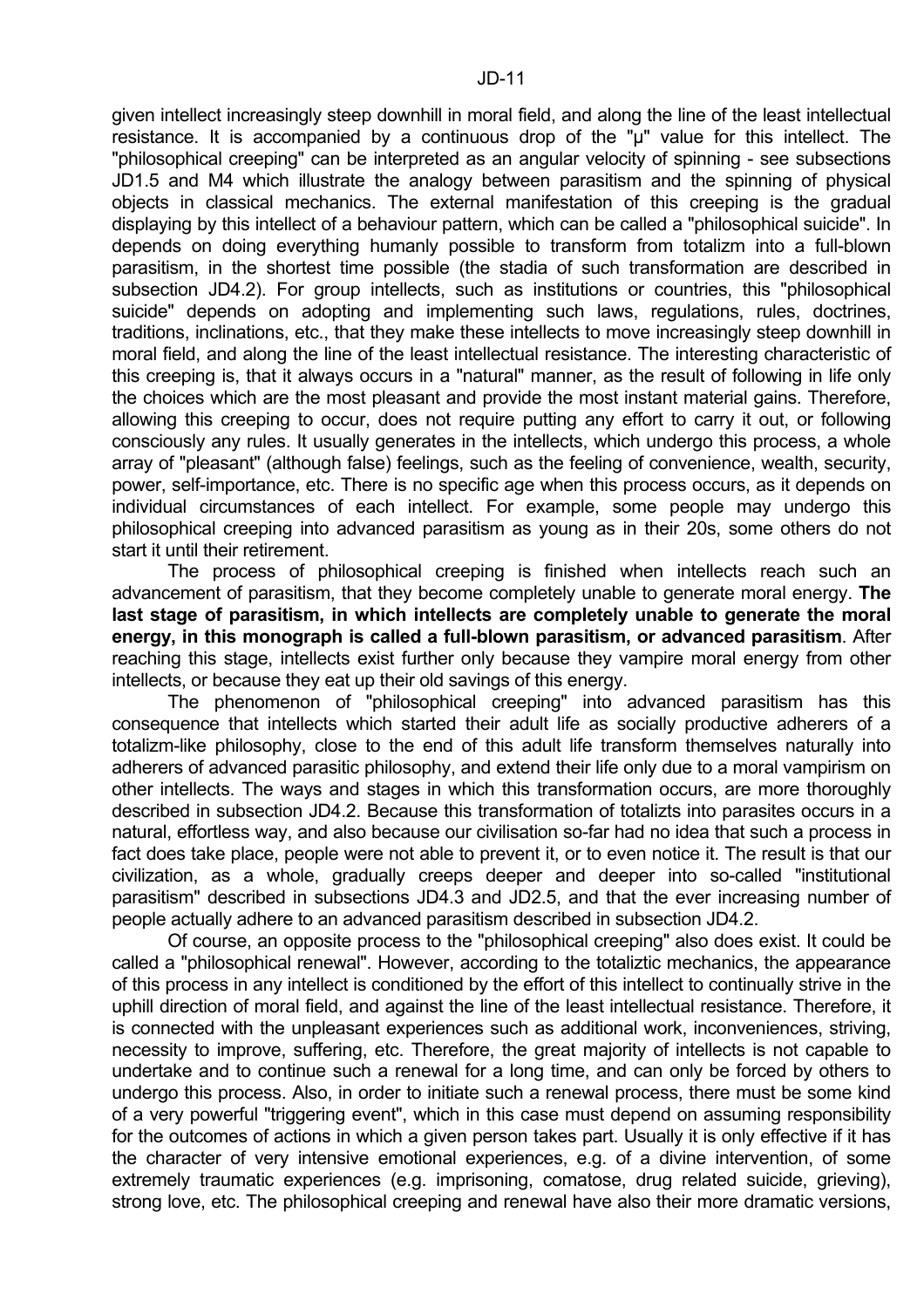given intellect increasingly steep downhill in moral field, and along the line of the least intellectual resistance. It is accompanied by a continuous drop of the "μ" value for this intellect. The "philosophical creeping" can be interpreted as an angular velocity of spinning - see subsections JD1.5 and M4 which illustrate the analogy between parasitism and the spinning of physical objects in classical mechanics. The external manifestation of this creeping is the gradual displaying by this intellect of a behaviour pattern, which can be called a "philosophical suicide". In depends on doing everything humanly possible to transform from totalizm into a full-blown parasitism, in the shortest time possible (the stadia of such transformation are described in subsection JD4.2). For group intellects, such as institutions or countries, this "philosophical suicide" depends on adopting and implementing such laws, regulations, rules, doctrines, traditions, inclinations, etc., that they make these intellects to move increasingly steep downhill in moral field, and along the line of the least intellectual resistance. The interesting characteristic of this creeping is, that it always occurs in a "natural" manner, as the result of following in life only the choices which are the most pleasant and provide the most instant material gains. Therefore, allowing this creeping to occur, does not require putting any effort to carry it out, or following consciously any rules. It usually generates in the intellects, which undergo this process, a whole array of "pleasant" (although false) feelings, such as the feeling of convenience, wealth, security, power, self-importance, etc. There is no specific age when this process occurs, as it depends on individual circumstances of each intellect. For example, some people may undergo this philosophical creeping into advanced parasitism as young as in their 20s, some others do not start it until their retirement.

The process of philosophical creeping is finished when intellects reach such an advancement of parasitism, that they become completely unable to generate moral energy. **The last stage of parasitism, in which intellects are completely unable to generate the moral energy, in this monograph is called a full-blown parasitism, or advanced parasitism**. After reaching this stage, intellects exist further only because they vampire moral energy from other intellects, or because they eat up their old savings of this energy.

The phenomenon of "philosophical creeping" into advanced parasitism has this consequence that intellects which started their adult life as socially productive adherers of a totalizm-like philosophy, close to the end of this adult life transform themselves naturally into adherers of advanced parasitic philosophy, and extend their life only due to a moral vampirism on other intellects. The ways and stages in which this transformation occurs, are more thoroughly described in subsection JD4.2. Because this transformation of totalizts into parasites occurs in a natural, effortless way, and also because our civilisation so-far had no idea that such a process in fact does take place, people were not able to prevent it, or to even notice it. The result is that our civilization, as a whole, gradually creeps deeper and deeper into so-called "institutional parasitism" described in subsections JD4.3 and JD2.5, and that the ever increasing number of people actually adhere to an advanced parasitism described in subsection JD4.2.

Of course, an opposite process to the "philosophical creeping" also does exist. It could be called a "philosophical renewal". However, according to the totaliztic mechanics, the appearance of this process in any intellect is conditioned by the effort of this intellect to continually strive in the uphill direction of moral field, and against the line of the least intellectual resistance. Therefore, it is connected with the unpleasant experiences such as additional work, inconveniences, striving, necessity to improve, suffering, etc. Therefore, the great majority of intellects is not capable to undertake and to continue such a renewal for a long time, and can only be forced by others to undergo this process. Also, in order to initiate such a renewal process, there must be some kind of a very powerful "triggering event", which in this case must depend on assuming responsibility for the outcomes of actions in which a given person takes part. Usually it is only effective if it has the character of very intensive emotional experiences, e.g. of a divine intervention, of some extremely traumatic experiences (e.g. imprisoning, comatose, drug related suicide, grieving), strong love, etc. The philosophical creeping and renewal have also their more dramatic versions,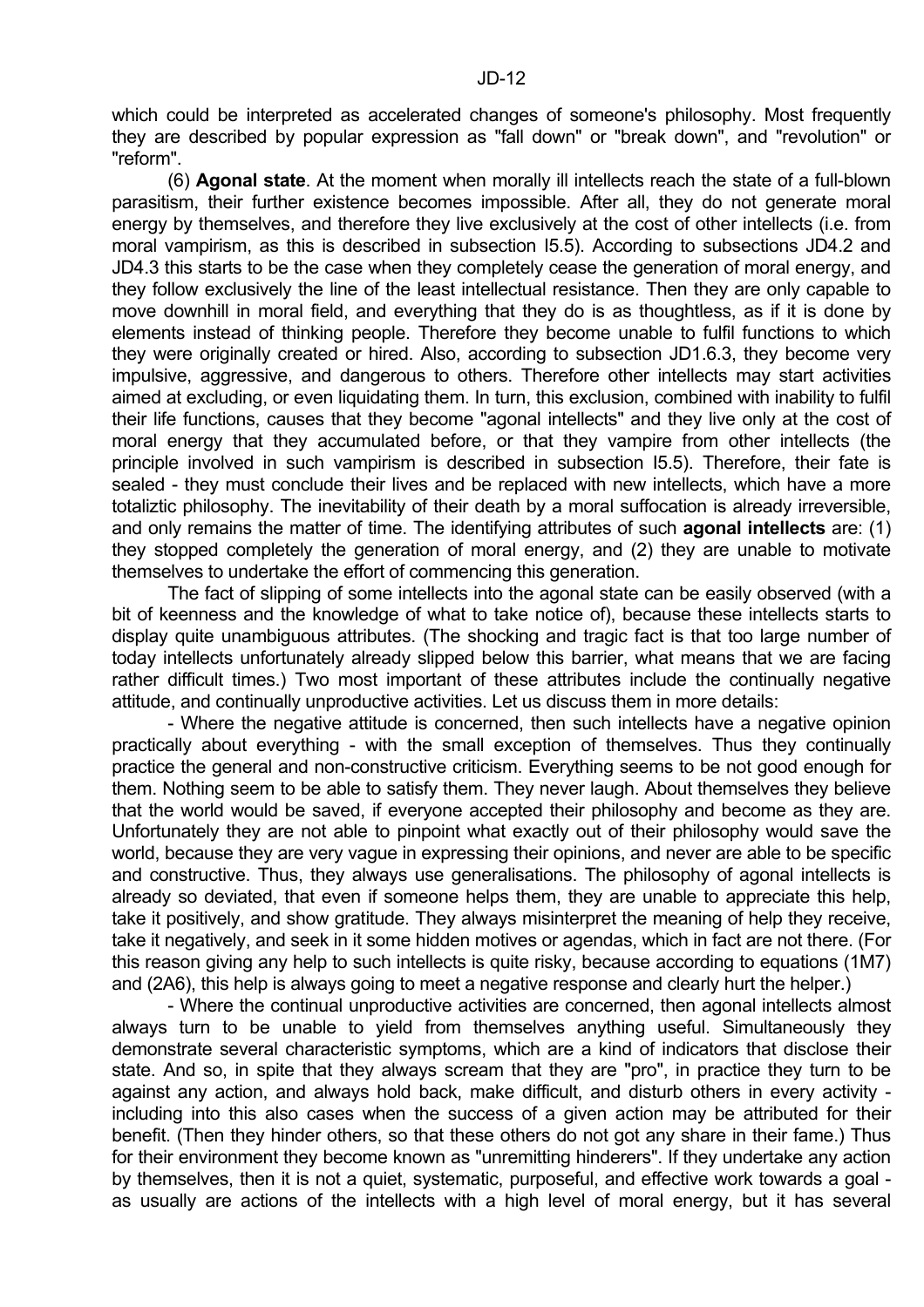which could be interpreted as accelerated changes of someone's philosophy. Most frequently they are described by popular expression as "fall down" or "break down", and "revolution" or "reform".

(6) **Agonal state**. At the moment when morally ill intellects reach the state of a full-blown parasitism, their further existence becomes impossible. After all, they do not generate moral energy by themselves, and therefore they live exclusively at the cost of other intellects (i.e. from moral vampirism, as this is described in subsection I5.5). According to subsections JD4.2 and JD4.3 this starts to be the case when they completely cease the generation of moral energy, and they follow exclusively the line of the least intellectual resistance. Then they are only capable to move downhill in moral field, and everything that they do is as thoughtless, as if it is done by elements instead of thinking people. Therefore they become unable to fulfil functions to which they were originally created or hired. Also, according to subsection JD1.6.3, they become very impulsive, aggressive, and dangerous to others. Therefore other intellects may start activities aimed at excluding, or even liquidating them. In turn, this exclusion, combined with inability to fulfil their life functions, causes that they become "agonal intellects" and they live only at the cost of moral energy that they accumulated before, or that they vampire from other intellects (the principle involved in such vampirism is described in subsection I5.5). Therefore, their fate is sealed - they must conclude their lives and be replaced with new intellects, which have a more totaliztic philosophy. The inevitability of their death by a moral suffocation is already irreversible, and only remains the matter of time. The identifying attributes of such **agonal intellects** are: (1) they stopped completely the generation of moral energy, and (2) they are unable to motivate themselves to undertake the effort of commencing this generation.

The fact of slipping of some intellects into the agonal state can be easily observed (with a bit of keenness and the knowledge of what to take notice of), because these intellects starts to display quite unambiguous attributes. (The shocking and tragic fact is that too large number of today intellects unfortunately already slipped below this barrier, what means that we are facing rather difficult times.) Two most important of these attributes include the continually negative attitude, and continually unproductive activities. Let us discuss them in more details:

- Where the negative attitude is concerned, then such intellects have a negative opinion practically about everything - with the small exception of themselves. Thus they continually practice the general and non-constructive criticism. Everything seems to be not good enough for them. Nothing seem to be able to satisfy them. They never laugh. About themselves they believe that the world would be saved, if everyone accepted their philosophy and become as they are. Unfortunately they are not able to pinpoint what exactly out of their philosophy would save the world, because they are very vague in expressing their opinions, and never are able to be specific and constructive. Thus, they always use generalisations. The philosophy of agonal intellects is already so deviated, that even if someone helps them, they are unable to appreciate this help, take it positively, and show gratitude. They always misinterpret the meaning of help they receive, take it negatively, and seek in it some hidden motives or agendas, which in fact are not there. (For this reason giving any help to such intellects is quite risky, because according to equations (1M7) and (2A6), this help is always going to meet a negative response and clearly hurt the helper.)

- Where the continual unproductive activities are concerned, then agonal intellects almost always turn to be unable to yield from themselves anything useful. Simultaneously they demonstrate several characteristic symptoms, which are a kind of indicators that disclose their state. And so, in spite that they always scream that they are "pro", in practice they turn to be against any action, and always hold back, make difficult, and disturb others in every activity - including into this also cases when the success of a given action may be attributed for their benefit. (Then they hinder others, so that these others do not got any share in their fame.) Thus for their environment they become known as "unremitting hinderers". If they undertake any action by themselves, then it is not a quiet, systematic, purposeful, and effective work towards a goal - as usually are actions of the intellects with a high level of moral energy, but it has several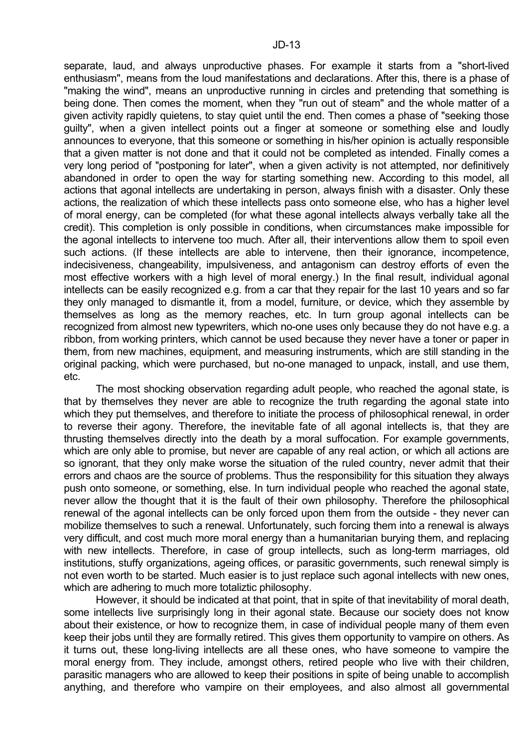separate, laud, and always unproductive phases. For example it starts from a "short-lived enthusiasm", means from the loud manifestations and declarations. After this, there is a phase of "making the wind", means an unproductive running in circles and pretending that something is being done. Then comes the moment, when they "run out of steam" and the whole matter of a given activity rapidly quietens, to stay quiet until the end. Then comes a phase of "seeking those guilty", when a given intellect points out a finger at someone or something else and loudly announces to everyone, that this someone or something in his/her opinion is actually responsible that a given matter is not done and that it could not be completed as intended. Finally comes a very long period of "postponing for later", when a given activity is not attempted, nor definitively abandoned in order to open the way for starting something new. According to this model, all actions that agonal intellects are undertaking in person, always finish with a disaster. Only these actions, the realization of which these intellects pass onto someone else, who has a higher level of moral energy, can be completed (for what these agonal intellects always verbally take all the credit). This completion is only possible in conditions, when circumstances make impossible for the agonal intellects to intervene too much. After all, their interventions allow them to spoil even such actions. (If these intellects are able to intervene, then their ignorance, incompetence, indecisiveness, changeability, impulsiveness, and antagonism can destroy efforts of even the most effective workers with a high level of moral energy.) In the final result, individual agonal intellects can be easily recognized e.g. from a car that they repair for the last 10 years and so far they only managed to dismantle it, from a model, furniture, or device, which they assemble by themselves as long as the memory reaches, etc. In turn group agonal intellects can be recognized from almost new typewriters, which no-one uses only because they do not have e.g. a ribbon, from working printers, which cannot be used because they never have a toner or paper in them, from new machines, equipment, and measuring instruments, which are still standing in the original packing, which were purchased, but no-one managed to unpack, install, and use them, etc.

The most shocking observation regarding adult people, who reached the agonal state, is that by themselves they never are able to recognize the truth regarding the agonal state into which they put themselves, and therefore to initiate the process of philosophical renewal, in order to reverse their agony. Therefore, the inevitable fate of all agonal intellects is, that they are thrusting themselves directly into the death by a moral suffocation. For example governments, which are only able to promise, but never are capable of any real action, or which all actions are so ignorant, that they only make worse the situation of the ruled country, never admit that their errors and chaos are the source of problems. Thus the responsibility for this situation they always push onto someone, or something, else. In turn individual people who reached the agonal state, never allow the thought that it is the fault of their own philosophy. Therefore the philosophical renewal of the agonal intellects can be only forced upon them from the outside - they never can mobilize themselves to such a renewal. Unfortunately, such forcing them into a renewal is always very difficult, and cost much more moral energy than a humanitarian burying them, and replacing with new intellects. Therefore, in case of group intellects, such as long-term marriages, old institutions, stuffy organizations, ageing offices, or parasitic governments, such renewal simply is not even worth to be started. Much easier is to just replace such agonal intellects with new ones, which are adhering to much more totaliztic philosophy.

However, it should be indicated at that point, that in spite of that inevitability of moral death, some intellects live surprisingly long in their agonal state. Because our society does not know about their existence, or how to recognize them, in case of individual people many of them even keep their jobs until they are formally retired. This gives them opportunity to vampire on others. As it turns out, these long-living intellects are all these ones, who have someone to vampire the moral energy from. They include, amongst others, retired people who live with their children, parasitic managers who are allowed to keep their positions in spite of being unable to accomplish anything, and therefore who vampire on their employees, and also almost all governmental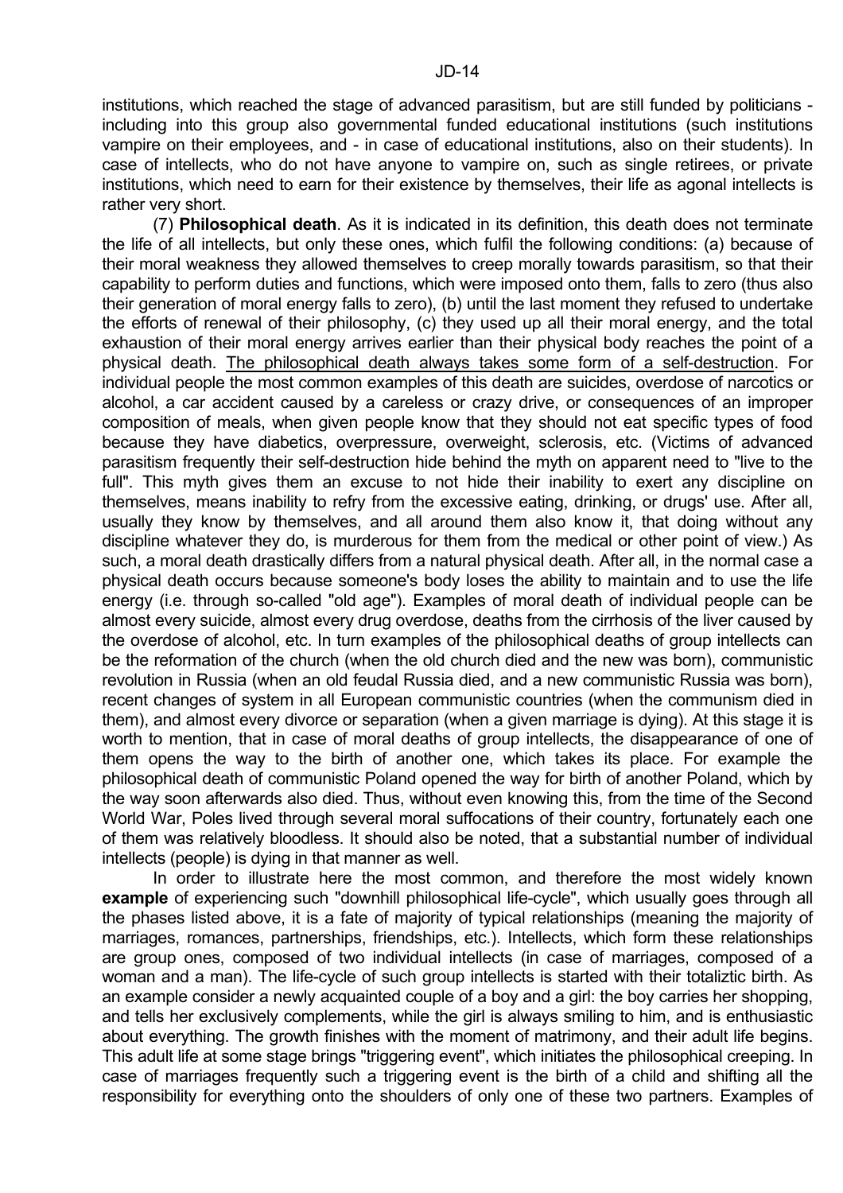institutions, which reached the stage of advanced parasitism, but are still funded by politicians - including into this group also governmental funded educational institutions (such institutions vampire on their employees, and - in case of educational institutions, also on their students). In case of intellects, who do not have anyone to vampire on, such as single retirees, or private institutions, which need to earn for their existence by themselves, their life as agonal intellects is rather very short.

(7) **Philosophical death**. As it is indicated in its definition, this death does not terminate the life of all intellects, but only these ones, which fulfil the following conditions: (a) because of their moral weakness they allowed themselves to creep morally towards parasitism, so that their capability to perform duties and functions, which were imposed onto them, falls to zero (thus also their generation of moral energy falls to zero), (b) until the last moment they refused to undertake the efforts of renewal of their philosophy, (c) they used up all their moral energy, and the total exhaustion of their moral energy arrives earlier than their physical body reaches the point of a physical death. <u>The philosophical death always takes some form of a self-destruction</u>. For individual people the most common examples of this death are suicides, overdose of narcotics or alcohol, a car accident caused by a careless or crazy drive, or consequences of an improper composition of meals, when given people know that they should not eat specific types of food because they have diabetics, overpressure, overweight, sclerosis, etc. (Victims of advanced parasitism frequently their self-destruction hide behind the myth on apparent need to "live to the full". This myth gives them an excuse to not hide their inability to exert any discipline on themselves, means inability to refry from the excessive eating, drinking, or drugs' use. After all, usually they know by themselves, and all around them also know it, that doing without any discipline whatever they do, is murderous for them from the medical or other point of view.) As such, a moral death drastically differs from a natural physical death. After all, in the normal case a physical death occurs because someone's body loses the ability to maintain and to use the life energy (i.e. through so-called "old age"). Examples of moral death of individual people can be almost every suicide, almost every drug overdose, deaths from the cirrhosis of the liver caused by the overdose of alcohol, etc. In turn examples of the philosophical deaths of group intellects can be the reformation of the church (when the old church died and the new was born), communistic revolution in Russia (when an old feudal Russia died, and a new communistic Russia was born), recent changes of system in all European communistic countries (when the communism died in them), and almost every divorce or separation (when a given marriage is dying). At this stage it is worth to mention, that in case of moral deaths of group intellects, the disappearance of one of them opens the way to the birth of another one, which takes its place. For example the philosophical death of communistic Poland opened the way for birth of another Poland, which by the way soon afterwards also died. Thus, without even knowing this, from the time of the Second World War, Poles lived through several moral suffocations of their country, fortunately each one of them was relatively bloodless. It should also be noted, that a substantial number of individual intellects (people) is dying in that manner as well.

In order to illustrate here the most common, and therefore the most widely known **example** of experiencing such "downhill philosophical life-cycle", which usually goes through all the phases listed above, it is a fate of majority of typical relationships (meaning the majority of marriages, romances, partnerships, friendships, etc.). Intellects, which form these relationships are group ones, composed of two individual intellects (in case of marriages, composed of a woman and a man). The life-cycle of such group intellects is started with their totaliztic birth. As an example consider a newly acquainted couple of a boy and a girl: the boy carries her shopping, and tells her exclusively complements, while the girl is always smiling to him, and is enthusiastic about everything. The growth finishes with the moment of matrimony, and their adult life begins. This adult life at some stage brings "triggering event", which initiates the philosophical creeping. In case of marriages frequently such a triggering event is the birth of a child and shifting all the responsibility for everything onto the shoulders of only one of these two partners. Examples of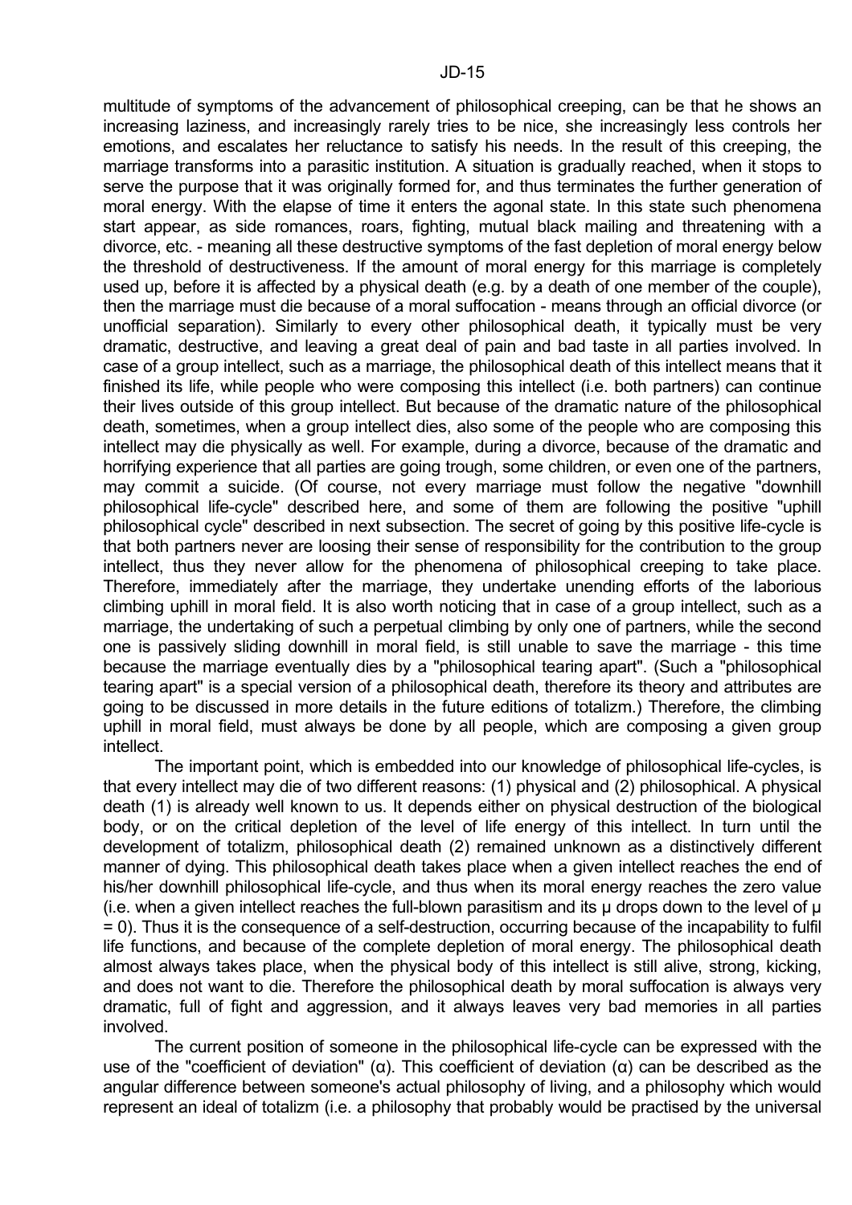multitude of symptoms of the advancement of philosophical creeping, can be that he shows an increasing laziness, and increasingly rarely tries to be nice, she increasingly less controls her emotions, and escalates her reluctance to satisfy his needs. In the result of this creeping, the marriage transforms into a parasitic institution. A situation is gradually reached, when it stops to serve the purpose that it was originally formed for, and thus terminates the further generation of moral energy. With the elapse of time it enters the agonal state. In this state such phenomena start appear, as side romances, roars, fighting, mutual black mailing and threatening with a divorce, etc. - meaning all these destructive symptoms of the fast depletion of moral energy below the threshold of destructiveness. If the amount of moral energy for this marriage is completely used up, before it is affected by a physical death (e.g. by a death of one member of the couple), then the marriage must die because of a moral suffocation - means through an official divorce (or unofficial separation). Similarly to every other philosophical death, it typically must be very dramatic, destructive, and leaving a great deal of pain and bad taste in all parties involved. In case of a group intellect, such as a marriage, the philosophical death of this intellect means that it finished its life, while people who were composing this intellect (i.e. both partners) can continue their lives outside of this group intellect. But because of the dramatic nature of the philosophical death, sometimes, when a group intellect dies, also some of the people who are composing this intellect may die physically as well. For example, during a divorce, because of the dramatic and horrifying experience that all parties are going trough, some children, or even one of the partners, may commit a suicide. (Of course, not every marriage must follow the negative "downhill philosophical life-cycle" described here, and some of them are following the positive "uphill philosophical cycle" described in next subsection. The secret of going by this positive life-cycle is that both partners never are loosing their sense of responsibility for the contribution to the group intellect, thus they never allow for the phenomena of philosophical creeping to take place. Therefore, immediately after the marriage, they undertake unending efforts of the laborious climbing uphill in moral field. It is also worth noticing that in case of a group intellect, such as a marriage, the undertaking of such a perpetual climbing by only one of partners, while the second one is passively sliding downhill in moral field, is still unable to save the marriage - this time because the marriage eventually dies by a "philosophical tearing apart". (Such a "philosophical tearing apart" is a special version of a philosophical death, therefore its theory and attributes are going to be discussed in more details in the future editions of totalizm.) Therefore, the climbing uphill in moral field, must always be done by all people, which are composing a given group intellect.

The important point, which is embedded into our knowledge of philosophical life-cycles, is that every intellect may die of two different reasons: (1) physical and (2) philosophical. A physical death (1) is already well known to us. It depends either on physical destruction of the biological body, or on the critical depletion of the level of life energy of this intellect. In turn until the development of totalizm, philosophical death (2) remained unknown as a distinctively different manner of dying. This philosophical death takes place when a given intellect reaches the end of his/her downhill philosophical life-cycle, and thus when its moral energy reaches the zero value (i.e. when a given intellect reaches the full-blown parasitism and its $\mu$ drops down to the level of $\mu = 0$). Thus it is the consequence of a self-destruction, occurring because of the incapability to fulfil life functions, and because of the complete depletion of moral energy. The philosophical death almost always takes place, when the physical body of this intellect is still alive, strong, kicking, and does not want to die. Therefore the philosophical death by moral suffocation is always very dramatic, full of fight and aggression, and it always leaves very bad memories in all parties involved.

The current position of someone in the philosophical life-cycle can be expressed with the use of the "coefficient of deviation" ($\alpha$). This coefficient of deviation ($\alpha$) can be described as the angular difference between someone's actual philosophy of living, and a philosophy which would represent an ideal of totalizm (i.e. a philosophy that probably would be practised by the universal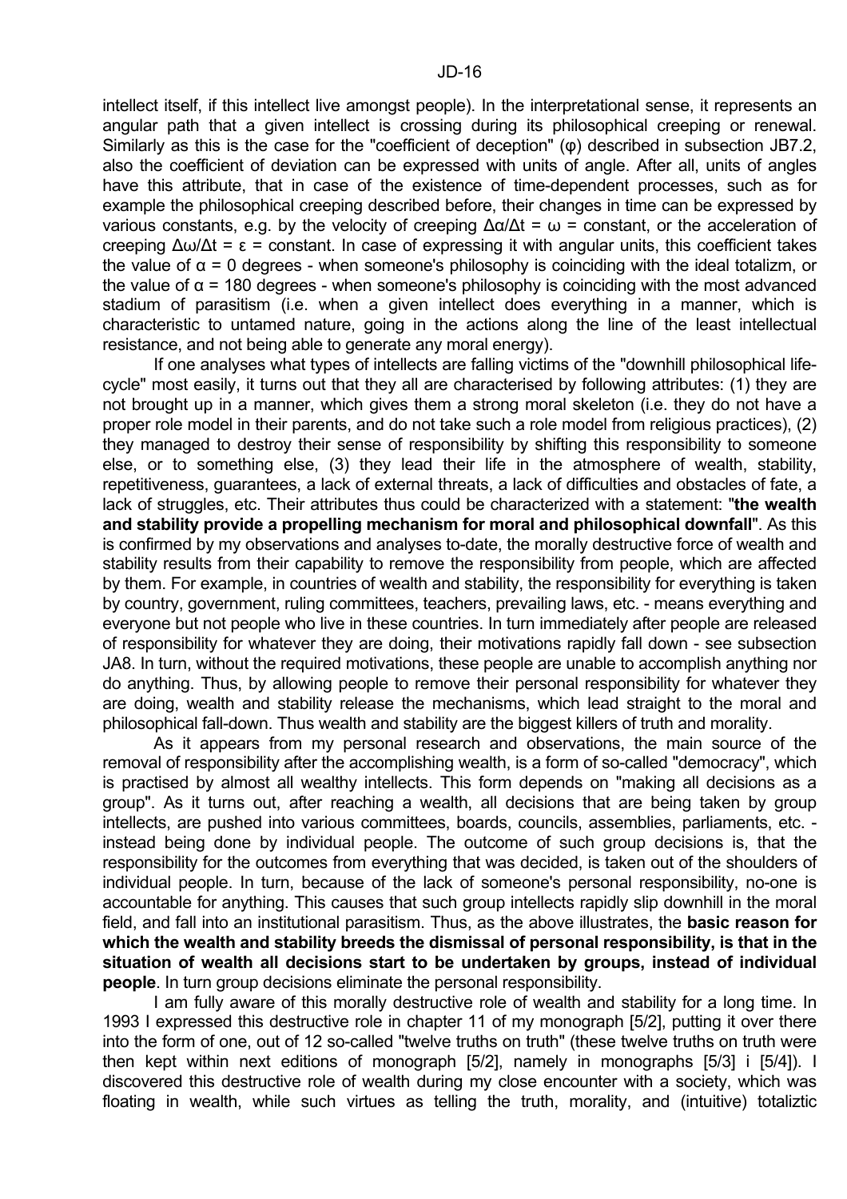intellect itself, if this intellect live amongst people). In the interpretational sense, it represents an angular path that a given intellect is crossing during its philosophical creeping or renewal. Similarly as this is the case for the "coefficient of deception" ($\varphi$) described in subsection JB7.2, also the coefficient of deviation can be expressed with units of angle. After all, units of angles have this attribute, that in case of the existence of time-dependent processes, such as for example the philosophical creeping described before, their changes in time can be expressed by various constants, e.g. by the velocity of creeping $\Delta\alpha/\Delta t = \omega$ = constant, or the acceleration of creeping $\Delta\omega/\Delta t = \varepsilon$ = constant. In case of expressing it with angular units, this coefficient takes the value of $\alpha = 0$ degrees - when someone's philosophy is coinciding with the ideal totalizm, or the value of $\alpha = 180$ degrees - when someone's philosophy is coinciding with the most advanced stadium of parasitism (i.e. when a given intellect does everything in a manner, which is characteristic to untamed nature, going in the actions along the line of the least intellectual resistance, and not being able to generate any moral energy).

If one analyses what types of intellects are falling victims of the "downhill philosophical life-cycle" most easily, it turns out that they all are characterised by following attributes: (1) they are not brought up in a manner, which gives them a strong moral skeleton (i.e. they do not have a proper role model in their parents, and do not take such a role model from religious practices), (2) they managed to destroy their sense of responsibility by shifting this responsibility to someone else, or to something else, (3) they lead their life in the atmosphere of wealth, stability, repetitiveness, guarantees, a lack of external threats, a lack of difficulties and obstacles of fate, a lack of struggles, etc. Their attributes thus could be characterized with a statement: "**the wealth and stability provide a propelling mechanism for moral and philosophical downfall**". As this is confirmed by my observations and analyses to-date, the morally destructive force of wealth and stability results from their capability to remove the responsibility from people, which are affected by them. For example, in countries of wealth and stability, the responsibility for everything is taken by country, government, ruling committees, teachers, prevailing laws, etc. - means everything and everyone but not people who live in these countries. In turn immediately after people are released of responsibility for whatever they are doing, their motivations rapidly fall down - see subsection JA8. In turn, without the required motivations, these people are unable to accomplish anything nor do anything. Thus, by allowing people to remove their personal responsibility for whatever they are doing, wealth and stability release the mechanisms, which lead straight to the moral and philosophical fall-down. Thus wealth and stability are the biggest killers of truth and morality.

As it appears from my personal research and observations, the main source of the removal of responsibility after the accomplishing wealth, is a form of so-called "democracy", which is practised by almost all wealthy intellects. This form depends on "making all decisions as a group". As it turns out, after reaching a wealth, all decisions that are being taken by group intellects, are pushed into various committees, boards, councils, assemblies, parliaments, etc. - instead being done by individual people. The outcome of such group decisions is, that the responsibility for the outcomes from everything that was decided, is taken out of the shoulders of individual people. In turn, because of the lack of someone's personal responsibility, no-one is accountable for anything. This causes that such group intellects rapidly slip downhill in the moral field, and fall into an institutional parasitism. Thus, as the above illustrates, the **basic reason for which the wealth and stability breeds the dismissal of personal responsibility, is that in the situation of wealth all decisions start to be undertaken by groups, instead of individual people**. In turn group decisions eliminate the personal responsibility.

I am fully aware of this morally destructive role of wealth and stability for a long time. In 1993 I expressed this destructive role in chapter 11 of my monograph [5/2], putting it over there into the form of one, out of 12 so-called "twelve truths on truth" (these twelve truths on truth were then kept within next editions of monograph [5/2], namely in monographs [5/3] i [5/4]). I discovered this destructive role of wealth during my close encounter with a society, which was floating in wealth, while such virtues as telling the truth, morality, and (intuitive) totaliztic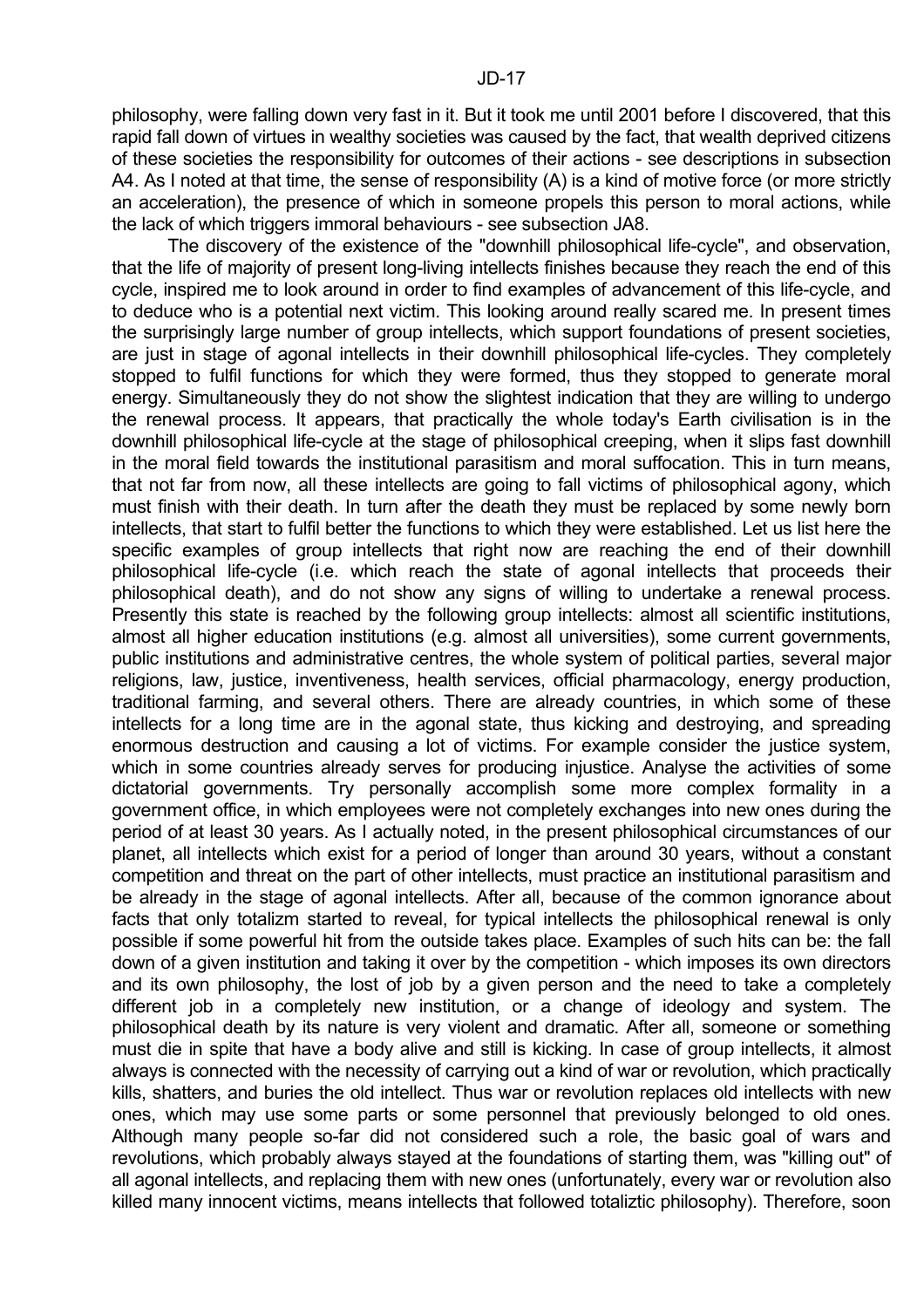philosophy, were falling down very fast in it. But it took me until 2001 before I discovered, that this rapid fall down of virtues in wealthy societies was caused by the fact, that wealth deprived citizens of these societies the responsibility for outcomes of their actions - see descriptions in subsection A4. As I noted at that time, the sense of responsibility (A) is a kind of motive force (or more strictly an acceleration), the presence of which in someone propels this person to moral actions, while the lack of which triggers immoral behaviours - see subsection JA8.

The discovery of the existence of the "downhill philosophical life-cycle", and observation, that the life of majority of present long-living intellects finishes because they reach the end of this cycle, inspired me to look around in order to find examples of advancement of this life-cycle, and to deduce who is a potential next victim. This looking around really scared me. In present times the surprisingly large number of group intellects, which support foundations of present societies, are just in stage of agonal intellects in their downhill philosophical life-cycles. They completely stopped to fulfil functions for which they were formed, thus they stopped to generate moral energy. Simultaneously they do not show the slightest indication that they are willing to undergo the renewal process. It appears, that practically the whole today's Earth civilisation is in the downhill philosophical life-cycle at the stage of philosophical creeping, when it slips fast downhill in the moral field towards the institutional parasitism and moral suffocation. This in turn means, that not far from now, all these intellects are going to fall victims of philosophical agony, which must finish with their death. In turn after the death they must be replaced by some newly born intellects, that start to fulfil better the functions to which they were established. Let us list here the specific examples of group intellects that right now are reaching the end of their downhill philosophical life-cycle (i.e. which reach the state of agonal intellects that proceeds their philosophical death), and do not show any signs of willing to undertake a renewal process. Presently this state is reached by the following group intellects: almost all scientific institutions, almost all higher education institutions (e.g. almost all universities), some current governments, public institutions and administrative centres, the whole system of political parties, several major religions, law, justice, inventiveness, health services, official pharmacology, energy production, traditional farming, and several others. There are already countries, in which some of these intellects for a long time are in the agonal state, thus kicking and destroying, and spreading enormous destruction and causing a lot of victims. For example consider the justice system, which in some countries already serves for producing injustice. Analyse the activities of some dictatorial governments. Try personally accomplish some more complex formality in a government office, in which employees were not completely exchanges into new ones during the period of at least 30 years. As I actually noted, in the present philosophical circumstances of our planet, all intellects which exist for a period of longer than around 30 years, without a constant competition and threat on the part of other intellects, must practice an institutional parasitism and be already in the stage of agonal intellects. After all, because of the common ignorance about facts that only totalizm started to reveal, for typical intellects the philosophical renewal is only possible if some powerful hit from the outside takes place. Examples of such hits can be: the fall down of a given institution and taking it over by the competition - which imposes its own directors and its own philosophy, the lost of job by a given person and the need to take a completely different job in a completely new institution, or a change of ideology and system. The philosophical death by its nature is very violent and dramatic. After all, someone or something must die in spite that have a body alive and still is kicking. In case of group intellects, it almost always is connected with the necessity of carrying out a kind of war or revolution, which practically kills, shatters, and buries the old intellect. Thus war or revolution replaces old intellects with new ones, which may use some parts or some personnel that previously belonged to old ones. Although many people so-far did not considered such a role, the basic goal of wars and revolutions, which probably always stayed at the foundations of starting them, was "killing out" of all agonal intellects, and replacing them with new ones (unfortunately, every war or revolution also killed many innocent victims, means intellects that followed totaliztic philosophy). Therefore, soon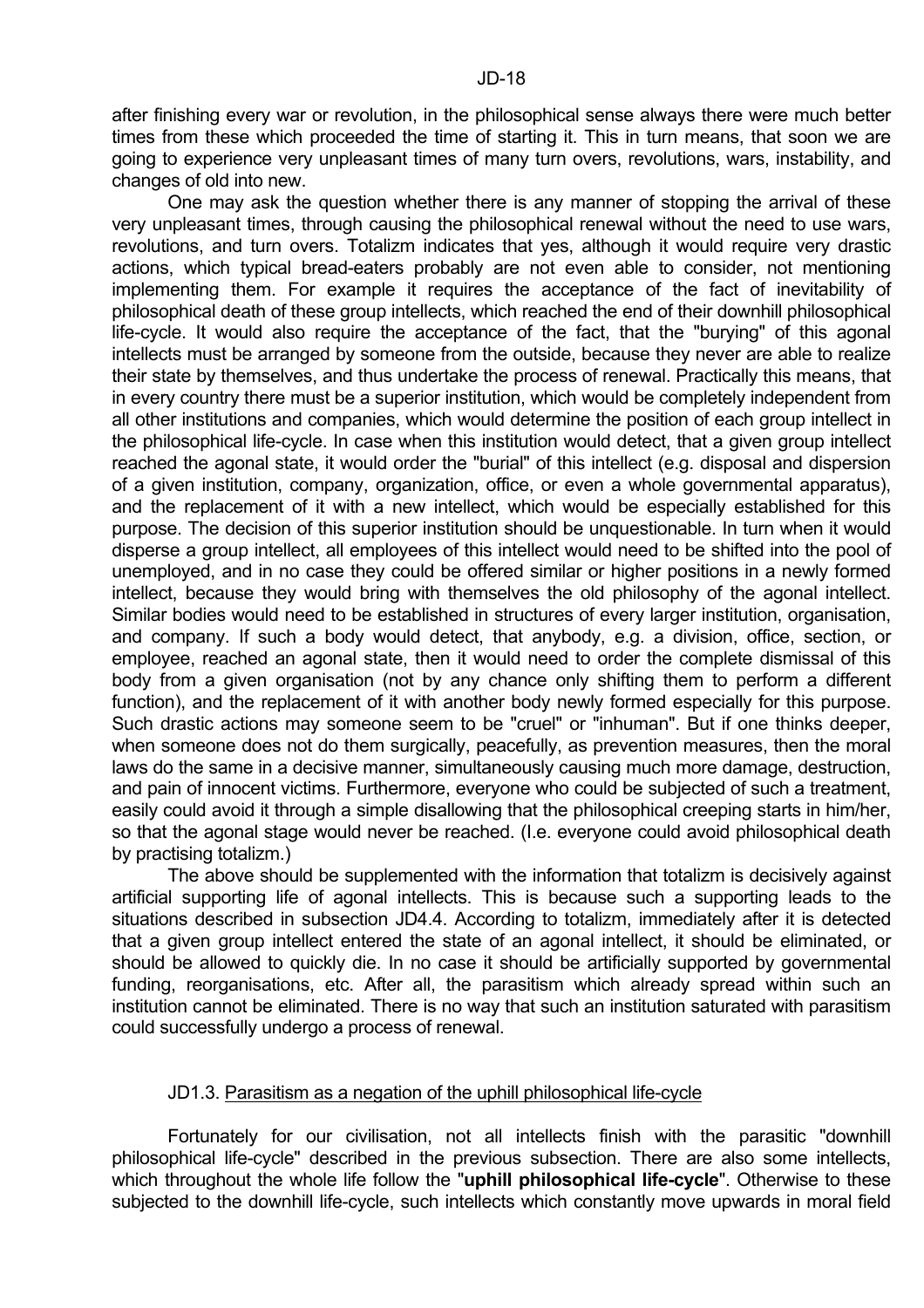after finishing every war or revolution, in the philosophical sense always there were much better times from these which proceeded the time of starting it. This in turn means, that soon we are going to experience very unpleasant times of many turn overs, revolutions, wars, instability, and changes of old into new.

One may ask the question whether there is any manner of stopping the arrival of these very unpleasant times, through causing the philosophical renewal without the need to use wars, revolutions, and turn overs. Totalizm indicates that yes, although it would require very drastic actions, which typical bread-eaters probably are not even able to consider, not mentioning implementing them. For example it requires the acceptance of the fact of inevitability of philosophical death of these group intellects, which reached the end of their downhill philosophical life-cycle. It would also require the acceptance of the fact, that the "burying" of this agonal intellects must be arranged by someone from the outside, because they never are able to realize their state by themselves, and thus undertake the process of renewal. Practically this means, that in every country there must be a superior institution, which would be completely independent from all other institutions and companies, which would determine the position of each group intellect in the philosophical life-cycle. In case when this institution would detect, that a given group intellect reached the agonal state, it would order the "burial" of this intellect (e.g. disposal and dispersion of a given institution, company, organization, office, or even a whole governmental apparatus), and the replacement of it with a new intellect, which would be especially established for this purpose. The decision of this superior institution should be unquestionable. In turn when it would disperse a group intellect, all employees of this intellect would need to be shifted into the pool of unemployed, and in no case they could be offered similar or higher positions in a newly formed intellect, because they would bring with themselves the old philosophy of the agonal intellect. Similar bodies would need to be established in structures of every larger institution, organisation, and company. If such a body would detect, that anybody, e.g. a division, office, section, or employee, reached an agonal state, then it would need to order the complete dismissal of this body from a given organisation (not by any chance only shifting them to perform a different function), and the replacement of it with another body newly formed especially for this purpose. Such drastic actions may someone seem to be "cruel" or "inhuman". But if one thinks deeper, when someone does not do them surgically, peacefully, as prevention measures, then the moral laws do the same in a decisive manner, simultaneously causing much more damage, destruction, and pain of innocent victims. Furthermore, everyone who could be subjected of such a treatment, easily could avoid it through a simple disallowing that the philosophical creeping starts in him/her, so that the agonal stage would never be reached. (I.e. everyone could avoid philosophical death by practising totalizm.)

The above should be supplemented with the information that totalizm is decisively against artificial supporting life of agonal intellects. This is because such a supporting leads to the situations described in subsection JD4.4. According to totalizm, immediately after it is detected that a given group intellect entered the state of an agonal intellect, it should be eliminated, or should be allowed to quickly die. In no case it should be artificially supported by governmental funding, reorganisations, etc. After all, the parasitism which already spread within such an institution cannot be eliminated. There is no way that such an institution saturated with parasitism could successfully undergo a process of renewal.

### JD1.3. Parasitism as a negation of the uphill philosophical life-cycle

Fortunately for our civilisation, not all intellects finish with the parasitic "downhill philosophical life-cycle" described in the previous subsection. There are also some intellects, which throughout the whole life follow the "**uphill philosophical life-cycle**". Otherwise to these subjected to the downhill life-cycle, such intellects which constantly move upwards in moral field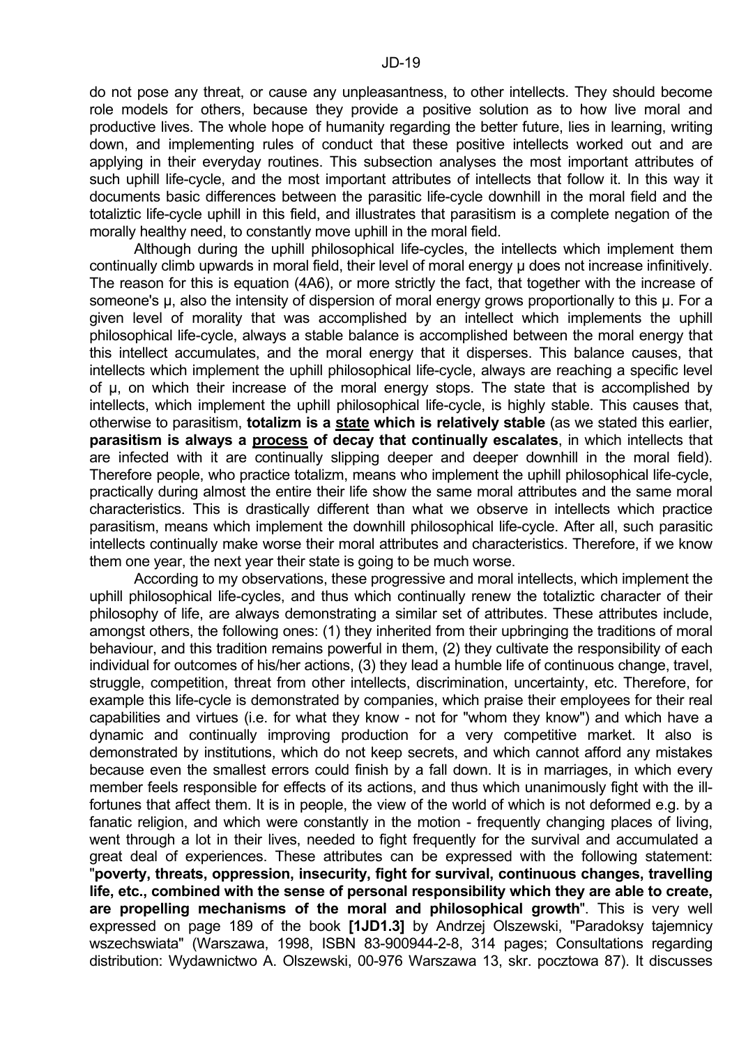do not pose any threat, or cause any unpleasantness, to other intellects. They should become role models for others, because they provide a positive solution as to how live moral and productive lives. The whole hope of humanity regarding the better future, lies in learning, writing down, and implementing rules of conduct that these positive intellects worked out and are applying in their everyday routines. This subsection analyses the most important attributes of such uphill life-cycle, and the most important attributes of intellects that follow it. In this way it documents basic differences between the parasitic life-cycle downhill in the moral field and the totaliztic life-cycle uphill in this field, and illustrates that parasitism is a complete negation of the morally healthy need, to constantly move uphill in the moral field.

Although during the uphill philosophical life-cycles, the intellects which implement them continually climb upwards in moral field, their level of moral energy μ does not increase infinitively. The reason for this is equation (4A6), or more strictly the fact, that together with the increase of someone's μ, also the intensity of dispersion of moral energy grows proportionally to this μ. For a given level of morality that was accomplished by an intellect which implements the uphill philosophical life-cycle, always a stable balance is accomplished between the moral energy that this intellect accumulates, and the moral energy that it disperses. This balance causes, that intellects which implement the uphill philosophical life-cycle, always are reaching a specific level of μ, on which their increase of the moral energy stops. The state that is accomplished by intellects, which implement the uphill philosophical life-cycle, is highly stable. This causes that, otherwise to parasitism, **totalizm is a <u>state</u> which is relatively stable** (as we stated this earlier, **parasitism is always a <u>process</u> of decay that continually escalates**, in which intellects that are infected with it are continually slipping deeper and deeper downhill in the moral field). Therefore people, who practice totalizm, means who implement the uphill philosophical life-cycle, practically during almost the entire their life show the same moral attributes and the same moral characteristics. This is drastically different than what we observe in intellects which practice parasitism, means which implement the downhill philosophical life-cycle. After all, such parasitic intellects continually make worse their moral attributes and characteristics. Therefore, if we know them one year, the next year their state is going to be much worse.

According to my observations, these progressive and moral intellects, which implement the uphill philosophical life-cycles, and thus which continually renew the totaliztic character of their philosophy of life, are always demonstrating a similar set of attributes. These attributes include, amongst others, the following ones: (1) they inherited from their upbringing the traditions of moral behaviour, and this tradition remains powerful in them, (2) they cultivate the responsibility of each individual for outcomes of his/her actions, (3) they lead a humble life of continuous change, travel, struggle, competition, threat from other intellects, discrimination, uncertainty, etc. Therefore, for example this life-cycle is demonstrated by companies, which praise their employees for their real capabilities and virtues (i.e. for what they know - not for "whom they know") and which have a dynamic and continually improving production for a very competitive market. It also is demonstrated by institutions, which do not keep secrets, and which cannot afford any mistakes because even the smallest errors could finish by a fall down. It is in marriages, in which every member feels responsible for effects of its actions, and thus which unanimously fight with the ill-fortunes that affect them. It is in people, the view of the world of which is not deformed e.g. by a fanatic religion, and which were constantly in the motion - frequently changing places of living, went through a lot in their lives, needed to fight frequently for the survival and accumulated a great deal of experiences. These attributes can be expressed with the following statement: "**poverty, threats, oppression, insecurity, fight for survival, continuous changes, travelling life, etc., combined with the sense of personal responsibility which they are able to create, are propelling mechanisms of the moral and philosophical growth**". This is very well expressed on page 189 of the book **[1JD1.3]** by Andrzej Olszewski, "Paradoksy tajemnicy wszechswiata" (Warszawa, 1998, ISBN 83-900944-2-8, 314 pages; Consultations regarding distribution: Wydawnictwo A. Olszewski, 00-976 Warszawa 13, skr. pocztowa 87). It discusses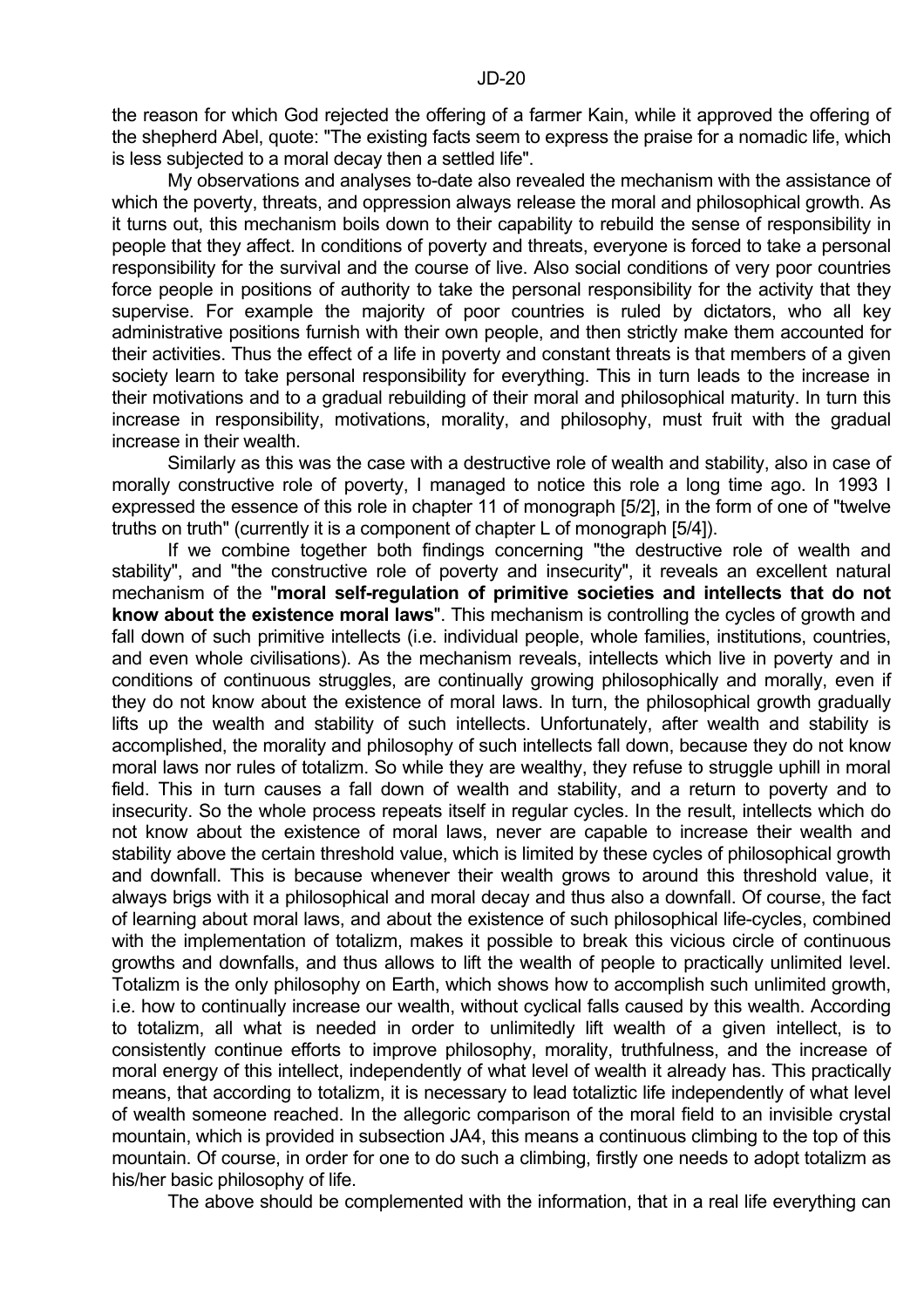the reason for which God rejected the offering of a farmer Kain, while it approved the offering of the shepherd Abel, quote: "The existing facts seem to express the praise for a nomadic life, which is less subjected to a moral decay then a settled life".

My observations and analyses to-date also revealed the mechanism with the assistance of which the poverty, threats, and oppression always release the moral and philosophical growth. As it turns out, this mechanism boils down to their capability to rebuild the sense of responsibility in people that they affect. In conditions of poverty and threats, everyone is forced to take a personal responsibility for the survival and the course of live. Also social conditions of very poor countries force people in positions of authority to take the personal responsibility for the activity that they supervise. For example the majority of poor countries is ruled by dictators, who all key administrative positions furnish with their own people, and then strictly make them accounted for their activities. Thus the effect of a life in poverty and constant threats is that members of a given society learn to take personal responsibility for everything. This in turn leads to the increase in their motivations and to a gradual rebuilding of their moral and philosophical maturity. In turn this increase in responsibility, motivations, morality, and philosophy, must fruit with the gradual increase in their wealth.

Similarly as this was the case with a destructive role of wealth and stability, also in case of morally constructive role of poverty, I managed to notice this role a long time ago. In 1993 I expressed the essence of this role in chapter 11 of monograph [5/2], in the form of one of "twelve truths on truth" (currently it is a component of chapter L of monograph [5/4]).

If we combine together both findings concerning "the destructive role of wealth and stability", and "the constructive role of poverty and insecurity", it reveals an excellent natural mechanism of the "**moral self-regulation of primitive societies and intellects that do not know about the existence moral laws**". This mechanism is controlling the cycles of growth and fall down of such primitive intellects (i.e. individual people, whole families, institutions, countries, and even whole civilisations). As the mechanism reveals, intellects which live in poverty and in conditions of continuous struggles, are continually growing philosophically and morally, even if they do not know about the existence of moral laws. In turn, the philosophical growth gradually lifts up the wealth and stability of such intellects. Unfortunately, after wealth and stability is accomplished, the morality and philosophy of such intellects fall down, because they do not know moral laws nor rules of totalizm. So while they are wealthy, they refuse to struggle uphill in moral field. This in turn causes a fall down of wealth and stability, and a return to poverty and to insecurity. So the whole process repeats itself in regular cycles. In the result, intellects which do not know about the existence of moral laws, never are capable to increase their wealth and stability above the certain threshold value, which is limited by these cycles of philosophical growth and downfall. This is because whenever their wealth grows to around this threshold value, it always brigs with it a philosophical and moral decay and thus also a downfall. Of course, the fact of learning about moral laws, and about the existence of such philosophical life-cycles, combined with the implementation of totalizm, makes it possible to break this vicious circle of continuous growths and downfalls, and thus allows to lift the wealth of people to practically unlimited level. Totalizm is the only philosophy on Earth, which shows how to accomplish such unlimited growth, i.e. how to continually increase our wealth, without cyclical falls caused by this wealth. According to totalizm, all what is needed in order to unlimitedly lift wealth of a given intellect, is to consistently continue efforts to improve philosophy, morality, truthfulness, and the increase of moral energy of this intellect, independently of what level of wealth it already has. This practically means, that according to totalizm, it is necessary to lead totaliztic life independently of what level of wealth someone reached. In the allegoric comparison of the moral field to an invisible crystal mountain, which is provided in subsection JA4, this means a continuous climbing to the top of this mountain. Of course, in order for one to do such a climbing, firstly one needs to adopt totalizm as his/her basic philosophy of life.

The above should be complemented with the information, that in a real life everything can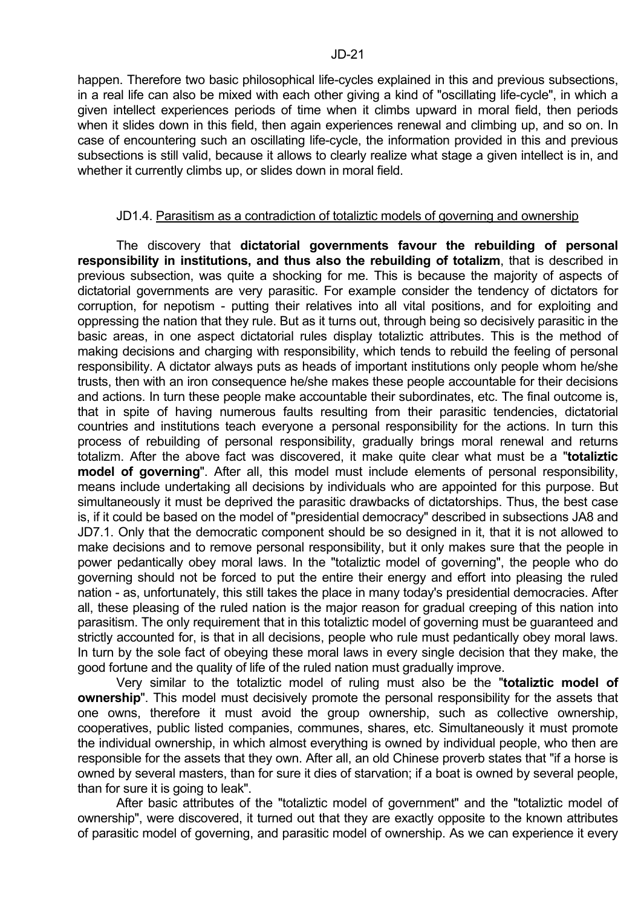happen. Therefore two basic philosophical life-cycles explained in this and previous subsections, in a real life can also be mixed with each other giving a kind of "oscillating life-cycle", in which a given intellect experiences periods of time when it climbs upward in moral field, then periods when it slides down in this field, then again experiences renewal and climbing up, and so on. In case of encountering such an oscillating life-cycle, the information provided in this and previous subsections is still valid, because it allows to clearly realize what stage a given intellect is in, and whether it currently climbs up, or slides down in moral field.

## JD1.4. Parasitism as a contradiction of totaliztic models of governing and ownership

The discovery that **dictatorial governments favour the rebuilding of personal responsibility in institutions, and thus also the rebuilding of totalizm**, that is described in previous subsection, was quite a shocking for me. This is because the majority of aspects of dictatorial governments are very parasitic. For example consider the tendency of dictators for corruption, for nepotism - putting their relatives into all vital positions, and for exploiting and oppressing the nation that they rule. But as it turns out, through being so decisively parasitic in the basic areas, in one aspect dictatorial rules display totaliztic attributes. This is the method of making decisions and charging with responsibility, which tends to rebuild the feeling of personal responsibility. A dictator always puts as heads of important institutions only people whom he/she trusts, then with an iron consequence he/she makes these people accountable for their decisions and actions. In turn these people make accountable their subordinates, etc. The final outcome is, that in spite of having numerous faults resulting from their parasitic tendencies, dictatorial countries and institutions teach everyone a personal responsibility for the actions. In turn this process of rebuilding of personal responsibility, gradually brings moral renewal and returns totalizm. After the above fact was discovered, it make quite clear what must be a "**totaliztic model of governing**". After all, this model must include elements of personal responsibility, means include undertaking all decisions by individuals who are appointed for this purpose. But simultaneously it must be deprived the parasitic drawbacks of dictatorships. Thus, the best case is, if it could be based on the model of "presidential democracy" described in subsections JA8 and JD7.1. Only that the democratic component should be so designed in it, that it is not allowed to make decisions and to remove personal responsibility, but it only makes sure that the people in power pedantically obey moral laws. In the "totaliztic model of governing", the people who do governing should not be forced to put the entire their energy and effort into pleasing the ruled nation - as, unfortunately, this still takes the place in many today's presidential democracies. After all, these pleasing of the ruled nation is the major reason for gradual creeping of this nation into parasitism. The only requirement that in this totaliztic model of governing must be guaranteed and strictly accounted for, is that in all decisions, people who rule must pedantically obey moral laws. In turn by the sole fact of obeying these moral laws in every single decision that they make, the good fortune and the quality of life of the ruled nation must gradually improve.

Very similar to the totaliztic model of ruling must also be the "**totaliztic model of ownership**". This model must decisively promote the personal responsibility for the assets that one owns, therefore it must avoid the group ownership, such as collective ownership, cooperatives, public listed companies, communes, shares, etc. Simultaneously it must promote the individual ownership, in which almost everything is owned by individual people, who then are responsible for the assets that they own. After all, an old Chinese proverb states that "if a horse is owned by several masters, than for sure it dies of starvation; if a boat is owned by several people, than for sure it is going to leak".

After basic attributes of the "totaliztic model of government" and the "totaliztic model of ownership", were discovered, it turned out that they are exactly opposite to the known attributes of parasitic model of governing, and parasitic model of ownership. As we can experience it every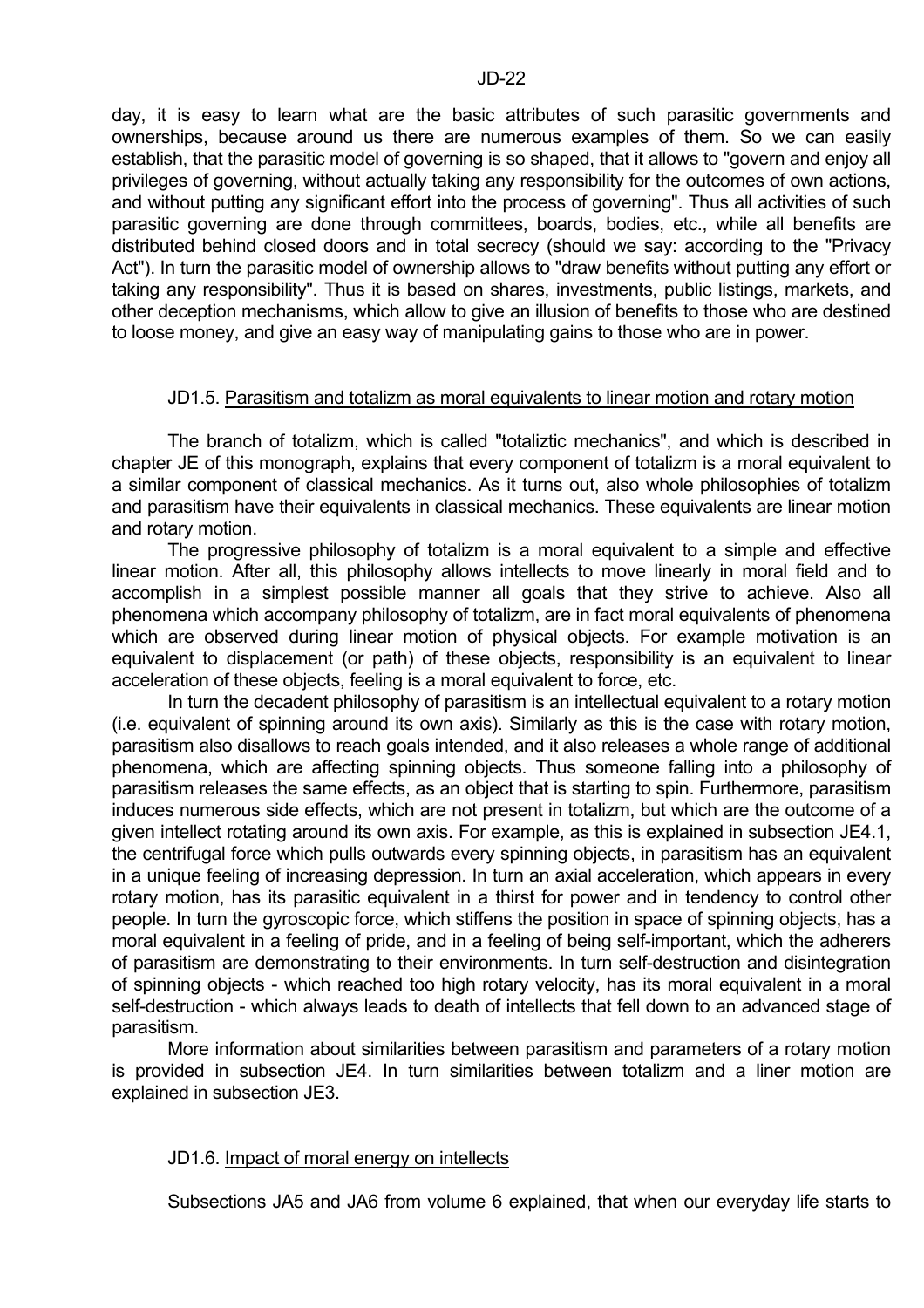day, it is easy to learn what are the basic attributes of such parasitic governments and ownerships, because around us there are numerous examples of them. So we can easily establish, that the parasitic model of governing is so shaped, that it allows to "govern and enjoy all privileges of governing, without actually taking any responsibility for the outcomes of own actions, and without putting any significant effort into the process of governing". Thus all activities of such parasitic governing are done through committees, boards, bodies, etc., while all benefits are distributed behind closed doors and in total secrecy (should we say: according to the "Privacy Act"). In turn the parasitic model of ownership allows to "draw benefits without putting any effort or taking any responsibility". Thus it is based on shares, investments, public listings, markets, and other deception mechanisms, which allow to give an illusion of benefits to those who are destined to loose money, and give an easy way of manipulating gains to those who are in power.

### JD1.5. Parasitism and totalizm as moral equivalents to linear motion and rotary motion

The branch of totalizm, which is called "totaliztic mechanics", and which is described in chapter JE of this monograph, explains that every component of totalizm is a moral equivalent to a similar component of classical mechanics. As it turns out, also whole philosophies of totalizm and parasitism have their equivalents in classical mechanics. These equivalents are linear motion and rotary motion.

The progressive philosophy of totalizm is a moral equivalent to a simple and effective linear motion. After all, this philosophy allows intellects to move linearly in moral field and to accomplish in a simplest possible manner all goals that they strive to achieve. Also all phenomena which accompany philosophy of totalizm, are in fact moral equivalents of phenomena which are observed during linear motion of physical objects. For example motivation is an equivalent to displacement (or path) of these objects, responsibility is an equivalent to linear acceleration of these objects, feeling is a moral equivalent to force, etc.

In turn the decadent philosophy of parasitism is an intellectual equivalent to a rotary motion (i.e. equivalent of spinning around its own axis). Similarly as this is the case with rotary motion, parasitism also disallows to reach goals intended, and it also releases a whole range of additional phenomena, which are affecting spinning objects. Thus someone falling into a philosophy of parasitism releases the same effects, as an object that is starting to spin. Furthermore, parasitism induces numerous side effects, which are not present in totalizm, but which are the outcome of a given intellect rotating around its own axis. For example, as this is explained in subsection JE4.1, the centrifugal force which pulls outwards every spinning objects, in parasitism has an equivalent in a unique feeling of increasing depression. In turn an axial acceleration, which appears in every rotary motion, has its parasitic equivalent in a thirst for power and in tendency to control other people. In turn the gyroscopic force, which stiffens the position in space of spinning objects, has a moral equivalent in a feeling of pride, and in a feeling of being self-important, which the adherers of parasitism are demonstrating to their environments. In turn self-destruction and disintegration of spinning objects - which reached too high rotary velocity, has its moral equivalent in a moral self-destruction - which always leads to death of intellects that fell down to an advanced stage of parasitism.

More information about similarities between parasitism and parameters of a rotary motion is provided in subsection JE4. In turn similarities between totalizm and a liner motion are explained in subsection JE3.

### JD1.6. Impact of moral energy on intellects

Subsections JA5 and JA6 from volume 6 explained, that when our everyday life starts to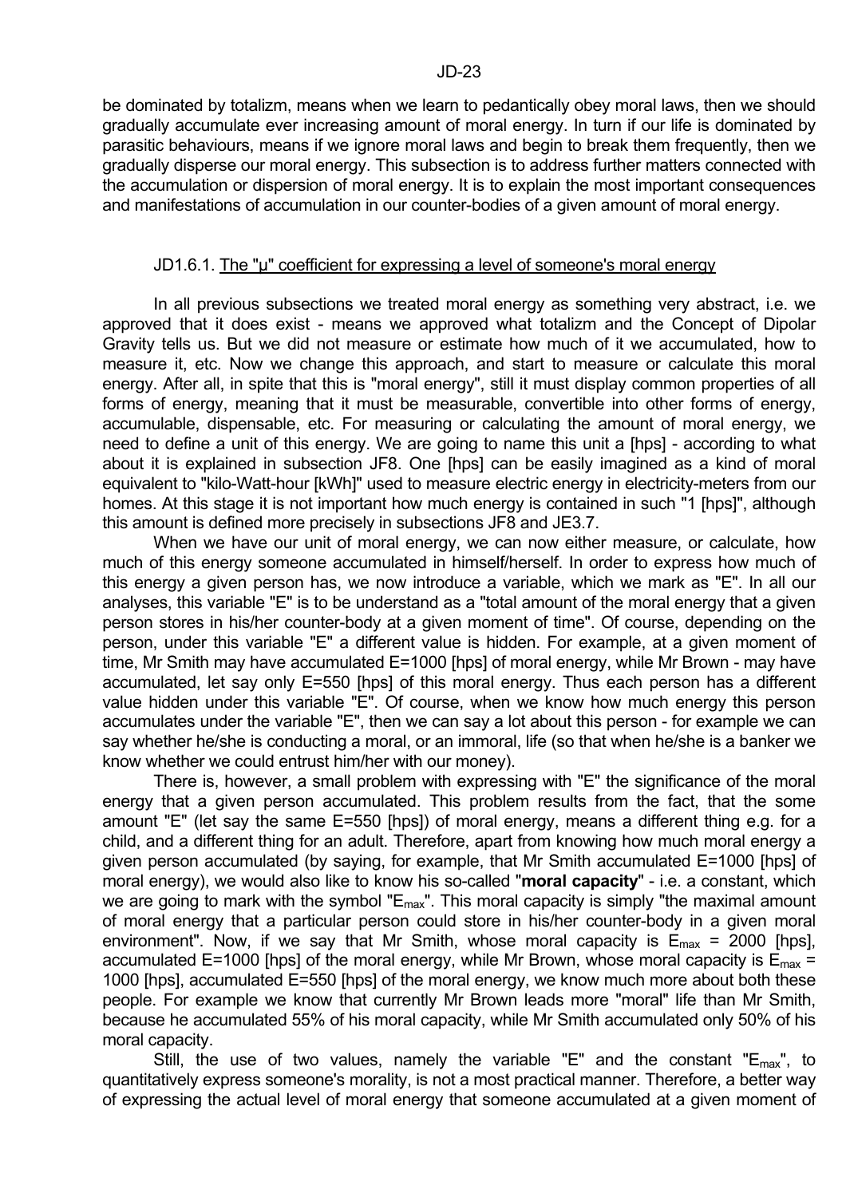be dominated by totalizm, means when we learn to pedantically obey moral laws, then we should gradually accumulate ever increasing amount of moral energy. In turn if our life is dominated by parasitic behaviours, means if we ignore moral laws and begin to break them frequently, then we gradually disperse our moral energy. This subsection is to address further matters connected with the accumulation or dispersion of moral energy. It is to explain the most important consequences and manifestations of accumulation in our counter-bodies of a given amount of moral energy.

### JD1.6.1. The "μ" coefficient for expressing a level of someone's moral energy

In all previous subsections we treated moral energy as something very abstract, i.e. we approved that it does exist - means we approved what totalizm and the Concept of Dipolar Gravity tells us. But we did not measure or estimate how much of it we accumulated, how to measure it, etc. Now we change this approach, and start to measure or calculate this moral energy. After all, in spite that this is "moral energy", still it must display common properties of all forms of energy, meaning that it must be measurable, convertible into other forms of energy, accumulable, dispensable, etc. For measuring or calculating the amount of moral energy, we need to define a unit of this energy. We are going to name this unit a [hps] - according to what about it is explained in subsection JF8. One [hps] can be easily imagined as a kind of moral equivalent to "kilo-Watt-hour [kWh]" used to measure electric energy in electricity-meters from our homes. At this stage it is not important how much energy is contained in such "1 [hps]", although this amount is defined more precisely in subsections JF8 and JE3.7.

When we have our unit of moral energy, we can now either measure, or calculate, how much of this energy someone accumulated in himself/herself. In order to express how much of this energy a given person has, we now introduce a variable, which we mark as "E". In all our analyses, this variable "E" is to be understand as a "total amount of the moral energy that a given person stores in his/her counter-body at a given moment of time". Of course, depending on the person, under this variable "E" a different value is hidden. For example, at a given moment of time, Mr Smith may have accumulated E=1000 [hps] of moral energy, while Mr Brown - may have accumulated, let say only E=550 [hps] of this moral energy. Thus each person has a different value hidden under this variable "E". Of course, when we know how much energy this person accumulates under the variable "E", then we can say a lot about this person - for example we can say whether he/she is conducting a moral, or an immoral, life (so that when he/she is a banker we know whether we could entrust him/her with our money).

There is, however, a small problem with expressing with "E" the significance of the moral energy that a given person accumulated. This problem results from the fact, that the some amount "E" (let say the same E=550 [hps]) of moral energy, means a different thing e.g. for a child, and a different thing for an adult. Therefore, apart from knowing how much moral energy a given person accumulated (by saying, for example, that Mr Smith accumulated E=1000 [hps] of moral energy), we would also like to know his so-called "**moral capacity**" - i.e. a constant, which we are going to mark with the symbol "$E_{max}$". This moral capacity is simply "the maximal amount of moral energy that a particular person could store in his/her counter-body in a given moral environment". Now, if we say that Mr Smith, whose moral capacity is $E_{max}$ = 2000 [hps], accumulated E=1000 [hps] of the moral energy, while Mr Brown, whose moral capacity is $E_{max}$ = 1000 [hps], accumulated E=550 [hps] of the moral energy, we know much more about both these people. For example we know that currently Mr Brown leads more "moral" life than Mr Smith, because he accumulated 55% of his moral capacity, while Mr Smith accumulated only 50% of his moral capacity.

Still, the use of two values, namely the variable "E" and the constant "$E_{max}$", to quantitatively express someone's morality, is not a most practical manner. Therefore, a better way of expressing the actual level of moral energy that someone accumulated at a given moment of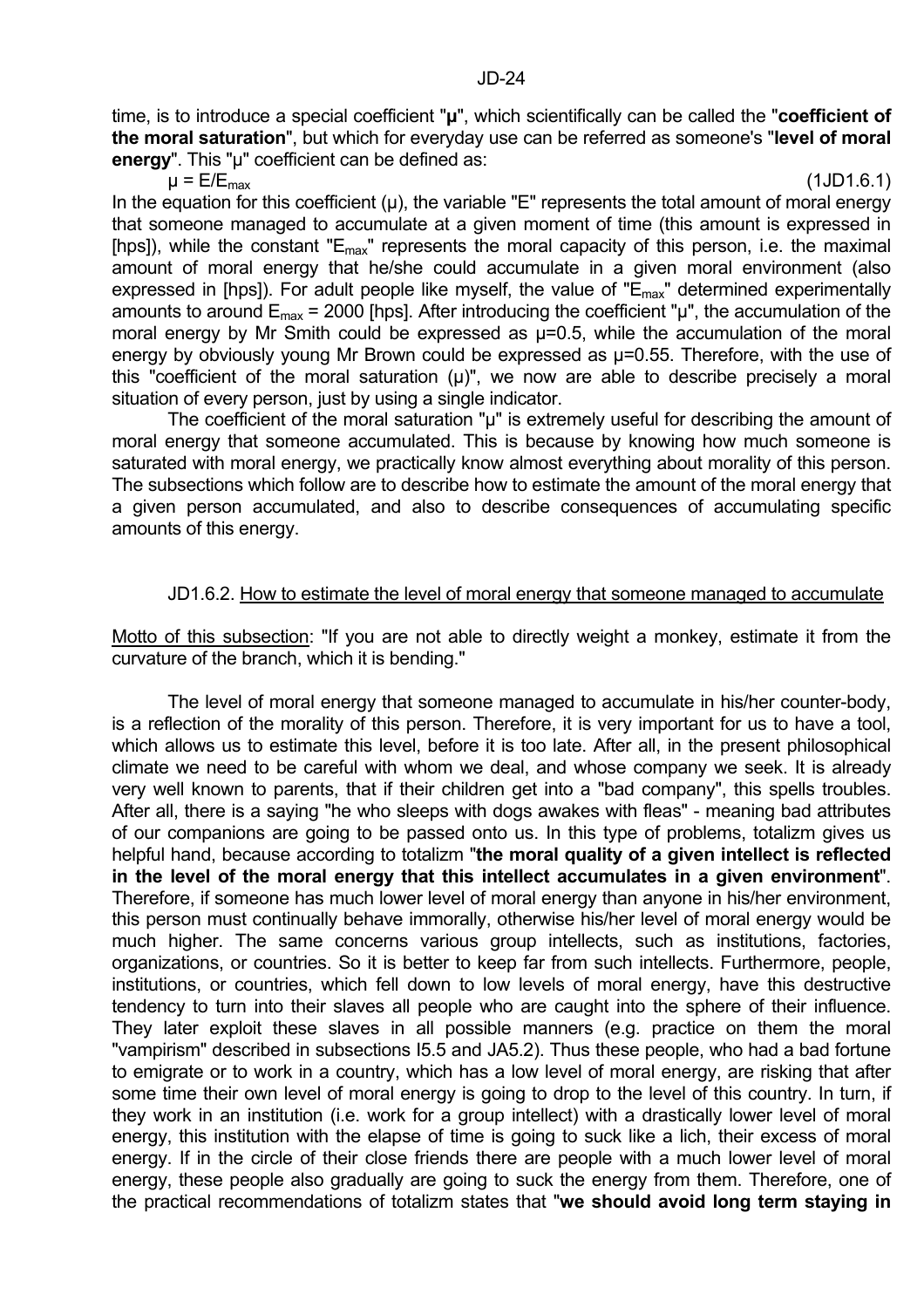time, is to introduce a special coefficient "**µ**", which scientifically can be called the "**coefficient of the moral saturation**", but which for everyday use can be referred as someone's "**level of moral energy**". This "µ" coefficient can be defined as:

$$\mu = E/E_{max} \qquad (1JD1.6.1)$$

In the equation for this coefficient (µ), the variable "E" represents the total amount of moral energy that someone managed to accumulate at a given moment of time (this amount is expressed in [hps]), while the constant "$E_{max}$" represents the moral capacity of this person, i.e. the maximal amount of moral energy that he/she could accumulate in a given moral environment (also expressed in [hps]). For adult people like myself, the value of "$E_{max}$" determined experimentally amounts to around $E_{max}$ = 2000 [hps]. After introducing the coefficient "µ", the accumulation of the moral energy by Mr Smith could be expressed as µ=0.5, while the accumulation of the moral energy by obviously young Mr Brown could be expressed as µ=0.55. Therefore, with the use of this "coefficient of the moral saturation (µ)", we now are able to describe precisely a moral situation of every person, just by using a single indicator.

The coefficient of the moral saturation "µ" is extremely useful for describing the amount of moral energy that someone accumulated. This is because by knowing how much someone is saturated with moral energy, we practically know almost everything about morality of this person. The subsections which follow are to describe how to estimate the amount of the moral energy that a given person accumulated, and also to describe consequences of accumulating specific amounts of this energy.

### JD1.6.2. How to estimate the level of moral energy that someone managed to accumulate

Motto of this subsection: "If you are not able to directly weight a monkey, estimate it from the curvature of the branch, which it is bending."

The level of moral energy that someone managed to accumulate in his/her counter-body, is a reflection of the morality of this person. Therefore, it is very important for us to have a tool, which allows us to estimate this level, before it is too late. After all, in the present philosophical climate we need to be careful with whom we deal, and whose company we seek. It is already very well known to parents, that if their children get into a "bad company", this spells troubles. After all, there is a saying "he who sleeps with dogs awakes with fleas" - meaning bad attributes of our companions are going to be passed onto us. In this type of problems, totalizm gives us helpful hand, because according to totalizm "**the moral quality of a given intellect is reflected in the level of the moral energy that this intellect accumulates in a given environment**". Therefore, if someone has much lower level of moral energy than anyone in his/her environment, this person must continually behave immorally, otherwise his/her level of moral energy would be much higher. The same concerns various group intellects, such as institutions, factories, organizations, or countries. So it is better to keep far from such intellects. Furthermore, people, institutions, or countries, which fell down to low levels of moral energy, have this destructive tendency to turn into their slaves all people who are caught into the sphere of their influence. They later exploit these slaves in all possible manners (e.g. practice on them the moral "vampirism" described in subsections I5.5 and JA5.2). Thus these people, who had a bad fortune to emigrate or to work in a country, which has a low level of moral energy, are risking that after some time their own level of moral energy is going to drop to the level of this country. In turn, if they work in an institution (i.e. work for a group intellect) with a drastically lower level of moral energy, this institution with the elapse of time is going to suck like a lich, their excess of moral energy. If in the circle of their close friends there are people with a much lower level of moral energy, these people also gradually are going to suck the energy from them. Therefore, one of the practical recommendations of totalizm states that "**we should avoid long term staying in**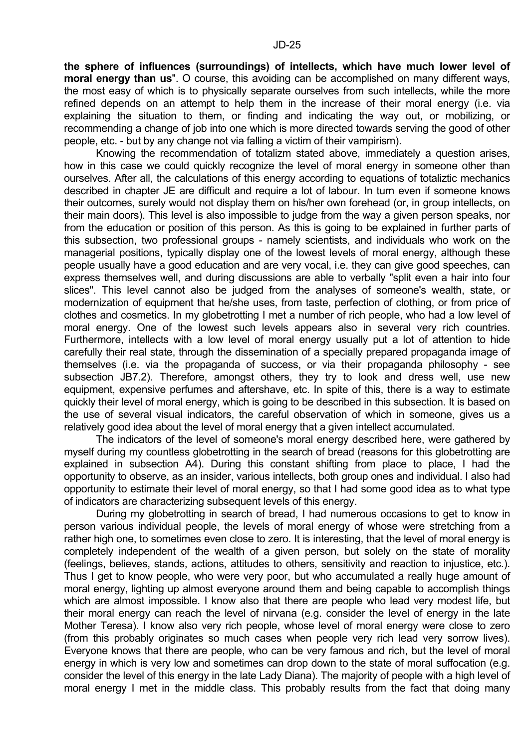**the sphere of influences (surroundings) of intellects, which have much lower level of moral energy than us**". O course, this avoiding can be accomplished on many different ways, the most easy of which is to physically separate ourselves from such intellects, while the more refined depends on an attempt to help them in the increase of their moral energy (i.e. via explaining the situation to them, or finding and indicating the way out, or mobilizing, or recommending a change of job into one which is more directed towards serving the good of other people, etc. - but by any change not via falling a victim of their vampirism).

Knowing the recommendation of totalizm stated above, immediately a question arises, how in this case we could quickly recognize the level of moral energy in someone other than ourselves. After all, the calculations of this energy according to equations of totaliztic mechanics described in chapter JE are difficult and require a lot of labour. In turn even if someone knows their outcomes, surely would not display them on his/her own forehead (or, in group intellects, on their main doors). This level is also impossible to judge from the way a given person speaks, nor from the education or position of this person. As this is going to be explained in further parts of this subsection, two professional groups - namely scientists, and individuals who work on the managerial positions, typically display one of the lowest levels of moral energy, although these people usually have a good education and are very vocal, i.e. they can give good speeches, can express themselves well, and during discussions are able to verbally "split even a hair into four slices". This level cannot also be judged from the analyses of someone's wealth, state, or modernization of equipment that he/she uses, from taste, perfection of clothing, or from price of clothes and cosmetics. In my globetrotting I met a number of rich people, who had a low level of moral energy. One of the lowest such levels appears also in several very rich countries. Furthermore, intellects with a low level of moral energy usually put a lot of attention to hide carefully their real state, through the dissemination of a specially prepared propaganda image of themselves (i.e. via the propaganda of success, or via their propaganda philosophy - see subsection JB7.2). Therefore, amongst others, they try to look and dress well, use new equipment, expensive perfumes and aftershave, etc. In spite of this, there is a way to estimate quickly their level of moral energy, which is going to be described in this subsection. It is based on the use of several visual indicators, the careful observation of which in someone, gives us a relatively good idea about the level of moral energy that a given intellect accumulated.

The indicators of the level of someone's moral energy described here, were gathered by myself during my countless globetrotting in the search of bread (reasons for this globetrotting are explained in subsection A4). During this constant shifting from place to place, I had the opportunity to observe, as an insider, various intellects, both group ones and individual. I also had opportunity to estimate their level of moral energy, so that I had some good idea as to what type of indicators are characterizing subsequent levels of this energy.

During my globetrotting in search of bread, I had numerous occasions to get to know in person various individual people, the levels of moral energy of whose were stretching from a rather high one, to sometimes even close to zero. It is interesting, that the level of moral energy is completely independent of the wealth of a given person, but solely on the state of morality (feelings, believes, stands, actions, attitudes to others, sensitivity and reaction to injustice, etc.). Thus I get to know people, who were very poor, but who accumulated a really huge amount of moral energy, lighting up almost everyone around them and being capable to accomplish things which are almost impossible. I know also that there are people who lead very modest life, but their moral energy can reach the level of nirvana (e.g. consider the level of energy in the late Mother Teresa). I know also very rich people, whose level of moral energy were close to zero (from this probably originates so much cases when people very rich lead very sorrow lives). Everyone knows that there are people, who can be very famous and rich, but the level of moral energy in which is very low and sometimes can drop down to the state of moral suffocation (e.g. consider the level of this energy in the late Lady Diana). The majority of people with a high level of moral energy I met in the middle class. This probably results from the fact that doing many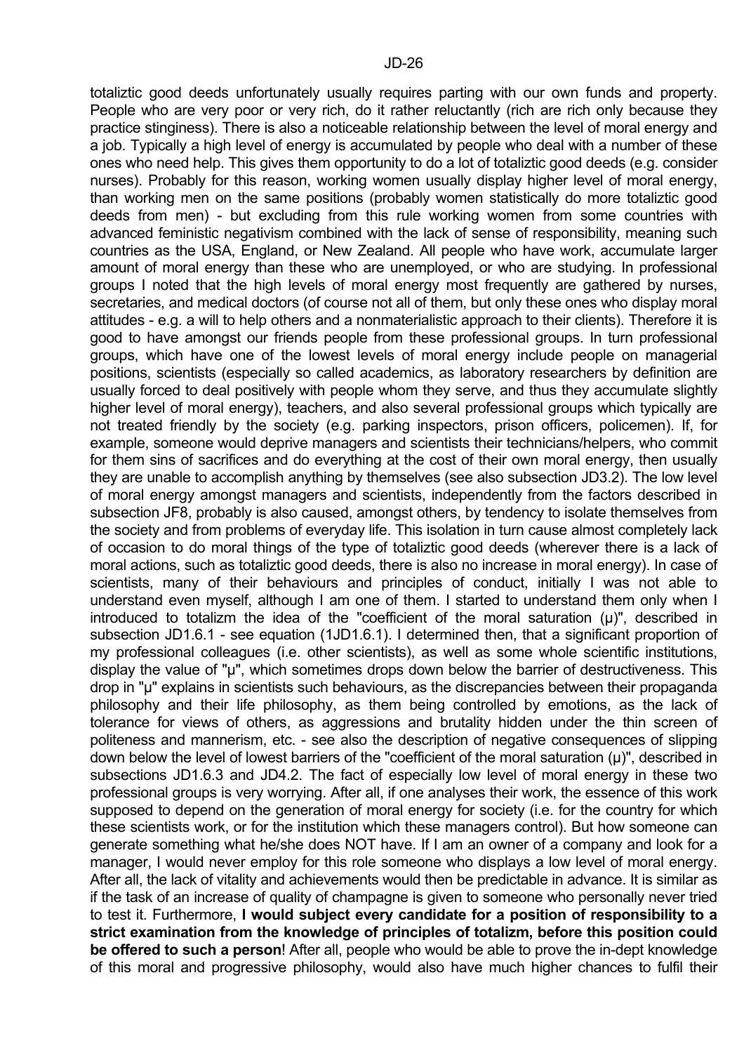totaliztic good deeds unfortunately usually requires parting with our own funds and property. People who are very poor or very rich, do it rather reluctantly (rich are rich only because they practice stinginess). There is also a noticeable relationship between the level of moral energy and a job. Typically a high level of energy is accumulated by people who deal with a number of these ones who need help. This gives them opportunity to do a lot of totaliztic good deeds (e.g. consider nurses). Probably for this reason, working women usually display higher level of moral energy, than working men on the same positions (probably women statistically do more totaliztic good deeds from men) - but excluding from this rule working women from some countries with advanced feministic negativism combined with the lack of sense of responsibility, meaning such countries as the USA, England, or New Zealand. All people who have work, accumulate larger amount of moral energy than these who are unemployed, or who are studying. In professional groups I noted that the high levels of moral energy most frequently are gathered by nurses, secretaries, and medical doctors (of course not all of them, but only these ones who display moral attitudes - e.g. a will to help others and a nonmaterialistic approach to their clients). Therefore it is good to have amongst our friends people from these professional groups. In turn professional groups, which have one of the lowest levels of moral energy include people on managerial positions, scientists (especially so called academics, as laboratory researchers by definition are usually forced to deal positively with people whom they serve, and thus they accumulate slightly higher level of moral energy), teachers, and also several professional groups which typically are not treated friendly by the society (e.g. parking inspectors, prison officers, policemen). If, for example, someone would deprive managers and scientists their technicians/helpers, who commit for them sins of sacrifices and do everything at the cost of their own moral energy, then usually they are unable to accomplish anything by themselves (see also subsection JD3.2). The low level of moral energy amongst managers and scientists, independently from the factors described in subsection JF8, probably is also caused, amongst others, by tendency to isolate themselves from the society and from problems of everyday life. This isolation in turn cause almost completely lack of occasion to do moral things of the type of totaliztic good deeds (wherever there is a lack of moral actions, such as totaliztic good deeds, there is also no increase in moral energy). In case of scientists, many of their behaviours and principles of conduct, initially I was not able to understand even myself, although I am one of them. I started to understand them only when I introduced to totalizm the idea of the "coefficient of the moral saturation (μ)", described in subsection JD1.6.1 - see equation (1JD1.6.1). I determined then, that a significant proportion of my professional colleagues (i.e. other scientists), as well as some whole scientific institutions, display the value of "μ", which sometimes drops down below the barrier of destructiveness. This drop in "μ" explains in scientists such behaviours, as the discrepancies between their propaganda philosophy and their life philosophy, as them being controlled by emotions, as the lack of tolerance for views of others, as aggressions and brutality hidden under the thin screen of politeness and mannerism, etc. - see also the description of negative consequences of slipping down below the level of lowest barriers of the "coefficient of the moral saturation (μ)", described in subsections JD1.6.3 and JD4.2. The fact of especially low level of moral energy in these two professional groups is very worrying. After all, if one analyses their work, the essence of this work supposed to depend on the generation of moral energy for society (i.e. for the country for which these scientists work, or for the institution which these managers control). But how someone can generate something what he/she does NOT have. If I am an owner of a company and look for a manager, I would never employ for this role someone who displays a low level of moral energy. After all, the lack of vitality and achievements would then be predictable in advance. It is similar as if the task of an increase of quality of champagne is given to someone who personally never tried to test it. Furthermore, **I would subject every candidate for a position of responsibility to a strict examination from the knowledge of principles of totalizm, before this position could be offered to such a person**! After all, people who would be able to prove the in-dept knowledge of this moral and progressive philosophy, would also have much higher chances to fulfil their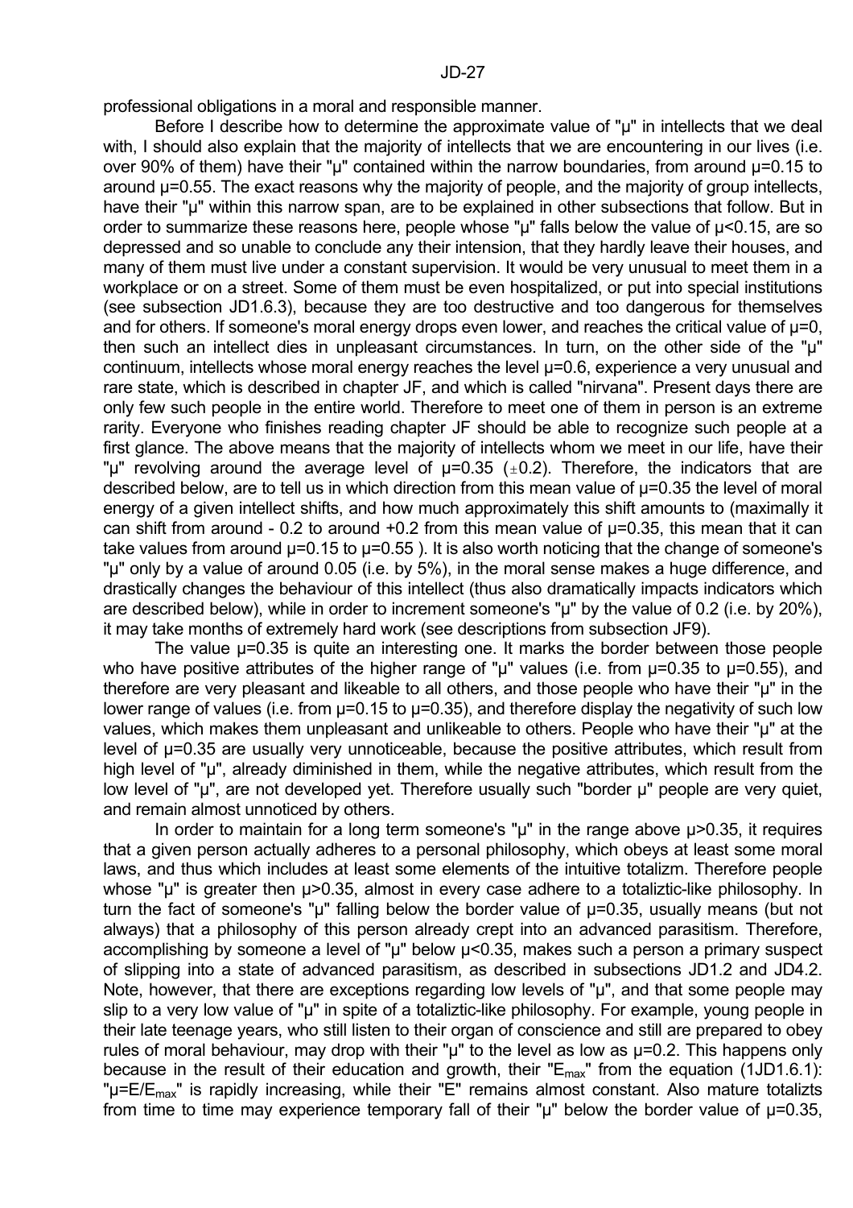professional obligations in a moral and responsible manner.

Before I describe how to determine the approximate value of "$\mu$" in intellects that we deal with, I should also explain that the majority of intellects that we are encountering in our lives (i.e. over 90% of them) have their "$\mu$" contained within the narrow boundaries, from around $\mu$=0.15 to around $\mu$=0.55. The exact reasons why the majority of people, and the majority of group intellects, have their "$\mu$" within this narrow span, are to be explained in other subsections that follow. But in order to summarize these reasons here, people whose "$\mu$" falls below the value of $\mu$<0.15, are so depressed and so unable to conclude any their intension, that they hardly leave their houses, and many of them must live under a constant supervision. It would be very unusual to meet them in a workplace or on a street. Some of them must be even hospitalized, or put into special institutions (see subsection JD1.6.3), because they are too destructive and too dangerous for themselves and for others. If someone's moral energy drops even lower, and reaches the critical value of $\mu$=0, then such an intellect dies in unpleasant circumstances. In turn, on the other side of the "$\mu$" continuum, intellects whose moral energy reaches the level $\mu$=0.6, experience a very unusual and rare state, which is described in chapter JF, and which is called "nirvana". Present days there are only few such people in the entire world. Therefore to meet one of them in person is an extreme rarity. Everyone who finishes reading chapter JF should be able to recognize such people at a first glance. The above means that the majority of intellects whom we meet in our life, have their "$\mu$" revolving around the average level of $\mu$=0.35 ($\pm$0.2). Therefore, the indicators that are described below, are to tell us in which direction from this mean value of $\mu$=0.35 the level of moral energy of a given intellect shifts, and how much approximately this shift amounts to (maximally it can shift from around - 0.2 to around +0.2 from this mean value of $\mu$=0.35, this mean that it can take values from around $\mu$=0.15 to $\mu$=0.55 ). It is also worth noticing that the change of someone's "$\mu$" only by a value of around 0.05 (i.e. by 5%), in the moral sense makes a huge difference, and drastically changes the behaviour of this intellect (thus also dramatically impacts indicators which are described below), while in order to increment someone's "$\mu$" by the value of 0.2 (i.e. by 20%), it may take months of extremely hard work (see descriptions from subsection JF9).

The value $\mu$=0.35 is quite an interesting one. It marks the border between those people who have positive attributes of the higher range of "$\mu$" values (i.e. from $\mu$=0.35 to $\mu$=0.55), and therefore are very pleasant and likeable to all others, and those people who have their "$\mu$" in the lower range of values (i.e. from $\mu$=0.15 to $\mu$=0.35), and therefore display the negativity of such low values, which makes them unpleasant and unlikeable to others. People who have their "$\mu$" at the level of $\mu$=0.35 are usually very unnoticeable, because the positive attributes, which result from high level of "$\mu$", already diminished in them, while the negative attributes, which result from the low level of "$\mu$", are not developed yet. Therefore usually such "border $\mu$" people are very quiet, and remain almost unnoticed by others.

In order to maintain for a long term someone's "$\mu$" in the range above $\mu$>0.35, it requires that a given person actually adheres to a personal philosophy, which obeys at least some moral laws, and thus which includes at least some elements of the intuitive totalizm. Therefore people whose "$\mu$" is greater then $\mu$>0.35, almost in every case adhere to a totaliztic-like philosophy. In turn the fact of someone's "$\mu$" falling below the border value of $\mu$=0.35, usually means (but not always) that a philosophy of this person already crept into an advanced parasitism. Therefore, accomplishing by someone a level of "$\mu$" below $\mu$<0.35, makes such a person a primary suspect of slipping into a state of advanced parasitism, as described in subsections JD1.2 and JD4.2. Note, however, that there are exceptions regarding low levels of "$\mu$", and that some people may slip to a very low value of "$\mu$" in spite of a totaliztic-like philosophy. For example, young people in their late teenage years, who still listen to their organ of conscience and still are prepared to obey rules of moral behaviour, may drop with their "$\mu$" to the level as low as $\mu$=0.2. This happens only because in the result of their education and growth, their "$E_{max}$" from the equation (1JD1.6.1): "$\mu=E/E_{max}$" is rapidly increasing, while their "E" remains almost constant. Also mature totalizts from time to time may experience temporary fall of their "$\mu$" below the border value of $\mu$=0.35,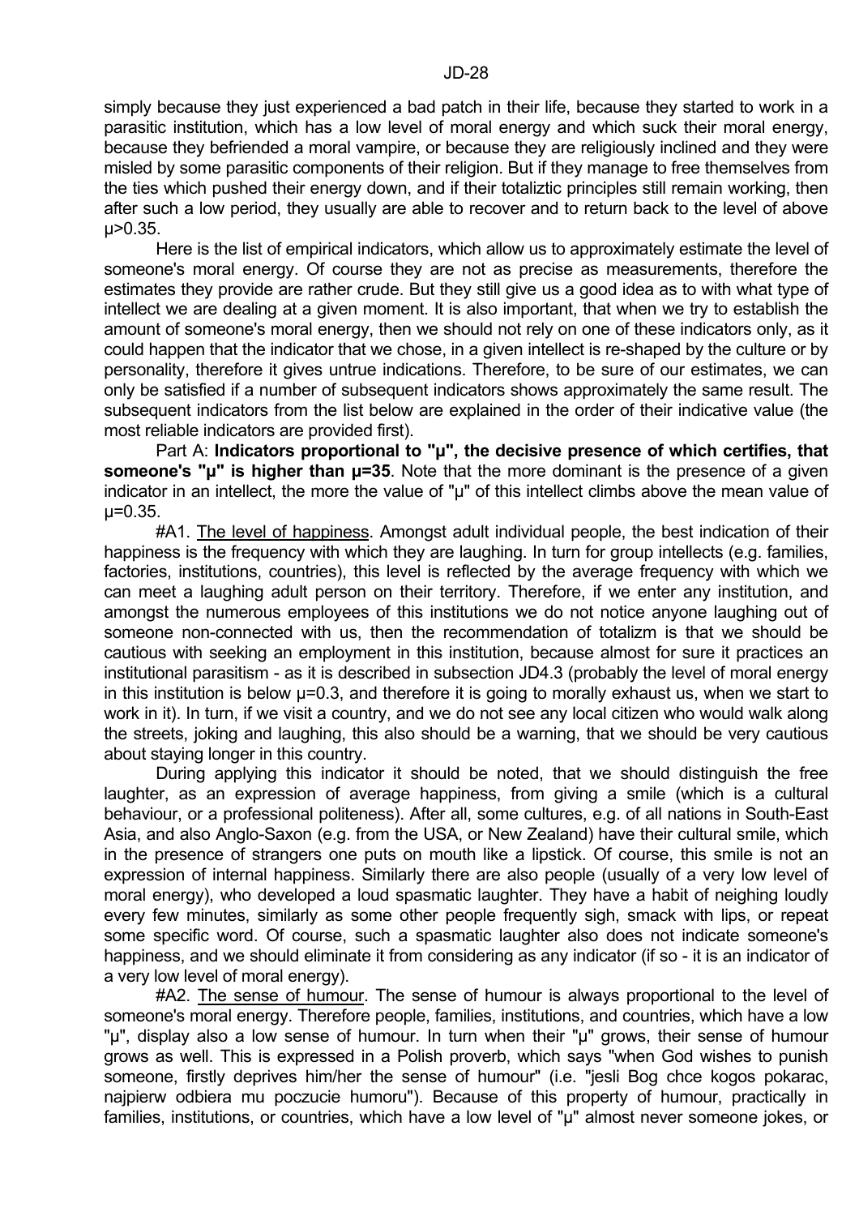simply because they just experienced a bad patch in their life, because they started to work in a parasitic institution, which has a low level of moral energy and which suck their moral energy, because they befriended a moral vampire, or because they are religiously inclined and they were misled by some parasitic components of their religion. But if they manage to free themselves from the ties which pushed their energy down, and if their totaliztic principles still remain working, then after such a low period, they usually are able to recover and to return back to the level of above $\mu>0.35$.

Here is the list of empirical indicators, which allow us to approximately estimate the level of someone's moral energy. Of course they are not as precise as measurements, therefore the estimates they provide are rather crude. But they still give us a good idea as to with what type of intellect we are dealing at a given moment. It is also important, that when we try to establish the amount of someone's moral energy, then we should not rely on one of these indicators only, as it could happen that the indicator that we chose, in a given intellect is re-shaped by the culture or by personality, therefore it gives untrue indications. Therefore, to be sure of our estimates, we can only be satisfied if a number of subsequent indicators shows approximately the same result. The subsequent indicators from the list below are explained in the order of their indicative value (the most reliable indicators are provided first).

Part A: **Indicators proportional to "μ", the decisive presence of which certifies, that someone's "μ" is higher than μ=35**. Note that the more dominant is the presence of a given indicator in an intellect, the more the value of "μ" of this intellect climbs above the mean value of $\mu=0.35$.

#A1. <u>The level of happiness</u>. Amongst adult individual people, the best indication of their happiness is the frequency with which they are laughing. In turn for group intellects (e.g. families, factories, institutions, countries), this level is reflected by the average frequency with which we can meet a laughing adult person on their territory. Therefore, if we enter any institution, and amongst the numerous employees of this institutions we do not notice anyone laughing out of someone non-connected with us, then the recommendation of totalizm is that we should be cautious with seeking an employment in this institution, because almost for sure it practices an institutional parasitism - as it is described in subsection JD4.3 (probably the level of moral energy in this institution is below $\mu=0.3$, and therefore it is going to morally exhaust us, when we start to work in it). In turn, if we visit a country, and we do not see any local citizen who would walk along the streets, joking and laughing, this also should be a warning, that we should be very cautious about staying longer in this country.

During applying this indicator it should be noted, that we should distinguish the free laughter, as an expression of average happiness, from giving a smile (which is a cultural behaviour, or a professional politeness). After all, some cultures, e.g. of all nations in South-East Asia, and also Anglo-Saxon (e.g. from the USA, or New Zealand) have their cultural smile, which in the presence of strangers one puts on mouth like a lipstick. Of course, this smile is not an expression of internal happiness. Similarly there are also people (usually of a very low level of moral energy), who developed a loud spasmatic laughter. They have a habit of neighing loudly every few minutes, similarly as some other people frequently sigh, smack with lips, or repeat some specific word. Of course, such a spasmatic laughter also does not indicate someone's happiness, and we should eliminate it from considering as any indicator (if so - it is an indicator of a very low level of moral energy).

#A2. <u>The sense of humour</u>. The sense of humour is always proportional to the level of someone's moral energy. Therefore people, families, institutions, and countries, which have a low "μ", display also a low sense of humour. In turn when their "μ" grows, their sense of humour grows as well. This is expressed in a Polish proverb, which says "when God wishes to punish someone, firstly deprives him/her the sense of humour" (i.e. "jesli Bog chce kogos pokarac, najpierw odbiera mu poczucie humoru"). Because of this property of humour, practically in families, institutions, or countries, which have a low level of "μ" almost never someone jokes, or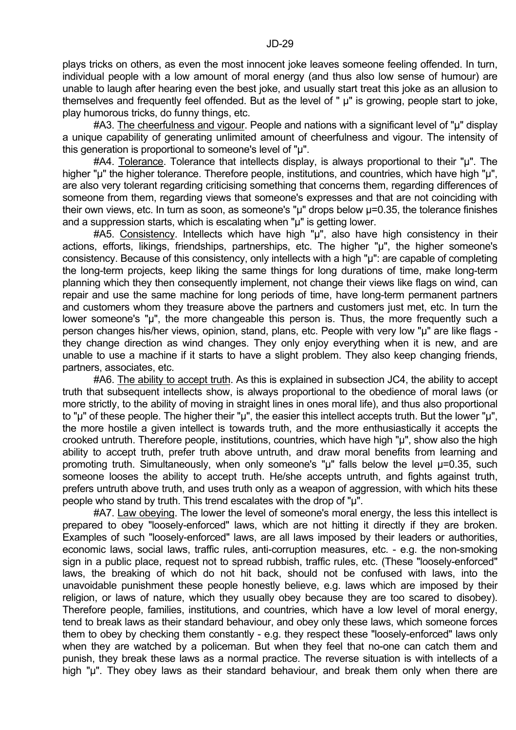plays tricks on others, as even the most innocent joke leaves someone feeling offended. In turn, individual people with a low amount of moral energy (and thus also low sense of humour) are unable to laugh after hearing even the best joke, and usually start treat this joke as an allusion to themselves and frequently feel offended. But as the level of " μ" is growing, people start to joke, play humorous tricks, do funny things, etc.

#A3. The cheerfulness and vigour. People and nations with a significant level of "μ" display a unique capability of generating unlimited amount of cheerfulness and vigour. The intensity of this generation is proportional to someone's level of "μ".

#A4. Tolerance. Tolerance that intellects display, is always proportional to their "μ". The higher "μ" the higher tolerance. Therefore people, institutions, and countries, which have high "μ", are also very tolerant regarding criticising something that concerns them, regarding differences of someone from them, regarding views that someone's expresses and that are not coinciding with their own views, etc. In turn as soon, as someone's "μ" drops below μ=0.35, the tolerance finishes and a suppression starts, which is escalating when "μ" is getting lower.

#A5. Consistency. Intellects which have high "μ", also have high consistency in their actions, efforts, likings, friendships, partnerships, etc. The higher "μ", the higher someone's consistency. Because of this consistency, only intellects with a high "μ": are capable of completing the long-term projects, keep liking the same things for long durations of time, make long-term planning which they then consequently implement, not change their views like flags on wind, can repair and use the same machine for long periods of time, have long-term permanent partners and customers whom they treasure above the partners and customers just met, etc. In turn the lower someone's "μ", the more changeable this person is. Thus, the more frequently such a person changes his/her views, opinion, stand, plans, etc. People with very low "μ" are like flags - they change direction as wind changes. They only enjoy everything when it is new, and are unable to use a machine if it starts to have a slight problem. They also keep changing friends, partners, associates, etc.

#A6. The ability to accept truth. As this is explained in subsection JC4, the ability to accept truth that subsequent intellects show, is always proportional to the obedience of moral laws (or more strictly, to the ability of moving in straight lines in ones moral life), and thus also proportional to "μ" of these people. The higher their "μ", the easier this intellect accepts truth. But the lower "μ", the more hostile a given intellect is towards truth, and the more enthusiastically it accepts the crooked untruth. Therefore people, institutions, countries, which have high "μ", show also the high ability to accept truth, prefer truth above untruth, and draw moral benefits from learning and promoting truth. Simultaneously, when only someone's "μ" falls below the level μ=0.35, such someone looses the ability to accept truth. He/she accepts untruth, and fights against truth, prefers untruth above truth, and uses truth only as a weapon of aggression, with which hits these people who stand by truth. This trend escalates with the drop of "μ".

#A7. Law obeying. The lower the level of someone's moral energy, the less this intellect is prepared to obey "loosely-enforced" laws, which are not hitting it directly if they are broken. Examples of such "loosely-enforced" laws, are all laws imposed by their leaders or authorities, economic laws, social laws, traffic rules, anti-corruption measures, etc. - e.g. the non-smoking sign in a public place, request not to spread rubbish, traffic rules, etc. (These "loosely-enforced" laws, the breaking of which do not hit back, should not be confused with laws, into the unavoidable punishment these people honestly believe, e.g. laws which are imposed by their religion, or laws of nature, which they usually obey because they are too scared to disobey). Therefore people, families, institutions, and countries, which have a low level of moral energy, tend to break laws as their standard behaviour, and obey only these laws, which someone forces them to obey by checking them constantly - e.g. they respect these "loosely-enforced" laws only when they are watched by a policeman. But when they feel that no-one can catch them and punish, they break these laws as a normal practice. The reverse situation is with intellects of a high "μ". They obey laws as their standard behaviour, and break them only when there are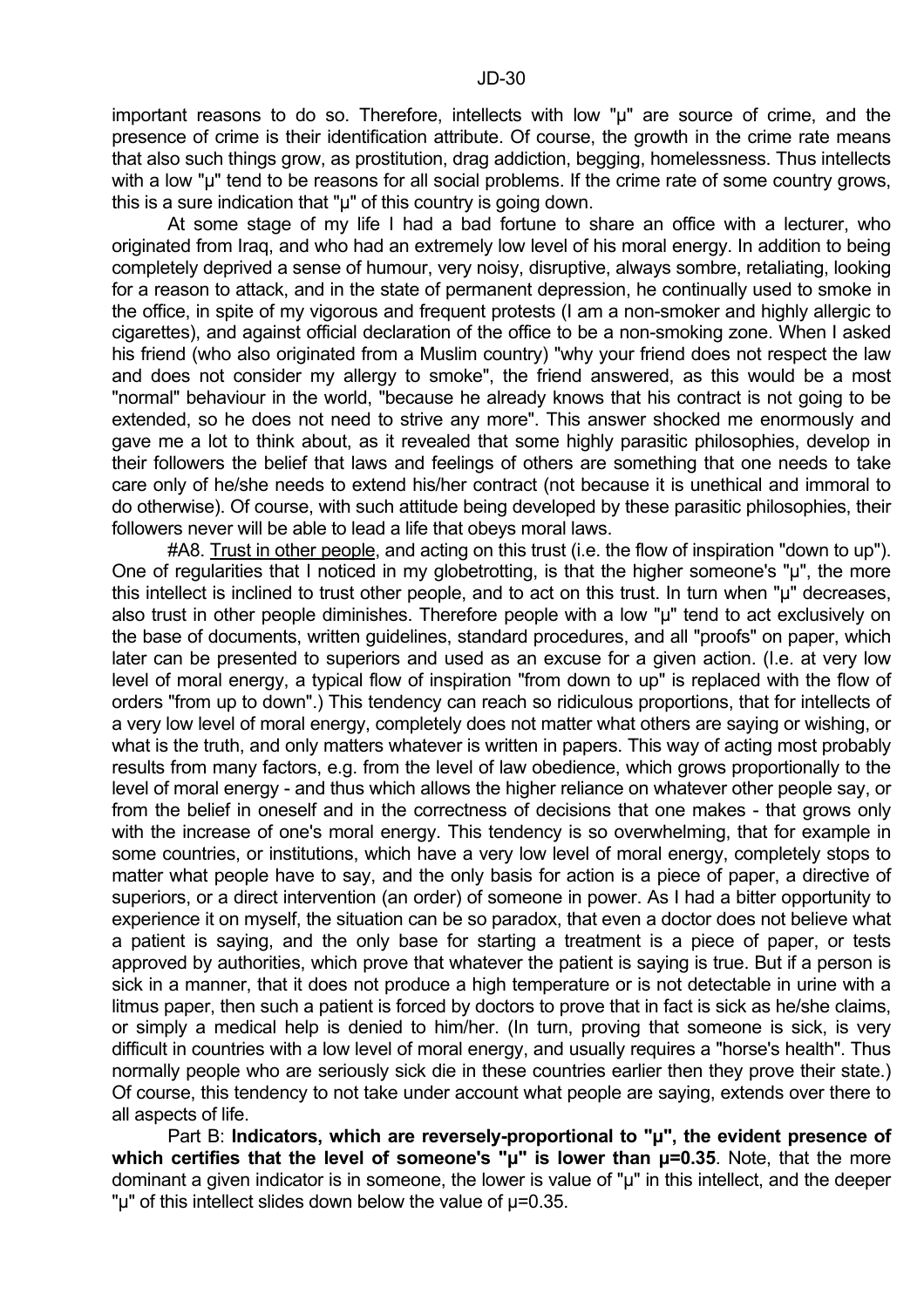important reasons to do so. Therefore, intellects with low "μ" are source of crime, and the presence of crime is their identification attribute. Of course, the growth in the crime rate means that also such things grow, as prostitution, drag addiction, begging, homelessness. Thus intellects with a low "μ" tend to be reasons for all social problems. If the crime rate of some country grows, this is a sure indication that "μ" of this country is going down.

At some stage of my life I had a bad fortune to share an office with a lecturer, who originated from Iraq, and who had an extremely low level of his moral energy. In addition to being completely deprived a sense of humour, very noisy, disruptive, always sombre, retaliating, looking for a reason to attack, and in the state of permanent depression, he continually used to smoke in the office, in spite of my vigorous and frequent protests (I am a non-smoker and highly allergic to cigarettes), and against official declaration of the office to be a non-smoking zone. When I asked his friend (who also originated from a Muslim country) "why your friend does not respect the law and does not consider my allergy to smoke", the friend answered, as this would be a most "normal" behaviour in the world, "because he already knows that his contract is not going to be extended, so he does not need to strive any more". This answer shocked me enormously and gave me a lot to think about, as it revealed that some highly parasitic philosophies, develop in their followers the belief that laws and feelings of others are something that one needs to take care only of he/she needs to extend his/her contract (not because it is unethical and immoral to do otherwise). Of course, with such attitude being developed by these parasitic philosophies, their followers never will be able to lead a life that obeys moral laws.

#A8. Trust in other people, and acting on this trust (i.e. the flow of inspiration "down to up"). One of regularities that I noticed in my globetrotting, is that the higher someone's "μ", the more this intellect is inclined to trust other people, and to act on this trust. In turn when "μ" decreases, also trust in other people diminishes. Therefore people with a low "μ" tend to act exclusively on the base of documents, written guidelines, standard procedures, and all "proofs" on paper, which later can be presented to superiors and used as an excuse for a given action. (I.e. at very low level of moral energy, a typical flow of inspiration "from down to up" is replaced with the flow of orders "from up to down".) This tendency can reach so ridiculous proportions, that for intellects of a very low level of moral energy, completely does not matter what others are saying or wishing, or what is the truth, and only matters whatever is written in papers. This way of acting most probably results from many factors, e.g. from the level of law obedience, which grows proportionally to the level of moral energy - and thus which allows the higher reliance on whatever other people say, or from the belief in oneself and in the correctness of decisions that one makes - that grows only with the increase of one's moral energy. This tendency is so overwhelming, that for example in some countries, or institutions, which have a very low level of moral energy, completely stops to matter what people have to say, and the only basis for action is a piece of paper, a directive of superiors, or a direct intervention (an order) of someone in power. As I had a bitter opportunity to experience it on myself, the situation can be so paradox, that even a doctor does not believe what a patient is saying, and the only base for starting a treatment is a piece of paper, or tests approved by authorities, which prove that whatever the patient is saying is true. But if a person is sick in a manner, that it does not produce a high temperature or is not detectable in urine with a litmus paper, then such a patient is forced by doctors to prove that in fact is sick as he/she claims, or simply a medical help is denied to him/her. (In turn, proving that someone is sick, is very difficult in countries with a low level of moral energy, and usually requires a "horse's health". Thus normally people who are seriously sick die in these countries earlier then they prove their state.) Of course, this tendency to not take under account what people are saying, extends over there to all aspects of life.

Part B: **Indicators, which are reversely-proportional to "μ", the evident presence of which certifies that the level of someone's "μ" is lower than μ=0.35**. Note, that the more dominant a given indicator is in someone, the lower is value of "μ" in this intellect, and the deeper "μ" of this intellect slides down below the value of μ=0.35.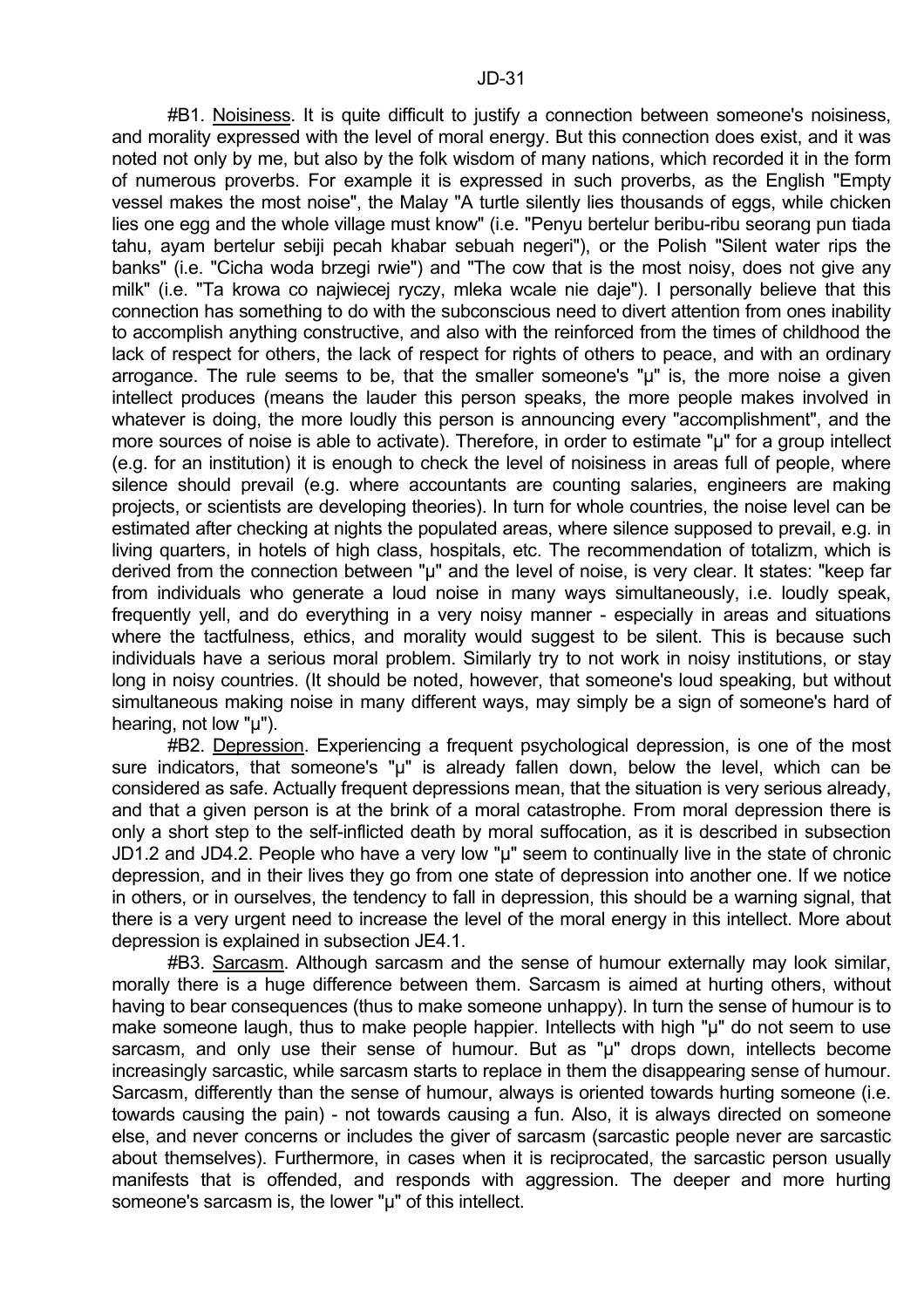#B1. Noisiness. It is quite difficult to justify a connection between someone's noisiness, and morality expressed with the level of moral energy. But this connection does exist, and it was noted not only by me, but also by the folk wisdom of many nations, which recorded it in the form of numerous proverbs. For example it is expressed in such proverbs, as the English "Empty vessel makes the most noise", the Malay "A turtle silently lies thousands of eggs, while chicken lies one egg and the whole village must know" (i.e. "Penyu bertelur beribu-ribu seorang pun tiada tahu, ayam bertelur sebiji pecah khabar sebuah negeri"), or the Polish "Silent water rips the banks" (i.e. "Cicha woda brzegi rwie") and "The cow that is the most noisy, does not give any milk" (i.e. "Ta krowa co najwiecej ryczy, mleka wcale nie daje"). I personally believe that this connection has something to do with the subconscious need to divert attention from ones inability to accomplish anything constructive, and also with the reinforced from the times of childhood the lack of respect for others, the lack of respect for rights of others to peace, and with an ordinary arrogance. The rule seems to be, that the smaller someone's "μ" is, the more noise a given intellect produces (means the lauder this person speaks, the more people makes involved in whatever is doing, the more loudly this person is announcing every "accomplishment", and the more sources of noise is able to activate). Therefore, in order to estimate "μ" for a group intellect (e.g. for an institution) it is enough to check the level of noisiness in areas full of people, where silence should prevail (e.g. where accountants are counting salaries, engineers are making projects, or scientists are developing theories). In turn for whole countries, the noise level can be estimated after checking at nights the populated areas, where silence supposed to prevail, e.g. in living quarters, in hotels of high class, hospitals, etc. The recommendation of totalizm, which is derived from the connection between "μ" and the level of noise, is very clear. It states: "keep far from individuals who generate a loud noise in many ways simultaneously, i.e. loudly speak, frequently yell, and do everything in a very noisy manner - especially in areas and situations where the tactfulness, ethics, and morality would suggest to be silent. This is because such individuals have a serious moral problem. Similarly try to not work in noisy institutions, or stay long in noisy countries. (It should be noted, however, that someone's loud speaking, but without simultaneous making noise in many different ways, may simply be a sign of someone's hard of hearing, not low "μ").

#B2. Depression. Experiencing a frequent psychological depression, is one of the most sure indicators, that someone's "μ" is already fallen down, below the level, which can be considered as safe. Actually frequent depressions mean, that the situation is very serious already, and that a given person is at the brink of a moral catastrophe. From moral depression there is only a short step to the self-inflicted death by moral suffocation, as it is described in subsection JD1.2 and JD4.2. People who have a very low "μ" seem to continually live in the state of chronic depression, and in their lives they go from one state of depression into another one. If we notice in others, or in ourselves, the tendency to fall in depression, this should be a warning signal, that there is a very urgent need to increase the level of the moral energy in this intellect. More about depression is explained in subsection JE4.1.

#B3. Sarcasm. Although sarcasm and the sense of humour externally may look similar, morally there is a huge difference between them. Sarcasm is aimed at hurting others, without having to bear consequences (thus to make someone unhappy). In turn the sense of humour is to make someone laugh, thus to make people happier. Intellects with high "μ" do not seem to use sarcasm, and only use their sense of humour. But as "μ" drops down, intellects become increasingly sarcastic, while sarcasm starts to replace in them the disappearing sense of humour. Sarcasm, differently than the sense of humour, always is oriented towards hurting someone (i.e. towards causing the pain) - not towards causing a fun. Also, it is always directed on someone else, and never concerns or includes the giver of sarcasm (sarcastic people never are sarcastic about themselves). Furthermore, in cases when it is reciprocated, the sarcastic person usually manifests that is offended, and responds with aggression. The deeper and more hurting someone's sarcasm is, the lower "μ" of this intellect.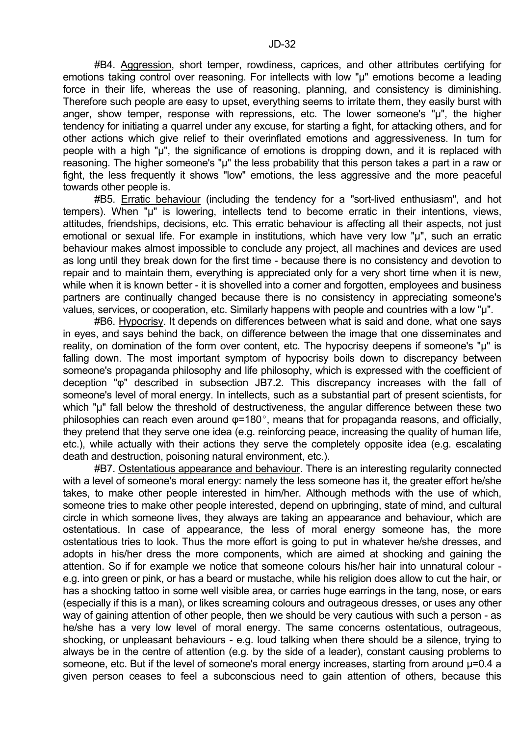#B4. Aggression, short temper, rowdiness, caprices, and other attributes certifying for emotions taking control over reasoning. For intellects with low "μ" emotions become a leading force in their life, whereas the use of reasoning, planning, and consistency is diminishing. Therefore such people are easy to upset, everything seems to irritate them, they easily burst with anger, show temper, response with repressions, etc. The lower someone's "μ", the higher tendency for initiating a quarrel under any excuse, for starting a fight, for attacking others, and for other actions which give relief to their overinflated emotions and aggressiveness. In turn for people with a high "μ", the significance of emotions is dropping down, and it is replaced with reasoning. The higher someone's "μ" the less probability that this person takes a part in a raw or fight, the less frequently it shows "low" emotions, the less aggressive and the more peaceful towards other people is.

#B5. Erratic behaviour (including the tendency for a "sort-lived enthusiasm", and hot tempers). When "μ" is lowering, intellects tend to become erratic in their intentions, views, attitudes, friendships, decisions, etc. This erratic behaviour is affecting all their aspects, not just emotional or sexual life. For example in institutions, which have very low "μ", such an erratic behaviour makes almost impossible to conclude any project, all machines and devices are used as long until they break down for the first time - because there is no consistency and devotion to repair and to maintain them, everything is appreciated only for a very short time when it is new, while when it is known better - it is shovelled into a corner and forgotten, employees and business partners are continually changed because there is no consistency in appreciating someone's values, services, or cooperation, etc. Similarly happens with people and countries with a low "μ".

#B6. Hypocrisy. It depends on differences between what is said and done, what one says in eyes, and says behind the back, on difference between the image that one disseminates and reality, on domination of the form over content, etc. The hypocrisy deepens if someone's "μ" is falling down. The most important symptom of hypocrisy boils down to discrepancy between someone's propaganda philosophy and life philosophy, which is expressed with the coefficient of deception "φ" described in subsection JB7.2. This discrepancy increases with the fall of someone's level of moral energy. In intellects, such as a substantial part of present scientists, for which "μ" fall below the threshold of destructiveness, the angular difference between these two philosophies can reach even around $\varphi=180°$, means that for propaganda reasons, and officially, they pretend that they serve one idea (e.g. reinforcing peace, increasing the quality of human life, etc.), while actually with their actions they serve the completely opposite idea (e.g. escalating death and destruction, poisoning natural environment, etc.).

#B7. Ostentatious appearance and behaviour. There is an interesting regularity connected with a level of someone's moral energy: namely the less someone has it, the greater effort he/she takes, to make other people interested in him/her. Although methods with the use of which, someone tries to make other people interested, depend on upbringing, state of mind, and cultural circle in which someone lives, they always are taking an appearance and behaviour, which are ostentatious. In case of appearance, the less of moral energy someone has, the more ostentatious tries to look. Thus the more effort is going to put in whatever he/she dresses, and adopts in his/her dress the more components, which are aimed at shocking and gaining the attention. So if for example we notice that someone colours his/her hair into unnatural colour - e.g. into green or pink, or has a beard or mustache, while his religion does allow to cut the hair, or has a shocking tattoo in some well visible area, or carries huge earrings in the tang, nose, or ears (especially if this is a man), or likes screaming colours and outrageous dresses, or uses any other way of gaining attention of other people, then we should be very cautious with such a person - as he/she has a very low level of moral energy. The same concerns ostentatious, outrageous, shocking, or unpleasant behaviours - e.g. loud talking when there should be a silence, trying to always be in the centre of attention (e.g. by the side of a leader), constant causing problems to someone, etc. But if the level of someone's moral energy increases, starting from around $\mu=0.4$ a given person ceases to feel a subconscious need to gain attention of others, because this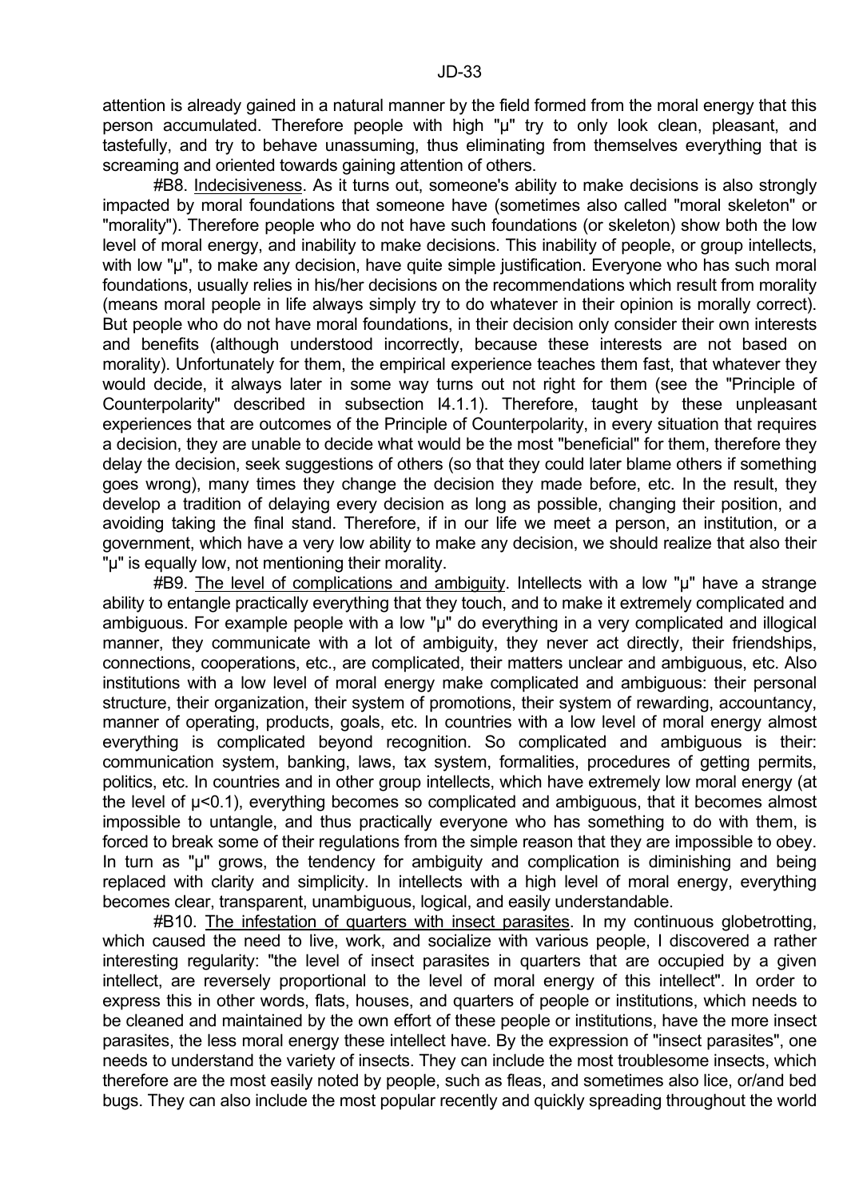attention is already gained in a natural manner by the field formed from the moral energy that this person accumulated. Therefore people with high "$\mu$" try to only look clean, pleasant, and tastefully, and try to behave unassuming, thus eliminating from themselves everything that is screaming and oriented towards gaining attention of others.

#B8. Indecisiveness. As it turns out, someone's ability to make decisions is also strongly impacted by moral foundations that someone have (sometimes also called "moral skeleton" or "morality"). Therefore people who do not have such foundations (or skeleton) show both the low level of moral energy, and inability to make decisions. This inability of people, or group intellects, with low "$\mu$", to make any decision, have quite simple justification. Everyone who has such moral foundations, usually relies in his/her decisions on the recommendations which result from morality (means moral people in life always simply try to do whatever in their opinion is morally correct). But people who do not have moral foundations, in their decision only consider their own interests and benefits (although understood incorrectly, because these interests are not based on morality). Unfortunately for them, the empirical experience teaches them fast, that whatever they would decide, it always later in some way turns out not right for them (see the "Principle of Counterpolarity" described in subsection I4.1.1). Therefore, taught by these unpleasant experiences that are outcomes of the Principle of Counterpolarity, in every situation that requires a decision, they are unable to decide what would be the most "beneficial" for them, therefore they delay the decision, seek suggestions of others (so that they could later blame others if something goes wrong), many times they change the decision they made before, etc. In the result, they develop a tradition of delaying every decision as long as possible, changing their position, and avoiding taking the final stand. Therefore, if in our life we meet a person, an institution, or a government, which have a very low ability to make any decision, we should realize that also their "$\mu$" is equally low, not mentioning their morality.

#B9. The level of complications and ambiguity. Intellects with a low "$\mu$" have a strange ability to entangle practically everything that they touch, and to make it extremely complicated and ambiguous. For example people with a low "$\mu$" do everything in a very complicated and illogical manner, they communicate with a lot of ambiguity, they never act directly, their friendships, connections, cooperations, etc., are complicated, their matters unclear and ambiguous, etc. Also institutions with a low level of moral energy make complicated and ambiguous: their personal structure, their organization, their system of promotions, their system of rewarding, accountancy, manner of operating, products, goals, etc. In countries with a low level of moral energy almost everything is complicated beyond recognition. So complicated and ambiguous is their: communication system, banking, laws, tax system, formalities, procedures of getting permits, politics, etc. In countries and in other group intellects, which have extremely low moral energy (at the level of $\mu<0.1$), everything becomes so complicated and ambiguous, that it becomes almost impossible to untangle, and thus practically everyone who has something to do with them, is forced to break some of their regulations from the simple reason that they are impossible to obey. In turn as "$\mu$" grows, the tendency for ambiguity and complication is diminishing and being replaced with clarity and simplicity. In intellects with a high level of moral energy, everything becomes clear, transparent, unambiguous, logical, and easily understandable.

#B10. The infestation of quarters with insect parasites. In my continuous globetrotting, which caused the need to live, work, and socialize with various people, I discovered a rather interesting regularity: "the level of insect parasites in quarters that are occupied by a given intellect, are reversely proportional to the level of moral energy of this intellect". In order to express this in other words, flats, houses, and quarters of people or institutions, which needs to be cleaned and maintained by the own effort of these people or institutions, have the more insect parasites, the less moral energy these intellect have. By the expression of "insect parasites", one needs to understand the variety of insects. They can include the most troublesome insects, which therefore are the most easily noted by people, such as fleas, and sometimes also lice, or/and bed bugs. They can also include the most popular recently and quickly spreading throughout the world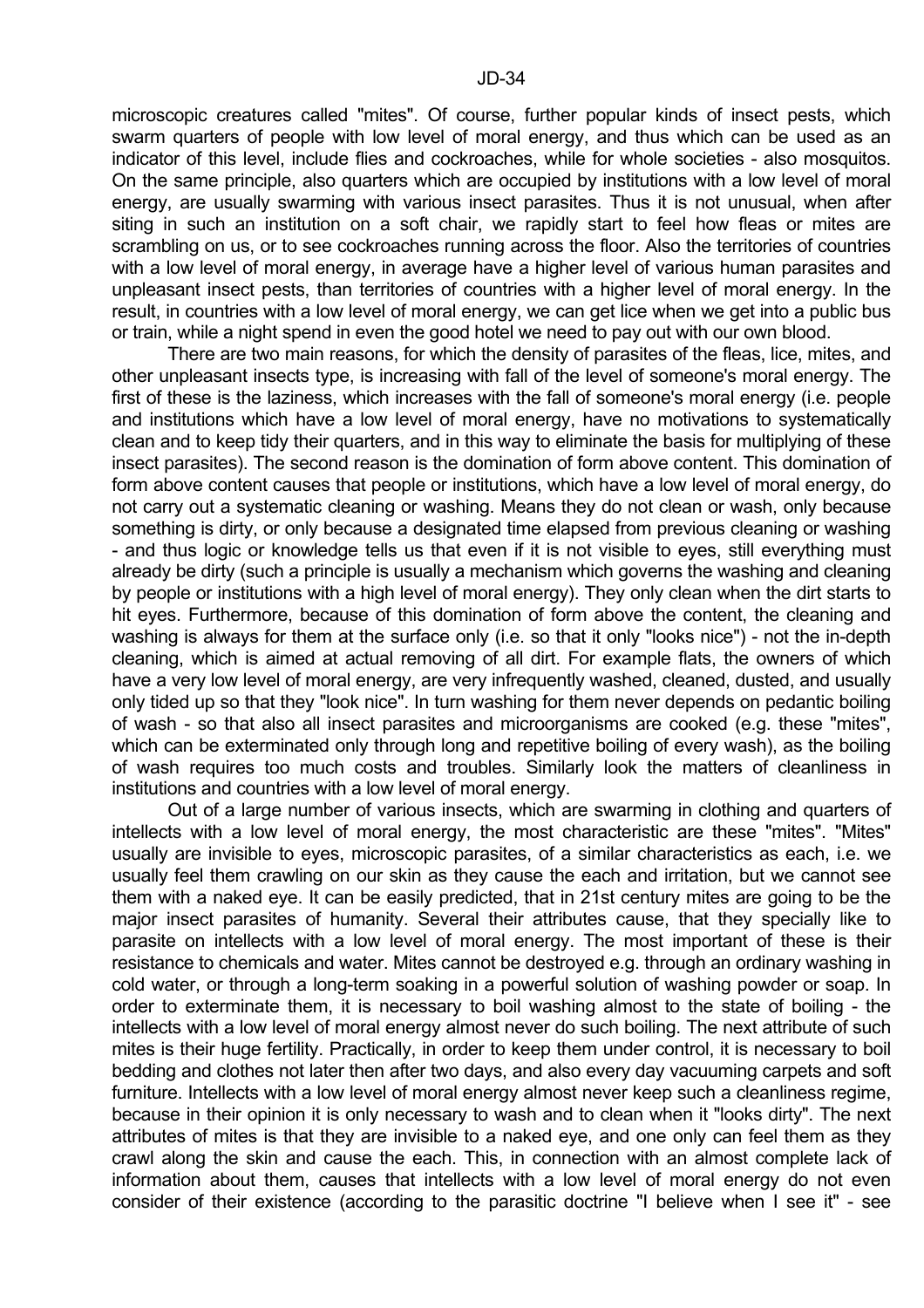microscopic creatures called "mites". Of course, further popular kinds of insect pests, which swarm quarters of people with low level of moral energy, and thus which can be used as an indicator of this level, include flies and cockroaches, while for whole societies - also mosquitos. On the same principle, also quarters which are occupied by institutions with a low level of moral energy, are usually swarming with various insect parasites. Thus it is not unusual, when after siting in such an institution on a soft chair, we rapidly start to feel how fleas or mites are scrambling on us, or to see cockroaches running across the floor. Also the territories of countries with a low level of moral energy, in average have a higher level of various human parasites and unpleasant insect pests, than territories of countries with a higher level of moral energy. In the result, in countries with a low level of moral energy, we can get lice when we get into a public bus or train, while a night spend in even the good hotel we need to pay out with our own blood.

There are two main reasons, for which the density of parasites of the fleas, lice, mites, and other unpleasant insects type, is increasing with fall of the level of someone's moral energy. The first of these is the laziness, which increases with the fall of someone's moral energy (i.e. people and institutions which have a low level of moral energy, have no motivations to systematically clean and to keep tidy their quarters, and in this way to eliminate the basis for multiplying of these insect parasites). The second reason is the domination of form above content. This domination of form above content causes that people or institutions, which have a low level of moral energy, do not carry out a systematic cleaning or washing. Means they do not clean or wash, only because something is dirty, or only because a designated time elapsed from previous cleaning or washing - and thus logic or knowledge tells us that even if it is not visible to eyes, still everything must already be dirty (such a principle is usually a mechanism which governs the washing and cleaning by people or institutions with a high level of moral energy). They only clean when the dirt starts to hit eyes. Furthermore, because of this domination of form above the content, the cleaning and washing is always for them at the surface only (i.e. so that it only "looks nice") - not the in-depth cleaning, which is aimed at actual removing of all dirt. For example flats, the owners of which have a very low level of moral energy, are very infrequently washed, cleaned, dusted, and usually only tided up so that they "look nice". In turn washing for them never depends on pedantic boiling of wash - so that also all insect parasites and microorganisms are cooked (e.g. these "mites", which can be exterminated only through long and repetitive boiling of every wash), as the boiling of wash requires too much costs and troubles. Similarly look the matters of cleanliness in institutions and countries with a low level of moral energy.

Out of a large number of various insects, which are swarming in clothing and quarters of intellects with a low level of moral energy, the most characteristic are these "mites". "Mites" usually are invisible to eyes, microscopic parasites, of a similar characteristics as each, i.e. we usually feel them crawling on our skin as they cause the each and irritation, but we cannot see them with a naked eye. It can be easily predicted, that in 21st century mites are going to be the major insect parasites of humanity. Several their attributes cause, that they specially like to parasite on intellects with a low level of moral energy. The most important of these is their resistance to chemicals and water. Mites cannot be destroyed e.g. through an ordinary washing in cold water, or through a long-term soaking in a powerful solution of washing powder or soap. In order to exterminate them, it is necessary to boil washing almost to the state of boiling - the intellects with a low level of moral energy almost never do such boiling. The next attribute of such mites is their huge fertility. Practically, in order to keep them under control, it is necessary to boil bedding and clothes not later then after two days, and also every day vacuuming carpets and soft furniture. Intellects with a low level of moral energy almost never keep such a cleanliness regime, because in their opinion it is only necessary to wash and to clean when it "looks dirty". The next attributes of mites is that they are invisible to a naked eye, and one only can feel them as they crawl along the skin and cause the each. This, in connection with an almost complete lack of information about them, causes that intellects with a low level of moral energy do not even consider of their existence (according to the parasitic doctrine "I believe when I see it" - see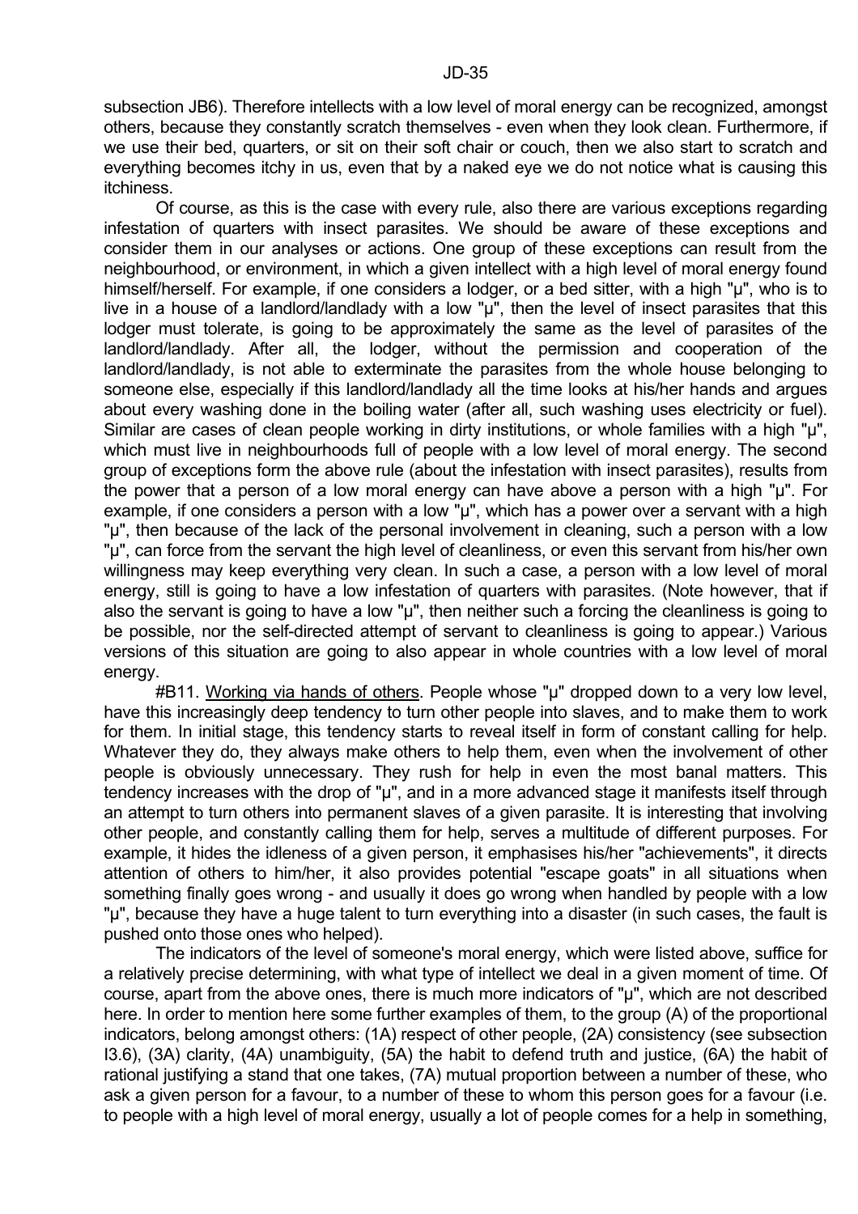subsection JB6). Therefore intellects with a low level of moral energy can be recognized, amongst others, because they constantly scratch themselves - even when they look clean. Furthermore, if we use their bed, quarters, or sit on their soft chair or couch, then we also start to scratch and everything becomes itchy in us, even that by a naked eye we do not notice what is causing this itchiness.

Of course, as this is the case with every rule, also there are various exceptions regarding infestation of quarters with insect parasites. We should be aware of these exceptions and consider them in our analyses or actions. One group of these exceptions can result from the neighbourhood, or environment, in which a given intellect with a high level of moral energy found himself/herself. For example, if one considers a lodger, or a bed sitter, with a high "μ", who is to live in a house of a landlord/landlady with a low "μ", then the level of insect parasites that this lodger must tolerate, is going to be approximately the same as the level of parasites of the landlord/landlady. After all, the lodger, without the permission and cooperation of the landlord/landlady, is not able to exterminate the parasites from the whole house belonging to someone else, especially if this landlord/landlady all the time looks at his/her hands and argues about every washing done in the boiling water (after all, such washing uses electricity or fuel). Similar are cases of clean people working in dirty institutions, or whole families with a high "μ", which must live in neighbourhoods full of people with a low level of moral energy. The second group of exceptions form the above rule (about the infestation with insect parasites), results from the power that a person of a low moral energy can have above a person with a high "μ". For example, if one considers a person with a low "μ", which has a power over a servant with a high "μ", then because of the lack of the personal involvement in cleaning, such a person with a low "μ", can force from the servant the high level of cleanliness, or even this servant from his/her own willingness may keep everything very clean. In such a case, a person with a low level of moral energy, still is going to have a low infestation of quarters with parasites. (Note however, that if also the servant is going to have a low "μ", then neither such a forcing the cleanliness is going to be possible, nor the self-directed attempt of servant to cleanliness is going to appear.) Various versions of this situation are going to also appear in whole countries with a low level of moral energy.

#B11. Working via hands of others. People whose "μ" dropped down to a very low level, have this increasingly deep tendency to turn other people into slaves, and to make them to work for them. In initial stage, this tendency starts to reveal itself in form of constant calling for help. Whatever they do, they always make others to help them, even when the involvement of other people is obviously unnecessary. They rush for help in even the most banal matters. This tendency increases with the drop of "μ", and in a more advanced stage it manifests itself through an attempt to turn others into permanent slaves of a given parasite. It is interesting that involving other people, and constantly calling them for help, serves a multitude of different purposes. For example, it hides the idleness of a given person, it emphasises his/her "achievements", it directs attention of others to him/her, it also provides potential "escape goats" in all situations when something finally goes wrong - and usually it does go wrong when handled by people with a low "μ", because they have a huge talent to turn everything into a disaster (in such cases, the fault is pushed onto those ones who helped).

The indicators of the level of someone's moral energy, which were listed above, suffice for a relatively precise determining, with what type of intellect we deal in a given moment of time. Of course, apart from the above ones, there is much more indicators of "μ", which are not described here. In order to mention here some further examples of them, to the group (A) of the proportional indicators, belong amongst others: (1A) respect of other people, (2A) consistency (see subsection I3.6), (3A) clarity, (4A) unambiguity, (5A) the habit to defend truth and justice, (6A) the habit of rational justifying a stand that one takes, (7A) mutual proportion between a number of these, who ask a given person for a favour, to a number of these to whom this person goes for a favour (i.e. to people with a high level of moral energy, usually a lot of people comes for a help in something,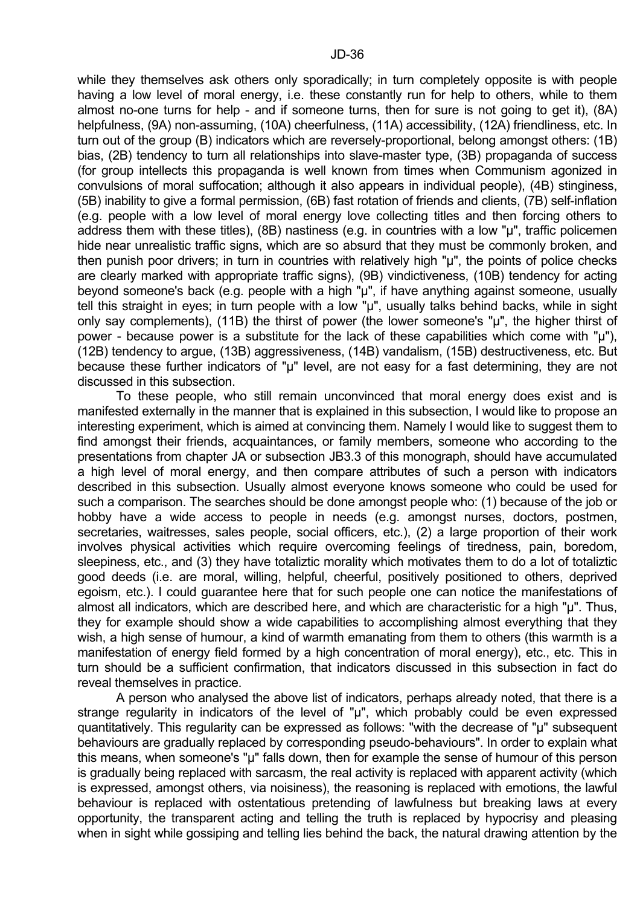while they themselves ask others only sporadically; in turn completely opposite is with people having a low level of moral energy, i.e. these constantly run for help to others, while to them almost no-one turns for help - and if someone turns, then for sure is not going to get it), (8A) helpfulness, (9A) non-assuming, (10A) cheerfulness, (11A) accessibility, (12A) friendliness, etc. In turn out of the group (B) indicators which are reversely-proportional, belong amongst other: (1B) bias, (2B) tendency to turn all relationships into slave-master type, (3B) propaganda of success (for group intellects this propaganda is well known from times when Communism agonized in convulsions of moral suffocation; although it also appears in individual people), (4B) stinginess, (5B) inability to give a formal permission, (6B) fast rotation of friends and clients, (7B) self-inflation (e.g. people with a low level of moral energy love collecting titles and then forcing others to address them with these titles), (8B) nastiness (e.g. in countries with a low "µ", traffic policemen hide near unrealistic traffic signs, which are so absurd that they must be commonly broken, and then punish poor drivers; in turn in countries with relatively high "µ", the points of police checks are clearly marked with appropriate traffic signs), (9B) vindictiveness, (10B) tendency for acting beyond someone's back (e.g. people with a high "µ", if have anything against someone, usually tell this straight in eyes; in turn people with a low "µ", usually talks behind backs, while in sight only say complements), (11B) the thirst of power (the lower someone's "µ", the higher thirst of power - because power is a substitute for the lack of these capabilities which come with "µ"), (12B) tendency to argue, (13B) aggressiveness, (14B) vandalism, (15B) destructiveness, etc. But because these further indicators of "µ" level, are not easy for a fast determining, they are not discussed in this subsection.

To these people, who still remain unconvinced that moral energy does exist and is manifested externally in the manner that is explained in this subsection, I would like to propose an interesting experiment, which is aimed at convincing them. Namely I would like to suggest them to find amongst their friends, acquaintances, or family members, someone who according to the presentations from chapter JA or subsection JB3.3 of this monograph, should have accumulated a high level of moral energy, and then compare attributes of such a person with indicators described in this subsection. Usually almost everyone knows someone who could be used for such a comparison. The searches should be done amongst people who: (1) because of the job or hobby have a wide access to people in needs (e.g. amongst nurses, doctors, postmen, secretaries, waitresses, sales people, social officers, etc.), (2) a large proportion of their work involves physical activities which require overcoming feelings of tiredness, pain, boredom, sleepiness, etc., and (3) they have totaliztic morality which motivates them to do a lot of totaliztic good deeds (i.e. are moral, willing, helpful, cheerful, positively positioned to others, deprived egoism, etc.). I could guarantee here that for such people one can notice the manifestations of almost all indicators, which are described here, and which are characteristic for a high "µ". Thus, they for example should show a wide capabilities to accomplishing almost everything that they wish, a high sense of humour, a kind of warmth emanating from them to others (this warmth is a manifestation of energy field formed by a high concentration of moral energy), etc., etc. This in turn should be a sufficient confirmation, that indicators discussed in this subsection in fact do reveal themselves in practice.

A person who analysed the above list of indicators, perhaps already noted, that there is a strange regularity in indicators of the level of "µ", which probably could be even expressed quantitatively. This regularity can be expressed as follows: "with the decrease of "µ" subsequent behaviours are gradually replaced by corresponding pseudo-behaviours". In order to explain what this means, when someone's "µ" falls down, then for example the sense of humour of this person is gradually being replaced with sarcasm, the real activity is replaced with apparent activity (which is expressed, amongst others, via noisiness), the reasoning is replaced with emotions, the lawful behaviour is replaced with ostentatious pretending of lawfulness but breaking laws at every opportunity, the transparent acting and telling the truth is replaced by hypocrisy and pleasing when in sight while gossiping and telling lies behind the back, the natural drawing attention by the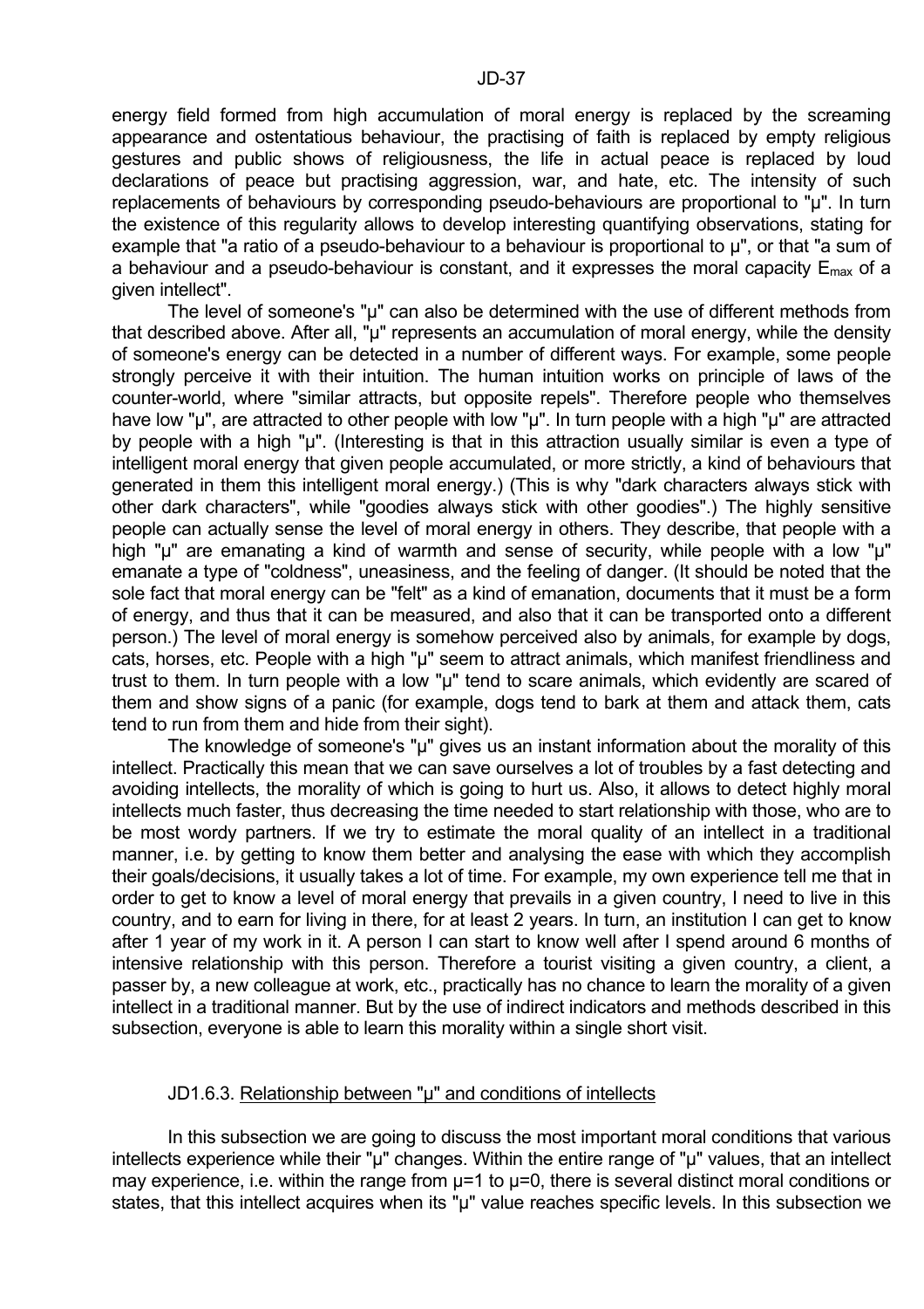energy field formed from high accumulation of moral energy is replaced by the screaming appearance and ostentatious behaviour, the practising of faith is replaced by empty religious gestures and public shows of religiousness, the life in actual peace is replaced by loud declarations of peace but practising aggression, war, and hate, etc. The intensity of such replacements of behaviours by corresponding pseudo-behaviours are proportional to "µ". In turn the existence of this regularity allows to develop interesting quantifying observations, stating for example that "a ratio of a pseudo-behaviour to a behaviour is proportional to µ", or that "a sum of a behaviour and a pseudo-behaviour is constant, and it expresses the moral capacity $E_{max}$ of a given intellect".

The level of someone's "µ" can also be determined with the use of different methods from that described above. After all, "µ" represents an accumulation of moral energy, while the density of someone's energy can be detected in a number of different ways. For example, some people strongly perceive it with their intuition. The human intuition works on principle of laws of the counter-world, where "similar attracts, but opposite repels". Therefore people who themselves have low "µ", are attracted to other people with low "µ". In turn people with a high "µ" are attracted by people with a high "µ". (Interesting is that in this attraction usually similar is even a type of intelligent moral energy that given people accumulated, or more strictly, a kind of behaviours that generated in them this intelligent moral energy.) (This is why "dark characters always stick with other dark characters", while "goodies always stick with other goodies".) The highly sensitive people can actually sense the level of moral energy in others. They describe, that people with a high "µ" are emanating a kind of warmth and sense of security, while people with a low "µ" emanate a type of "coldness", uneasiness, and the feeling of danger. (It should be noted that the sole fact that moral energy can be "felt" as a kind of emanation, documents that it must be a form of energy, and thus that it can be measured, and also that it can be transported onto a different person.) The level of moral energy is somehow perceived also by animals, for example by dogs, cats, horses, etc. People with a high "µ" seem to attract animals, which manifest friendliness and trust to them. In turn people with a low "µ" tend to scare animals, which evidently are scared of them and show signs of a panic (for example, dogs tend to bark at them and attack them, cats tend to run from them and hide from their sight).

The knowledge of someone's "µ" gives us an instant information about the morality of this intellect. Practically this mean that we can save ourselves a lot of troubles by a fast detecting and avoiding intellects, the morality of which is going to hurt us. Also, it allows to detect highly moral intellects much faster, thus decreasing the time needed to start relationship with those, who are to be most wordy partners. If we try to estimate the moral quality of an intellect in a traditional manner, i.e. by getting to know them better and analysing the ease with which they accomplish their goals/decisions, it usually takes a lot of time. For example, my own experience tell me that in order to get to know a level of moral energy that prevails in a given country, I need to live in this country, and to earn for living in there, for at least 2 years. In turn, an institution I can get to know after 1 year of my work in it. A person I can start to know well after I spend around 6 months of intensive relationship with this person. Therefore a tourist visiting a given country, a client, a passer by, a new colleague at work, etc., practically has no chance to learn the morality of a given intellect in a traditional manner. But by the use of indirect indicators and methods described in this subsection, everyone is able to learn this morality within a single short visit.

### JD1.6.3. Relationship between "µ" and conditions of intellects

In this subsection we are going to discuss the most important moral conditions that various intellects experience while their "µ" changes. Within the entire range of "µ" values, that an intellect may experience, i.e. within the range from µ=1 to µ=0, there is several distinct moral conditions or states, that this intellect acquires when its "µ" value reaches specific levels. In this subsection we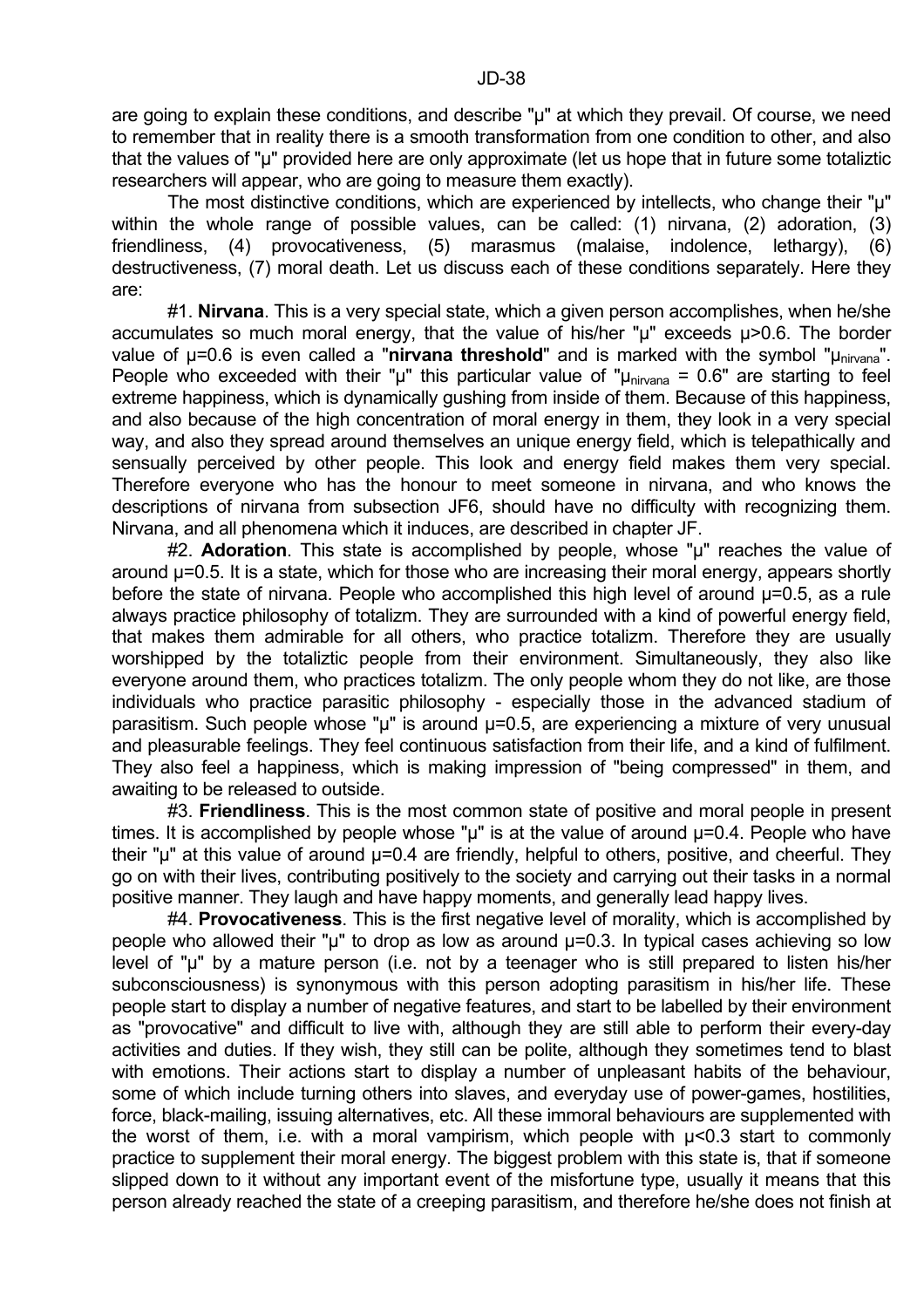are going to explain these conditions, and describe "$\mu$" at which they prevail. Of course, we need to remember that in reality there is a smooth transformation from one condition to other, and also that the values of "$\mu$" provided here are only approximate (let us hope that in future some totaliztic researchers will appear, who are going to measure them exactly).

The most distinctive conditions, which are experienced by intellects, who change their "$\mu$" within the whole range of possible values, can be called: (1) nirvana, (2) adoration, (3) friendliness, (4) provocativeness, (5) marasmus (malaise, indolence, lethargy), (6) destructiveness, (7) moral death. Let us discuss each of these conditions separately. Here they are:

#1. **Nirvana**. This is a very special state, which a given person accomplishes, when he/she accumulates so much moral energy, that the value of his/her "$\mu$" exceeds $\mu>0.6$. The border value of $\mu=0.6$ is even called a "**nirvana threshold**" and is marked with the symbol "$\mu_{nirvana}$". People who exceeded with their "$\mu$" this particular value of "$\mu_{nirvana} = 0.6$" are starting to feel extreme happiness, which is dynamically gushing from inside of them. Because of this happiness, and also because of the high concentration of moral energy in them, they look in a very special way, and also they spread around themselves an unique energy field, which is telepathically and sensually perceived by other people. This look and energy field makes them very special. Therefore everyone who has the honour to meet someone in nirvana, and who knows the descriptions of nirvana from subsection JF6, should have no difficulty with recognizing them. Nirvana, and all phenomena which it induces, are described in chapter JF.

#2. **Adoration**. This state is accomplished by people, whose "$\mu$" reaches the value of around $\mu=0.5$. It is a state, which for those who are increasing their moral energy, appears shortly before the state of nirvana. People who accomplished this high level of around $\mu=0.5$, as a rule always practice philosophy of totalizm. They are surrounded with a kind of powerful energy field, that makes them admirable for all others, who practice totalizm. Therefore they are usually worshipped by the totaliztic people from their environment. Simultaneously, they also like everyone around them, who practices totalizm. The only people whom they do not like, are those individuals who practice parasitic philosophy - especially those in the advanced stadium of parasitism. Such people whose "$\mu$" is around $\mu=0.5$, are experiencing a mixture of very unusual and pleasurable feelings. They feel continuous satisfaction from their life, and a kind of fulfilment. They also feel a happiness, which is making impression of "being compressed" in them, and awaiting to be released to outside.

#3. **Friendliness**. This is the most common state of positive and moral people in present times. It is accomplished by people whose "$\mu$" is at the value of around $\mu=0.4$. People who have their "$\mu$" at this value of around $\mu=0.4$ are friendly, helpful to others, positive, and cheerful. They go on with their lives, contributing positively to the society and carrying out their tasks in a normal positive manner. They laugh and have happy moments, and generally lead happy lives.

#4. **Provocativeness**. This is the first negative level of morality, which is accomplished by people who allowed their "$\mu$" to drop as low as around $\mu=0.3$. In typical cases achieving so low level of "$\mu$" by a mature person (i.e. not by a teenager who is still prepared to listen his/her subconsciousness) is synonymous with this person adopting parasitism in his/her life. These people start to display a number of negative features, and start to be labelled by their environment as "provocative" and difficult to live with, although they are still able to perform their every-day activities and duties. If they wish, they still can be polite, although they sometimes tend to blast with emotions. Their actions start to display a number of unpleasant habits of the behaviour, some of which include turning others into slaves, and everyday use of power-games, hostilities, force, black-mailing, issuing alternatives, etc. All these immoral behaviours are supplemented with the worst of them, i.e. with a moral vampirism, which people with $\mu<0.3$ start to commonly practice to supplement their moral energy. The biggest problem with this state is, that if someone slipped down to it without any important event of the misfortune type, usually it means that this person already reached the state of a creeping parasitism, and therefore he/she does not finish at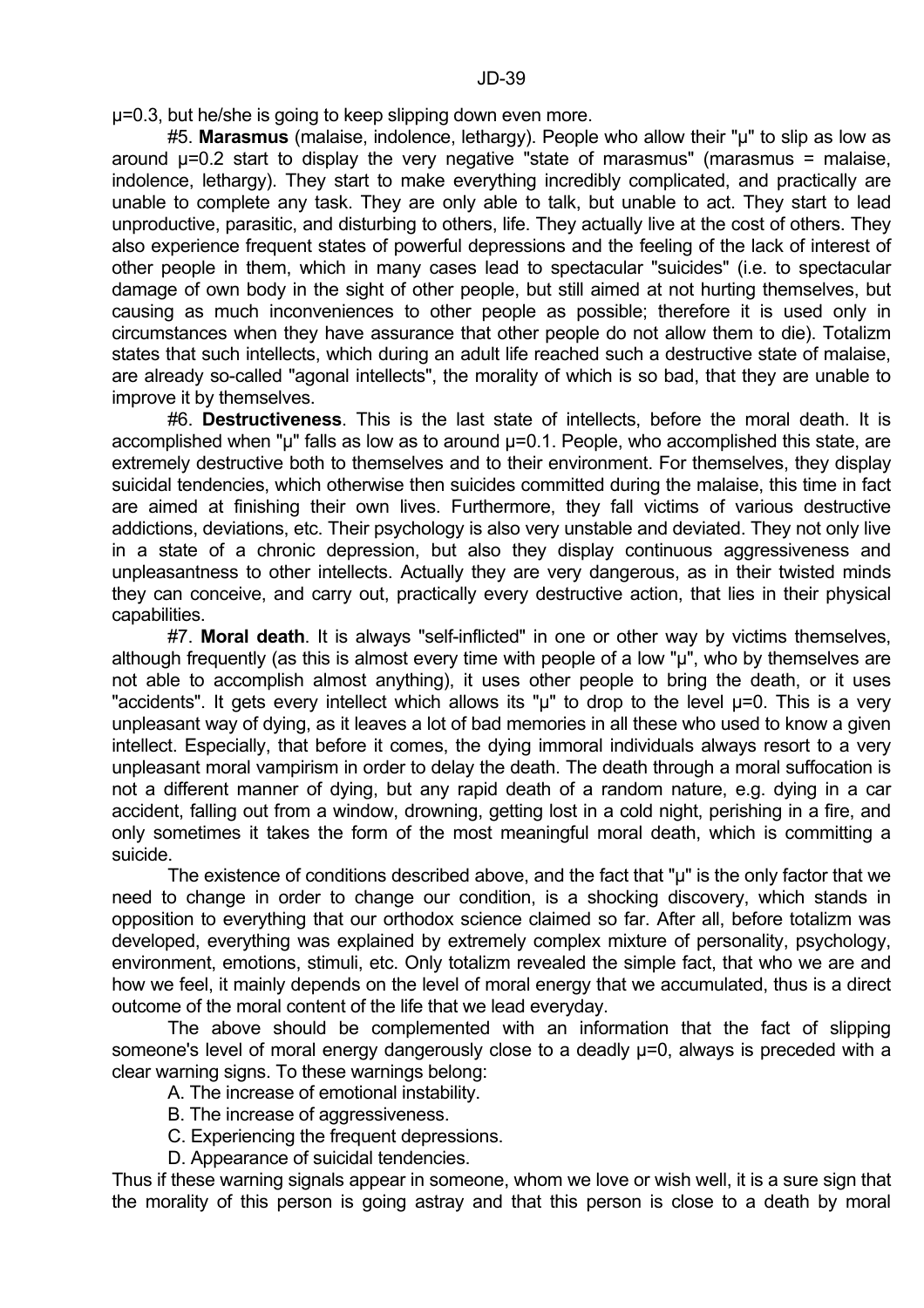"μ"=0.3, but he/she is going to keep slipping down even more.

#5. **Marasmus** (malaise, indolence, lethargy). People who allow their "μ" to slip as low as around μ=0.2 start to display the very negative "state of marasmus" (marasmus = malaise, indolence, lethargy). They start to make everything incredibly complicated, and practically are unable to complete any task. They are only able to talk, but unable to act. They start to lead unproductive, parasitic, and disturbing to others, life. They actually live at the cost of others. They also experience frequent states of powerful depressions and the feeling of the lack of interest of other people in them, which in many cases lead to spectacular "suicides" (i.e. to spectacular damage of own body in the sight of other people, but still aimed at not hurting themselves, but causing as much inconveniences to other people as possible; therefore it is used only in circumstances when they have assurance that other people do not allow them to die). Totalizm states that such intellects, which during an adult life reached such a destructive state of malaise, are already so-called "agonal intellects", the morality of which is so bad, that they are unable to improve it by themselves.

#6. **Destructiveness**. This is the last state of intellects, before the moral death. It is accomplished when "μ" falls as low as to around μ=0.1. People, who accomplished this state, are extremely destructive both to themselves and to their environment. For themselves, they display suicidal tendencies, which otherwise then suicides committed during the malaise, this time in fact are aimed at finishing their own lives. Furthermore, they fall victims of various destructive addictions, deviations, etc. Their psychology is also very unstable and deviated. They not only live in a state of a chronic depression, but also they display continuous aggressiveness and unpleasantness to other intellects. Actually they are very dangerous, as in their twisted minds they can conceive, and carry out, practically every destructive action, that lies in their physical capabilities.

#7. **Moral death**. It is always "self-inflicted" in one or other way by victims themselves, although frequently (as this is almost every time with people of a low "μ", who by themselves are not able to accomplish almost anything), it uses other people to bring the death, or it uses "accidents". It gets every intellect which allows its "μ" to drop to the level μ=0. This is a very unpleasant way of dying, as it leaves a lot of bad memories in all these who used to know a given intellect. Especially, that before it comes, the dying immoral individuals always resort to a very unpleasant moral vampirism in order to delay the death. The death through a moral suffocation is not a different manner of dying, but any rapid death of a random nature, e.g. dying in a car accident, falling out from a window, drowning, getting lost in a cold night, perishing in a fire, and only sometimes it takes the form of the most meaningful moral death, which is committing a suicide.

The existence of conditions described above, and the fact that "μ" is the only factor that we need to change in order to change our condition, is a shocking discovery, which stands in opposition to everything that our orthodox science claimed so far. After all, before totalizm was developed, everything was explained by extremely complex mixture of personality, psychology, environment, emotions, stimuli, etc. Only totalizm revealed the simple fact, that who we are and how we feel, it mainly depends on the level of moral energy that we accumulated, thus is a direct outcome of the moral content of the life that we lead everyday.

The above should be complemented with an information that the fact of slipping someone's level of moral energy dangerously close to a deadly μ=0, always is preceded with a clear warning signs. To these warnings belong:

A. The increase of emotional instability.

B. The increase of aggressiveness.

C. Experiencing the frequent depressions.

D. Appearance of suicidal tendencies.

Thus if these warning signals appear in someone, whom we love or wish well, it is a sure sign that the morality of this person is going astray and that this person is close to a death by moral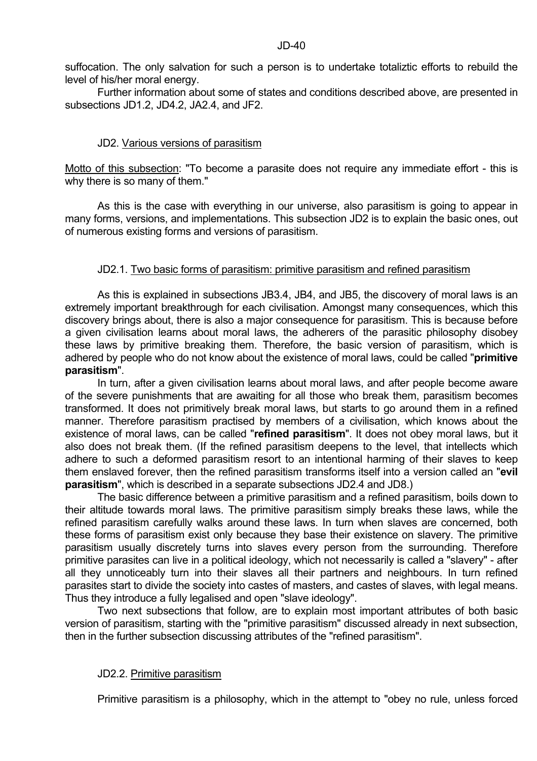suffocation. The only salvation for such a person is to undertake totaliztic efforts to rebuild the level of his/her moral energy.

Further information about some of states and conditions described above, are presented in subsections JD1.2, JD4.2, JA2.4, and JF2.

## JD2. Various versions of parasitism

Motto of this subsection: "To become a parasite does not require any immediate effort - this is why there is so many of them."

As this is the case with everything in our universe, also parasitism is going to appear in many forms, versions, and implementations. This subsection JD2 is to explain the basic ones, out of numerous existing forms and versions of parasitism.

### JD2.1. Two basic forms of parasitism: primitive parasitism and refined parasitism

As this is explained in subsections JB3.4, JB4, and JB5, the discovery of moral laws is an extremely important breakthrough for each civilisation. Amongst many consequences, which this discovery brings about, there is also a major consequence for parasitism. This is because before a given civilisation learns about moral laws, the adherers of the parasitic philosophy disobey these laws by primitive breaking them. Therefore, the basic version of parasitism, which is adhered by people who do not know about the existence of moral laws, could be called "**primitive parasitism**".

In turn, after a given civilisation learns about moral laws, and after people become aware of the severe punishments that are awaiting for all those who break them, parasitism becomes transformed. It does not primitively break moral laws, but starts to go around them in a refined manner. Therefore parasitism practised by members of a civilisation, which knows about the existence of moral laws, can be called "**refined parasitism**". It does not obey moral laws, but it also does not break them. (If the refined parasitism deepens to the level, that intellects which adhere to such a deformed parasitism resort to an intentional harming of their slaves to keep them enslaved forever, then the refined parasitism transforms itself into a version called an "**evil parasitism**", which is described in a separate subsections JD2.4 and JD8.)

The basic difference between a primitive parasitism and a refined parasitism, boils down to their altitude towards moral laws. The primitive parasitism simply breaks these laws, while the refined parasitism carefully walks around these laws. In turn when slaves are concerned, both these forms of parasitism exist only because they base their existence on slavery. The primitive parasitism usually discretely turns into slaves every person from the surrounding. Therefore primitive parasites can live in a political ideology, which not necessarily is called a "slavery" - after all they unnoticeably turn into their slaves all their partners and neighbours. In turn refined parasites start to divide the society into castes of masters, and castes of slaves, with legal means. Thus they introduce a fully legalised and open "slave ideology".

Two next subsections that follow, are to explain most important attributes of both basic version of parasitism, starting with the "primitive parasitism" discussed already in next subsection, then in the further subsection discussing attributes of the "refined parasitism".

### JD2.2. Primitive parasitism

Primitive parasitism is a philosophy, which in the attempt to "obey no rule, unless forced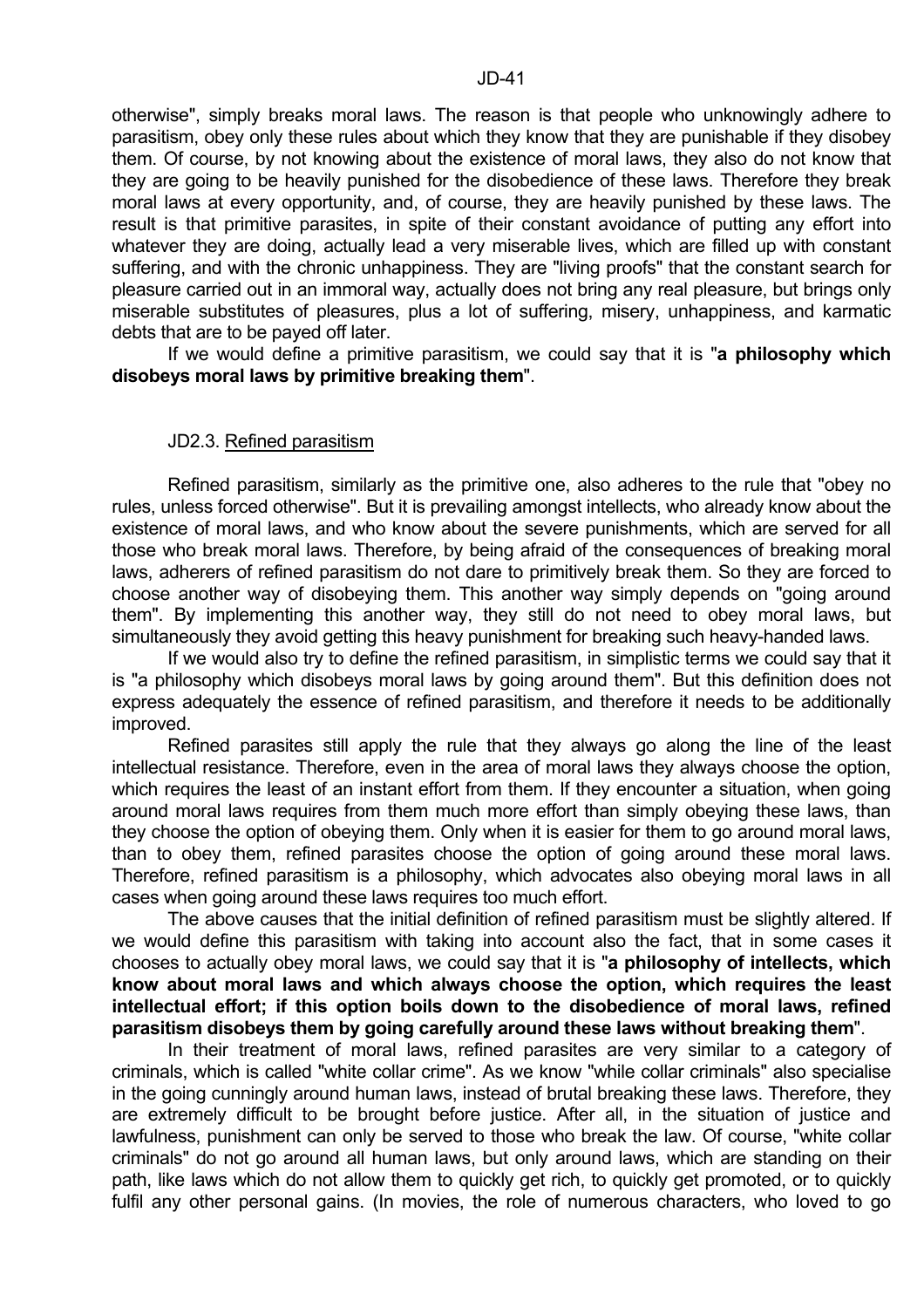otherwise", simply breaks moral laws. The reason is that people who unknowingly adhere to parasitism, obey only these rules about which they know that they are punishable if they disobey them. Of course, by not knowing about the existence of moral laws, they also do not know that they are going to be heavily punished for the disobedience of these laws. Therefore they break moral laws at every opportunity, and, of course, they are heavily punished by these laws. The result is that primitive parasites, in spite of their constant avoidance of putting any effort into whatever they are doing, actually lead a very miserable lives, which are filled up with constant suffering, and with the chronic unhappiness. They are "living proofs" that the constant search for pleasure carried out in an immoral way, actually does not bring any real pleasure, but brings only miserable substitutes of pleasures, plus a lot of suffering, misery, unhappiness, and karmatic debts that are to be payed off later.

If we would define a primitive parasitism, we could say that it is "**a philosophy which disobeys moral laws by primitive breaking them**".

## JD2.3. Refined parasitism

Refined parasitism, similarly as the primitive one, also adheres to the rule that "obey no rules, unless forced otherwise". But it is prevailing amongst intellects, who already know about the existence of moral laws, and who know about the severe punishments, which are served for all those who break moral laws. Therefore, by being afraid of the consequences of breaking moral laws, adherers of refined parasitism do not dare to primitively break them. So they are forced to choose another way of disobeying them. This another way simply depends on "going around them". By implementing this another way, they still do not need to obey moral laws, but simultaneously they avoid getting this heavy punishment for breaking such heavy-handed laws.

If we would also try to define the refined parasitism, in simplistic terms we could say that it is "a philosophy which disobeys moral laws by going around them". But this definition does not express adequately the essence of refined parasitism, and therefore it needs to be additionally improved.

Refined parasites still apply the rule that they always go along the line of the least intellectual resistance. Therefore, even in the area of moral laws they always choose the option, which requires the least of an instant effort from them. If they encounter a situation, when going around moral laws requires from them much more effort than simply obeying these laws, than they choose the option of obeying them. Only when it is easier for them to go around moral laws, than to obey them, refined parasites choose the option of going around these moral laws. Therefore, refined parasitism is a philosophy, which advocates also obeying moral laws in all cases when going around these laws requires too much effort.

The above causes that the initial definition of refined parasitism must be slightly altered. If we would define this parasitism with taking into account also the fact, that in some cases it chooses to actually obey moral laws, we could say that it is "**a philosophy of intellects, which know about moral laws and which always choose the option, which requires the least intellectual effort; if this option boils down to the disobedience of moral laws, refined parasitism disobeys them by going carefully around these laws without breaking them**".

In their treatment of moral laws, refined parasites are very similar to a category of criminals, which is called "white collar crime". As we know "while collar criminals" also specialise in the going cunningly around human laws, instead of brutal breaking these laws. Therefore, they are extremely difficult to be brought before justice. After all, in the situation of justice and lawfulness, punishment can only be served to those who break the law. Of course, "white collar criminals" do not go around all human laws, but only around laws, which are standing on their path, like laws which do not allow them to quickly get rich, to quickly get promoted, or to quickly fulfil any other personal gains. (In movies, the role of numerous characters, who loved to go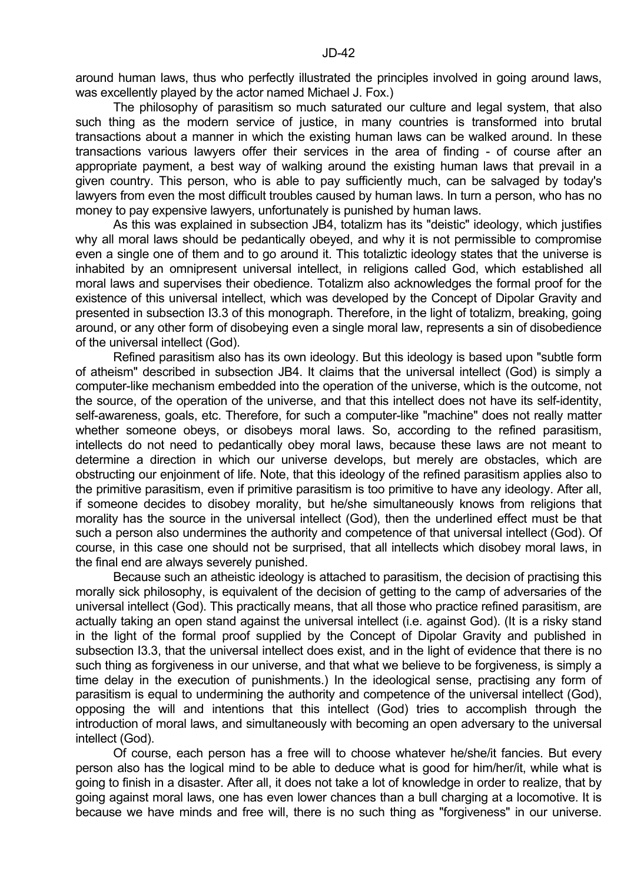around human laws, thus who perfectly illustrated the principles involved in going around laws, was excellently played by the actor named Michael J. Fox.)

The philosophy of parasitism so much saturated our culture and legal system, that also such thing as the modern service of justice, in many countries is transformed into brutal transactions about a manner in which the existing human laws can be walked around. In these transactions various lawyers offer their services in the area of finding - of course after an appropriate payment, a best way of walking around the existing human laws that prevail in a given country. This person, who is able to pay sufficiently much, can be salvaged by today's lawyers from even the most difficult troubles caused by human laws. In turn a person, who has no money to pay expensive lawyers, unfortunately is punished by human laws.

As this was explained in subsection JB4, totalizm has its "deistic" ideology, which justifies why all moral laws should be pedantically obeyed, and why it is not permissible to compromise even a single one of them and to go around it. This totaliztic ideology states that the universe is inhabited by an omnipresent universal intellect, in religions called God, which established all moral laws and supervises their obedience. Totalizm also acknowledges the formal proof for the existence of this universal intellect, which was developed by the Concept of Dipolar Gravity and presented in subsection I3.3 of this monograph. Therefore, in the light of totalizm, breaking, going around, or any other form of disobeying even a single moral law, represents a sin of disobedience of the universal intellect (God).

Refined parasitism also has its own ideology. But this ideology is based upon "subtle form of atheism" described in subsection JB4. It claims that the universal intellect (God) is simply a computer-like mechanism embedded into the operation of the universe, which is the outcome, not the source, of the operation of the universe, and that this intellect does not have its self-identity, self-awareness, goals, etc. Therefore, for such a computer-like "machine" does not really matter whether someone obeys, or disobeys moral laws. So, according to the refined parasitism, intellects do not need to pedantically obey moral laws, because these laws are not meant to determine a direction in which our universe develops, but merely are obstacles, which are obstructing our enjoinment of life. Note, that this ideology of the refined parasitism applies also to the primitive parasitism, even if primitive parasitism is too primitive to have any ideology. After all, if someone decides to disobey morality, but he/she simultaneously knows from religions that morality has the source in the universal intellect (God), then the underlined effect must be that such a person also undermines the authority and competence of that universal intellect (God). Of course, in this case one should not be surprised, that all intellects which disobey moral laws, in the final end are always severely punished.

Because such an atheistic ideology is attached to parasitism, the decision of practising this morally sick philosophy, is equivalent of the decision of getting to the camp of adversaries of the universal intellect (God). This practically means, that all those who practice refined parasitism, are actually taking an open stand against the universal intellect (i.e. against God). (It is a risky stand in the light of the formal proof supplied by the Concept of Dipolar Gravity and published in subsection I3.3, that the universal intellect does exist, and in the light of evidence that there is no such thing as forgiveness in our universe, and that what we believe to be forgiveness, is simply a time delay in the execution of punishments.) In the ideological sense, practising any form of parasitism is equal to undermining the authority and competence of the universal intellect (God), opposing the will and intentions that this intellect (God) tries to accomplish through the introduction of moral laws, and simultaneously with becoming an open adversary to the universal intellect (God).

Of course, each person has a free will to choose whatever he/she/it fancies. But every person also has the logical mind to be able to deduce what is good for him/her/it, while what is going to finish in a disaster. After all, it does not take a lot of knowledge in order to realize, that by going against moral laws, one has even lower chances than a bull charging at a locomotive. It is because we have minds and free will, there is no such thing as "forgiveness" in our universe.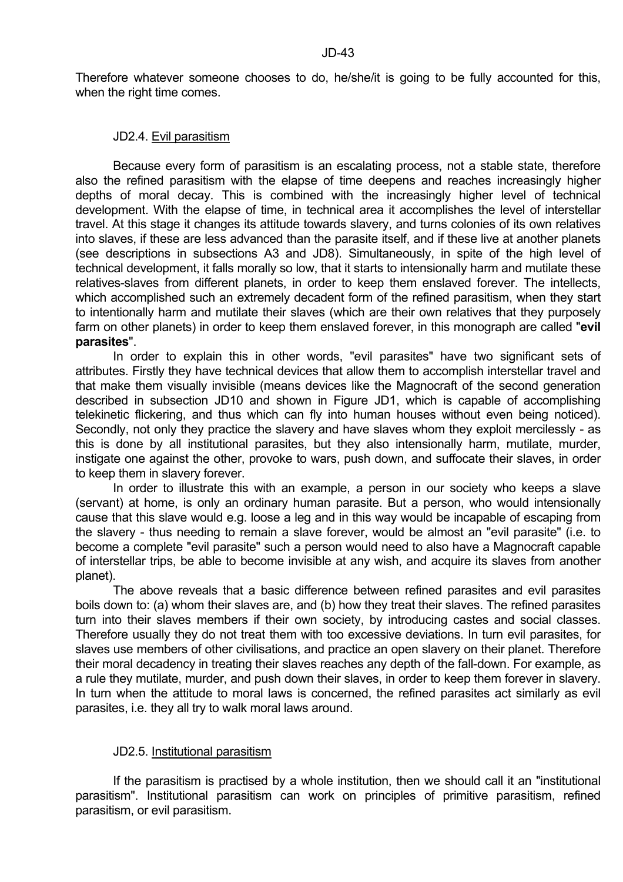Therefore whatever someone chooses to do, he/she/it is going to be fully accounted for this, when the right time comes.

### JD2.4. Evil parasitism

Because every form of parasitism is an escalating process, not a stable state, therefore also the refined parasitism with the elapse of time deepens and reaches increasingly higher depths of moral decay. This is combined with the increasingly higher level of technical development. With the elapse of time, in technical area it accomplishes the level of interstellar travel. At this stage it changes its attitude towards slavery, and turns colonies of its own relatives into slaves, if these are less advanced than the parasite itself, and if these live at another planets (see descriptions in subsections A3 and JD8). Simultaneously, in spite of the high level of technical development, it falls morally so low, that it starts to intensionally harm and mutilate these relatives-slaves from different planets, in order to keep them enslaved forever. The intellects, which accomplished such an extremely decadent form of the refined parasitism, when they start to intentionally harm and mutilate their slaves (which are their own relatives that they purposely farm on other planets) in order to keep them enslaved forever, in this monograph are called "**evil parasites**".

In order to explain this in other words, "evil parasites" have two significant sets of attributes. Firstly they have technical devices that allow them to accomplish interstellar travel and that make them visually invisible (means devices like the Magnocraft of the second generation described in subsection JD10 and shown in Figure JD1, which is capable of accomplishing telekinetic flickering, and thus which can fly into human houses without even being noticed). Secondly, not only they practice the slavery and have slaves whom they exploit mercilessly - as this is done by all institutional parasites, but they also intensionally harm, mutilate, murder, instigate one against the other, provoke to wars, push down, and suffocate their slaves, in order to keep them in slavery forever.

In order to illustrate this with an example, a person in our society who keeps a slave (servant) at home, is only an ordinary human parasite. But a person, who would intensionally cause that this slave would e.g. loose a leg and in this way would be incapable of escaping from the slavery - thus needing to remain a slave forever, would be almost an "evil parasite" (i.e. to become a complete "evil parasite" such a person would need to also have a Magnocraft capable of interstellar trips, be able to become invisible at any wish, and acquire its slaves from another planet).

The above reveals that a basic difference between refined parasites and evil parasites boils down to: (a) whom their slaves are, and (b) how they treat their slaves. The refined parasites turn into their slaves members if their own society, by introducing castes and social classes. Therefore usually they do not treat them with too excessive deviations. In turn evil parasites, for slaves use members of other civilisations, and practice an open slavery on their planet. Therefore their moral decadency in treating their slaves reaches any depth of the fall-down. For example, as a rule they mutilate, murder, and push down their slaves, in order to keep them forever in slavery. In turn when the attitude to moral laws is concerned, the refined parasites act similarly as evil parasites, i.e. they all try to walk moral laws around.

### JD2.5. Institutional parasitism

If the parasitism is practised by a whole institution, then we should call it an "institutional parasitism". Institutional parasitism can work on principles of primitive parasitism, refined parasitism, or evil parasitism.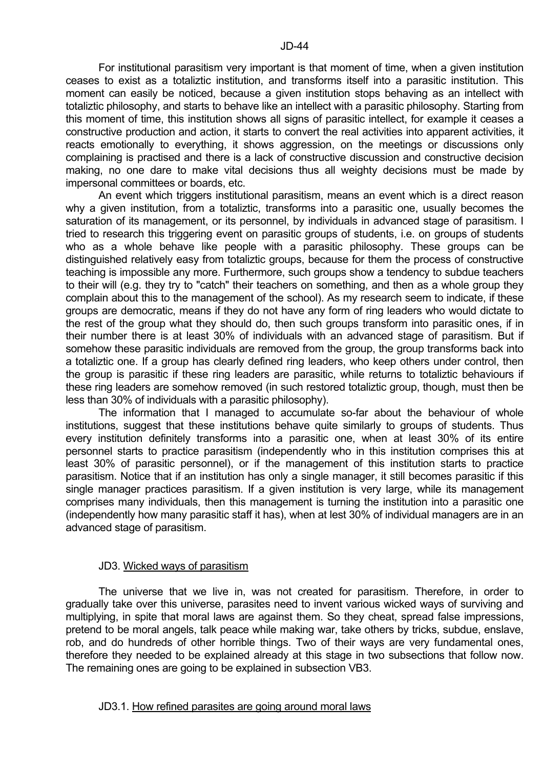For institutional parasitism very important is that moment of time, when a given institution ceases to exist as a totaliztic institution, and transforms itself into a parasitic institution. This moment can easily be noticed, because a given institution stops behaving as an intellect with totaliztic philosophy, and starts to behave like an intellect with a parasitic philosophy. Starting from this moment of time, this institution shows all signs of parasitic intellect, for example it ceases a constructive production and action, it starts to convert the real activities into apparent activities, it reacts emotionally to everything, it shows aggression, on the meetings or discussions only complaining is practised and there is a lack of constructive discussion and constructive decision making, no one dare to make vital decisions thus all weighty decisions must be made by impersonal committees or boards, etc.

An event which triggers institutional parasitism, means an event which is a direct reason why a given institution, from a totaliztic, transforms into a parasitic one, usually becomes the saturation of its management, or its personnel, by individuals in advanced stage of parasitism. I tried to research this triggering event on parasitic groups of students, i.e. on groups of students who as a whole behave like people with a parasitic philosophy. These groups can be distinguished relatively easy from totaliztic groups, because for them the process of constructive teaching is impossible any more. Furthermore, such groups show a tendency to subdue teachers to their will (e.g. they try to "catch" their teachers on something, and then as a whole group they complain about this to the management of the school). As my research seem to indicate, if these groups are democratic, means if they do not have any form of ring leaders who would dictate to the rest of the group what they should do, then such groups transform into parasitic ones, if in their number there is at least 30% of individuals with an advanced stage of parasitism. But if somehow these parasitic individuals are removed from the group, the group transforms back into a totaliztic one. If a group has clearly defined ring leaders, who keep others under control, then the group is parasitic if these ring leaders are parasitic, while returns to totaliztic behaviours if these ring leaders are somehow removed (in such restored totaliztic group, though, must then be less than 30% of individuals with a parasitic philosophy).

The information that I managed to accumulate so-far about the behaviour of whole institutions, suggest that these institutions behave quite similarly to groups of students. Thus every institution definitely transforms into a parasitic one, when at least 30% of its entire personnel starts to practice parasitism (independently who in this institution comprises this at least 30% of parasitic personnel), or if the management of this institution starts to practice parasitism. Notice that if an institution has only a single manager, it still becomes parasitic if this single manager practices parasitism. If a given institution is very large, while its management comprises many individuals, then this management is turning the institution into a parasitic one (independently how many parasitic staff it has), when at lest 30% of individual managers are in an advanced stage of parasitism.

## JD3. Wicked ways of parasitism

The universe that we live in, was not created for parasitism. Therefore, in order to gradually take over this universe, parasites need to invent various wicked ways of surviving and multiplying, in spite that moral laws are against them. So they cheat, spread false impressions, pretend to be moral angels, talk peace while making war, take others by tricks, subdue, enslave, rob, and do hundreds of other horrible things. Two of their ways are very fundamental ones, therefore they needed to be explained already at this stage in two subsections that follow now. The remaining ones are going to be explained in subsection VB3.

### JD3.1. How refined parasites are going around moral laws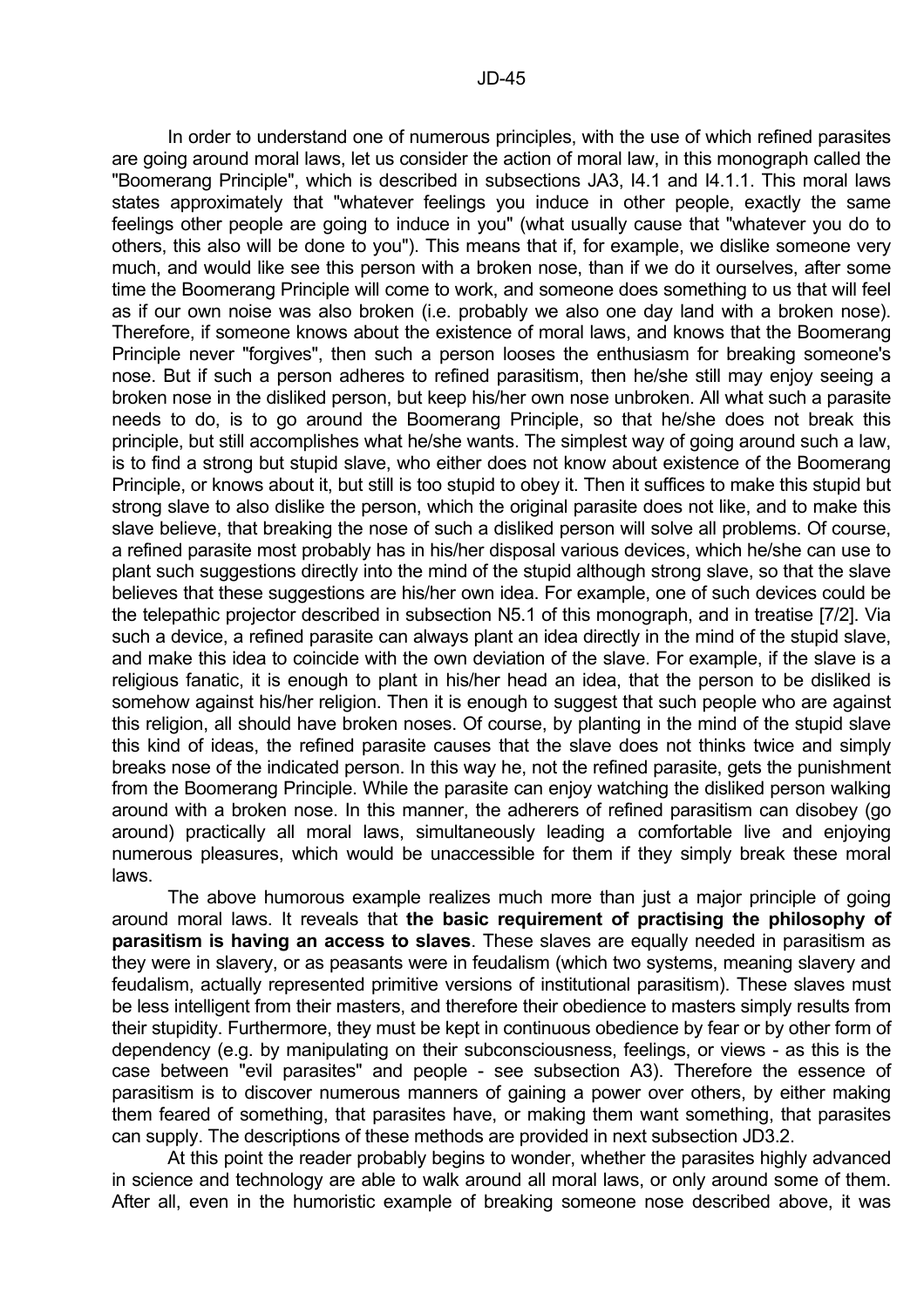In order to understand one of numerous principles, with the use of which refined parasites are going around moral laws, let us consider the action of moral law, in this monograph called the "Boomerang Principle", which is described in subsections JA3, I4.1 and I4.1.1. This moral laws states approximately that "whatever feelings you induce in other people, exactly the same feelings other people are going to induce in you" (what usually cause that "whatever you do to others, this also will be done to you"). This means that if, for example, we dislike someone very much, and would like see this person with a broken nose, than if we do it ourselves, after some time the Boomerang Principle will come to work, and someone does something to us that will feel as if our own noise was also broken (i.e. probably we also one day land with a broken nose). Therefore, if someone knows about the existence of moral laws, and knows that the Boomerang Principle never "forgives", then such a person looses the enthusiasm for breaking someone's nose. But if such a person adheres to refined parasitism, then he/she still may enjoy seeing a broken nose in the disliked person, but keep his/her own nose unbroken. All what such a parasite needs to do, is to go around the Boomerang Principle, so that he/she does not break this principle, but still accomplishes what he/she wants. The simplest way of going around such a law, is to find a strong but stupid slave, who either does not know about existence of the Boomerang Principle, or knows about it, but still is too stupid to obey it. Then it suffices to make this stupid but strong slave to also dislike the person, which the original parasite does not like, and to make this slave believe, that breaking the nose of such a disliked person will solve all problems. Of course, a refined parasite most probably has in his/her disposal various devices, which he/she can use to plant such suggestions directly into the mind of the stupid although strong slave, so that the slave believes that these suggestions are his/her own idea. For example, one of such devices could be the telepathic projector described in subsection N5.1 of this monograph, and in treatise [7/2]. Via such a device, a refined parasite can always plant an idea directly in the mind of the stupid slave, and make this idea to coincide with the own deviation of the slave. For example, if the slave is a religious fanatic, it is enough to plant in his/her head an idea, that the person to be disliked is somehow against his/her religion. Then it is enough to suggest that such people who are against this religion, all should have broken noses. Of course, by planting in the mind of the stupid slave this kind of ideas, the refined parasite causes that the slave does not thinks twice and simply breaks nose of the indicated person. In this way he, not the refined parasite, gets the punishment from the Boomerang Principle. While the parasite can enjoy watching the disliked person walking around with a broken nose. In this manner, the adherers of refined parasitism can disobey (go around) practically all moral laws, simultaneously leading a comfortable live and enjoying numerous pleasures, which would be unaccessible for them if they simply break these moral laws.

The above humorous example realizes much more than just a major principle of going around moral laws. It reveals that **the basic requirement of practising the philosophy of parasitism is having an access to slaves**. These slaves are equally needed in parasitism as they were in slavery, or as peasants were in feudalism (which two systems, meaning slavery and feudalism, actually represented primitive versions of institutional parasitism). These slaves must be less intelligent from their masters, and therefore their obedience to masters simply results from their stupidity. Furthermore, they must be kept in continuous obedience by fear or by other form of dependency (e.g. by manipulating on their subconsciousness, feelings, or views - as this is the case between "evil parasites" and people - see subsection A3). Therefore the essence of parasitism is to discover numerous manners of gaining a power over others, by either making them feared of something, that parasites have, or making them want something, that parasites can supply. The descriptions of these methods are provided in next subsection JD3.2.

At this point the reader probably begins to wonder, whether the parasites highly advanced in science and technology are able to walk around all moral laws, or only around some of them. After all, even in the humoristic example of breaking someone nose described above, it was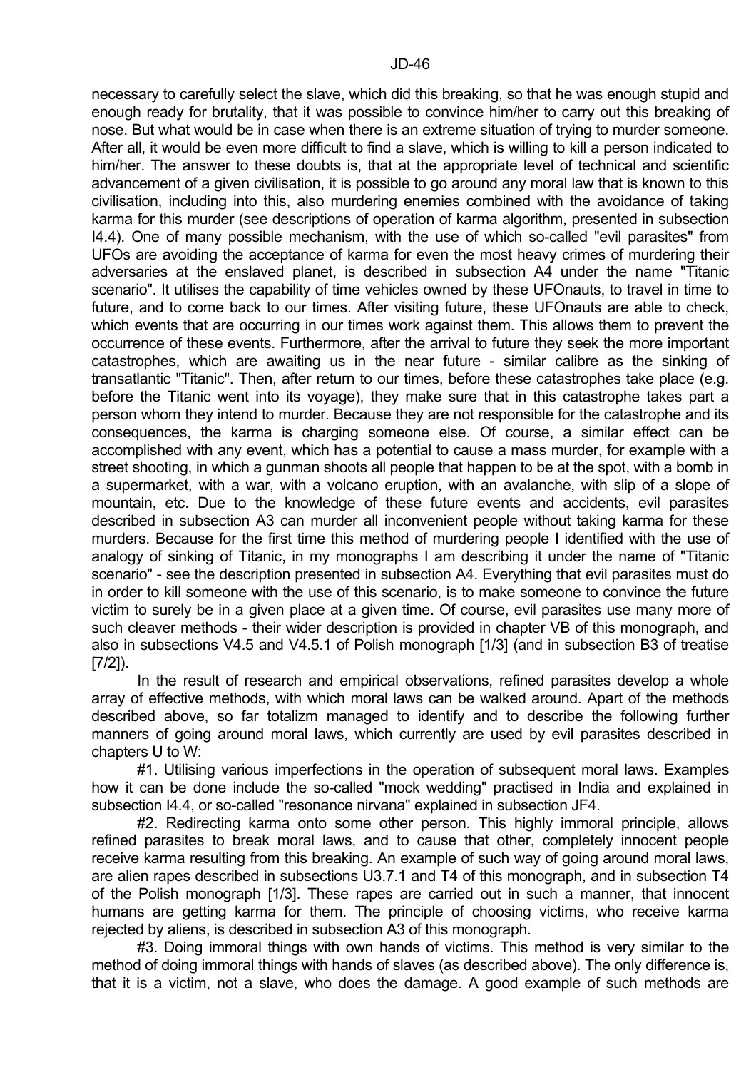necessary to carefully select the slave, which did this breaking, so that he was enough stupid and enough ready for brutality, that it was possible to convince him/her to carry out this breaking of nose. But what would be in case when there is an extreme situation of trying to murder someone. After all, it would be even more difficult to find a slave, which is willing to kill a person indicated to him/her. The answer to these doubts is, that at the appropriate level of technical and scientific advancement of a given civilisation, it is possible to go around any moral law that is known to this civilisation, including into this, also murdering enemies combined with the avoidance of taking karma for this murder (see descriptions of operation of karma algorithm, presented in subsection I4.4). One of many possible mechanism, with the use of which so-called "evil parasites" from UFOs are avoiding the acceptance of karma for even the most heavy crimes of murdering their adversaries at the enslaved planet, is described in subsection A4 under the name "Titanic scenario". It utilises the capability of time vehicles owned by these UFOnauts, to travel in time to future, and to come back to our times. After visiting future, these UFOnauts are able to check, which events that are occurring in our times work against them. This allows them to prevent the occurrence of these events. Furthermore, after the arrival to future they seek the more important catastrophes, which are awaiting us in the near future - similar calibre as the sinking of transatlantic "Titanic". Then, after return to our times, before these catastrophes take place (e.g. before the Titanic went into its voyage), they make sure that in this catastrophe takes part a person whom they intend to murder. Because they are not responsible for the catastrophe and its consequences, the karma is charging someone else. Of course, a similar effect can be accomplished with any event, which has a potential to cause a mass murder, for example with a street shooting, in which a gunman shoots all people that happen to be at the spot, with a bomb in a supermarket, with a war, with a volcano eruption, with an avalanche, with slip of a slope of mountain, etc. Due to the knowledge of these future events and accidents, evil parasites described in subsection A3 can murder all inconvenient people without taking karma for these murders. Because for the first time this method of murdering people I identified with the use of analogy of sinking of Titanic, in my monographs I am describing it under the name of "Titanic scenario" - see the description presented in subsection A4. Everything that evil parasites must do in order to kill someone with the use of this scenario, is to make someone to convince the future victim to surely be in a given place at a given time. Of course, evil parasites use many more of such cleaver methods - their wider description is provided in chapter VB of this monograph, and also in subsections V4.5 and V4.5.1 of Polish monograph [1/3] (and in subsection B3 of treatise [7/2]).

In the result of research and empirical observations, refined parasites develop a whole array of effective methods, with which moral laws can be walked around. Apart of the methods described above, so far totalizm managed to identify and to describe the following further manners of going around moral laws, which currently are used by evil parasites described in chapters U to W:

#1. Utilising various imperfections in the operation of subsequent moral laws. Examples how it can be done include the so-called "mock wedding" practised in India and explained in subsection I4.4, or so-called "resonance nirvana" explained in subsection JF4.

#2. Redirecting karma onto some other person. This highly immoral principle, allows refined parasites to break moral laws, and to cause that other, completely innocent people receive karma resulting from this breaking. An example of such way of going around moral laws, are alien rapes described in subsections U3.7.1 and T4 of this monograph, and in subsection T4 of the Polish monograph [1/3]. These rapes are carried out in such a manner, that innocent humans are getting karma for them. The principle of choosing victims, who receive karma rejected by aliens, is described in subsection A3 of this monograph.

#3. Doing immoral things with own hands of victims. This method is very similar to the method of doing immoral things with hands of slaves (as described above). The only difference is, that it is a victim, not a slave, who does the damage. A good example of such methods are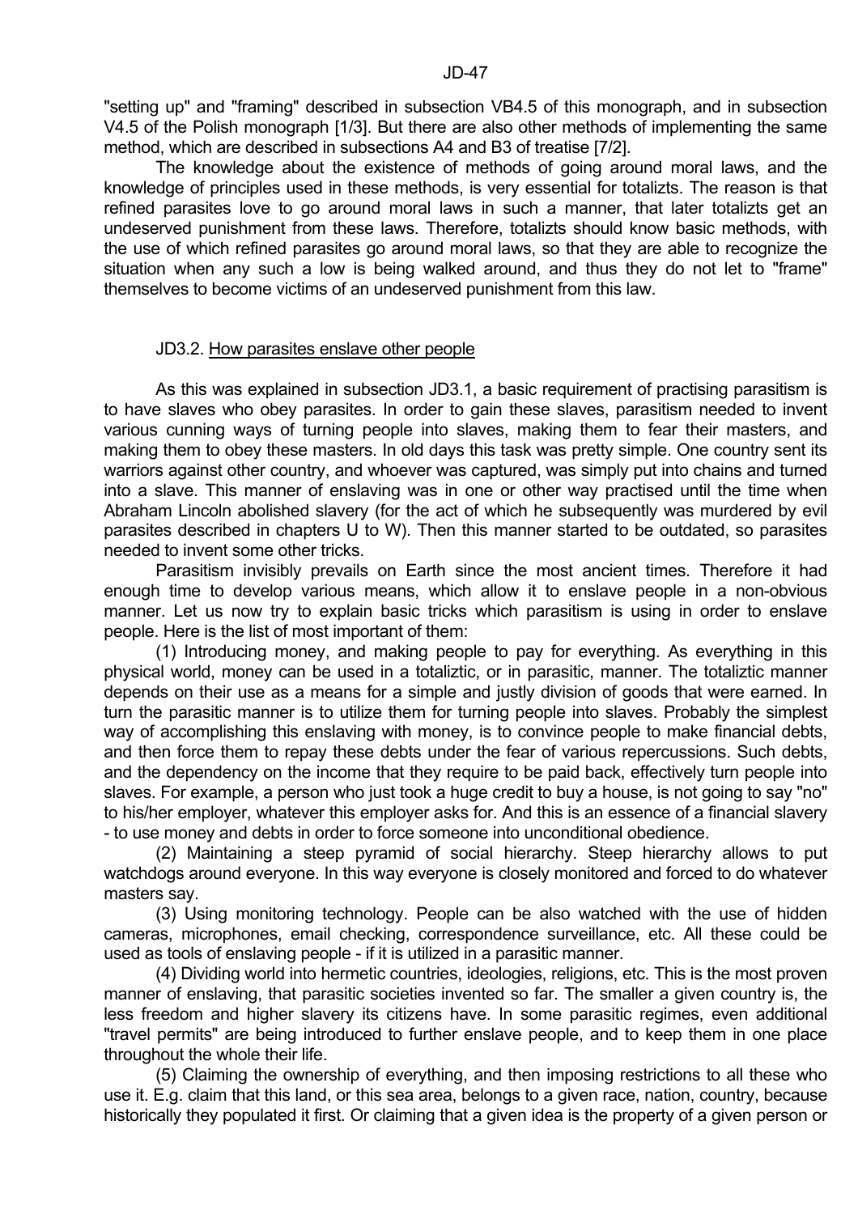"setting up" and "framing" described in subsection VB4.5 of this monograph, and in subsection V4.5 of the Polish monograph [1/3]. But there are also other methods of implementing the same method, which are described in subsections A4 and B3 of treatise [7/2].

The knowledge about the existence of methods of going around moral laws, and the knowledge of principles used in these methods, is very essential for totalizts. The reason is that refined parasites love to go around moral laws in such a manner, that later totalizts get an undeserved punishment from these laws. Therefore, totalizts should know basic methods, with the use of which refined parasites go around moral laws, so that they are able to recognize the situation when any such a low is being walked around, and thus they do not let to "frame" themselves to become victims of an undeserved punishment from this law.

## JD3.2. How parasites enslave other people

As this was explained in subsection JD3.1, a basic requirement of practising parasitism is to have slaves who obey parasites. In order to gain these slaves, parasitism needed to invent various cunning ways of turning people into slaves, making them to fear their masters, and making them to obey these masters. In old days this task was pretty simple. One country sent its warriors against other country, and whoever was captured, was simply put into chains and turned into a slave. This manner of enslaving was in one or other way practised until the time when Abraham Lincoln abolished slavery (for the act of which he subsequently was murdered by evil parasites described in chapters U to W). Then this manner started to be outdated, so parasites needed to invent some other tricks.

Parasitism invisibly prevails on Earth since the most ancient times. Therefore it had enough time to develop various means, which allow it to enslave people in a non-obvious manner. Let us now try to explain basic tricks which parasitism is using in order to enslave people. Here is the list of most important of them:

(1) Introducing money, and making people to pay for everything. As everything in this physical world, money can be used in a totaliztic, or in parasitic, manner. The totaliztic manner depends on their use as a means for a simple and justly division of goods that were earned. In turn the parasitic manner is to utilize them for turning people into slaves. Probably the simplest way of accomplishing this enslaving with money, is to convince people to make financial debts, and then force them to repay these debts under the fear of various repercussions. Such debts, and the dependency on the income that they require to be paid back, effectively turn people into slaves. For example, a person who just took a huge credit to buy a house, is not going to say "no" to his/her employer, whatever this employer asks for. And this is an essence of a financial slavery - to use money and debts in order to force someone into unconditional obedience.

(2) Maintaining a steep pyramid of social hierarchy. Steep hierarchy allows to put watchdogs around everyone. In this way everyone is closely monitored and forced to do whatever masters say.

(3) Using monitoring technology. People can be also watched with the use of hidden cameras, microphones, email checking, correspondence surveillance, etc. All these could be used as tools of enslaving people - if it is utilized in a parasitic manner.

(4) Dividing world into hermetic countries, ideologies, religions, etc. This is the most proven manner of enslaving, that parasitic societies invented so far. The smaller a given country is, the less freedom and higher slavery its citizens have. In some parasitic regimes, even additional "travel permits" are being introduced to further enslave people, and to keep them in one place throughout the whole their life.

(5) Claiming the ownership of everything, and then imposing restrictions to all these who use it. E.g. claim that this land, or this sea area, belongs to a given race, nation, country, because historically they populated it first. Or claiming that a given idea is the property of a given person or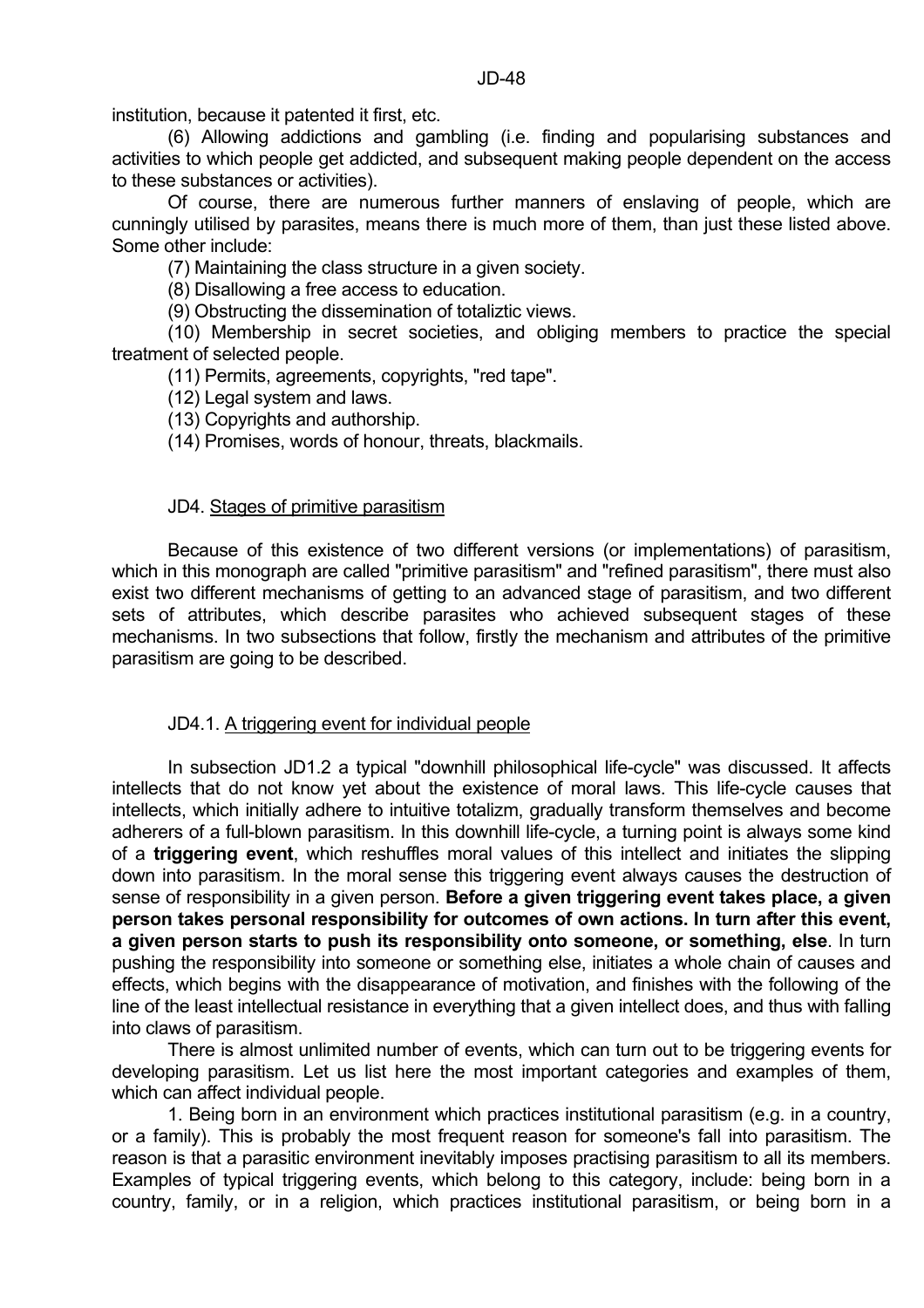institution, because it patented it first, etc.

(6) Allowing addictions and gambling (i.e. finding and popularising substances and activities to which people get addicted, and subsequent making people dependent on the access to these substances or activities).

Of course, there are numerous further manners of enslaving of people, which are cunningly utilised by parasites, means there is much more of them, than just these listed above. Some other include:

(7) Maintaining the class structure in a given society.

(8) Disallowing a free access to education.

(9) Obstructing the dissemination of totaliztic views.

(10) Membership in secret societies, and obliging members to practice the special treatment of selected people.

(11) Permits, agreements, copyrights, "red tape".

(12) Legal system and laws.

(13) Copyrights and authorship.

(14) Promises, words of honour, threats, blackmails.

## JD4. Stages of primitive parasitism

Because of this existence of two different versions (or implementations) of parasitism, which in this monograph are called "primitive parasitism" and "refined parasitism", there must also exist two different mechanisms of getting to an advanced stage of parasitism, and two different sets of attributes, which describe parasites who achieved subsequent stages of these mechanisms. In two subsections that follow, firstly the mechanism and attributes of the primitive parasitism are going to be described.

### JD4.1. A triggering event for individual people

In subsection JD1.2 a typical "downhill philosophical life-cycle" was discussed. It affects intellects that do not know yet about the existence of moral laws. This life-cycle causes that intellects, which initially adhere to intuitive totalizm, gradually transform themselves and become adherers of a full-blown parasitism. In this downhill life-cycle, a turning point is always some kind of a **triggering event**, which reshuffles moral values of this intellect and initiates the slipping down into parasitism. In the moral sense this triggering event always causes the destruction of sense of responsibility in a given person. **Before a given triggering event takes place, a given person takes personal responsibility for outcomes of own actions. In turn after this event, a given person starts to push its responsibility onto someone, or something, else**. In turn pushing the responsibility into someone or something else, initiates a whole chain of causes and effects, which begins with the disappearance of motivation, and finishes with the following of the line of the least intellectual resistance in everything that a given intellect does, and thus with falling into claws of parasitism.

There is almost unlimited number of events, which can turn out to be triggering events for developing parasitism. Let us list here the most important categories and examples of them, which can affect individual people.

1. Being born in an environment which practices institutional parasitism (e.g. in a country, or a family). This is probably the most frequent reason for someone's fall into parasitism. The reason is that a parasitic environment inevitably imposes practising parasitism to all its members. Examples of typical triggering events, which belong to this category, include: being born in a country, family, or in a religion, which practices institutional parasitism, or being born in a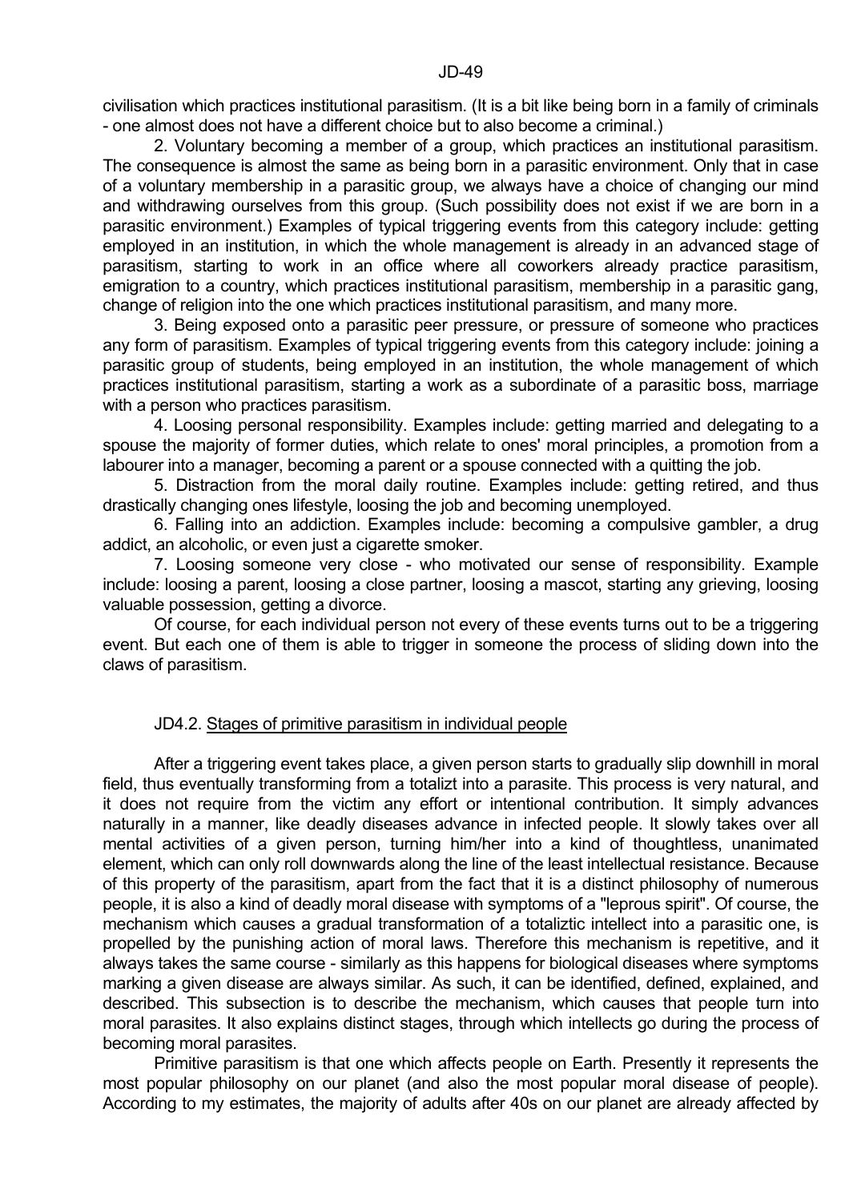civilisation which practices institutional parasitism. (It is a bit like being born in a family of criminals - one almost does not have a different choice but to also become a criminal.)

2. Voluntary becoming a member of a group, which practices an institutional parasitism. The consequence is almost the same as being born in a parasitic environment. Only that in case of a voluntary membership in a parasitic group, we always have a choice of changing our mind and withdrawing ourselves from this group. (Such possibility does not exist if we are born in a parasitic environment.) Examples of typical triggering events from this category include: getting employed in an institution, in which the whole management is already in an advanced stage of parasitism, starting to work in an office where all coworkers already practice parasitism, emigration to a country, which practices institutional parasitism, membership in a parasitic gang, change of religion into the one which practices institutional parasitism, and many more.

3. Being exposed onto a parasitic peer pressure, or pressure of someone who practices any form of parasitism. Examples of typical triggering events from this category include: joining a parasitic group of students, being employed in an institution, the whole management of which practices institutional parasitism, starting a work as a subordinate of a parasitic boss, marriage with a person who practices parasitism.

4. Loosing personal responsibility. Examples include: getting married and delegating to a spouse the majority of former duties, which relate to ones' moral principles, a promotion from a labourer into a manager, becoming a parent or a spouse connected with a quitting the job.

5. Distraction from the moral daily routine. Examples include: getting retired, and thus drastically changing ones lifestyle, loosing the job and becoming unemployed.

6. Falling into an addiction. Examples include: becoming a compulsive gambler, a drug addict, an alcoholic, or even just a cigarette smoker.

7. Loosing someone very close - who motivated our sense of responsibility. Example include: loosing a parent, loosing a close partner, loosing a mascot, starting any grieving, loosing valuable possession, getting a divorce.

Of course, for each individual person not every of these events turns out to be a triggering event. But each one of them is able to trigger in someone the process of sliding down into the claws of parasitism.

## JD4.2. Stages of primitive parasitism in individual people

After a triggering event takes place, a given person starts to gradually slip downhill in moral field, thus eventually transforming from a totalizt into a parasite. This process is very natural, and it does not require from the victim any effort or intentional contribution. It simply advances naturally in a manner, like deadly diseases advance in infected people. It slowly takes over all mental activities of a given person, turning him/her into a kind of thoughtless, unanimated element, which can only roll downwards along the line of the least intellectual resistance. Because of this property of the parasitism, apart from the fact that it is a distinct philosophy of numerous people, it is also a kind of deadly moral disease with symptoms of a "leprous spirit". Of course, the mechanism which causes a gradual transformation of a totaliztic intellect into a parasitic one, is propelled by the punishing action of moral laws. Therefore this mechanism is repetitive, and it always takes the same course - similarly as this happens for biological diseases where symptoms marking a given disease are always similar. As such, it can be identified, defined, explained, and described. This subsection is to describe the mechanism, which causes that people turn into moral parasites. It also explains distinct stages, through which intellects go during the process of becoming moral parasites.

Primitive parasitism is that one which affects people on Earth. Presently it represents the most popular philosophy on our planet (and also the most popular moral disease of people). According to my estimates, the majority of adults after 40s on our planet are already affected by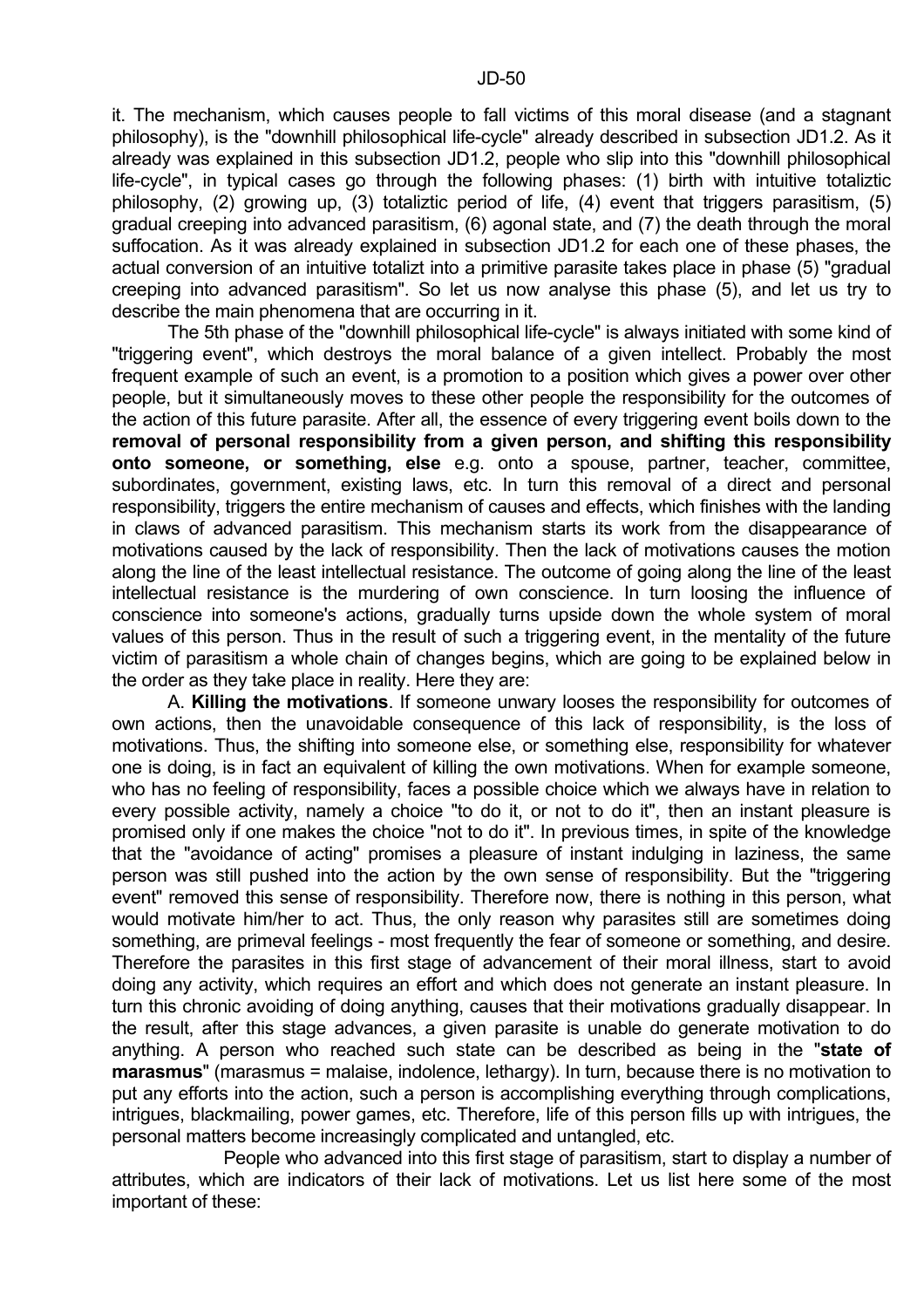it. The mechanism, which causes people to fall victims of this moral disease (and a stagnant philosophy), is the "downhill philosophical life-cycle" already described in subsection JD1.2. As it already was explained in this subsection JD1.2, people who slip into this "downhill philosophical life-cycle", in typical cases go through the following phases: (1) birth with intuitive totaliztic philosophy, (2) growing up, (3) totaliztic period of life, (4) event that triggers parasitism, (5) gradual creeping into advanced parasitism, (6) agonal state, and (7) the death through the moral suffocation. As it was already explained in subsection JD1.2 for each one of these phases, the actual conversion of an intuitive totalizt into a primitive parasite takes place in phase (5) "gradual creeping into advanced parasitism". So let us now analyse this phase (5), and let us try to describe the main phenomena that are occurring in it.

The 5th phase of the "downhill philosophical life-cycle" is always initiated with some kind of "triggering event", which destroys the moral balance of a given intellect. Probably the most frequent example of such an event, is a promotion to a position which gives a power over other people, but it simultaneously moves to these other people the responsibility for the outcomes of the action of this future parasite. After all, the essence of every triggering event boils down to the **removal of personal responsibility from a given person, and shifting this responsibility onto someone, or something, else** e.g. onto a spouse, partner, teacher, committee, subordinates, government, existing laws, etc. In turn this removal of a direct and personal responsibility, triggers the entire mechanism of causes and effects, which finishes with the landing in claws of advanced parasitism. This mechanism starts its work from the disappearance of motivations caused by the lack of responsibility. Then the lack of motivations causes the motion along the line of the least intellectual resistance. The outcome of going along the line of the least intellectual resistance is the murdering of own conscience. In turn loosing the influence of conscience into someone's actions, gradually turns upside down the whole system of moral values of this person. Thus in the result of such a triggering event, in the mentality of the future victim of parasitism a whole chain of changes begins, which are going to be explained below in the order as they take place in reality. Here they are:

A. **Killing the motivations**. If someone unwary looses the responsibility for outcomes of own actions, then the unavoidable consequence of this lack of responsibility, is the loss of motivations. Thus, the shifting into someone else, or something else, responsibility for whatever one is doing, is in fact an equivalent of killing the own motivations. When for example someone, who has no feeling of responsibility, faces a possible choice which we always have in relation to every possible activity, namely a choice "to do it, or not to do it", then an instant pleasure is promised only if one makes the choice "not to do it". In previous times, in spite of the knowledge that the "avoidance of acting" promises a pleasure of instant indulging in laziness, the same person was still pushed into the action by the own sense of responsibility. But the "triggering event" removed this sense of responsibility. Therefore now, there is nothing in this person, what would motivate him/her to act. Thus, the only reason why parasites still are sometimes doing something, are primeval feelings - most frequently the fear of someone or something, and desire. Therefore the parasites in this first stage of advancement of their moral illness, start to avoid doing any activity, which requires an effort and which does not generate an instant pleasure. In turn this chronic avoiding of doing anything, causes that their motivations gradually disappear. In the result, after this stage advances, a given parasite is unable do generate motivation to do anything. A person who reached such state can be described as being in the "**state of marasmus**" (marasmus = malaise, indolence, lethargy). In turn, because there is no motivation to put any efforts into the action, such a person is accomplishing everything through complications, intrigues, blackmailing, power games, etc. Therefore, life of this person fills up with intrigues, the personal matters become increasingly complicated and untangled, etc.

People who advanced into this first stage of parasitism, start to display a number of attributes, which are indicators of their lack of motivations. Let us list here some of the most important of these: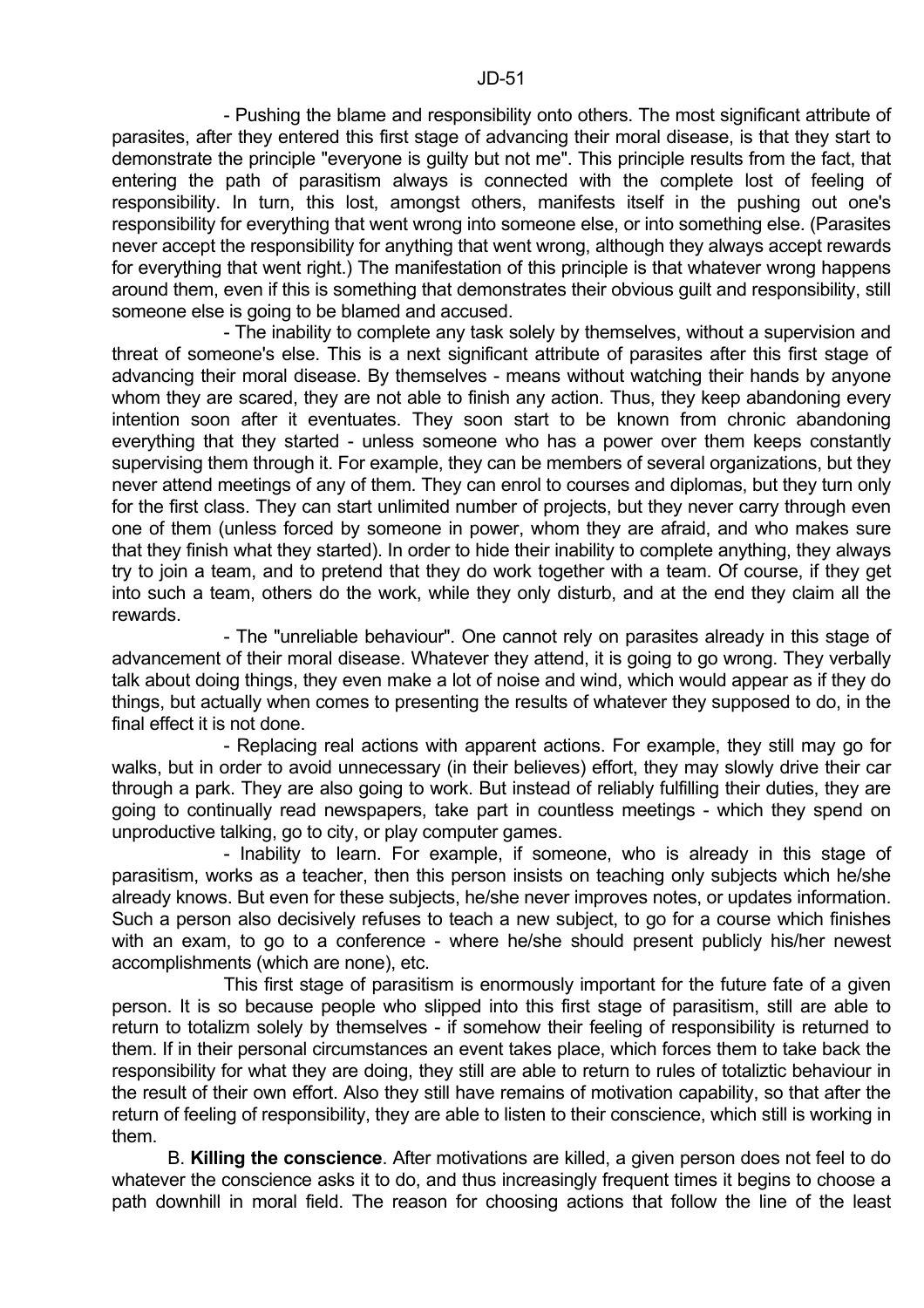- Pushing the blame and responsibility onto others. The most significant attribute of parasites, after they entered this first stage of advancing their moral disease, is that they start to demonstrate the principle "everyone is guilty but not me". This principle results from the fact, that entering the path of parasitism always is connected with the complete lost of feeling of responsibility. In turn, this lost, amongst others, manifests itself in the pushing out one's responsibility for everything that went wrong into someone else, or into something else. (Parasites never accept the responsibility for anything that went wrong, although they always accept rewards for everything that went right.) The manifestation of this principle is that whatever wrong happens around them, even if this is something that demonstrates their obvious guilt and responsibility, still someone else is going to be blamed and accused.

- The inability to complete any task solely by themselves, without a supervision and threat of someone's else. This is a next significant attribute of parasites after this first stage of advancing their moral disease. By themselves - means without watching their hands by anyone whom they are scared, they are not able to finish any action. Thus, they keep abandoning every intention soon after it eventuates. They soon start to be known from chronic abandoning everything that they started - unless someone who has a power over them keeps constantly supervising them through it. For example, they can be members of several organizations, but they never attend meetings of any of them. They can enrol to courses and diplomas, but they turn only for the first class. They can start unlimited number of projects, but they never carry through even one of them (unless forced by someone in power, whom they are afraid, and who makes sure that they finish what they started). In order to hide their inability to complete anything, they always try to join a team, and to pretend that they do work together with a team. Of course, if they get into such a team, others do the work, while they only disturb, and at the end they claim all the rewards.

- The "unreliable behaviour". One cannot rely on parasites already in this stage of advancement of their moral disease. Whatever they attend, it is going to go wrong. They verbally talk about doing things, they even make a lot of noise and wind, which would appear as if they do things, but actually when comes to presenting the results of whatever they supposed to do, in the final effect it is not done.

- Replacing real actions with apparent actions. For example, they still may go for walks, but in order to avoid unnecessary (in their believes) effort, they may slowly drive their car through a park. They are also going to work. But instead of reliably fulfilling their duties, they are going to continually read newspapers, take part in countless meetings - which they spend on unproductive talking, go to city, or play computer games.

- Inability to learn. For example, if someone, who is already in this stage of parasitism, works as a teacher, then this person insists on teaching only subjects which he/she already knows. But even for these subjects, he/she never improves notes, or updates information. Such a person also decisively refuses to teach a new subject, to go for a course which finishes with an exam, to go to a conference - where he/she should present publicly his/her newest accomplishments (which are none), etc.

This first stage of parasitism is enormously important for the future fate of a given person. It is so because people who slipped into this first stage of parasitism, still are able to return to totalizm solely by themselves - if somehow their feeling of responsibility is returned to them. If in their personal circumstances an event takes place, which forces them to take back the responsibility for what they are doing, they still are able to return to rules of totaliztic behaviour in the result of their own effort. Also they still have remains of motivation capability, so that after the return of feeling of responsibility, they are able to listen to their conscience, which still is working in them.

B. **Killing the conscience**. After motivations are killed, a given person does not feel to do whatever the conscience asks it to do, and thus increasingly frequent times it begins to choose a path downhill in moral field. The reason for choosing actions that follow the line of the least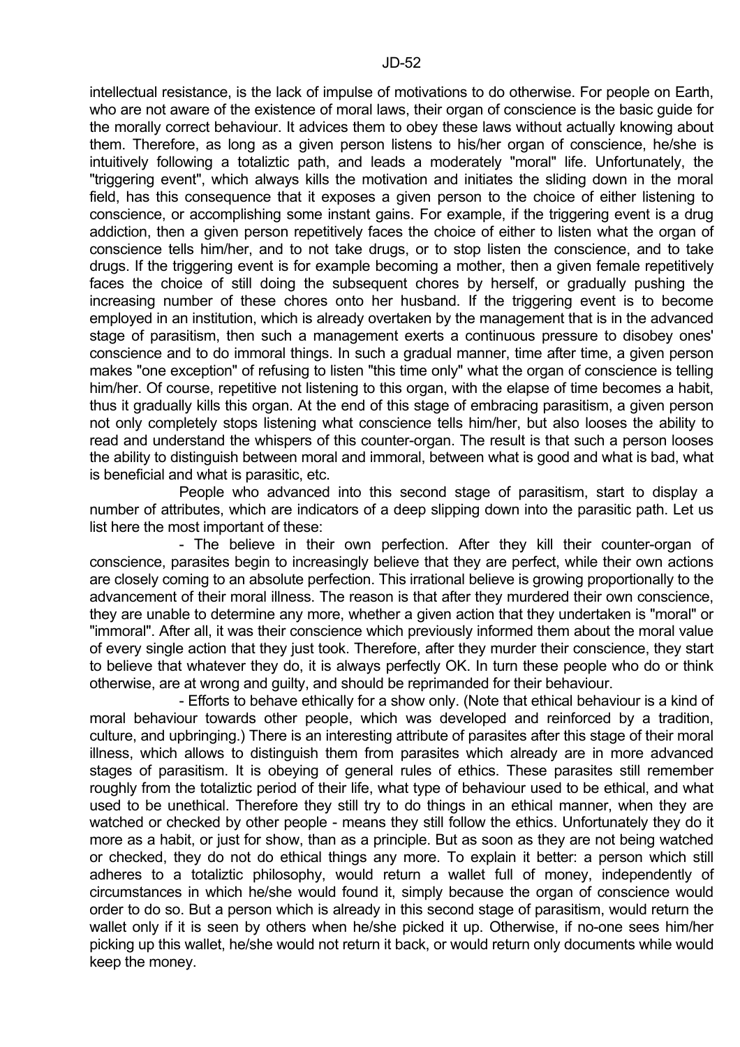intellectual resistance, is the lack of impulse of motivations to do otherwise. For people on Earth, who are not aware of the existence of moral laws, their organ of conscience is the basic guide for the morally correct behaviour. It advices them to obey these laws without actually knowing about them. Therefore, as long as a given person listens to his/her organ of conscience, he/she is intuitively following a totaliztic path, and leads a moderately "moral" life. Unfortunately, the "triggering event", which always kills the motivation and initiates the sliding down in the moral field, has this consequence that it exposes a given person to the choice of either listening to conscience, or accomplishing some instant gains. For example, if the triggering event is a drug addiction, then a given person repetitively faces the choice of either to listen what the organ of conscience tells him/her, and to not take drugs, or to stop listen the conscience, and to take drugs. If the triggering event is for example becoming a mother, then a given female repetitively faces the choice of still doing the subsequent chores by herself, or gradually pushing the increasing number of these chores onto her husband. If the triggering event is to become employed in an institution, which is already overtaken by the management that is in the advanced stage of parasitism, then such a management exerts a continuous pressure to disobey ones' conscience and to do immoral things. In such a gradual manner, time after time, a given person makes "one exception" of refusing to listen "this time only" what the organ of conscience is telling him/her. Of course, repetitive not listening to this organ, with the elapse of time becomes a habit, thus it gradually kills this organ. At the end of this stage of embracing parasitism, a given person not only completely stops listening what conscience tells him/her, but also looses the ability to read and understand the whispers of this counter-organ. The result is that such a person looses the ability to distinguish between moral and immoral, between what is good and what is bad, what is beneficial and what is parasitic, etc.

People who advanced into this second stage of parasitism, start to display a number of attributes, which are indicators of a deep slipping down into the parasitic path. Let us list here the most important of these:

- The believe in their own perfection. After they kill their counter-organ of conscience, parasites begin to increasingly believe that they are perfect, while their own actions are closely coming to an absolute perfection. This irrational believe is growing proportionally to the advancement of their moral illness. The reason is that after they murdered their own conscience, they are unable to determine any more, whether a given action that they undertaken is "moral" or "immoral". After all, it was their conscience which previously informed them about the moral value of every single action that they just took. Therefore, after they murder their conscience, they start to believe that whatever they do, it is always perfectly OK. In turn these people who do or think otherwise, are at wrong and guilty, and should be reprimanded for their behaviour.

- Efforts to behave ethically for a show only. (Note that ethical behaviour is a kind of moral behaviour towards other people, which was developed and reinforced by a tradition, culture, and upbringing.) There is an interesting attribute of parasites after this stage of their moral illness, which allows to distinguish them from parasites which already are in more advanced stages of parasitism. It is obeying of general rules of ethics. These parasites still remember roughly from the totaliztic period of their life, what type of behaviour used to be ethical, and what used to be unethical. Therefore they still try to do things in an ethical manner, when they are watched or checked by other people - means they still follow the ethics. Unfortunately they do it more as a habit, or just for show, than as a principle. But as soon as they are not being watched or checked, they do not do ethical things any more. To explain it better: a person which still adheres to a totaliztic philosophy, would return a wallet full of money, independently of circumstances in which he/she would found it, simply because the organ of conscience would order to do so. But a person which is already in this second stage of parasitism, would return the wallet only if it is seen by others when he/she picked it up. Otherwise, if no-one sees him/her picking up this wallet, he/she would not return it back, or would return only documents while would keep the money.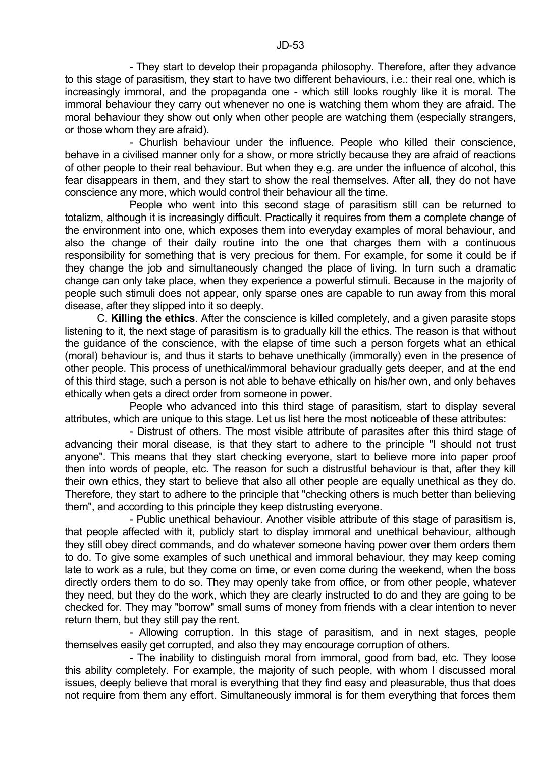- They start to develop their propaganda philosophy. Therefore, after they advance to this stage of parasitism, they start to have two different behaviours, i.e.: their real one, which is increasingly immoral, and the propaganda one - which still looks roughly like it is moral. The immoral behaviour they carry out whenever no one is watching them whom they are afraid. The moral behaviour they show out only when other people are watching them (especially strangers, or those whom they are afraid).

- Churlish behaviour under the influence. People who killed their conscience, behave in a civilised manner only for a show, or more strictly because they are afraid of reactions of other people to their real behaviour. But when they e.g. are under the influence of alcohol, this fear disappears in them, and they start to show the real themselves. After all, they do not have conscience any more, which would control their behaviour all the time.

People who went into this second stage of parasitism still can be returned to totalizm, although it is increasingly difficult. Practically it requires from them a complete change of the environment into one, which exposes them into everyday examples of moral behaviour, and also the change of their daily routine into the one that charges them with a continuous responsibility for something that is very precious for them. For example, for some it could be if they change the job and simultaneously changed the place of living. In turn such a dramatic change can only take place, when they experience a powerful stimuli. Because in the majority of people such stimuli does not appear, only sparse ones are capable to run away from this moral disease, after they slipped into it so deeply.

C. **Killing the ethics**. After the conscience is killed completely, and a given parasite stops listening to it, the next stage of parasitism is to gradually kill the ethics. The reason is that without the guidance of the conscience, with the elapse of time such a person forgets what an ethical (moral) behaviour is, and thus it starts to behave unethically (immorally) even in the presence of other people. This process of unethical/immoral behaviour gradually gets deeper, and at the end of this third stage, such a person is not able to behave ethically on his/her own, and only behaves ethically when gets a direct order from someone in power.

People who advanced into this third stage of parasitism, start to display several attributes, which are unique to this stage. Let us list here the most noticeable of these attributes:

- Distrust of others. The most visible attribute of parasites after this third stage of advancing their moral disease, is that they start to adhere to the principle "I should not trust anyone". This means that they start checking everyone, start to believe more into paper proof then into words of people, etc. The reason for such a distrustful behaviour is that, after they kill their own ethics, they start to believe that also all other people are equally unethical as they do. Therefore, they start to adhere to the principle that "checking others is much better than believing them", and according to this principle they keep distrusting everyone.

- Public unethical behaviour. Another visible attribute of this stage of parasitism is, that people affected with it, publicly start to display immoral and unethical behaviour, although they still obey direct commands, and do whatever someone having power over them orders them to do. To give some examples of such unethical and immoral behaviour, they may keep coming late to work as a rule, but they come on time, or even come during the weekend, when the boss directly orders them to do so. They may openly take from office, or from other people, whatever they need, but they do the work, which they are clearly instructed to do and they are going to be checked for. They may "borrow" small sums of money from friends with a clear intention to never return them, but they still pay the rent.

- Allowing corruption. In this stage of parasitism, and in next stages, people themselves easily get corrupted, and also they may encourage corruption of others.

- The inability to distinguish moral from immoral, good from bad, etc. They loose this ability completely. For example, the majority of such people, with whom I discussed moral issues, deeply believe that moral is everything that they find easy and pleasurable, thus that does not require from them any effort. Simultaneously immoral is for them everything that forces them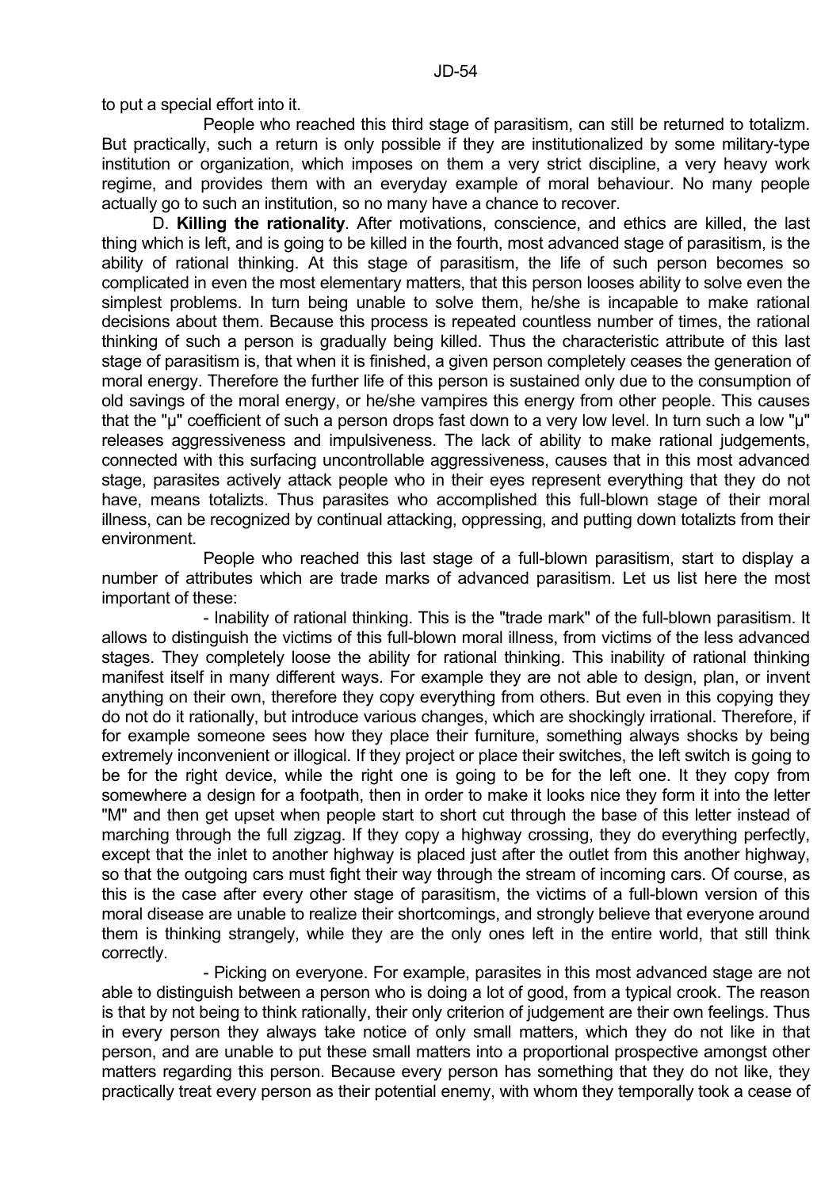to put a special effort into it.

People who reached this third stage of parasitism, can still be returned to totalizm. But practically, such a return is only possible if they are institutionalized by some military-type institution or organization, which imposes on them a very strict discipline, a very heavy work regime, and provides them with an everyday example of moral behaviour. No many people actually go to such an institution, so no many have a chance to recover.

D. **Killing the rationality**. After motivations, conscience, and ethics are killed, the last thing which is left, and is going to be killed in the fourth, most advanced stage of parasitism, is the ability of rational thinking. At this stage of parasitism, the life of such person becomes so complicated in even the most elementary matters, that this person looses ability to solve even the simplest problems. In turn being unable to solve them, he/she is incapable to make rational decisions about them. Because this process is repeated countless number of times, the rational thinking of such a person is gradually being killed. Thus the characteristic attribute of this last stage of parasitism is, that when it is finished, a given person completely ceases the generation of moral energy. Therefore the further life of this person is sustained only due to the consumption of old savings of the moral energy, or he/she vampires this energy from other people. This causes that the "μ" coefficient of such a person drops fast down to a very low level. In turn such a low "μ" releases aggressiveness and impulsiveness. The lack of ability to make rational judgements, connected with this surfacing uncontrollable aggressiveness, causes that in this most advanced stage, parasites actively attack people who in their eyes represent everything that they do not have, means totalizts. Thus parasites who accomplished this full-blown stage of their moral illness, can be recognized by continual attacking, oppressing, and putting down totalizts from their environment.

People who reached this last stage of a full-blown parasitism, start to display a number of attributes which are trade marks of advanced parasitism. Let us list here the most important of these:

- Inability of rational thinking. This is the "trade mark" of the full-blown parasitism. It allows to distinguish the victims of this full-blown moral illness, from victims of the less advanced stages. They completely loose the ability for rational thinking. This inability of rational thinking manifest itself in many different ways. For example they are not able to design, plan, or invent anything on their own, therefore they copy everything from others. But even in this copying they do not do it rationally, but introduce various changes, which are shockingly irrational. Therefore, if for example someone sees how they place their furniture, something always shocks by being extremely inconvenient or illogical. If they project or place their switches, the left switch is going to be for the right device, while the right one is going to be for the left one. It they copy from somewhere a design for a footpath, then in order to make it looks nice they form it into the letter "M" and then get upset when people start to short cut through the base of this letter instead of marching through the full zigzag. If they copy a highway crossing, they do everything perfectly, except that the inlet to another highway is placed just after the outlet from this another highway, so that the outgoing cars must fight their way through the stream of incoming cars. Of course, as this is the case after every other stage of parasitism, the victims of a full-blown version of this moral disease are unable to realize their shortcomings, and strongly believe that everyone around them is thinking strangely, while they are the only ones left in the entire world, that still think correctly.

- Picking on everyone. For example, parasites in this most advanced stage are not able to distinguish between a person who is doing a lot of good, from a typical crook. The reason is that by not being to think rationally, their only criterion of judgement are their own feelings. Thus in every person they always take notice of only small matters, which they do not like in that person, and are unable to put these small matters into a proportional prospective amongst other matters regarding this person. Because every person has something that they do not like, they practically treat every person as their potential enemy, with whom they temporally took a cease of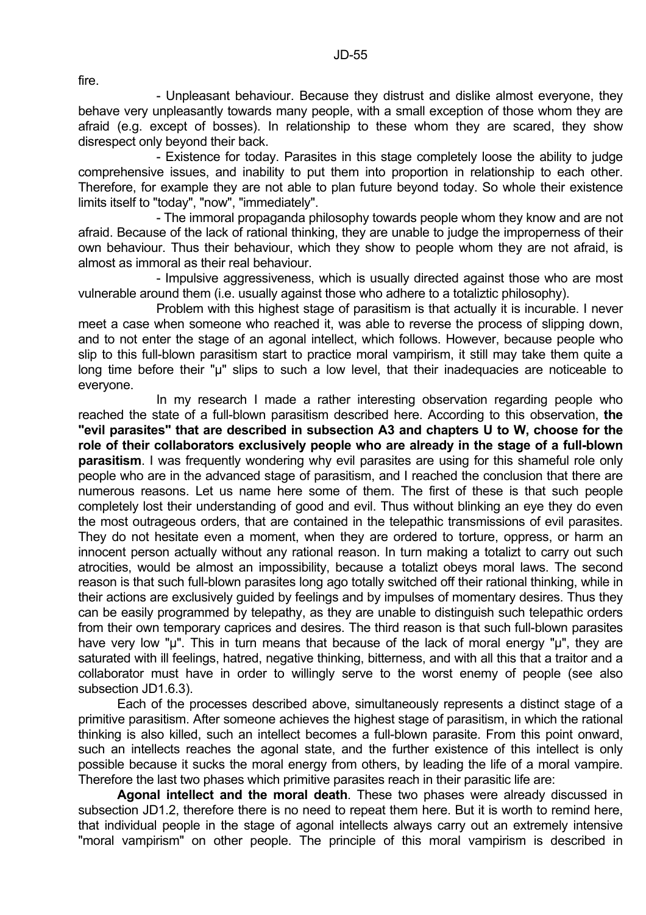fire.

- Unpleasant behaviour. Because they distrust and dislike almost everyone, they behave very unpleasantly towards many people, with a small exception of those whom they are afraid (e.g. except of bosses). In relationship to these whom they are scared, they show disrespect only beyond their back.

- Existence for today. Parasites in this stage completely loose the ability to judge comprehensive issues, and inability to put them into proportion in relationship to each other. Therefore, for example they are not able to plan future beyond today. So whole their existence limits itself to "today", "now", "immediately".

- The immoral propaganda philosophy towards people whom they know and are not afraid. Because of the lack of rational thinking, they are unable to judge the improperness of their own behaviour. Thus their behaviour, which they show to people whom they are not afraid, is almost as immoral as their real behaviour.

- Impulsive aggressiveness, which is usually directed against those who are most vulnerable around them (i.e. usually against those who adhere to a totaliztic philosophy).

Problem with this highest stage of parasitism is that actually it is incurable. I never meet a case when someone who reached it, was able to reverse the process of slipping down, and to not enter the stage of an agonal intellect, which follows. However, because people who slip to this full-blown parasitism start to practice moral vampirism, it still may take them quite a long time before their "µ" slips to such a low level, that their inadequacies are noticeable to everyone.

In my research I made a rather interesting observation regarding people who reached the state of a full-blown parasitism described here. According to this observation, **the "evil parasites" that are described in subsection A3 and chapters U to W, choose for the role of their collaborators exclusively people who are already in the stage of a full-blown parasitism**. I was frequently wondering why evil parasites are using for this shameful role only people who are in the advanced stage of parasitism, and I reached the conclusion that there are numerous reasons. Let us name here some of them. The first of these is that such people completely lost their understanding of good and evil. Thus without blinking an eye they do even the most outrageous orders, that are contained in the telepathic transmissions of evil parasites. They do not hesitate even a moment, when they are ordered to torture, oppress, or harm an innocent person actually without any rational reason. In turn making a totalizt to carry out such atrocities, would be almost an impossibility, because a totalizt obeys moral laws. The second reason is that such full-blown parasites long ago totally switched off their rational thinking, while in their actions are exclusively guided by feelings and by impulses of momentary desires. Thus they can be easily programmed by telepathy, as they are unable to distinguish such telepathic orders from their own temporary caprices and desires. The third reason is that such full-blown parasites have very low "µ". This in turn means that because of the lack of moral energy "µ", they are saturated with ill feelings, hatred, negative thinking, bitterness, and with all this that a traitor and a collaborator must have in order to willingly serve to the worst enemy of people (see also subsection JD1.6.3).

Each of the processes described above, simultaneously represents a distinct stage of a primitive parasitism. After someone achieves the highest stage of parasitism, in which the rational thinking is also killed, such an intellect becomes a full-blown parasite. From this point onward, such an intellects reaches the agonal state, and the further existence of this intellect is only possible because it sucks the moral energy from others, by leading the life of a moral vampire. Therefore the last two phases which primitive parasites reach in their parasitic life are:

**Agonal intellect and the moral death**. These two phases were already discussed in subsection JD1.2, therefore there is no need to repeat them here. But it is worth to remind here, that individual people in the stage of agonal intellects always carry out an extremely intensive "moral vampirism" on other people. The principle of this moral vampirism is described in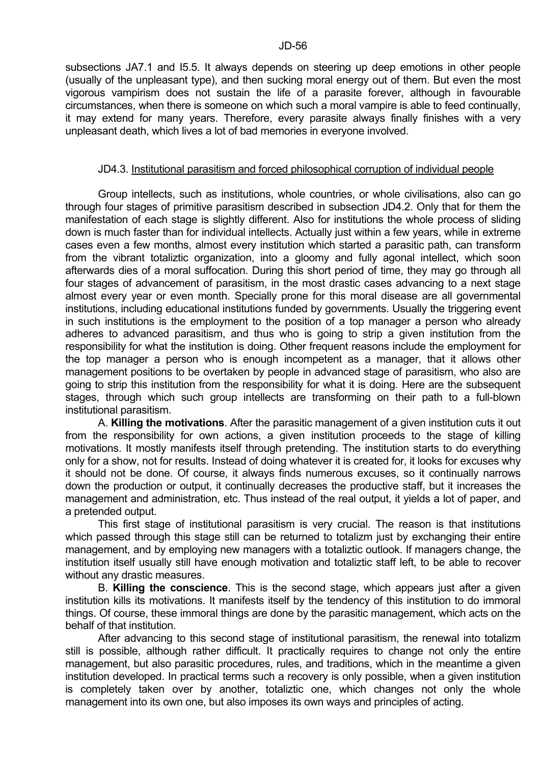subsections JA7.1 and I5.5. It always depends on steering up deep emotions in other people (usually of the unpleasant type), and then sucking moral energy out of them. But even the most vigorous vampirism does not sustain the life of a parasite forever, although in favourable circumstances, when there is someone on which such a moral vampire is able to feed continually, it may extend for many years. Therefore, every parasite always finally finishes with a very unpleasant death, which lives a lot of bad memories in everyone involved.

### JD4.3. Institutional parasitism and forced philosophical corruption of individual people

Group intellects, such as institutions, whole countries, or whole civilisations, also can go through four stages of primitive parasitism described in subsection JD4.2. Only that for them the manifestation of each stage is slightly different. Also for institutions the whole process of sliding down is much faster than for individual intellects. Actually just within a few years, while in extreme cases even a few months, almost every institution which started a parasitic path, can transform from the vibrant totaliztic organization, into a gloomy and fully agonal intellect, which soon afterwards dies of a moral suffocation. During this short period of time, they may go through all four stages of advancement of parasitism, in the most drastic cases advancing to a next stage almost every year or even month. Specially prone for this moral disease are all governmental institutions, including educational institutions funded by governments. Usually the triggering event in such institutions is the employment to the position of a top manager a person who already adheres to advanced parasitism, and thus who is going to strip a given institution from the responsibility for what the institution is doing. Other frequent reasons include the employment for the top manager a person who is enough incompetent as a manager, that it allows other management positions to be overtaken by people in advanced stage of parasitism, who also are going to strip this institution from the responsibility for what it is doing. Here are the subsequent stages, through which such group intellects are transforming on their path to a full-blown institutional parasitism.

A. **Killing the motivations**. After the parasitic management of a given institution cuts it out from the responsibility for own actions, a given institution proceeds to the stage of killing motivations. It mostly manifests itself through pretending. The institution starts to do everything only for a show, not for results. Instead of doing whatever it is created for, it looks for excuses why it should not be done. Of course, it always finds numerous excuses, so it continually narrows down the production or output, it continually decreases the productive staff, but it increases the management and administration, etc. Thus instead of the real output, it yields a lot of paper, and a pretended output.

This first stage of institutional parasitism is very crucial. The reason is that institutions which passed through this stage still can be returned to totalizm just by exchanging their entire management, and by employing new managers with a totaliztic outlook. If managers change, the institution itself usually still have enough motivation and totaliztic staff left, to be able to recover without any drastic measures.

B. **Killing the conscience**. This is the second stage, which appears just after a given institution kills its motivations. It manifests itself by the tendency of this institution to do immoral things. Of course, these immoral things are done by the parasitic management, which acts on the behalf of that institution.

After advancing to this second stage of institutional parasitism, the renewal into totalizm still is possible, although rather difficult. It practically requires to change not only the entire management, but also parasitic procedures, rules, and traditions, which in the meantime a given institution developed. In practical terms such a recovery is only possible, when a given institution is completely taken over by another, totaliztic one, which changes not only the whole management into its own one, but also imposes its own ways and principles of acting.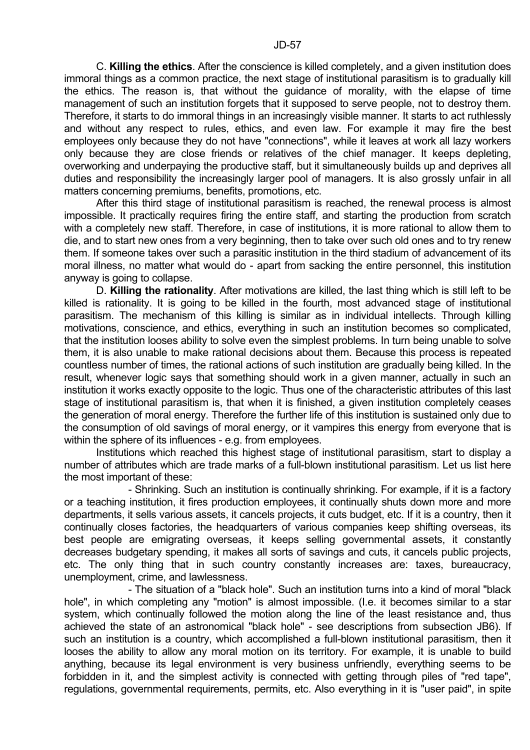C. **Killing the ethics**. After the conscience is killed completely, and a given institution does immoral things as a common practice, the next stage of institutional parasitism is to gradually kill the ethics. The reason is, that without the guidance of morality, with the elapse of time management of such an institution forgets that it supposed to serve people, not to destroy them. Therefore, it starts to do immoral things in an increasingly visible manner. It starts to act ruthlessly and without any respect to rules, ethics, and even law. For example it may fire the best employees only because they do not have "connections", while it leaves at work all lazy workers only because they are close friends or relatives of the chief manager. It keeps depleting, overworking and underpaying the productive staff, but it simultaneously builds up and deprives all duties and responsibility the increasingly larger pool of managers. It is also grossly unfair in all matters concerning premiums, benefits, promotions, etc.

After this third stage of institutional parasitism is reached, the renewal process is almost impossible. It practically requires firing the entire staff, and starting the production from scratch with a completely new staff. Therefore, in case of institutions, it is more rational to allow them to die, and to start new ones from a very beginning, then to take over such old ones and to try renew them. If someone takes over such a parasitic institution in the third stadium of advancement of its moral illness, no matter what would do - apart from sacking the entire personnel, this institution anyway is going to collapse.

D. **Killing the rationality**. After motivations are killed, the last thing which is still left to be killed is rationality. It is going to be killed in the fourth, most advanced stage of institutional parasitism. The mechanism of this killing is similar as in individual intellects. Through killing motivations, conscience, and ethics, everything in such an institution becomes so complicated, that the institution looses ability to solve even the simplest problems. In turn being unable to solve them, it is also unable to make rational decisions about them. Because this process is repeated countless number of times, the rational actions of such institution are gradually being killed. In the result, whenever logic says that something should work in a given manner, actually in such an institution it works exactly opposite to the logic. Thus one of the characteristic attributes of this last stage of institutional parasitism is, that when it is finished, a given institution completely ceases the generation of moral energy. Therefore the further life of this institution is sustained only due to the consumption of old savings of moral energy, or it vampires this energy from everyone that is within the sphere of its influences - e.g. from employees.

Institutions which reached this highest stage of institutional parasitism, start to display a number of attributes which are trade marks of a full-blown institutional parasitism. Let us list here the most important of these:

- Shrinking. Such an institution is continually shrinking. For example, if it is a factory or a teaching institution, it fires production employees, it continually shuts down more and more departments, it sells various assets, it cancels projects, it cuts budget, etc. If it is a country, then it continually closes factories, the headquarters of various companies keep shifting overseas, its best people are emigrating overseas, it keeps selling governmental assets, it constantly decreases budgetary spending, it makes all sorts of savings and cuts, it cancels public projects, etc. The only thing that in such country constantly increases are: taxes, bureaucracy, unemployment, crime, and lawlessness.

- The situation of a "black hole". Such an institution turns into a kind of moral "black hole", in which completing any "motion" is almost impossible. (I.e. it becomes similar to a star system, which continually followed the motion along the line of the least resistance and, thus achieved the state of an astronomical "black hole" - see descriptions from subsection JB6). If such an institution is a country, which accomplished a full-blown institutional parasitism, then it looses the ability to allow any moral motion on its territory. For example, it is unable to build anything, because its legal environment is very business unfriendly, everything seems to be forbidden in it, and the simplest activity is connected with getting through piles of "red tape", regulations, governmental requirements, permits, etc. Also everything in it is "user paid", in spite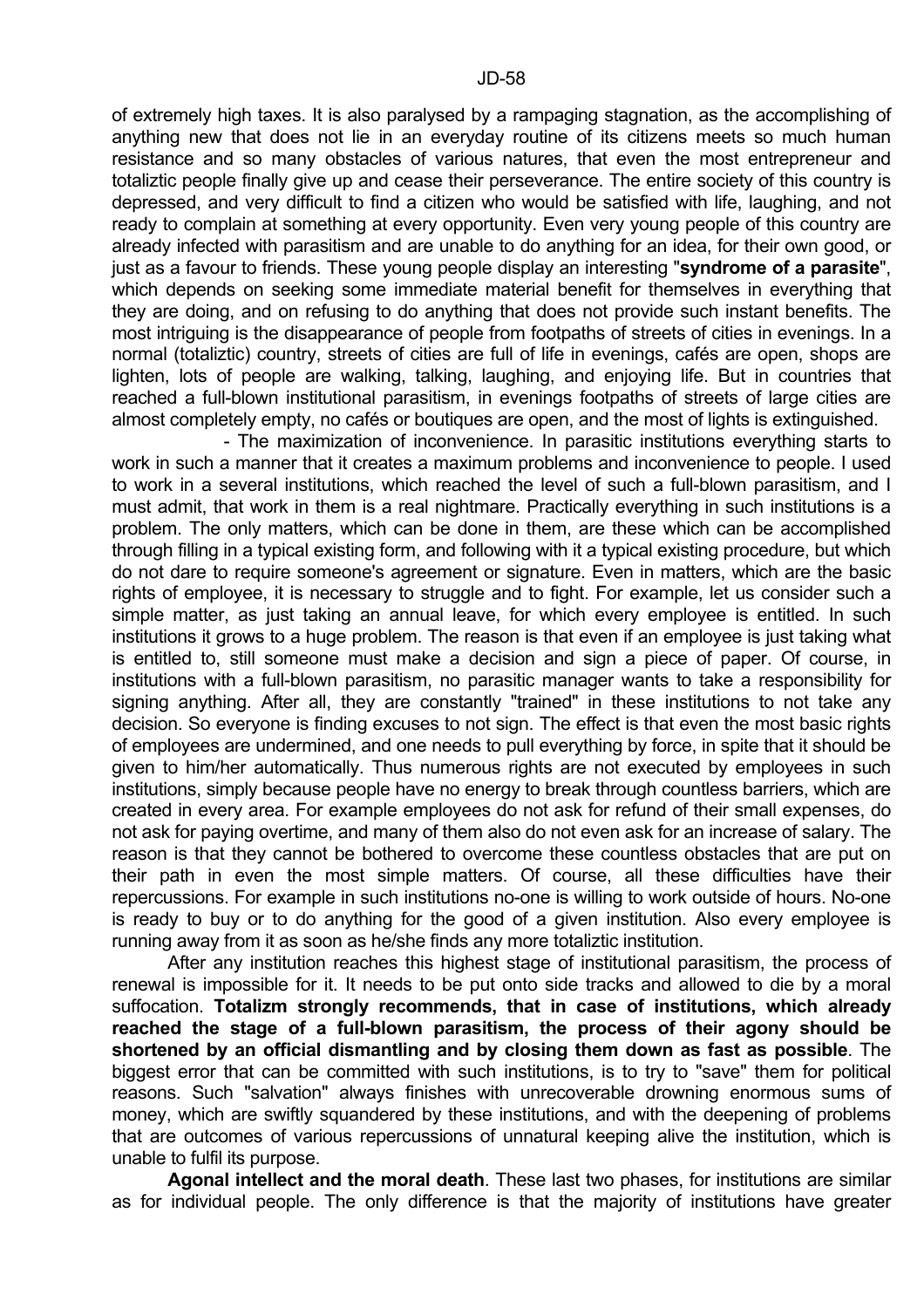of extremely high taxes. It is also paralysed by a rampaging stagnation, as the accomplishing of anything new that does not lie in an everyday routine of its citizens meets so much human resistance and so many obstacles of various natures, that even the most entrepreneur and totaliztic people finally give up and cease their perseverance. The entire society of this country is depressed, and very difficult to find a citizen who would be satisfied with life, laughing, and not ready to complain at something at every opportunity. Even very young people of this country are already infected with parasitism and are unable to do anything for an idea, for their own good, or just as a favour to friends. These young people display an interesting "**syndrome of a parasite**", which depends on seeking some immediate material benefit for themselves in everything that they are doing, and on refusing to do anything that does not provide such instant benefits. The most intriguing is the disappearance of people from footpaths of streets of cities in evenings. In a normal (totaliztic) country, streets of cities are full of life in evenings, cafés are open, shops are lighten, lots of people are walking, talking, laughing, and enjoying life. But in countries that reached a full-blown institutional parasitism, in evenings footpaths of streets of large cities are almost completely empty, no cafés or boutiques are open, and the most of lights is extinguished.

- The maximization of inconvenience. In parasitic institutions everything starts to work in such a manner that it creates a maximum problems and inconvenience to people. I used to work in a several institutions, which reached the level of such a full-blown parasitism, and I must admit, that work in them is a real nightmare. Practically everything in such institutions is a problem. The only matters, which can be done in them, are these which can be accomplished through filling in a typical existing form, and following with it a typical existing procedure, but which do not dare to require someone's agreement or signature. Even in matters, which are the basic rights of employee, it is necessary to struggle and to fight. For example, let us consider such a simple matter, as just taking an annual leave, for which every employee is entitled. In such institutions it grows to a huge problem. The reason is that even if an employee is just taking what is entitled to, still someone must make a decision and sign a piece of paper. Of course, in institutions with a full-blown parasitism, no parasitic manager wants to take a responsibility for signing anything. After all, they are constantly "trained" in these institutions to not take any decision. So everyone is finding excuses to not sign. The effect is that even the most basic rights of employees are undermined, and one needs to pull everything by force, in spite that it should be given to him/her automatically. Thus numerous rights are not executed by employees in such institutions, simply because people have no energy to break through countless barriers, which are created in every area. For example employees do not ask for refund of their small expenses, do not ask for paying overtime, and many of them also do not even ask for an increase of salary. The reason is that they cannot be bothered to overcome these countless obstacles that are put on their path in even the most simple matters. Of course, all these difficulties have their repercussions. For example in such institutions no-one is willing to work outside of hours. No-one is ready to buy or to do anything for the good of a given institution. Also every employee is running away from it as soon as he/she finds any more totaliztic institution.

After any institution reaches this highest stage of institutional parasitism, the process of renewal is impossible for it. It needs to be put onto side tracks and allowed to die by a moral suffocation. **Totalizm strongly recommends, that in case of institutions, which already reached the stage of a full-blown parasitism, the process of their agony should be shortened by an official dismantling and by closing them down as fast as possible**. The biggest error that can be committed with such institutions, is to try to "save" them for political reasons. Such "salvation" always finishes with unrecoverable drowning enormous sums of money, which are swiftly squandered by these institutions, and with the deepening of problems that are outcomes of various repercussions of unnatural keeping alive the institution, which is unable to fulfil its purpose.

**Agonal intellect and the moral death**. These last two phases, for institutions are similar as for individual people. The only difference is that the majority of institutions have greater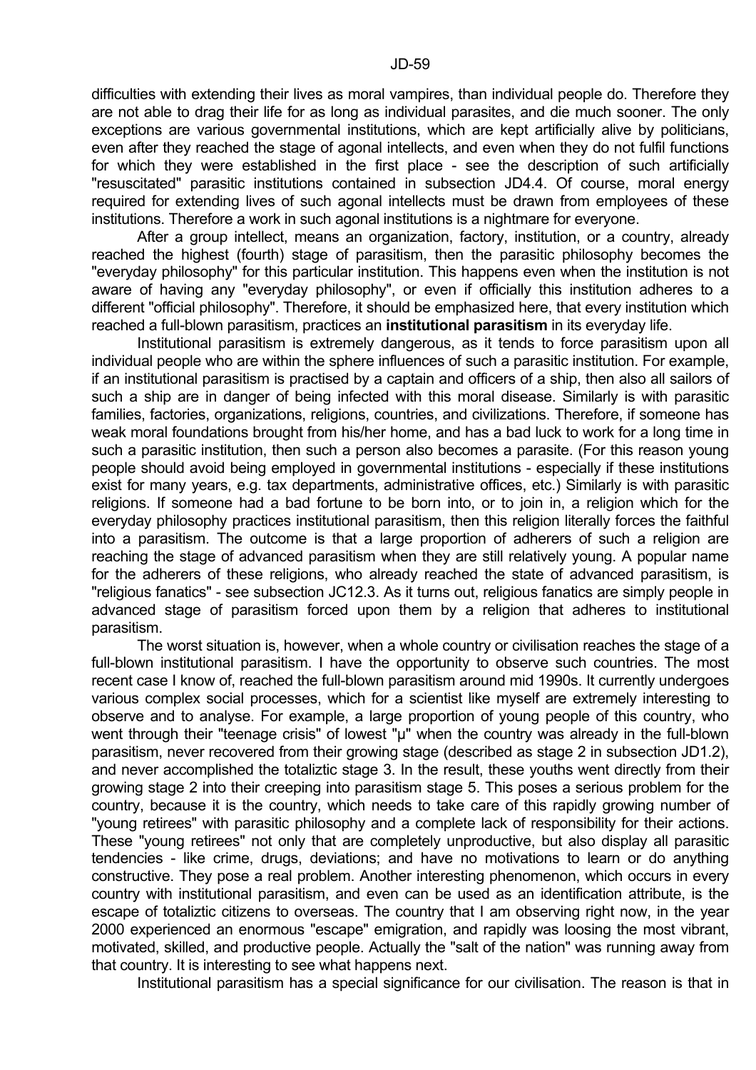difficulties with extending their lives as moral vampires, than individual people do. Therefore they are not able to drag their life for as long as individual parasites, and die much sooner. The only exceptions are various governmental institutions, which are kept artificially alive by politicians, even after they reached the stage of agonal intellects, and even when they do not fulfil functions for which they were established in the first place - see the description of such artificially "resuscitated" parasitic institutions contained in subsection JD4.4. Of course, moral energy required for extending lives of such agonal intellects must be drawn from employees of these institutions. Therefore a work in such agonal institutions is a nightmare for everyone.

After a group intellect, means an organization, factory, institution, or a country, already reached the highest (fourth) stage of parasitism, then the parasitic philosophy becomes the "everyday philosophy" for this particular institution. This happens even when the institution is not aware of having any "everyday philosophy", or even if officially this institution adheres to a different "official philosophy". Therefore, it should be emphasized here, that every institution which reached a full-blown parasitism, practices an **institutional parasitism** in its everyday life.

Institutional parasitism is extremely dangerous, as it tends to force parasitism upon all individual people who are within the sphere influences of such a parasitic institution. For example, if an institutional parasitism is practised by a captain and officers of a ship, then also all sailors of such a ship are in danger of being infected with this moral disease. Similarly is with parasitic families, factories, organizations, religions, countries, and civilizations. Therefore, if someone has weak moral foundations brought from his/her home, and has a bad luck to work for a long time in such a parasitic institution, then such a person also becomes a parasite. (For this reason young people should avoid being employed in governmental institutions - especially if these institutions exist for many years, e.g. tax departments, administrative offices, etc.) Similarly is with parasitic religions. If someone had a bad fortune to be born into, or to join in, a religion which for the everyday philosophy practices institutional parasitism, then this religion literally forces the faithful into a parasitism. The outcome is that a large proportion of adherers of such a religion are reaching the stage of advanced parasitism when they are still relatively young. A popular name for the adherers of these religions, who already reached the state of advanced parasitism, is "religious fanatics" - see subsection JC12.3. As it turns out, religious fanatics are simply people in advanced stage of parasitism forced upon them by a religion that adheres to institutional parasitism.

The worst situation is, however, when a whole country or civilisation reaches the stage of a full-blown institutional parasitism. I have the opportunity to observe such countries. The most recent case I know of, reached the full-blown parasitism around mid 1990s. It currently undergoes various complex social processes, which for a scientist like myself are extremely interesting to observe and to analyse. For example, a large proportion of young people of this country, who went through their "teenage crisis" of lowest "µ" when the country was already in the full-blown parasitism, never recovered from their growing stage (described as stage 2 in subsection JD1.2), and never accomplished the totaliztic stage 3. In the result, these youths went directly from their growing stage 2 into their creeping into parasitism stage 5. This poses a serious problem for the country, because it is the country, which needs to take care of this rapidly growing number of "young retirees" with parasitic philosophy and a complete lack of responsibility for their actions. These "young retirees" not only that are completely unproductive, but also display all parasitic tendencies - like crime, drugs, deviations; and have no motivations to learn or do anything constructive. They pose a real problem. Another interesting phenomenon, which occurs in every country with institutional parasitism, and even can be used as an identification attribute, is the escape of totaliztic citizens to overseas. The country that I am observing right now, in the year 2000 experienced an enormous "escape" emigration, and rapidly was loosing the most vibrant, motivated, skilled, and productive people. Actually the "salt of the nation" was running away from that country. It is interesting to see what happens next.

Institutional parasitism has a special significance for our civilisation. The reason is that in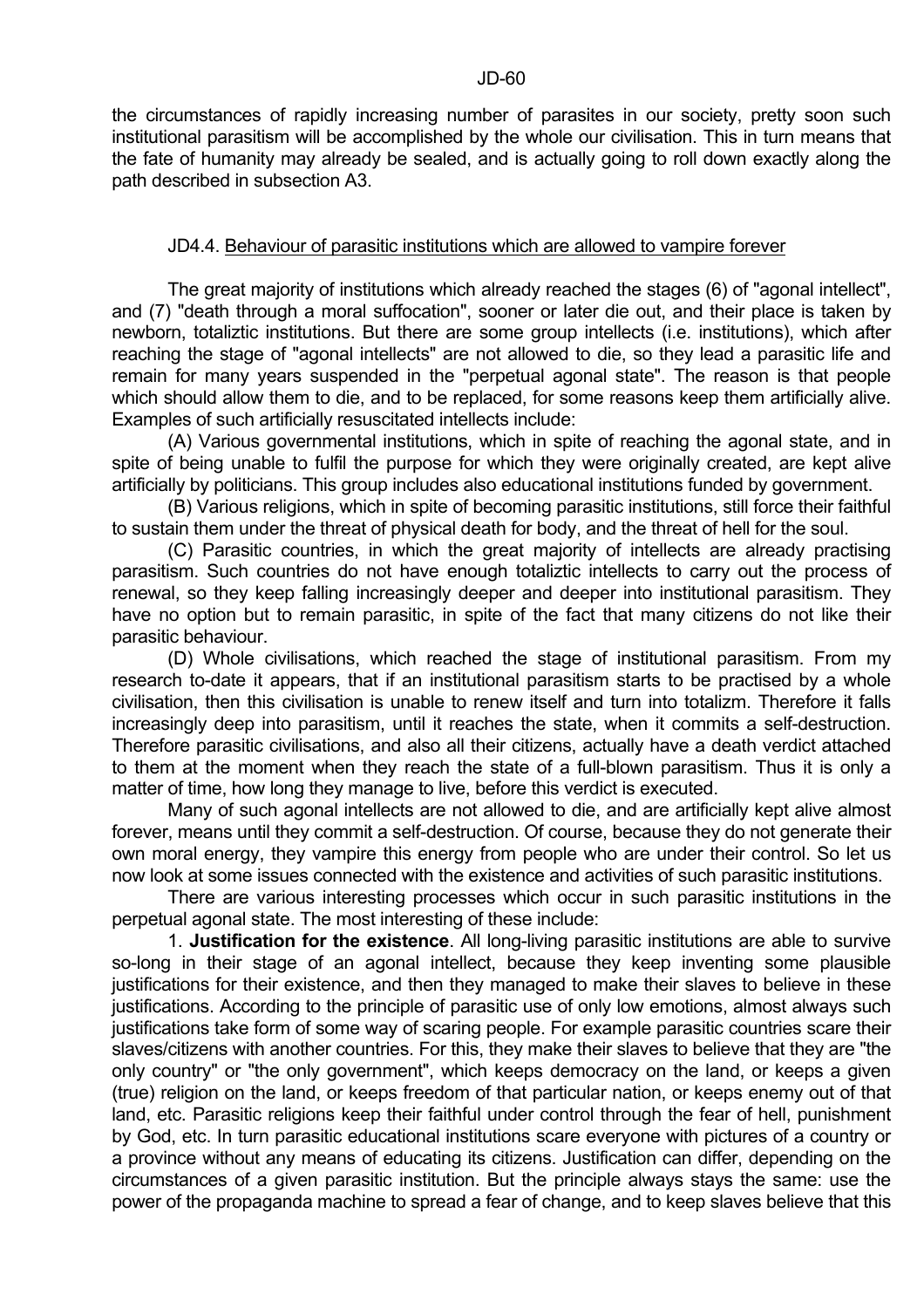the circumstances of rapidly increasing number of parasites in our society, pretty soon such institutional parasitism will be accomplished by the whole our civilisation. This in turn means that the fate of humanity may already be sealed, and is actually going to roll down exactly along the path described in subsection A3.

### JD4.4. Behaviour of parasitic institutions which are allowed to vampire forever

The great majority of institutions which already reached the stages (6) of "agonal intellect", and (7) "death through a moral suffocation", sooner or later die out, and their place is taken by newborn, totaliztic institutions. But there are some group intellects (i.e. institutions), which after reaching the stage of "agonal intellects" are not allowed to die, so they lead a parasitic life and remain for many years suspended in the "perpetual agonal state". The reason is that people which should allow them to die, and to be replaced, for some reasons keep them artificially alive. Examples of such artificially resuscitated intellects include:

(A) Various governmental institutions, which in spite of reaching the agonal state, and in spite of being unable to fulfil the purpose for which they were originally created, are kept alive artificially by politicians. This group includes also educational institutions funded by government.

(B) Various religions, which in spite of becoming parasitic institutions, still force their faithful to sustain them under the threat of physical death for body, and the threat of hell for the soul.

(C) Parasitic countries, in which the great majority of intellects are already practising parasitism. Such countries do not have enough totaliztic intellects to carry out the process of renewal, so they keep falling increasingly deeper and deeper into institutional parasitism. They have no option but to remain parasitic, in spite of the fact that many citizens do not like their parasitic behaviour.

(D) Whole civilisations, which reached the stage of institutional parasitism. From my research to-date it appears, that if an institutional parasitism starts to be practised by a whole civilisation, then this civilisation is unable to renew itself and turn into totalizm. Therefore it falls increasingly deep into parasitism, until it reaches the state, when it commits a self-destruction. Therefore parasitic civilisations, and also all their citizens, actually have a death verdict attached to them at the moment when they reach the state of a full-blown parasitism. Thus it is only a matter of time, how long they manage to live, before this verdict is executed.

Many of such agonal intellects are not allowed to die, and are artificially kept alive almost forever, means until they commit a self-destruction. Of course, because they do not generate their own moral energy, they vampire this energy from people who are under their control. So let us now look at some issues connected with the existence and activities of such parasitic institutions.

There are various interesting processes which occur in such parasitic institutions in the perpetual agonal state. The most interesting of these include:

1. **Justification for the existence**. All long-living parasitic institutions are able to survive so-long in their stage of an agonal intellect, because they keep inventing some plausible justifications for their existence, and then they managed to make their slaves to believe in these justifications. According to the principle of parasitic use of only low emotions, almost always such justifications take form of some way of scaring people. For example parasitic countries scare their slaves/citizens with another countries. For this, they make their slaves to believe that they are "the only country" or "the only government", which keeps democracy on the land, or keeps a given (true) religion on the land, or keeps freedom of that particular nation, or keeps enemy out of that land, etc. Parasitic religions keep their faithful under control through the fear of hell, punishment by God, etc. In turn parasitic educational institutions scare everyone with pictures of a country or a province without any means of educating its citizens. Justification can differ, depending on the circumstances of a given parasitic institution. But the principle always stays the same: use the power of the propaganda machine to spread a fear of change, and to keep slaves believe that this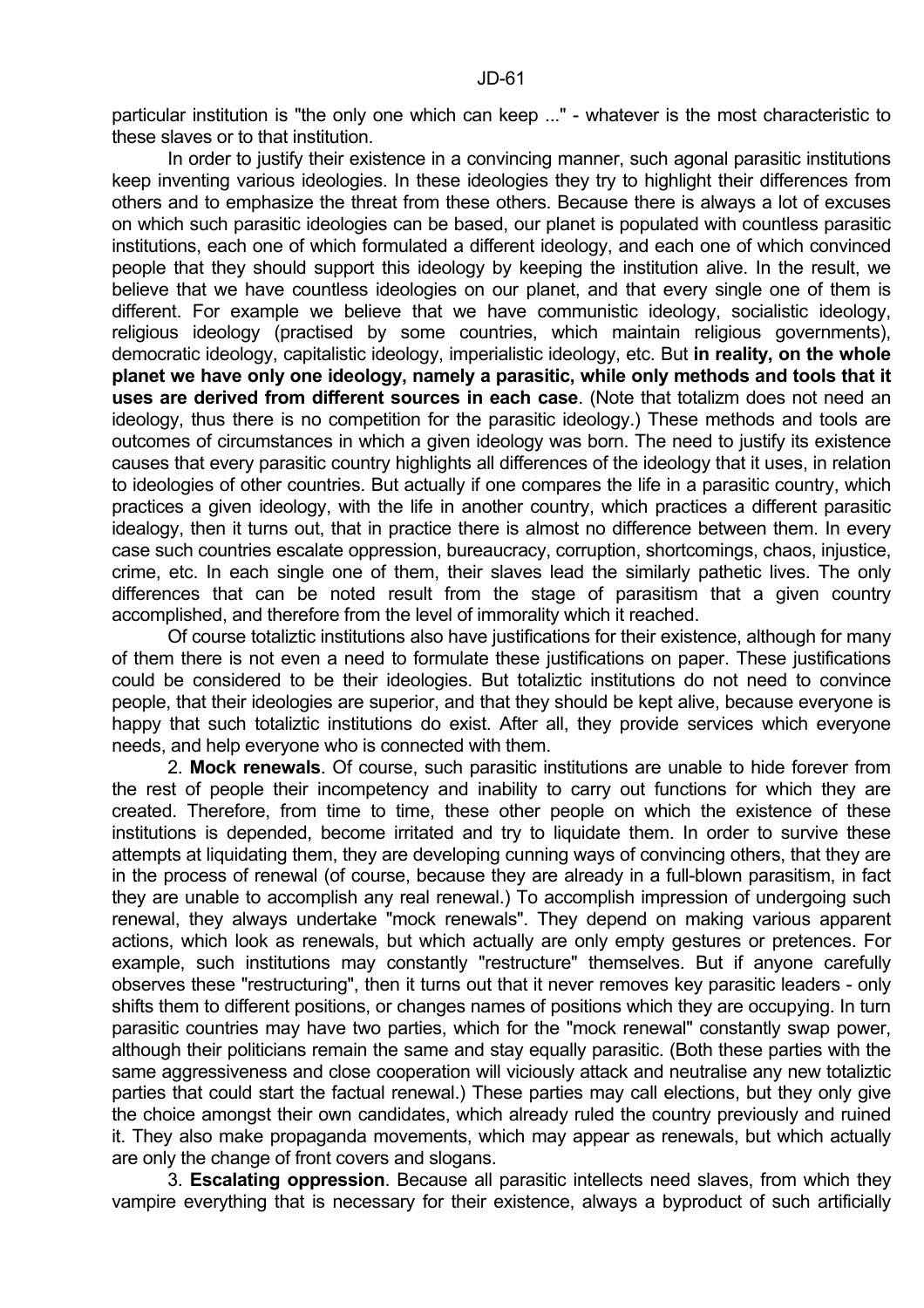particular institution is "the only one which can keep ..." - whatever is the most characteristic to these slaves or to that institution.

In order to justify their existence in a convincing manner, such agonal parasitic institutions keep inventing various ideologies. In these ideologies they try to highlight their differences from others and to emphasize the threat from these others. Because there is always a lot of excuses on which such parasitic ideologies can be based, our planet is populated with countless parasitic institutions, each one of which formulated a different ideology, and each one of which convinced people that they should support this ideology by keeping the institution alive. In the result, we believe that we have countless ideologies on our planet, and that every single one of them is different. For example we believe that we have communistic ideology, socialistic ideology, religious ideology (practised by some countries, which maintain religious governments), democratic ideology, capitalistic ideology, imperialistic ideology, etc. But **in reality, on the whole planet we have only one ideology, namely a parasitic, while only methods and tools that it uses are derived from different sources in each case**. (Note that totalizm does not need an ideology, thus there is no competition for the parasitic ideology.) These methods and tools are outcomes of circumstances in which a given ideology was born. The need to justify its existence causes that every parasitic country highlights all differences of the ideology that it uses, in relation to ideologies of other countries. But actually if one compares the life in a parasitic country, which practices a given ideology, with the life in another country, which practices a different parasitic idealogy, then it turns out, that in practice there is almost no difference between them. In every case such countries escalate oppression, bureaucracy, corruption, shortcomings, chaos, injustice, crime, etc. In each single one of them, their slaves lead the similarly pathetic lives. The only differences that can be noted result from the stage of parasitism that a given country accomplished, and therefore from the level of immorality which it reached.

Of course totaliztic institutions also have justifications for their existence, although for many of them there is not even a need to formulate these justifications on paper. These justifications could be considered to be their ideologies. But totaliztic institutions do not need to convince people, that their ideologies are superior, and that they should be kept alive, because everyone is happy that such totaliztic institutions do exist. After all, they provide services which everyone needs, and help everyone who is connected with them.

2. **Mock renewals**. Of course, such parasitic institutions are unable to hide forever from the rest of people their incompetency and inability to carry out functions for which they are created. Therefore, from time to time, these other people on which the existence of these institutions is depended, become irritated and try to liquidate them. In order to survive these attempts at liquidating them, they are developing cunning ways of convincing others, that they are in the process of renewal (of course, because they are already in a full-blown parasitism, in fact they are unable to accomplish any real renewal.) To accomplish impression of undergoing such renewal, they always undertake "mock renewals". They depend on making various apparent actions, which look as renewals, but which actually are only empty gestures or pretences. For example, such institutions may constantly "restructure" themselves. But if anyone carefully observes these "restructuring", then it turns out that it never removes key parasitic leaders - only shifts them to different positions, or changes names of positions which they are occupying. In turn parasitic countries may have two parties, which for the "mock renewal" constantly swap power, although their politicians remain the same and stay equally parasitic. (Both these parties with the same aggressiveness and close cooperation will viciously attack and neutralise any new totaliztic parties that could start the factual renewal.) These parties may call elections, but they only give the choice amongst their own candidates, which already ruled the country previously and ruined it. They also make propaganda movements, which may appear as renewals, but which actually are only the change of front covers and slogans.

3. **Escalating oppression**. Because all parasitic intellects need slaves, from which they vampire everything that is necessary for their existence, always a byproduct of such artificially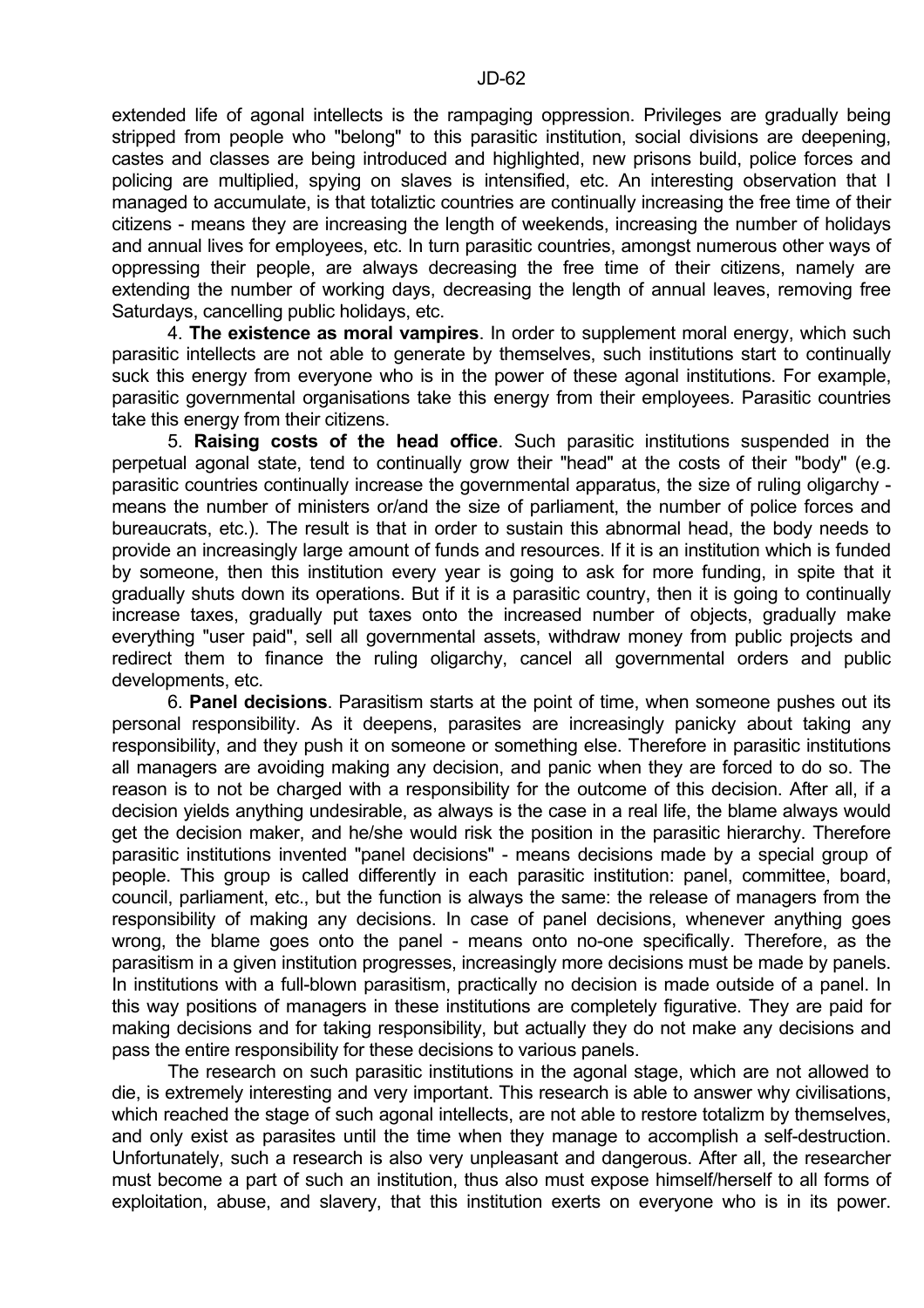extended life of agonal intellects is the rampaging oppression. Privileges are gradually being stripped from people who "belong" to this parasitic institution, social divisions are deepening, castes and classes are being introduced and highlighted, new prisons build, police forces and policing are multiplied, spying on slaves is intensified, etc. An interesting observation that I managed to accumulate, is that totaliztic countries are continually increasing the free time of their citizens - means they are increasing the length of weekends, increasing the number of holidays and annual lives for employees, etc. In turn parasitic countries, amongst numerous other ways of oppressing their people, are always decreasing the free time of their citizens, namely are extending the number of working days, decreasing the length of annual leaves, removing free Saturdays, cancelling public holidays, etc.

4. **The existence as moral vampires**. In order to supplement moral energy, which such parasitic intellects are not able to generate by themselves, such institutions start to continually suck this energy from everyone who is in the power of these agonal institutions. For example, parasitic governmental organisations take this energy from their employees. Parasitic countries take this energy from their citizens.

5. **Raising costs of the head office**. Such parasitic institutions suspended in the perpetual agonal state, tend to continually grow their "head" at the costs of their "body" (e.g. parasitic countries continually increase the governmental apparatus, the size of ruling oligarchy - means the number of ministers or/and the size of parliament, the number of police forces and bureaucrats, etc.). The result is that in order to sustain this abnormal head, the body needs to provide an increasingly large amount of funds and resources. If it is an institution which is funded by someone, then this institution every year is going to ask for more funding, in spite that it gradually shuts down its operations. But if it is a parasitic country, then it is going to continually increase taxes, gradually put taxes onto the increased number of objects, gradually make everything "user paid", sell all governmental assets, withdraw money from public projects and redirect them to finance the ruling oligarchy, cancel all governmental orders and public developments, etc.

6. **Panel decisions**. Parasitism starts at the point of time, when someone pushes out its personal responsibility. As it deepens, parasites are increasingly panicky about taking any responsibility, and they push it on someone or something else. Therefore in parasitic institutions all managers are avoiding making any decision, and panic when they are forced to do so. The reason is to not be charged with a responsibility for the outcome of this decision. After all, if a decision yields anything undesirable, as always is the case in a real life, the blame always would get the decision maker, and he/she would risk the position in the parasitic hierarchy. Therefore parasitic institutions invented "panel decisions" - means decisions made by a special group of people. This group is called differently in each parasitic institution: panel, committee, board, council, parliament, etc., but the function is always the same: the release of managers from the responsibility of making any decisions. In case of panel decisions, whenever anything goes wrong, the blame goes onto the panel - means onto no-one specifically. Therefore, as the parasitism in a given institution progresses, increasingly more decisions must be made by panels. In institutions with a full-blown parasitism, practically no decision is made outside of a panel. In this way positions of managers in these institutions are completely figurative. They are paid for making decisions and for taking responsibility, but actually they do not make any decisions and pass the entire responsibility for these decisions to various panels.

The research on such parasitic institutions in the agonal stage, which are not allowed to die, is extremely interesting and very important. This research is able to answer why civilisations, which reached the stage of such agonal intellects, are not able to restore totalizm by themselves, and only exist as parasites until the time when they manage to accomplish a self-destruction. Unfortunately, such a research is also very unpleasant and dangerous. After all, the researcher must become a part of such an institution, thus also must expose himself/herself to all forms of exploitation, abuse, and slavery, that this institution exerts on everyone who is in its power.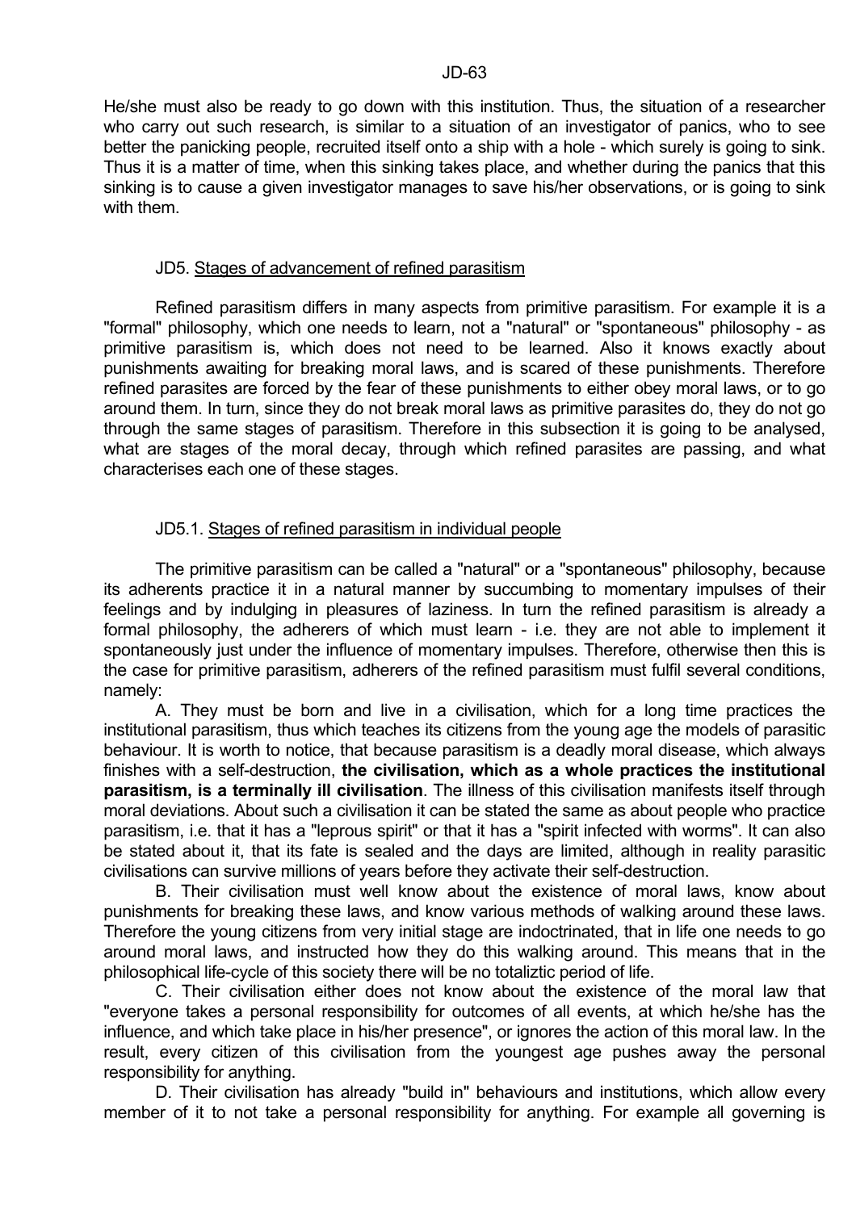He/she must also be ready to go down with this institution. Thus, the situation of a researcher who carry out such research, is similar to a situation of an investigator of panics, who to see better the panicking people, recruited itself onto a ship with a hole - which surely is going to sink. Thus it is a matter of time, when this sinking takes place, and whether during the panics that this sinking is to cause a given investigator manages to save his/her observations, or is going to sink with them.

## JD5. Stages of advancement of refined parasitism

Refined parasitism differs in many aspects from primitive parasitism. For example it is a "formal" philosophy, which one needs to learn, not a "natural" or "spontaneous" philosophy - as primitive parasitism is, which does not need to be learned. Also it knows exactly about punishments awaiting for breaking moral laws, and is scared of these punishments. Therefore refined parasites are forced by the fear of these punishments to either obey moral laws, or to go around them. In turn, since they do not break moral laws as primitive parasites do, they do not go through the same stages of parasitism. Therefore in this subsection it is going to be analysed, what are stages of the moral decay, through which refined parasites are passing, and what characterises each one of these stages.

### JD5.1. Stages of refined parasitism in individual people

The primitive parasitism can be called a "natural" or a "spontaneous" philosophy, because its adherents practice it in a natural manner by succumbing to momentary impulses of their feelings and by indulging in pleasures of laziness. In turn the refined parasitism is already a formal philosophy, the adherers of which must learn - i.e. they are not able to implement it spontaneously just under the influence of momentary impulses. Therefore, otherwise then this is the case for primitive parasitism, adherers of the refined parasitism must fulfil several conditions, namely:

A. They must be born and live in a civilisation, which for a long time practices the institutional parasitism, thus which teaches its citizens from the young age the models of parasitic behaviour. It is worth to notice, that because parasitism is a deadly moral disease, which always finishes with a self-destruction, **the civilisation, which as a whole practices the institutional parasitism, is a terminally ill civilisation**. The illness of this civilisation manifests itself through moral deviations. About such a civilisation it can be stated the same as about people who practice parasitism, i.e. that it has a "leprous spirit" or that it has a "spirit infected with worms". It can also be stated about it, that its fate is sealed and the days are limited, although in reality parasitic civilisations can survive millions of years before they activate their self-destruction.

B. Their civilisation must well know about the existence of moral laws, know about punishments for breaking these laws, and know various methods of walking around these laws. Therefore the young citizens from very initial stage are indoctrinated, that in life one needs to go around moral laws, and instructed how they do this walking around. This means that in the philosophical life-cycle of this society there will be no totaliztic period of life.

C. Their civilisation either does not know about the existence of the moral law that "everyone takes a personal responsibility for outcomes of all events, at which he/she has the influence, and which take place in his/her presence", or ignores the action of this moral law. In the result, every citizen of this civilisation from the youngest age pushes away the personal responsibility for anything.

D. Their civilisation has already "build in" behaviours and institutions, which allow every member of it to not take a personal responsibility for anything. For example all governing is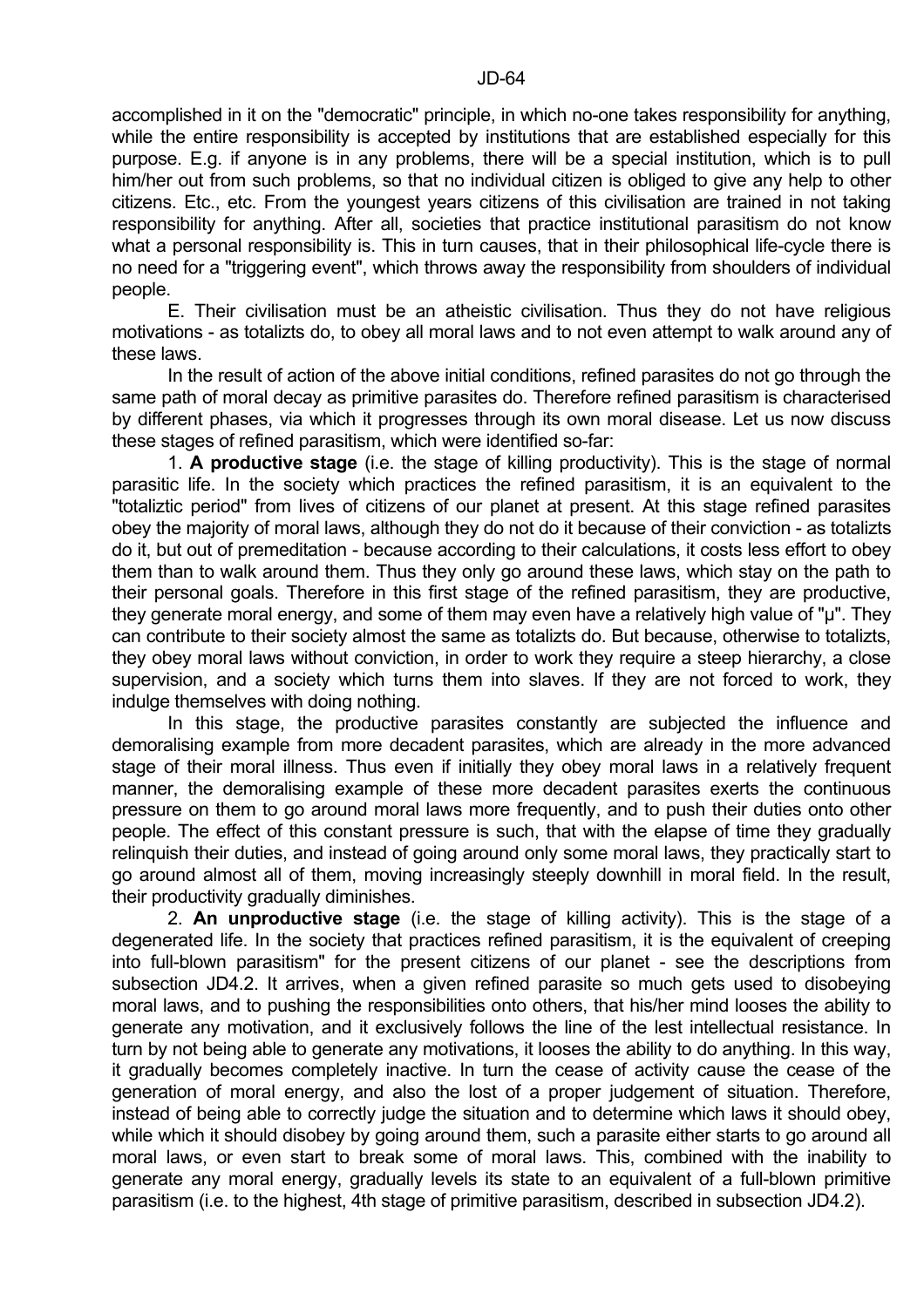accomplished in it on the "democratic" principle, in which no-one takes responsibility for anything, while the entire responsibility is accepted by institutions that are established especially for this purpose. E.g. if anyone is in any problems, there will be a special institution, which is to pull him/her out from such problems, so that no individual citizen is obliged to give any help to other citizens. Etc., etc. From the youngest years citizens of this civilisation are trained in not taking responsibility for anything. After all, societies that practice institutional parasitism do not know what a personal responsibility is. This in turn causes, that in their philosophical life-cycle there is no need for a "triggering event", which throws away the responsibility from shoulders of individual people.

E. Their civilisation must be an atheistic civilisation. Thus they do not have religious motivations - as totalizts do, to obey all moral laws and to not even attempt to walk around any of these laws.

In the result of action of the above initial conditions, refined parasites do not go through the same path of moral decay as primitive parasites do. Therefore refined parasitism is characterised by different phases, via which it progresses through its own moral disease. Let us now discuss these stages of refined parasitism, which were identified so-far:

1. **A productive stage** (i.e. the stage of killing productivity). This is the stage of normal parasitic life. In the society which practices the refined parasitism, it is an equivalent to the "totaliztic period" from lives of citizens of our planet at present. At this stage refined parasites obey the majority of moral laws, although they do not do it because of their conviction - as totalizts do it, but out of premeditation - because according to their calculations, it costs less effort to obey them than to walk around them. Thus they only go around these laws, which stay on the path to their personal goals. Therefore in this first stage of the refined parasitism, they are productive, they generate moral energy, and some of them may even have a relatively high value of "μ". They can contribute to their society almost the same as totalizts do. But because, otherwise to totalizts, they obey moral laws without conviction, in order to work they require a steep hierarchy, a close supervision, and a society which turns them into slaves. If they are not forced to work, they indulge themselves with doing nothing.

In this stage, the productive parasites constantly are subjected the influence and demoralising example from more decadent parasites, which are already in the more advanced stage of their moral illness. Thus even if initially they obey moral laws in a relatively frequent manner, the demoralising example of these more decadent parasites exerts the continuous pressure on them to go around moral laws more frequently, and to push their duties onto other people. The effect of this constant pressure is such, that with the elapse of time they gradually relinquish their duties, and instead of going around only some moral laws, they practically start to go around almost all of them, moving increasingly steeply downhill in moral field. In the result, their productivity gradually diminishes.

2. **An unproductive stage** (i.e. the stage of killing activity). This is the stage of a degenerated life. In the society that practices refined parasitism, it is the equivalent of creeping into full-blown parasitism" for the present citizens of our planet - see the descriptions from subsection JD4.2. It arrives, when a given refined parasite so much gets used to disobeying moral laws, and to pushing the responsibilities onto others, that his/her mind looses the ability to generate any motivation, and it exclusively follows the line of the lest intellectual resistance. In turn by not being able to generate any motivations, it looses the ability to do anything. In this way, it gradually becomes completely inactive. In turn the cease of activity cause the cease of the generation of moral energy, and also the lost of a proper judgement of situation. Therefore, instead of being able to correctly judge the situation and to determine which laws it should obey, while which it should disobey by going around them, such a parasite either starts to go around all moral laws, or even start to break some of moral laws. This, combined with the inability to generate any moral energy, gradually levels its state to an equivalent of a full-blown primitive parasitism (i.e. to the highest, 4th stage of primitive parasitism, described in subsection JD4.2).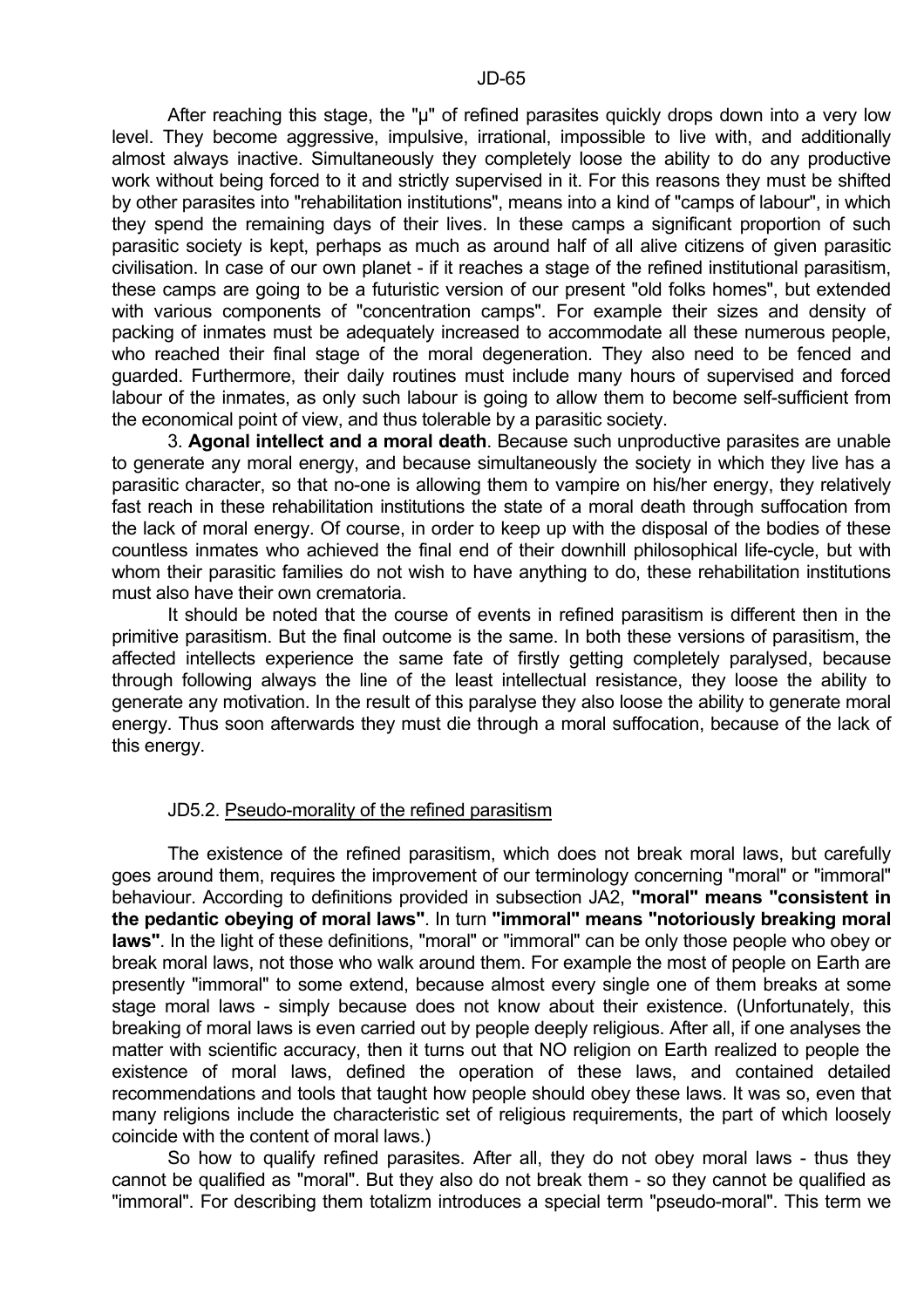After reaching this stage, the "μ" of refined parasites quickly drops down into a very low level. They become aggressive, impulsive, irrational, impossible to live with, and additionally almost always inactive. Simultaneously they completely loose the ability to do any productive work without being forced to it and strictly supervised in it. For this reasons they must be shifted by other parasites into "rehabilitation institutions", means into a kind of "camps of labour", in which they spend the remaining days of their lives. In these camps a significant proportion of such parasitic society is kept, perhaps as much as around half of all alive citizens of given parasitic civilisation. In case of our own planet - if it reaches a stage of the refined institutional parasitism, these camps are going to be a futuristic version of our present "old folks homes", but extended with various components of "concentration camps". For example their sizes and density of packing of inmates must be adequately increased to accommodate all these numerous people, who reached their final stage of the moral degeneration. They also need to be fenced and guarded. Furthermore, their daily routines must include many hours of supervised and forced labour of the inmates, as only such labour is going to allow them to become self-sufficient from the economical point of view, and thus tolerable by a parasitic society.

3. **Agonal intellect and a moral death**. Because such unproductive parasites are unable to generate any moral energy, and because simultaneously the society in which they live has a parasitic character, so that no-one is allowing them to vampire on his/her energy, they relatively fast reach in these rehabilitation institutions the state of a moral death through suffocation from the lack of moral energy. Of course, in order to keep up with the disposal of the bodies of these countless inmates who achieved the final end of their downhill philosophical life-cycle, but with whom their parasitic families do not wish to have anything to do, these rehabilitation institutions must also have their own crematoria.

It should be noted that the course of events in refined parasitism is different then in the primitive parasitism. But the final outcome is the same. In both these versions of parasitism, the affected intellects experience the same fate of firstly getting completely paralysed, because through following always the line of the least intellectual resistance, they loose the ability to generate any motivation. In the result of this paralyse they also loose the ability to generate moral energy. Thus soon afterwards they must die through a moral suffocation, because of the lack of this energy.

## JD5.2. Pseudo-morality of the refined parasitism

The existence of the refined parasitism, which does not break moral laws, but carefully goes around them, requires the improvement of our terminology concerning "moral" or "immoral" behaviour. According to definitions provided in subsection JA2, **"moral" means "consistent in the pedantic obeying of moral laws"**. In turn **"immoral" means "notoriously breaking moral laws"**. In the light of these definitions, "moral" or "immoral" can be only those people who obey or break moral laws, not those who walk around them. For example the most of people on Earth are presently "immoral" to some extend, because almost every single one of them breaks at some stage moral laws - simply because does not know about their existence. (Unfortunately, this breaking of moral laws is even carried out by people deeply religious. After all, if one analyses the matter with scientific accuracy, then it turns out that NO religion on Earth realized to people the existence of moral laws, defined the operation of these laws, and contained detailed recommendations and tools that taught how people should obey these laws. It was so, even that many religions include the characteristic set of religious requirements, the part of which loosely coincide with the content of moral laws.)

So how to qualify refined parasites. After all, they do not obey moral laws - thus they cannot be qualified as "moral". But they also do not break them - so they cannot be qualified as "immoral". For describing them totalizm introduces a special term "pseudo-moral". This term we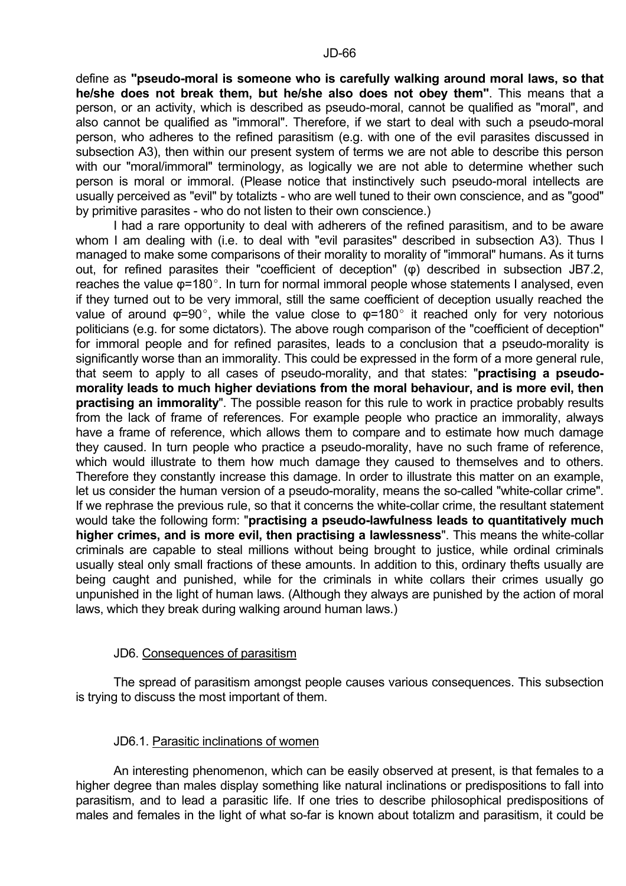define as **"pseudo-moral is someone who is carefully walking around moral laws, so that he/she does not break them, but he/she also does not obey them"**. This means that a person, or an activity, which is described as pseudo-moral, cannot be qualified as "moral", and also cannot be qualified as "immoral". Therefore, if we start to deal with such a pseudo-moral person, who adheres to the refined parasitism (e.g. with one of the evil parasites discussed in subsection A3), then within our present system of terms we are not able to describe this person with our "moral/immoral" terminology, as logically we are not able to determine whether such person is moral or immoral. (Please notice that instinctively such pseudo-moral intellects are usually perceived as "evil" by totalizts - who are well tuned to their own conscience, and as "good" by primitive parasites - who do not listen to their own conscience.)

I had a rare opportunity to deal with adherers of the refined parasitism, and to be aware whom I am dealing with (i.e. to deal with "evil parasites" described in subsection A3). Thus I managed to make some comparisons of their morality to morality of "immoral" humans. As it turns out, for refined parasites their "coefficient of deception" ($\varphi$) described in subsection JB7.2, reaches the value $\varphi=180°$. In turn for normal immoral people whose statements I analysed, even if they turned out to be very immoral, still the same coefficient of deception usually reached the value of around $\varphi=90°$, while the value close to $\varphi=180°$ it reached only for very notorious politicians (e.g. for some dictators). The above rough comparison of the "coefficient of deception" for immoral people and for refined parasites, leads to a conclusion that a pseudo-morality is significantly worse than an immorality. This could be expressed in the form of a more general rule, that seem to apply to all cases of pseudo-morality, and that states: "**practising a pseudo-morality leads to much higher deviations from the moral behaviour, and is more evil, then practising an immorality**". The possible reason for this rule to work in practice probably results from the lack of frame of references. For example people who practice an immorality, always have a frame of reference, which allows them to compare and to estimate how much damage they caused. In turn people who practice a pseudo-morality, have no such frame of reference, which would illustrate to them how much damage they caused to themselves and to others. Therefore they constantly increase this damage. In order to illustrate this matter on an example, let us consider the human version of a pseudo-morality, means the so-called "white-collar crime". If we rephrase the previous rule, so that it concerns the white-collar crime, the resultant statement would take the following form: "**practising a pseudo-lawfulness leads to quantitatively much higher crimes, and is more evil, then practising a lawlessness**". This means the white-collar criminals are capable to steal millions without being brought to justice, while ordinal criminals usually steal only small fractions of these amounts. In addition to this, ordinary thefts usually are being caught and punished, while for the criminals in white collars their crimes usually go unpunished in the light of human laws. (Although they always are punished by the action of moral laws, which they break during walking around human laws.)

## JD6. Consequences of parasitism

The spread of parasitism amongst people causes various consequences. This subsection is trying to discuss the most important of them.

### JD6.1. Parasitic inclinations of women

An interesting phenomenon, which can be easily observed at present, is that females to a higher degree than males display something like natural inclinations or predispositions to fall into parasitism, and to lead a parasitic life. If one tries to describe philosophical predispositions of males and females in the light of what so-far is known about totalizm and parasitism, it could be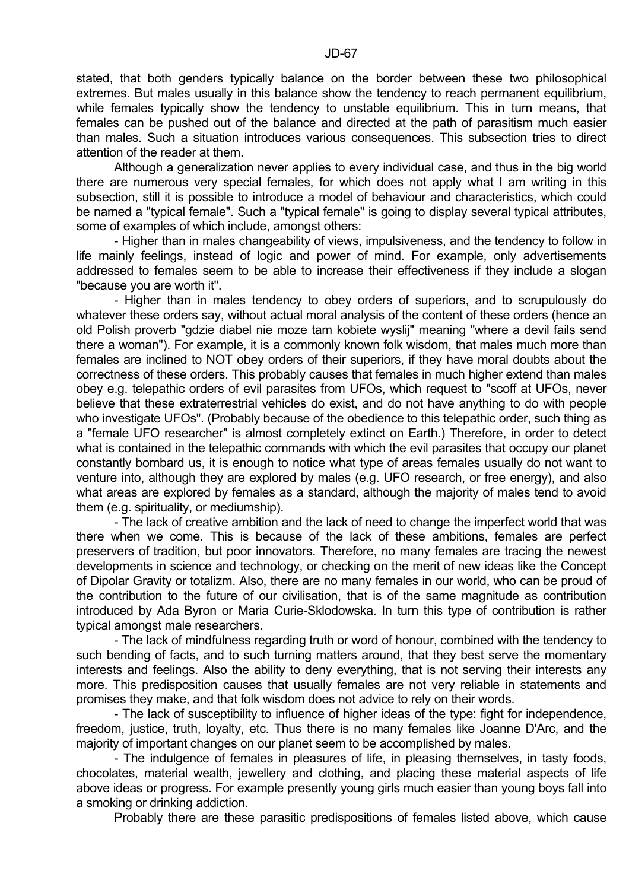stated, that both genders typically balance on the border between these two philosophical extremes. But males usually in this balance show the tendency to reach permanent equilibrium, while females typically show the tendency to unstable equilibrium. This in turn means, that females can be pushed out of the balance and directed at the path of parasitism much easier than males. Such a situation introduces various consequences. This subsection tries to direct attention of the reader at them.

Although a generalization never applies to every individual case, and thus in the big world there are numerous very special females, for which does not apply what I am writing in this subsection, still it is possible to introduce a model of behaviour and characteristics, which could be named a "typical female". Such a "typical female" is going to display several typical attributes, some of examples of which include, amongst others:

- Higher than in males changeability of views, impulsiveness, and the tendency to follow in life mainly feelings, instead of logic and power of mind. For example, only advertisements addressed to females seem to be able to increase their effectiveness if they include a slogan "because you are worth it".

- Higher than in males tendency to obey orders of superiors, and to scrupulously do whatever these orders say, without actual moral analysis of the content of these orders (hence an old Polish proverb "gdzie diabel nie moze tam kobiete wyslij" meaning "where a devil fails send there a woman"). For example, it is a commonly known folk wisdom, that males much more than females are inclined to NOT obey orders of their superiors, if they have moral doubts about the correctness of these orders. This probably causes that females in much higher extend than males obey e.g. telepathic orders of evil parasites from UFOs, which request to "scoff at UFOs, never believe that these extraterrestrial vehicles do exist, and do not have anything to do with people who investigate UFOs". (Probably because of the obedience to this telepathic order, such thing as a "female UFO researcher" is almost completely extinct on Earth.) Therefore, in order to detect what is contained in the telepathic commands with which the evil parasites that occupy our planet constantly bombard us, it is enough to notice what type of areas females usually do not want to venture into, although they are explored by males (e.g. UFO research, or free energy), and also what areas are explored by females as a standard, although the majority of males tend to avoid them (e.g. spirituality, or mediumship).

- The lack of creative ambition and the lack of need to change the imperfect world that was there when we come. This is because of the lack of these ambitions, females are perfect preservers of tradition, but poor innovators. Therefore, no many females are tracing the newest developments in science and technology, or checking on the merit of new ideas like the Concept of Dipolar Gravity or totalizm. Also, there are no many females in our world, who can be proud of the contribution to the future of our civilisation, that is of the same magnitude as contribution introduced by Ada Byron or Maria Curie-Sklodowska. In turn this type of contribution is rather typical amongst male researchers.

- The lack of mindfulness regarding truth or word of honour, combined with the tendency to such bending of facts, and to such turning matters around, that they best serve the momentary interests and feelings. Also the ability to deny everything, that is not serving their interests any more. This predisposition causes that usually females are not very reliable in statements and promises they make, and that folk wisdom does not advice to rely on their words.

- The lack of susceptibility to influence of higher ideas of the type: fight for independence, freedom, justice, truth, loyalty, etc. Thus there is no many females like Joanne D'Arc, and the majority of important changes on our planet seem to be accomplished by males.

- The indulgence of females in pleasures of life, in pleasing themselves, in tasty foods, chocolates, material wealth, jewellery and clothing, and placing these material aspects of life above ideas or progress. For example presently young girls much easier than young boys fall into a smoking or drinking addiction.

Probably there are these parasitic predispositions of females listed above, which cause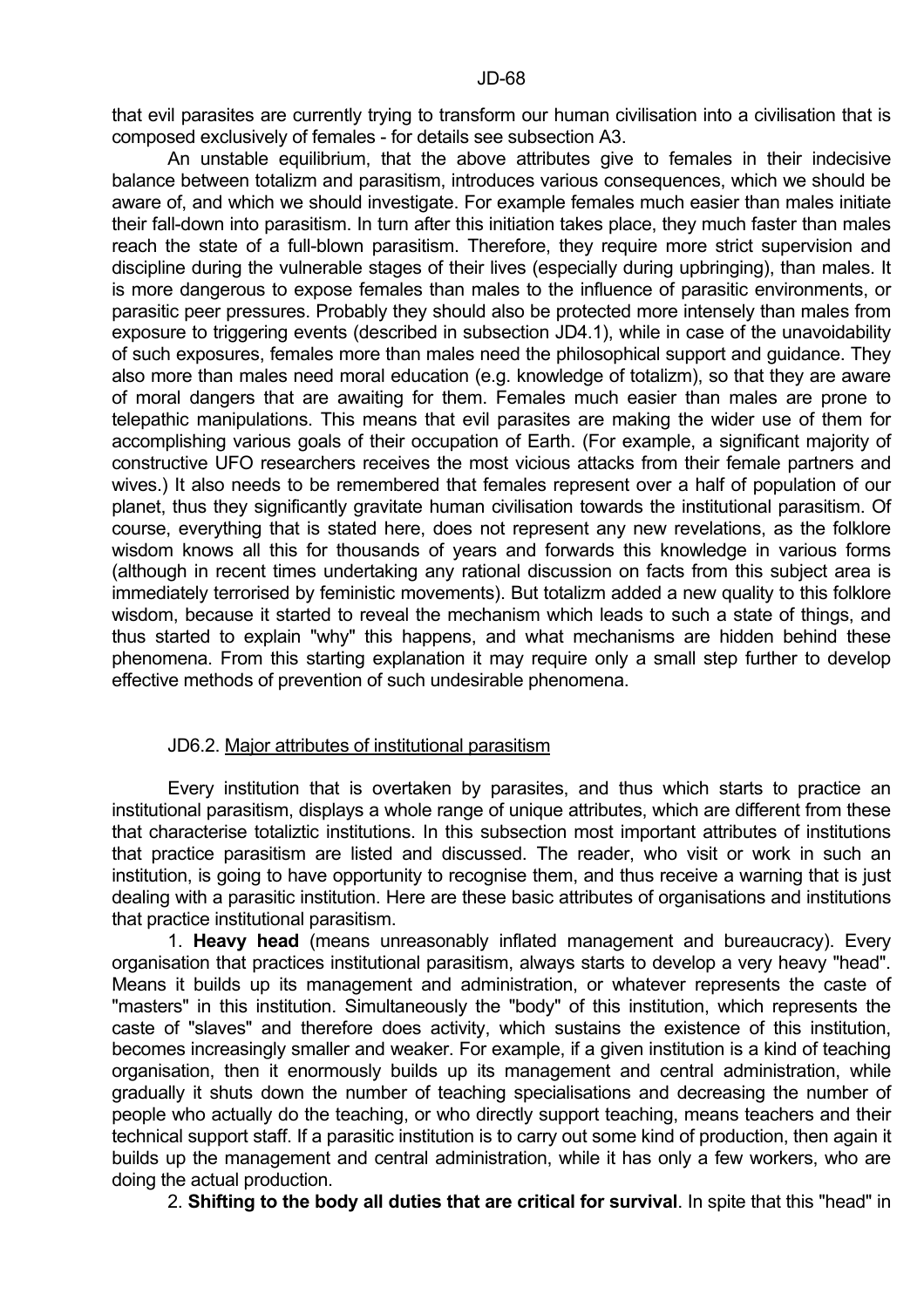that evil parasites are currently trying to transform our human civilisation into a civilisation that is composed exclusively of females - for details see subsection A3.

An unstable equilibrium, that the above attributes give to females in their indecisive balance between totalizm and parasitism, introduces various consequences, which we should be aware of, and which we should investigate. For example females much easier than males initiate their fall-down into parasitism. In turn after this initiation takes place, they much faster than males reach the state of a full-blown parasitism. Therefore, they require more strict supervision and discipline during the vulnerable stages of their lives (especially during upbringing), than males. It is more dangerous to expose females than males to the influence of parasitic environments, or parasitic peer pressures. Probably they should also be protected more intensely than males from exposure to triggering events (described in subsection JD4.1), while in case of the unavoidability of such exposures, females more than males need the philosophical support and guidance. They also more than males need moral education (e.g. knowledge of totalizm), so that they are aware of moral dangers that are awaiting for them. Females much easier than males are prone to telepathic manipulations. This means that evil parasites are making the wider use of them for accomplishing various goals of their occupation of Earth. (For example, a significant majority of constructive UFO researchers receives the most vicious attacks from their female partners and wives.) It also needs to be remembered that females represent over a half of population of our planet, thus they significantly gravitate human civilisation towards the institutional parasitism. Of course, everything that is stated here, does not represent any new revelations, as the folklore wisdom knows all this for thousands of years and forwards this knowledge in various forms (although in recent times undertaking any rational discussion on facts from this subject area is immediately terrorised by feministic movements). But totalizm added a new quality to this folklore wisdom, because it started to reveal the mechanism which leads to such a state of things, and thus started to explain "why" this happens, and what mechanisms are hidden behind these phenomena. From this starting explanation it may require only a small step further to develop effective methods of prevention of such undesirable phenomena.

## JD6.2. Major attributes of institutional parasitism

Every institution that is overtaken by parasites, and thus which starts to practice an institutional parasitism, displays a whole range of unique attributes, which are different from these that characterise totaliztic institutions. In this subsection most important attributes of institutions that practice parasitism are listed and discussed. The reader, who visit or work in such an institution, is going to have opportunity to recognise them, and thus receive a warning that is just dealing with a parasitic institution. Here are these basic attributes of organisations and institutions that practice institutional parasitism.

1. **Heavy head** (means unreasonably inflated management and bureaucracy). Every organisation that practices institutional parasitism, always starts to develop a very heavy "head". Means it builds up its management and administration, or whatever represents the caste of "masters" in this institution. Simultaneously the "body" of this institution, which represents the caste of "slaves" and therefore does activity, which sustains the existence of this institution, becomes increasingly smaller and weaker. For example, if a given institution is a kind of teaching organisation, then it enormously builds up its management and central administration, while gradually it shuts down the number of teaching specialisations and decreasing the number of people who actually do the teaching, or who directly support teaching, means teachers and their technical support staff. If a parasitic institution is to carry out some kind of production, then again it builds up the management and central administration, while it has only a few workers, who are doing the actual production.

2. **Shifting to the body all duties that are critical for survival**. In spite that this "head" in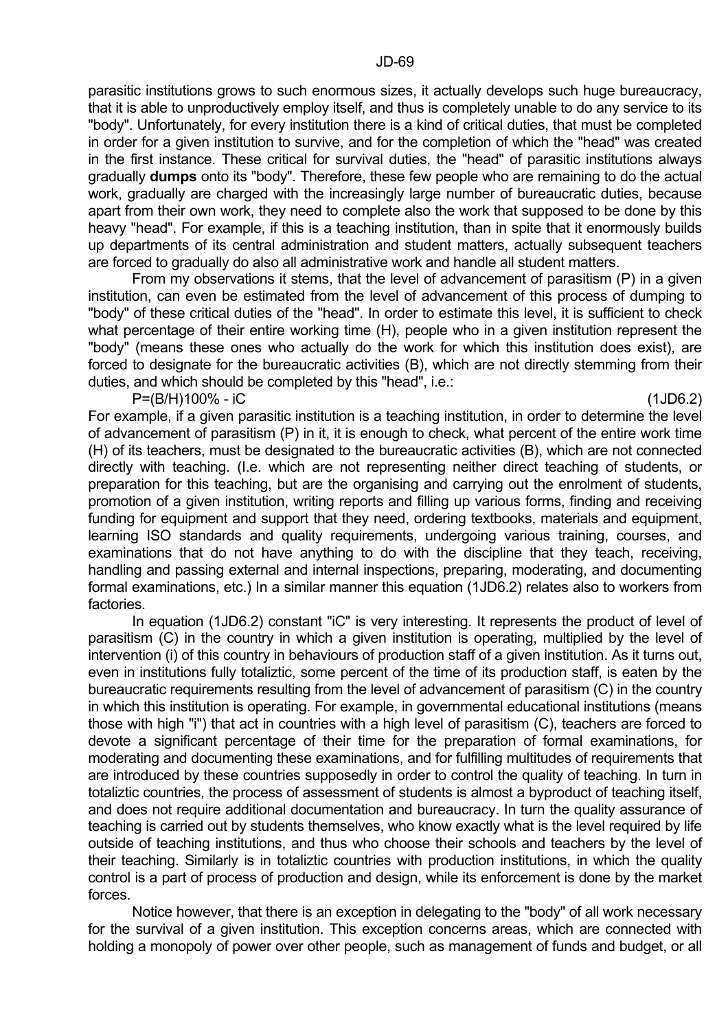parasitic institutions grows to such enormous sizes, it actually develops such huge bureaucracy, that it is able to unproductively employ itself, and thus is completely unable to do any service to its "body". Unfortunately, for every institution there is a kind of critical duties, that must be completed in order for a given institution to survive, and for the completion of which the "head" was created in the first instance. These critical for survival duties, the "head" of parasitic institutions always gradually **dumps** onto its "body". Therefore, these few people who are remaining to do the actual work, gradually are charged with the increasingly large number of bureaucratic duties, because apart from their own work, they need to complete also the work that supposed to be done by this heavy "head". For example, if this is a teaching institution, than in spite that it enormously builds up departments of its central administration and student matters, actually subsequent teachers are forced to gradually do also all administrative work and handle all student matters.

From my observations it stems, that the level of advancement of parasitism (P) in a given institution, can even be estimated from the level of advancement of this process of dumping to "body" of these critical duties of the "head". In order to estimate this level, it is sufficient to check what percentage of their entire working time (H), people who in a given institution represent the "body" (means these ones who actually do the work for which this institution does exist), are forced to designate for the bureaucratic activities (B), which are not directly stemming from their duties, and which should be completed by this "head", i.e.:

$$P=(B/H)100\% - iC \qquad (1JD6.2)$$

For example, if a given parasitic institution is a teaching institution, in order to determine the level of advancement of parasitism (P) in it, it is enough to check, what percent of the entire work time (H) of its teachers, must be designated to the bureaucratic activities (B), which are not connected directly with teaching. (I.e. which are not representing neither direct teaching of students, or preparation for this teaching, but are the organising and carrying out the enrolment of students, promotion of a given institution, writing reports and filling up various forms, finding and receiving funding for equipment and support that they need, ordering textbooks, materials and equipment, learning ISO standards and quality requirements, undergoing various training, courses, and examinations that do not have anything to do with the discipline that they teach, receiving, handling and passing external and internal inspections, preparing, moderating, and documenting formal examinations, etc.) In a similar manner this equation (1JD6.2) relates also to workers from factories.

In equation (1JD6.2) constant "iC" is very interesting. It represents the product of level of parasitism (C) in the country in which a given institution is operating, multiplied by the level of intervention (i) of this country in behaviours of production staff of a given institution. As it turns out, even in institutions fully totaliztic, some percent of the time of its production staff, is eaten by the bureaucratic requirements resulting from the level of advancement of parasitism (C) in the country in which this institution is operating. For example, in governmental educational institutions (means those with high "i") that act in countries with a high level of parasitism (C), teachers are forced to devote a significant percentage of their time for the preparation of formal examinations, for moderating and documenting these examinations, and for fulfilling multitudes of requirements that are introduced by these countries supposedly in order to control the quality of teaching. In turn in totaliztic countries, the process of assessment of students is almost a byproduct of teaching itself, and does not require additional documentation and bureaucracy. In turn the quality assurance of teaching is carried out by students themselves, who know exactly what is the level required by life outside of teaching institutions, and thus who choose their schools and teachers by the level of their teaching. Similarly is in totaliztic countries with production institutions, in which the quality control is a part of process of production and design, while its enforcement is done by the market forces.

Notice however, that there is an exception in delegating to the "body" of all work necessary for the survival of a given institution. This exception concerns areas, which are connected with holding a monopoly of power over other people, such as management of funds and budget, or all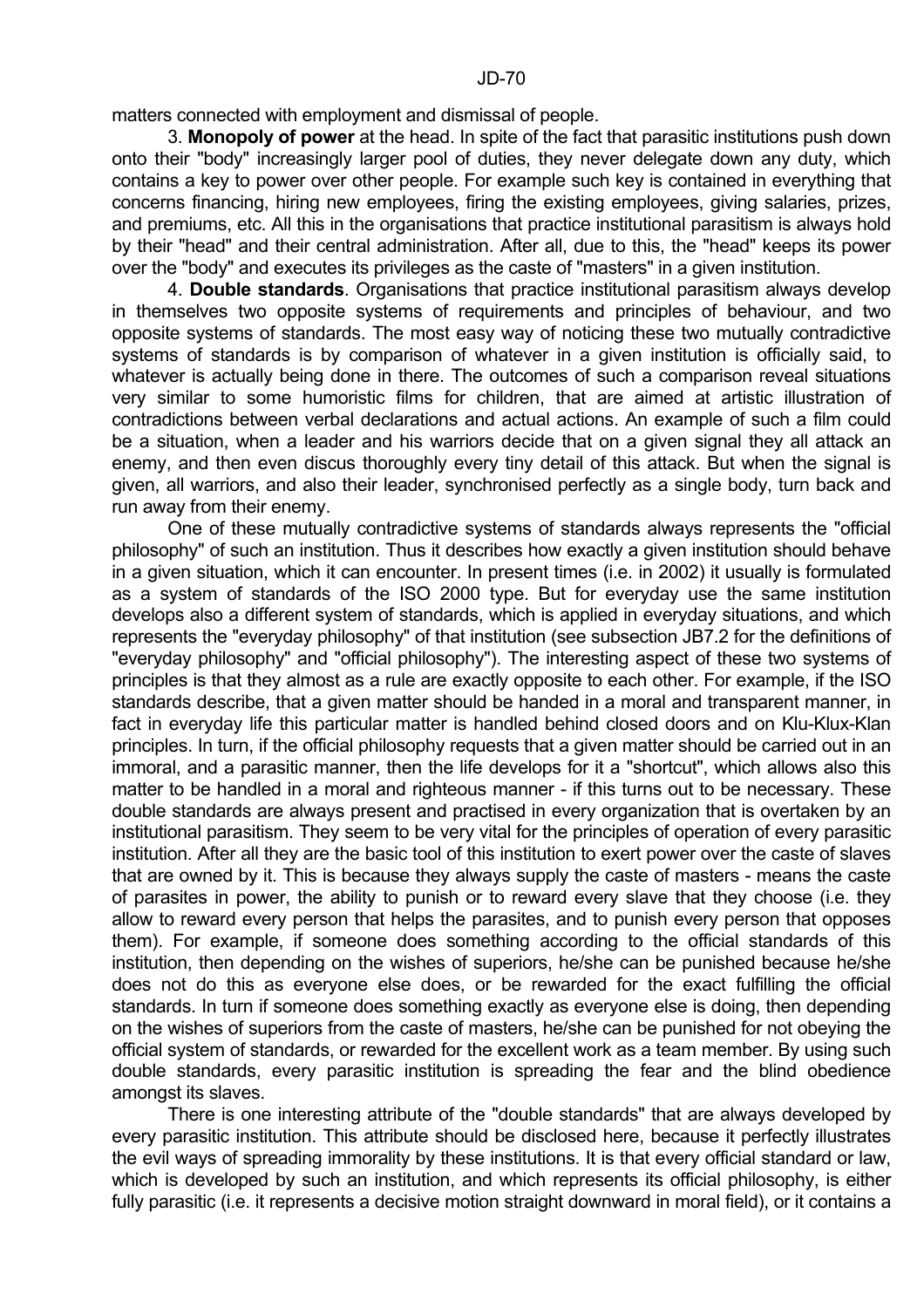matters connected with employment and dismissal of people.

3. **Monopoly of power** at the head. In spite of the fact that parasitic institutions push down onto their "body" increasingly larger pool of duties, they never delegate down any duty, which contains a key to power over other people. For example such key is contained in everything that concerns financing, hiring new employees, firing the existing employees, giving salaries, prizes, and premiums, etc. All this in the organisations that practice institutional parasitism is always hold by their "head" and their central administration. After all, due to this, the "head" keeps its power over the "body" and executes its privileges as the caste of "masters" in a given institution.

4. **Double standards**. Organisations that practice institutional parasitism always develop in themselves two opposite systems of requirements and principles of behaviour, and two opposite systems of standards. The most easy way of noticing these two mutually contradictive systems of standards is by comparison of whatever in a given institution is officially said, to whatever is actually being done in there. The outcomes of such a comparison reveal situations very similar to some humoristic films for children, that are aimed at artistic illustration of contradictions between verbal declarations and actual actions. An example of such a film could be a situation, when a leader and his warriors decide that on a given signal they all attack an enemy, and then even discus thoroughly every tiny detail of this attack. But when the signal is given, all warriors, and also their leader, synchronised perfectly as a single body, turn back and run away from their enemy.

One of these mutually contradictive systems of standards always represents the "official philosophy" of such an institution. Thus it describes how exactly a given institution should behave in a given situation, which it can encounter. In present times (i.e. in 2002) it usually is formulated as a system of standards of the ISO 2000 type. But for everyday use the same institution develops also a different system of standards, which is applied in everyday situations, and which represents the "everyday philosophy" of that institution (see subsection JB7.2 for the definitions of "everyday philosophy" and "official philosophy"). The interesting aspect of these two systems of principles is that they almost as a rule are exactly opposite to each other. For example, if the ISO standards describe, that a given matter should be handed in a moral and transparent manner, in fact in everyday life this particular matter is handled behind closed doors and on Klu-Klux-Klan principles. In turn, if the official philosophy requests that a given matter should be carried out in an immoral, and a parasitic manner, then the life develops for it a "shortcut", which allows also this matter to be handled in a moral and righteous manner - if this turns out to be necessary. These double standards are always present and practised in every organization that is overtaken by an institutional parasitism. They seem to be very vital for the principles of operation of every parasitic institution. After all they are the basic tool of this institution to exert power over the caste of slaves that are owned by it. This is because they always supply the caste of masters - means the caste of parasites in power, the ability to punish or to reward every slave that they choose (i.e. they allow to reward every person that helps the parasites, and to punish every person that opposes them). For example, if someone does something according to the official standards of this institution, then depending on the wishes of superiors, he/she can be punished because he/she does not do this as everyone else does, or be rewarded for the exact fulfilling the official standards. In turn if someone does something exactly as everyone else is doing, then depending on the wishes of superiors from the caste of masters, he/she can be punished for not obeying the official system of standards, or rewarded for the excellent work as a team member. By using such double standards, every parasitic institution is spreading the fear and the blind obedience amongst its slaves.

There is one interesting attribute of the "double standards" that are always developed by every parasitic institution. This attribute should be disclosed here, because it perfectly illustrates the evil ways of spreading immorality by these institutions. It is that every official standard or law, which is developed by such an institution, and which represents its official philosophy, is either fully parasitic (i.e. it represents a decisive motion straight downward in moral field), or it contains a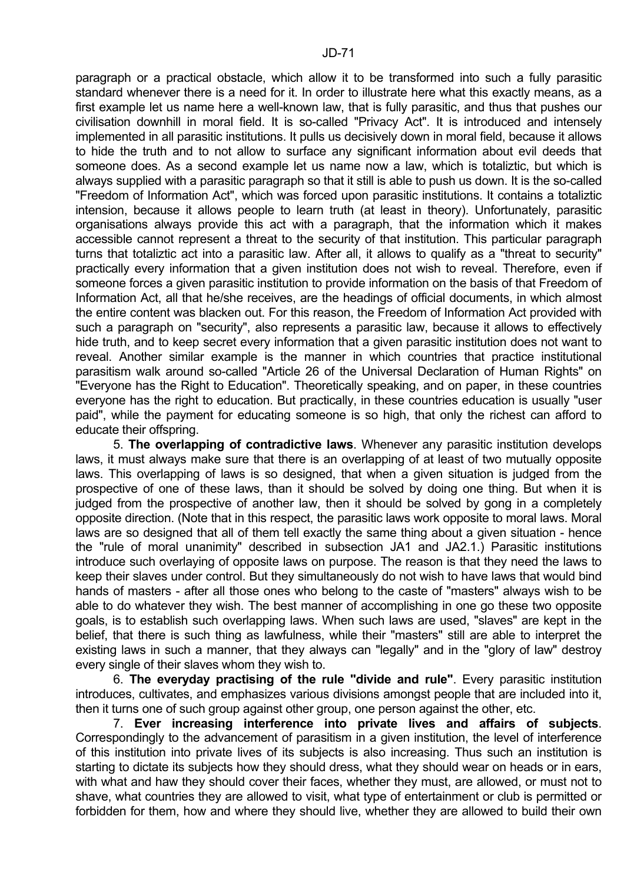paragraph or a practical obstacle, which allow it to be transformed into such a fully parasitic standard whenever there is a need for it. In order to illustrate here what this exactly means, as a first example let us name here a well-known law, that is fully parasitic, and thus that pushes our civilisation downhill in moral field. It is so-called "Privacy Act". It is introduced and intensely implemented in all parasitic institutions. It pulls us decisively down in moral field, because it allows to hide the truth and to not allow to surface any significant information about evil deeds that someone does. As a second example let us name now a law, which is totaliztic, but which is always supplied with a parasitic paragraph so that it still is able to push us down. It is the so-called "Freedom of Information Act", which was forced upon parasitic institutions. It contains a totaliztic intension, because it allows people to learn truth (at least in theory). Unfortunately, parasitic organisations always provide this act with a paragraph, that the information which it makes accessible cannot represent a threat to the security of that institution. This particular paragraph turns that totaliztic act into a parasitic law. After all, it allows to qualify as a "threat to security" practically every information that a given institution does not wish to reveal. Therefore, even if someone forces a given parasitic institution to provide information on the basis of that Freedom of Information Act, all that he/she receives, are the headings of official documents, in which almost the entire content was blacken out. For this reason, the Freedom of Information Act provided with such a paragraph on "security", also represents a parasitic law, because it allows to effectively hide truth, and to keep secret every information that a given parasitic institution does not want to reveal. Another similar example is the manner in which countries that practice institutional parasitism walk around so-called "Article 26 of the Universal Declaration of Human Rights" on "Everyone has the Right to Education". Theoretically speaking, and on paper, in these countries everyone has the right to education. But practically, in these countries education is usually "user paid", while the payment for educating someone is so high, that only the richest can afford to educate their offspring.

5. **The overlapping of contradictive laws**. Whenever any parasitic institution develops laws, it must always make sure that there is an overlapping of at least of two mutually opposite laws. This overlapping of laws is so designed, that when a given situation is judged from the prospective of one of these laws, than it should be solved by doing one thing. But when it is judged from the prospective of another law, then it should be solved by gong in a completely opposite direction. (Note that in this respect, the parasitic laws work opposite to moral laws. Moral laws are so designed that all of them tell exactly the same thing about a given situation - hence the "rule of moral unanimity" described in subsection JA1 and JA2.1.) Parasitic institutions introduce such overlaying of opposite laws on purpose. The reason is that they need the laws to keep their slaves under control. But they simultaneously do not wish to have laws that would bind hands of masters - after all those ones who belong to the caste of "masters" always wish to be able to do whatever they wish. The best manner of accomplishing in one go these two opposite goals, is to establish such overlapping laws. When such laws are used, "slaves" are kept in the belief, that there is such thing as lawfulness, while their "masters" still are able to interpret the existing laws in such a manner, that they always can "legally" and in the "glory of law" destroy every single of their slaves whom they wish to.

6. **The everyday practising of the rule "divide and rule"**. Every parasitic institution introduces, cultivates, and emphasizes various divisions amongst people that are included into it, then it turns one of such group against other group, one person against the other, etc.

7. **Ever increasing interference into private lives and affairs of subjects**. Correspondingly to the advancement of parasitism in a given institution, the level of interference of this institution into private lives of its subjects is also increasing. Thus such an institution is starting to dictate its subjects how they should dress, what they should wear on heads or in ears, with what and haw they should cover their faces, whether they must, are allowed, or must not to shave, what countries they are allowed to visit, what type of entertainment or club is permitted or forbidden for them, how and where they should live, whether they are allowed to build their own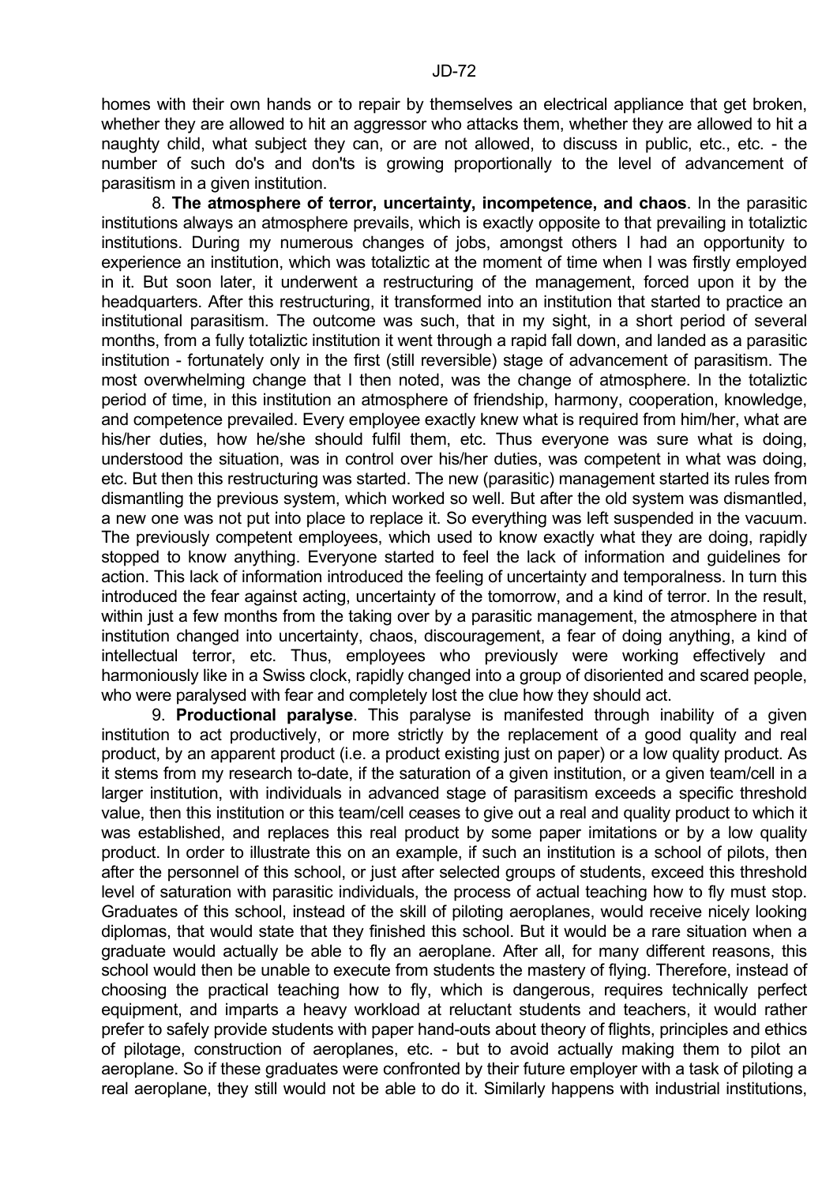homes with their own hands or to repair by themselves an electrical appliance that get broken, whether they are allowed to hit an aggressor who attacks them, whether they are allowed to hit a naughty child, what subject they can, or are not allowed, to discuss in public, etc., etc. - the number of such do's and don'ts is growing proportionally to the level of advancement of parasitism in a given institution.

8. **The atmosphere of terror, uncertainty, incompetence, and chaos**. In the parasitic institutions always an atmosphere prevails, which is exactly opposite to that prevailing in totaliztic institutions. During my numerous changes of jobs, amongst others I had an opportunity to experience an institution, which was totaliztic at the moment of time when I was firstly employed in it. But soon later, it underwent a restructuring of the management, forced upon it by the headquarters. After this restructuring, it transformed into an institution that started to practice an institutional parasitism. The outcome was such, that in my sight, in a short period of several months, from a fully totaliztic institution it went through a rapid fall down, and landed as a parasitic institution - fortunately only in the first (still reversible) stage of advancement of parasitism. The most overwhelming change that I then noted, was the change of atmosphere. In the totaliztic period of time, in this institution an atmosphere of friendship, harmony, cooperation, knowledge, and competence prevailed. Every employee exactly knew what is required from him/her, what are his/her duties, how he/she should fulfil them, etc. Thus everyone was sure what is doing, understood the situation, was in control over his/her duties, was competent in what was doing, etc. But then this restructuring was started. The new (parasitic) management started its rules from dismantling the previous system, which worked so well. But after the old system was dismantled, a new one was not put into place to replace it. So everything was left suspended in the vacuum. The previously competent employees, which used to know exactly what they are doing, rapidly stopped to know anything. Everyone started to feel the lack of information and guidelines for action. This lack of information introduced the feeling of uncertainty and temporalness. In turn this introduced the fear against acting, uncertainty of the tomorrow, and a kind of terror. In the result, within just a few months from the taking over by a parasitic management, the atmosphere in that institution changed into uncertainty, chaos, discouragement, a fear of doing anything, a kind of intellectual terror, etc. Thus, employees who previously were working effectively and harmoniously like in a Swiss clock, rapidly changed into a group of disoriented and scared people, who were paralysed with fear and completely lost the clue how they should act.

9. **Productional paralyse**. This paralyse is manifested through inability of a given institution to act productively, or more strictly by the replacement of a good quality and real product, by an apparent product (i.e. a product existing just on paper) or a low quality product. As it stems from my research to-date, if the saturation of a given institution, or a given team/cell in a larger institution, with individuals in advanced stage of parasitism exceeds a specific threshold value, then this institution or this team/cell ceases to give out a real and quality product to which it was established, and replaces this real product by some paper imitations or by a low quality product. In order to illustrate this on an example, if such an institution is a school of pilots, then after the personnel of this school, or just after selected groups of students, exceed this threshold level of saturation with parasitic individuals, the process of actual teaching how to fly must stop. Graduates of this school, instead of the skill of piloting aeroplanes, would receive nicely looking diplomas, that would state that they finished this school. But it would be a rare situation when a graduate would actually be able to fly an aeroplane. After all, for many different reasons, this school would then be unable to execute from students the mastery of flying. Therefore, instead of choosing the practical teaching how to fly, which is dangerous, requires technically perfect equipment, and imparts a heavy workload at reluctant students and teachers, it would rather prefer to safely provide students with paper hand-outs about theory of flights, principles and ethics of pilotage, construction of aeroplanes, etc. - but to avoid actually making them to pilot an aeroplane. So if these graduates were confronted by their future employer with a task of piloting a real aeroplane, they still would not be able to do it. Similarly happens with industrial institutions,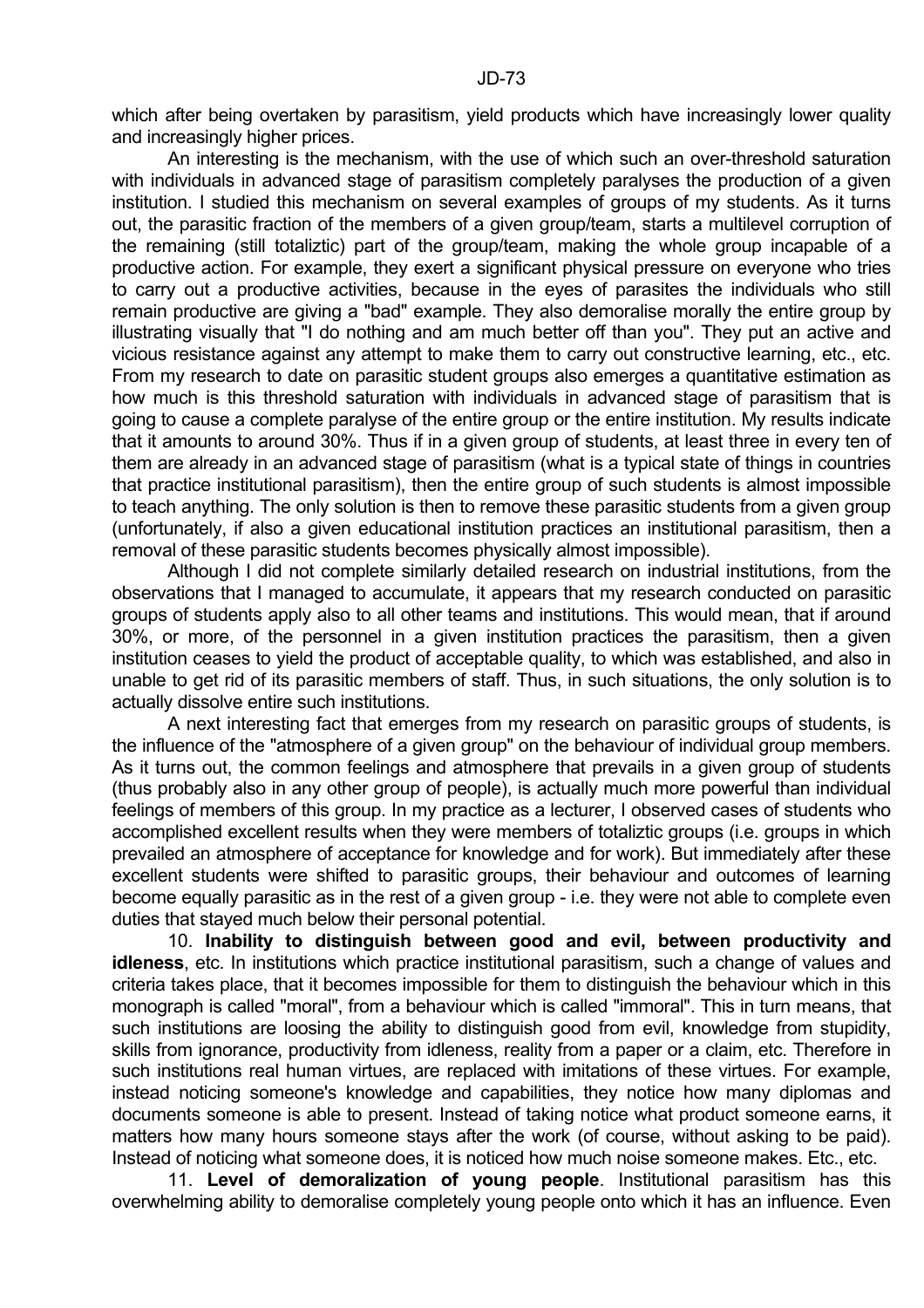which after being overtaken by parasitism, yield products which have increasingly lower quality and increasingly higher prices.

An interesting is the mechanism, with the use of which such an over-threshold saturation with individuals in advanced stage of parasitism completely paralyses the production of a given institution. I studied this mechanism on several examples of groups of my students. As it turns out, the parasitic fraction of the members of a given group/team, starts a multilevel corruption of the remaining (still totaliztic) part of the group/team, making the whole group incapable of a productive action. For example, they exert a significant physical pressure on everyone who tries to carry out a productive activities, because in the eyes of parasites the individuals who still remain productive are giving a "bad" example. They also demoralise morally the entire group by illustrating visually that "I do nothing and am much better off than you". They put an active and vicious resistance against any attempt to make them to carry out constructive learning, etc., etc. From my research to date on parasitic student groups also emerges a quantitative estimation as how much is this threshold saturation with individuals in advanced stage of parasitism that is going to cause a complete paralyse of the entire group or the entire institution. My results indicate that it amounts to around 30%. Thus if in a given group of students, at least three in every ten of them are already in an advanced stage of parasitism (what is a typical state of things in countries that practice institutional parasitism), then the entire group of such students is almost impossible to teach anything. The only solution is then to remove these parasitic students from a given group (unfortunately, if also a given educational institution practices an institutional parasitism, then a removal of these parasitic students becomes physically almost impossible).

Although I did not complete similarly detailed research on industrial institutions, from the observations that I managed to accumulate, it appears that my research conducted on parasitic groups of students apply also to all other teams and institutions. This would mean, that if around 30%, or more, of the personnel in a given institution practices the parasitism, then a given institution ceases to yield the product of acceptable quality, to which was established, and also in unable to get rid of its parasitic members of staff. Thus, in such situations, the only solution is to actually dissolve entire such institutions.

A next interesting fact that emerges from my research on parasitic groups of students, is the influence of the "atmosphere of a given group" on the behaviour of individual group members. As it turns out, the common feelings and atmosphere that prevails in a given group of students (thus probably also in any other group of people), is actually much more powerful than individual feelings of members of this group. In my practice as a lecturer, I observed cases of students who accomplished excellent results when they were members of totaliztic groups (i.e. groups in which prevailed an atmosphere of acceptance for knowledge and for work). But immediately after these excellent students were shifted to parasitic groups, their behaviour and outcomes of learning become equally parasitic as in the rest of a given group - i.e. they were not able to complete even duties that stayed much below their personal potential.

10. **Inability to distinguish between good and evil, between productivity and idleness**, etc. In institutions which practice institutional parasitism, such a change of values and criteria takes place, that it becomes impossible for them to distinguish the behaviour which in this monograph is called "moral", from a behaviour which is called "immoral". This in turn means, that such institutions are loosing the ability to distinguish good from evil, knowledge from stupidity, skills from ignorance, productivity from idleness, reality from a paper or a claim, etc. Therefore in such institutions real human virtues, are replaced with imitations of these virtues. For example, instead noticing someone's knowledge and capabilities, they notice how many diplomas and documents someone is able to present. Instead of taking notice what product someone earns, it matters how many hours someone stays after the work (of course, without asking to be paid). Instead of noticing what someone does, it is noticed how much noise someone makes. Etc., etc.

11. **Level of demoralization of young people**. Institutional parasitism has this overwhelming ability to demoralise completely young people onto which it has an influence. Even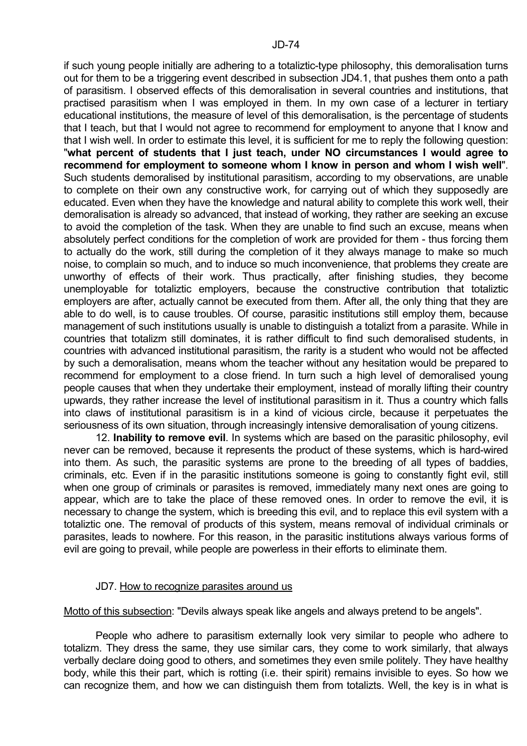if such young people initially are adhering to a totaliztic-type philosophy, this demoralisation turns out for them to be a triggering event described in subsection JD4.1, that pushes them onto a path of parasitism. I observed effects of this demoralisation in several countries and institutions, that practised parasitism when I was employed in them. In my own case of a lecturer in tertiary educational institutions, the measure of level of this demoralisation, is the percentage of students that I teach, but that I would not agree to recommend for employment to anyone that I know and that I wish well. In order to estimate this level, it is sufficient for me to reply the following question: "**what percent of students that I just teach, under NO circumstances I would agree to recommend for employment to someone whom I know in person and whom I wish well**". Such students demoralised by institutional parasitism, according to my observations, are unable to complete on their own any constructive work, for carrying out of which they supposedly are educated. Even when they have the knowledge and natural ability to complete this work well, their demoralisation is already so advanced, that instead of working, they rather are seeking an excuse to avoid the completion of the task. When they are unable to find such an excuse, means when absolutely perfect conditions for the completion of work are provided for them - thus forcing them to actually do the work, still during the completion of it they always manage to make so much noise, to complain so much, and to induce so much inconvenience, that problems they create are unworthy of effects of their work. Thus practically, after finishing studies, they become unemployable for totaliztic employers, because the constructive contribution that totaliztic employers are after, actually cannot be executed from them. After all, the only thing that they are able to do well, is to cause troubles. Of course, parasitic institutions still employ them, because management of such institutions usually is unable to distinguish a totalizt from a parasite. While in countries that totalizm still dominates, it is rather difficult to find such demoralised students, in countries with advanced institutional parasitism, the rarity is a student who would not be affected by such a demoralisation, means whom the teacher without any hesitation would be prepared to recommend for employment to a close friend. In turn such a high level of demoralised young people causes that when they undertake their employment, instead of morally lifting their country upwards, they rather increase the level of institutional parasitism in it. Thus a country which falls into claws of institutional parasitism is in a kind of vicious circle, because it perpetuates the seriousness of its own situation, through increasingly intensive demoralisation of young citizens.

12. **Inability to remove evil**. In systems which are based on the parasitic philosophy, evil never can be removed, because it represents the product of these systems, which is hard-wired into them. As such, the parasitic systems are prone to the breeding of all types of baddies, criminals, etc. Even if in the parasitic institutions someone is going to constantly fight evil, still when one group of criminals or parasites is removed, immediately many next ones are going to appear, which are to take the place of these removed ones. In order to remove the evil, it is necessary to change the system, which is breeding this evil, and to replace this evil system with a totaliztic one. The removal of products of this system, means removal of individual criminals or parasites, leads to nowhere. For this reason, in the parasitic institutions always various forms of evil are going to prevail, while people are powerless in their efforts to eliminate them.

## JD7. How to recognize parasites around us

Motto of this subsection: "Devils always speak like angels and always pretend to be angels".

People who adhere to parasitism externally look very similar to people who adhere to totalizm. They dress the same, they use similar cars, they come to work similarly, that always verbally declare doing good to others, and sometimes they even smile politely. They have healthy body, while this their part, which is rotting (i.e. their spirit) remains invisible to eyes. So how we can recognize them, and how we can distinguish them from totalizts. Well, the key is in what is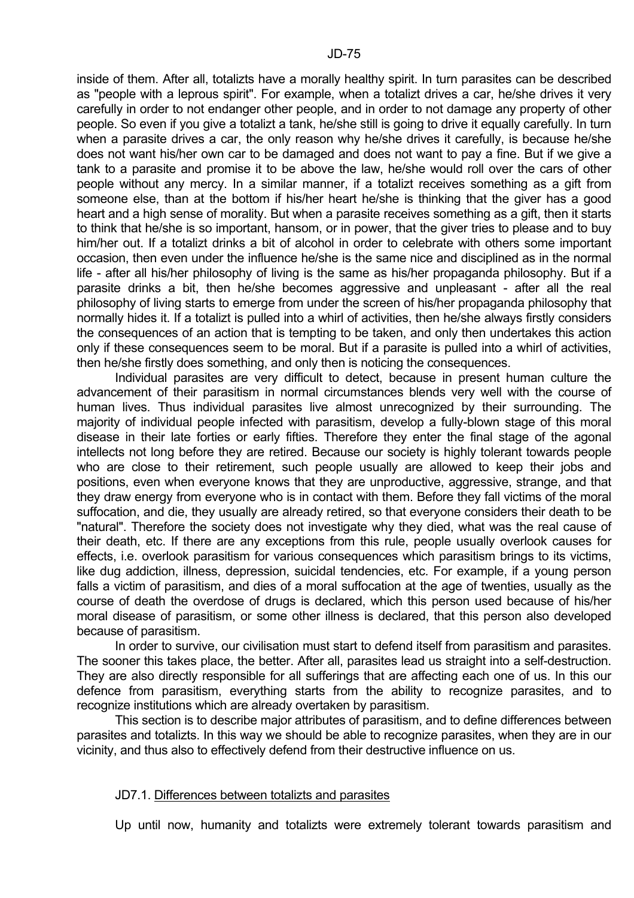inside of them. After all, totalizts have a morally healthy spirit. In turn parasites can be described as "people with a leprous spirit". For example, when a totalizt drives a car, he/she drives it very carefully in order to not endanger other people, and in order to not damage any property of other people. So even if you give a totalizt a tank, he/she still is going to drive it equally carefully. In turn when a parasite drives a car, the only reason why he/she drives it carefully, is because he/she does not want his/her own car to be damaged and does not want to pay a fine. But if we give a tank to a parasite and promise it to be above the law, he/she would roll over the cars of other people without any mercy. In a similar manner, if a totalizt receives something as a gift from someone else, than at the bottom if his/her heart he/she is thinking that the giver has a good heart and a high sense of morality. But when a parasite receives something as a gift, then it starts to think that he/she is so important, hansom, or in power, that the giver tries to please and to buy him/her out. If a totalizt drinks a bit of alcohol in order to celebrate with others some important occasion, then even under the influence he/she is the same nice and disciplined as in the normal life - after all his/her philosophy of living is the same as his/her propaganda philosophy. But if a parasite drinks a bit, then he/she becomes aggressive and unpleasant - after all the real philosophy of living starts to emerge from under the screen of his/her propaganda philosophy that normally hides it. If a totalizt is pulled into a whirl of activities, then he/she always firstly considers the consequences of an action that is tempting to be taken, and only then undertakes this action only if these consequences seem to be moral. But if a parasite is pulled into a whirl of activities, then he/she firstly does something, and only then is noticing the consequences.

Individual parasites are very difficult to detect, because in present human culture the advancement of their parasitism in normal circumstances blends very well with the course of human lives. Thus individual parasites live almost unrecognized by their surrounding. The majority of individual people infected with parasitism, develop a fully-blown stage of this moral disease in their late forties or early fifties. Therefore they enter the final stage of the agonal intellects not long before they are retired. Because our society is highly tolerant towards people who are close to their retirement, such people usually are allowed to keep their jobs and positions, even when everyone knows that they are unproductive, aggressive, strange, and that they draw energy from everyone who is in contact with them. Before they fall victims of the moral suffocation, and die, they usually are already retired, so that everyone considers their death to be "natural". Therefore the society does not investigate why they died, what was the real cause of their death, etc. If there are any exceptions from this rule, people usually overlook causes for effects, i.e. overlook parasitism for various consequences which parasitism brings to its victims, like dug addiction, illness, depression, suicidal tendencies, etc. For example, if a young person falls a victim of parasitism, and dies of a moral suffocation at the age of twenties, usually as the course of death the overdose of drugs is declared, which this person used because of his/her moral disease of parasitism, or some other illness is declared, that this person also developed because of parasitism.

In order to survive, our civilisation must start to defend itself from parasitism and parasites. The sooner this takes place, the better. After all, parasites lead us straight into a self-destruction. They are also directly responsible for all sufferings that are affecting each one of us. In this our defence from parasitism, everything starts from the ability to recognize parasites, and to recognize institutions which are already overtaken by parasitism.

This section is to describe major attributes of parasitism, and to define differences between parasites and totalizts. In this way we should be able to recognize parasites, when they are in our vicinity, and thus also to effectively defend from their destructive influence on us.

### JD7.1. Differences between totalizts and parasites

Up until now, humanity and totalizts were extremely tolerant towards parasitism and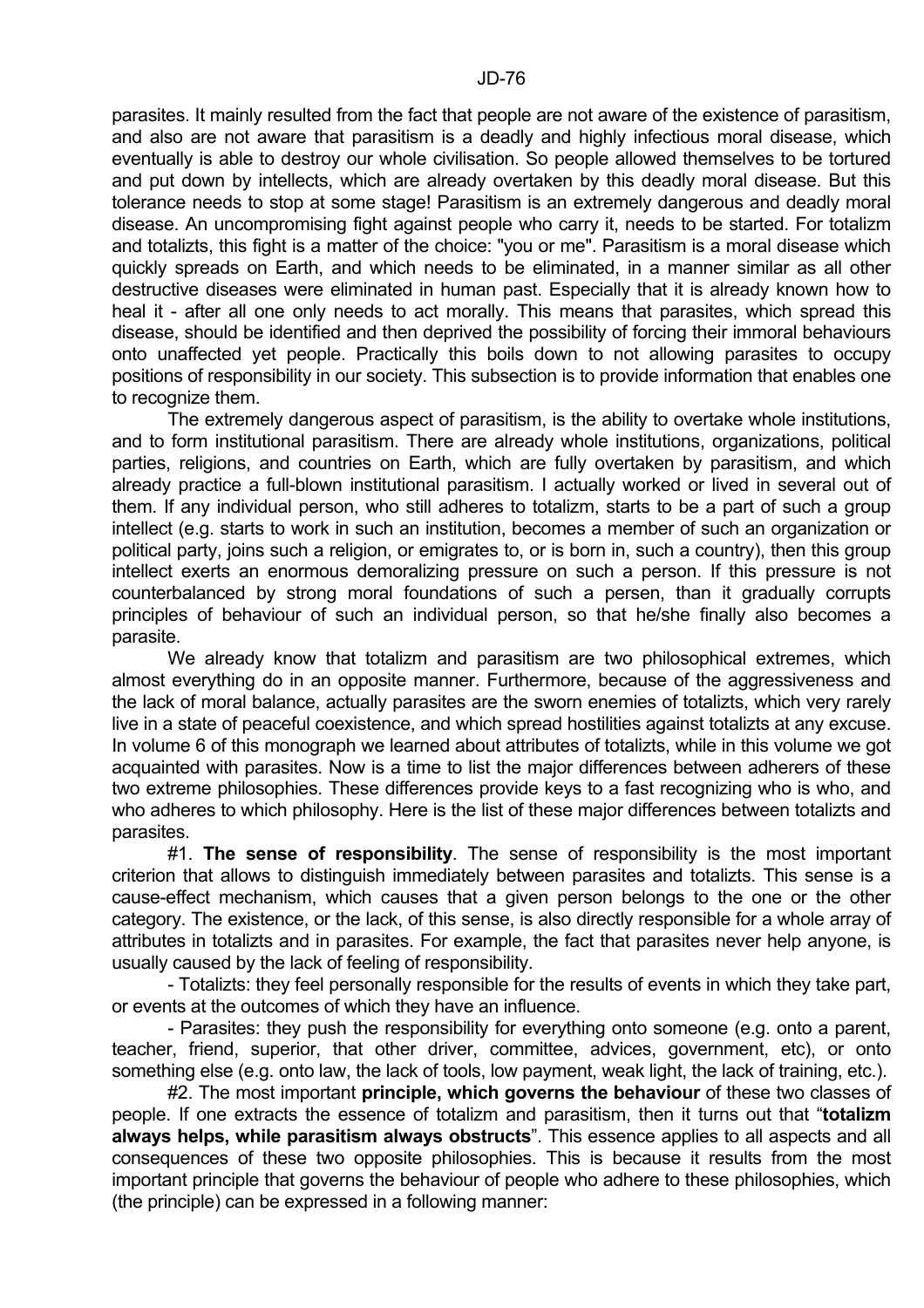parasites. It mainly resulted from the fact that people are not aware of the existence of parasitism, and also are not aware that parasitism is a deadly and highly infectious moral disease, which eventually is able to destroy our whole civilisation. So people allowed themselves to be tortured and put down by intellects, which are already overtaken by this deadly moral disease. But this tolerance needs to stop at some stage! Parasitism is an extremely dangerous and deadly moral disease. An uncompromising fight against people who carry it, needs to be started. For totalizm and totalizts, this fight is a matter of the choice: "you or me". Parasitism is a moral disease which quickly spreads on Earth, and which needs to be eliminated, in a manner similar as all other destructive diseases were eliminated in human past. Especially that it is already known how to heal it - after all one only needs to act morally. This means that parasites, which spread this disease, should be identified and then deprived the possibility of forcing their immoral behaviours onto unaffected yet people. Practically this boils down to not allowing parasites to occupy positions of responsibility in our society. This subsection is to provide information that enables one to recognize them.

The extremely dangerous aspect of parasitism, is the ability to overtake whole institutions, and to form institutional parasitism. There are already whole institutions, organizations, political parties, religions, and countries on Earth, which are fully overtaken by parasitism, and which already practice a full-blown institutional parasitism. I actually worked or lived in several out of them. If any individual person, who still adheres to totalizm, starts to be a part of such a group intellect (e.g. starts to work in such an institution, becomes a member of such an organization or political party, joins such a religion, or emigrates to, or is born in, such a country), then this group intellect exerts an enormous demoralizing pressure on such a person. If this pressure is not counterbalanced by strong moral foundations of such a persen, than it gradually corrupts principles of behaviour of such an individual person, so that he/she finally also becomes a parasite.

We already know that totalizm and parasitism are two philosophical extremes, which almost everything do in an opposite manner. Furthermore, because of the aggressiveness and the lack of moral balance, actually parasites are the sworn enemies of totalizts, which very rarely live in a state of peaceful coexistence, and which spread hostilities against totalizts at any excuse. In volume 6 of this monograph we learned about attributes of totalizts, while in this volume we got acquainted with parasites. Now is a time to list the major differences between adherers of these two extreme philosophies. These differences provide keys to a fast recognizing who is who, and who adheres to which philosophy. Here is the list of these major differences between totalizts and parasites.

#1. **The sense of responsibility**. The sense of responsibility is the most important criterion that allows to distinguish immediately between parasites and totalizts. This sense is a cause-effect mechanism, which causes that a given person belongs to the one or the other category. The existence, or the lack, of this sense, is also directly responsible for a whole array of attributes in totalizts and in parasites. For example, the fact that parasites never help anyone, is usually caused by the lack of feeling of responsibility.

- Totalizts: they feel personally responsible for the results of events in which they take part, or events at the outcomes of which they have an influence.

- Parasites: they push the responsibility for everything onto someone (e.g. onto a parent, teacher, friend, superior, that other driver, committee, advices, government, etc), or onto something else (e.g. onto law, the lack of tools, low payment, weak light, the lack of training, etc.).

#2. The most important **principle, which governs the behaviour** of these two classes of people. If one extracts the essence of totalizm and parasitism, then it turns out that "**totalizm always helps, while parasitism always obstructs**". This essence applies to all aspects and all consequences of these two opposite philosophies. This is because it results from the most important principle that governs the behaviour of people who adhere to these philosophies, which (the principle) can be expressed in a following manner: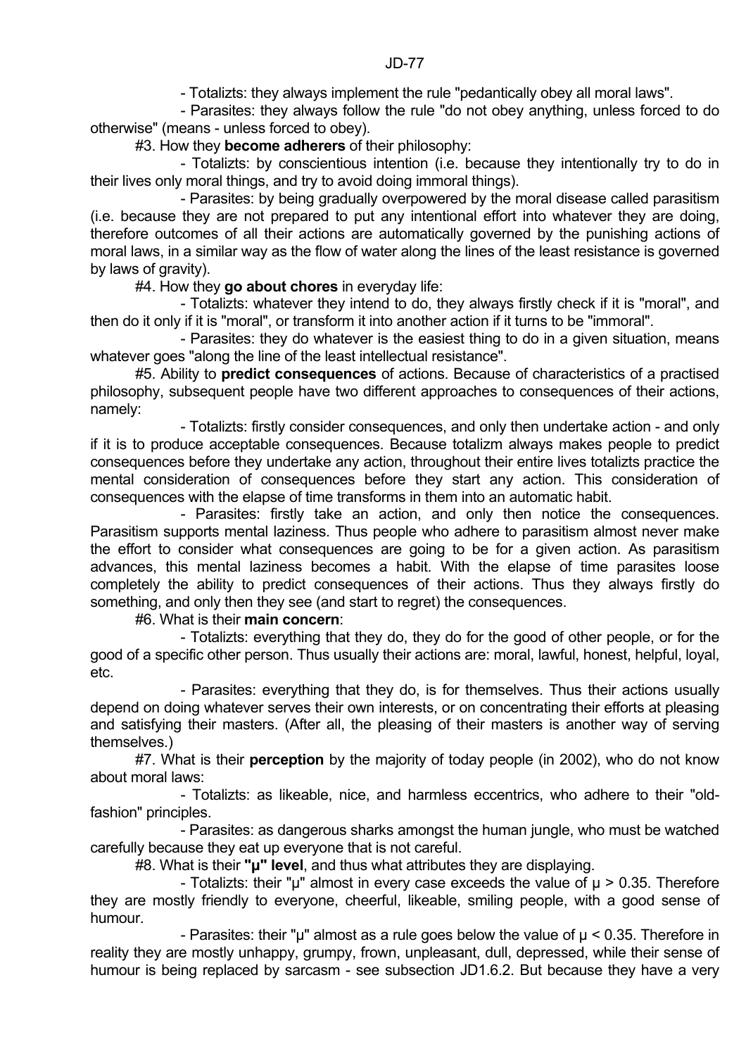- Totalizts: they always implement the rule "pedantically obey all moral laws".

- Parasites: they always follow the rule "do not obey anything, unless forced to do otherwise" (means - unless forced to obey).

#3. How they **become adherers** of their philosophy:

- Totalizts: by conscientious intention (i.e. because they intentionally try to do in their lives only moral things, and try to avoid doing immoral things).

- Parasites: by being gradually overpowered by the moral disease called parasitism (i.e. because they are not prepared to put any intentional effort into whatever they are doing, therefore outcomes of all their actions are automatically governed by the punishing actions of moral laws, in a similar way as the flow of water along the lines of the least resistance is governed by laws of gravity).

#4. How they **go about chores** in everyday life:

- Totalizts: whatever they intend to do, they always firstly check if it is "moral", and then do it only if it is "moral", or transform it into another action if it turns to be "immoral".

- Parasites: they do whatever is the easiest thing to do in a given situation, means whatever goes "along the line of the least intellectual resistance".

#5. Ability to **predict consequences** of actions. Because of characteristics of a practised philosophy, subsequent people have two different approaches to consequences of their actions, namely:

- Totalizts: firstly consider consequences, and only then undertake action - and only if it is to produce acceptable consequences. Because totalizm always makes people to predict consequences before they undertake any action, throughout their entire lives totalizts practice the mental consideration of consequences before they start any action. This consideration of consequences with the elapse of time transforms in them into an automatic habit.

- Parasites: firstly take an action, and only then notice the consequences. Parasitism supports mental laziness. Thus people who adhere to parasitism almost never make the effort to consider what consequences are going to be for a given action. As parasitism advances, this mental laziness becomes a habit. With the elapse of time parasites loose completely the ability to predict consequences of their actions. Thus they always firstly do something, and only then they see (and start to regret) the consequences.

#6. What is their **main concern**:

- Totalizts: everything that they do, they do for the good of other people, or for the good of a specific other person. Thus usually their actions are: moral, lawful, honest, helpful, loyal, etc.

- Parasites: everything that they do, is for themselves. Thus their actions usually depend on doing whatever serves their own interests, or on concentrating their efforts at pleasing and satisfying their masters. (After all, the pleasing of their masters is another way of serving themselves.)

#7. What is their **perception** by the majority of today people (in 2002), who do not know about moral laws:

- Totalizts: as likeable, nice, and harmless eccentrics, who adhere to their "old-fashion" principles.

- Parasites: as dangerous sharks amongst the human jungle, who must be watched carefully because they eat up everyone that is not careful.

#8. What is their **"μ" level**, and thus what attributes they are displaying.

- Totalizts: their "μ" almost in every case exceeds the value of $\mu > 0.35$. Therefore they are mostly friendly to everyone, cheerful, likeable, smiling people, with a good sense of humour.

- Parasites: their "μ" almost as a rule goes below the value of $\mu < 0.35$. Therefore in reality they are mostly unhappy, grumpy, frown, unpleasant, dull, depressed, while their sense of humour is being replaced by sarcasm - see subsection JD1.6.2. But because they have a very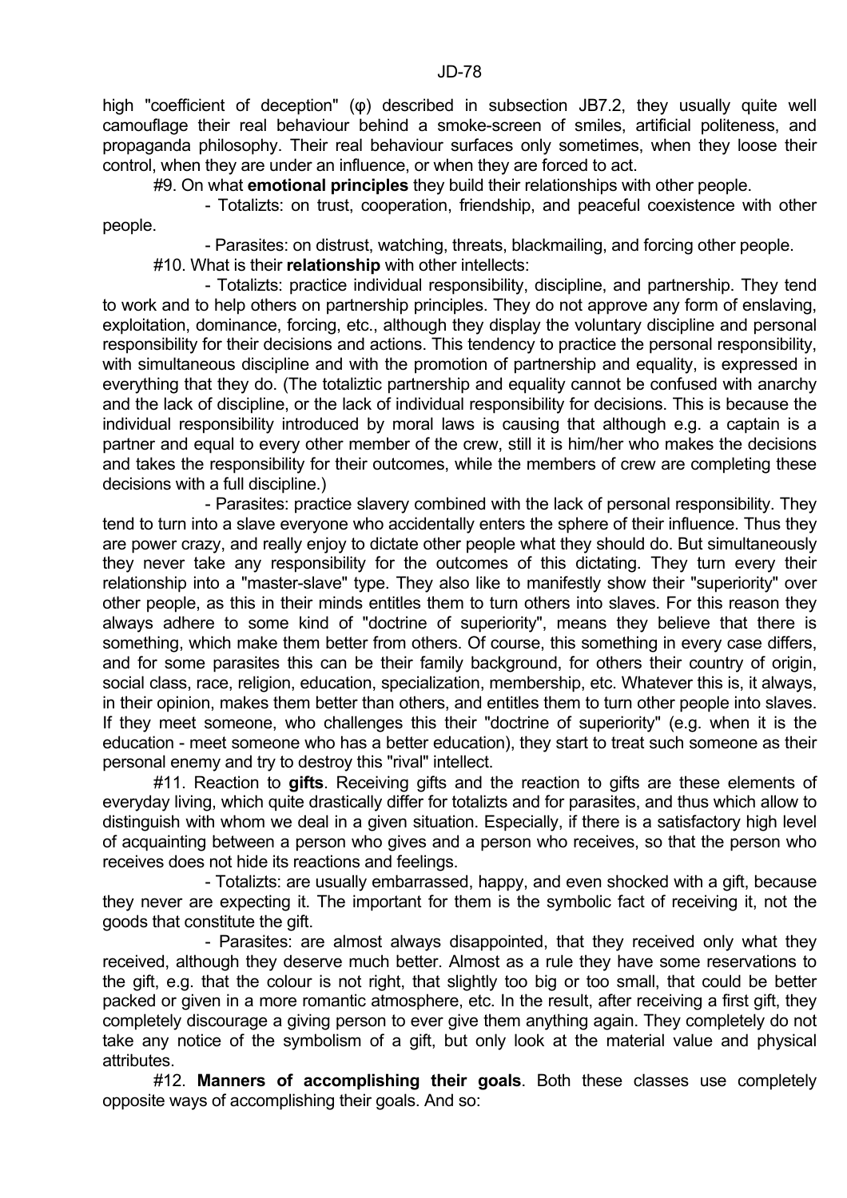high "coefficient of deception" (φ) described in subsection JB7.2, they usually quite well camouflage their real behaviour behind a smoke-screen of smiles, artificial politeness, and propaganda philosophy. Their real behaviour surfaces only sometimes, when they loose their control, when they are under an influence, or when they are forced to act.

#9. On what **emotional principles** they build their relationships with other people.

- Totalizts: on trust, cooperation, friendship, and peaceful coexistence with other people.

- Parasites: on distrust, watching, threats, blackmailing, and forcing other people.

#10. What is their **relationship** with other intellects:

- Totalizts: practice individual responsibility, discipline, and partnership. They tend to work and to help others on partnership principles. They do not approve any form of enslaving, exploitation, dominance, forcing, etc., although they display the voluntary discipline and personal responsibility for their decisions and actions. This tendency to practice the personal responsibility, with simultaneous discipline and with the promotion of partnership and equality, is expressed in everything that they do. (The totaliztic partnership and equality cannot be confused with anarchy and the lack of discipline, or the lack of individual responsibility for decisions. This is because the individual responsibility introduced by moral laws is causing that although e.g. a captain is a partner and equal to every other member of the crew, still it is him/her who makes the decisions and takes the responsibility for their outcomes, while the members of crew are completing these decisions with a full discipline.)

- Parasites: practice slavery combined with the lack of personal responsibility. They tend to turn into a slave everyone who accidentally enters the sphere of their influence. Thus they are power crazy, and really enjoy to dictate other people what they should do. But simultaneously they never take any responsibility for the outcomes of this dictating. They turn every their relationship into a "master-slave" type. They also like to manifestly show their "superiority" over other people, as this in their minds entitles them to turn others into slaves. For this reason they always adhere to some kind of "doctrine of superiority", means they believe that there is something, which make them better from others. Of course, this something in every case differs, and for some parasites this can be their family background, for others their country of origin, social class, race, religion, education, specialization, membership, etc. Whatever this is, it always, in their opinion, makes them better than others, and entitles them to turn other people into slaves. If they meet someone, who challenges this their "doctrine of superiority" (e.g. when it is the education - meet someone who has a better education), they start to treat such someone as their personal enemy and try to destroy this "rival" intellect.

#11. Reaction to **gifts**. Receiving gifts and the reaction to gifts are these elements of everyday living, which quite drastically differ for totalizts and for parasites, and thus which allow to distinguish with whom we deal in a given situation. Especially, if there is a satisfactory high level of acquainting between a person who gives and a person who receives, so that the person who receives does not hide its reactions and feelings.

- Totalizts: are usually embarrassed, happy, and even shocked with a gift, because they never are expecting it. The important for them is the symbolic fact of receiving it, not the goods that constitute the gift.

- Parasites: are almost always disappointed, that they received only what they received, although they deserve much better. Almost as a rule they have some reservations to the gift, e.g. that the colour is not right, that slightly too big or too small, that could be better packed or given in a more romantic atmosphere, etc. In the result, after receiving a first gift, they completely discourage a giving person to ever give them anything again. They completely do not take any notice of the symbolism of a gift, but only look at the material value and physical attributes.

#12. **Manners of accomplishing their goals**. Both these classes use completely opposite ways of accomplishing their goals. And so: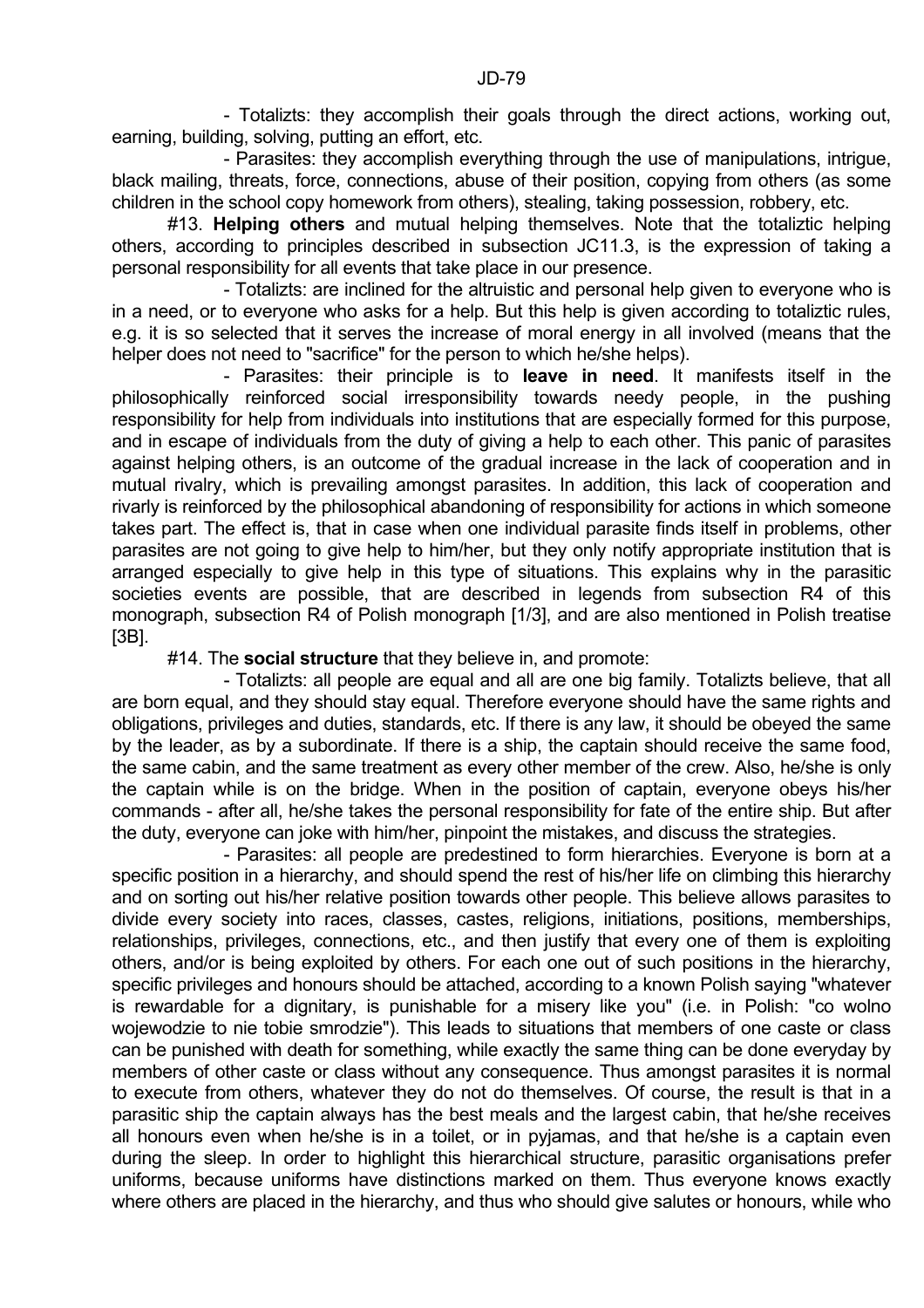- Totalizts: they accomplish their goals through the direct actions, working out, earning, building, solving, putting an effort, etc.

- Parasites: they accomplish everything through the use of manipulations, intrigue, black mailing, threats, force, connections, abuse of their position, copying from others (as some children in the school copy homework from others), stealing, taking possession, robbery, etc.

#13. **Helping others** and mutual helping themselves. Note that the totaliztic helping others, according to principles described in subsection JC11.3, is the expression of taking a personal responsibility for all events that take place in our presence.

- Totalizts: are inclined for the altruistic and personal help given to everyone who is in a need, or to everyone who asks for a help. But this help is given according to totaliztic rules, e.g. it is so selected that it serves the increase of moral energy in all involved (means that the helper does not need to "sacrifice" for the person to which he/she helps).

- Parasites: their principle is to **leave in need**. It manifests itself in the philosophically reinforced social irresponsibility towards needy people, in the pushing responsibility for help from individuals into institutions that are especially formed for this purpose, and in escape of individuals from the duty of giving a help to each other. This panic of parasites against helping others, is an outcome of the gradual increase in the lack of cooperation and in mutual rivalry, which is prevailing amongst parasites. In addition, this lack of cooperation and rivarly is reinforced by the philosophical abandoning of responsibility for actions in which someone takes part. The effect is, that in case when one individual parasite finds itself in problems, other parasites are not going to give help to him/her, but they only notify appropriate institution that is arranged especially to give help in this type of situations. This explains why in the parasitic societies events are possible, that are described in legends from subsection R4 of this monograph, subsection R4 of Polish monograph [1/3], and are also mentioned in Polish treatise [3B].

#14. The **social structure** that they believe in, and promote:

- Totalizts: all people are equal and all are one big family. Totalizts believe, that all are born equal, and they should stay equal. Therefore everyone should have the same rights and obligations, privileges and duties, standards, etc. If there is any law, it should be obeyed the same by the leader, as by a subordinate. If there is a ship, the captain should receive the same food, the same cabin, and the same treatment as every other member of the crew. Also, he/she is only the captain while is on the bridge. When in the position of captain, everyone obeys his/her commands - after all, he/she takes the personal responsibility for fate of the entire ship. But after the duty, everyone can joke with him/her, pinpoint the mistakes, and discuss the strategies.

- Parasites: all people are predestined to form hierarchies. Everyone is born at a specific position in a hierarchy, and should spend the rest of his/her life on climbing this hierarchy and on sorting out his/her relative position towards other people. This believe allows parasites to divide every society into races, classes, castes, religions, initiations, positions, memberships, relationships, privileges, connections, etc., and then justify that every one of them is exploiting others, and/or is being exploited by others. For each one out of such positions in the hierarchy, specific privileges and honours should be attached, according to a known Polish saying "whatever is rewardable for a dignitary, is punishable for a misery like you" (i.e. in Polish: "co wolno wojewodzie to nie tobie smrodzie"). This leads to situations that members of one caste or class can be punished with death for something, while exactly the same thing can be done everyday by members of other caste or class without any consequence. Thus amongst parasites it is normal to execute from others, whatever they do not do themselves. Of course, the result is that in a parasitic ship the captain always has the best meals and the largest cabin, that he/she receives all honours even when he/she is in a toilet, or in pyjamas, and that he/she is a captain even during the sleep. In order to highlight this hierarchical structure, parasitic organisations prefer uniforms, because uniforms have distinctions marked on them. Thus everyone knows exactly where others are placed in the hierarchy, and thus who should give salutes or honours, while who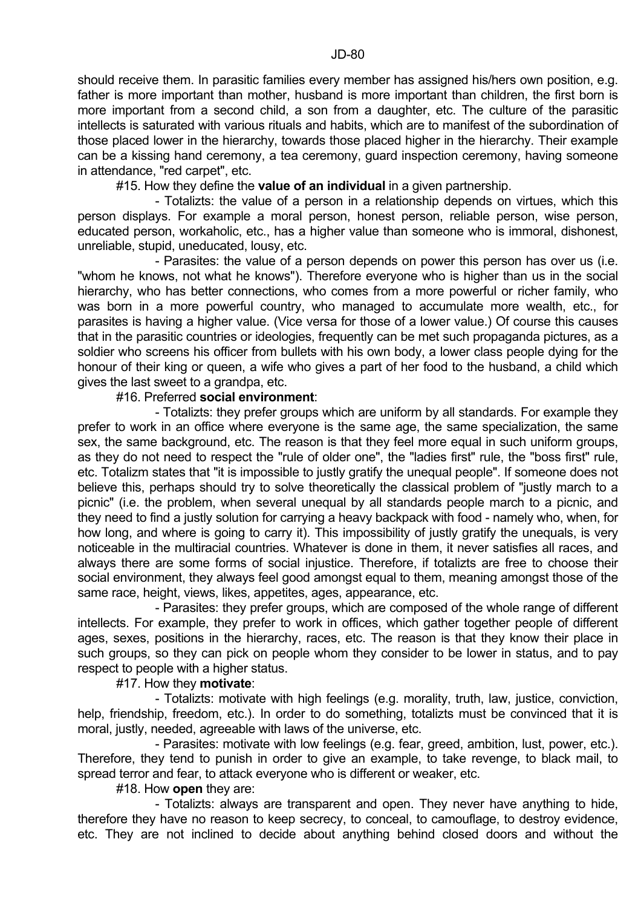should receive them. In parasitic families every member has assigned his/hers own position, e.g. father is more important than mother, husband is more important than children, the first born is more important from a second child, a son from a daughter, etc. The culture of the parasitic intellects is saturated with various rituals and habits, which are to manifest of the subordination of those placed lower in the hierarchy, towards those placed higher in the hierarchy. Their example can be a kissing hand ceremony, a tea ceremony, guard inspection ceremony, having someone in attendance, "red carpet", etc.

#15. How they define the **value of an individual** in a given partnership.

- Totalizts: the value of a person in a relationship depends on virtues, which this person displays. For example a moral person, honest person, reliable person, wise person, educated person, workaholic, etc., has a higher value than someone who is immoral, dishonest, unreliable, stupid, uneducated, lousy, etc.

- Parasites: the value of a person depends on power this person has over us (i.e. "whom he knows, not what he knows"). Therefore everyone who is higher than us in the social hierarchy, who has better connections, who comes from a more powerful or richer family, who was born in a more powerful country, who managed to accumulate more wealth, etc., for parasites is having a higher value. (Vice versa for those of a lower value.) Of course this causes that in the parasitic countries or ideologies, frequently can be met such propaganda pictures, as a soldier who screens his officer from bullets with his own body, a lower class people dying for the honour of their king or queen, a wife who gives a part of her food to the husband, a child which gives the last sweet to a grandpa, etc.

#16. Preferred **social environment**:

- Totalizts: they prefer groups which are uniform by all standards. For example they prefer to work in an office where everyone is the same age, the same specialization, the same sex, the same background, etc. The reason is that they feel more equal in such uniform groups, as they do not need to respect the "rule of older one", the "ladies first" rule, the "boss first" rule, etc. Totalizm states that "it is impossible to justly gratify the unequal people". If someone does not believe this, perhaps should try to solve theoretically the classical problem of "justly march to a picnic" (i.e. the problem, when several unequal by all standards people march to a picnic, and they need to find a justly solution for carrying a heavy backpack with food - namely who, when, for how long, and where is going to carry it). This impossibility of justly gratify the unequals, is very noticeable in the multiracial countries. Whatever is done in them, it never satisfies all races, and always there are some forms of social injustice. Therefore, if totalizts are free to choose their social environment, they always feel good amongst equal to them, meaning amongst those of the same race, height, views, likes, appetites, ages, appearance, etc.

- Parasites: they prefer groups, which are composed of the whole range of different intellects. For example, they prefer to work in offices, which gather together people of different ages, sexes, positions in the hierarchy, races, etc. The reason is that they know their place in such groups, so they can pick on people whom they consider to be lower in status, and to pay respect to people with a higher status.

#17. How they **motivate**:

- Totalizts: motivate with high feelings (e.g. morality, truth, law, justice, conviction, help, friendship, freedom, etc.). In order to do something, totalizts must be convinced that it is moral, justly, needed, agreeable with laws of the universe, etc.

- Parasites: motivate with low feelings (e.g. fear, greed, ambition, lust, power, etc.). Therefore, they tend to punish in order to give an example, to take revenge, to black mail, to spread terror and fear, to attack everyone who is different or weaker, etc.

#18. How **open** they are:

- Totalizts: always are transparent and open. They never have anything to hide, therefore they have no reason to keep secrecy, to conceal, to camouflage, to destroy evidence, etc. They are not inclined to decide about anything behind closed doors and without the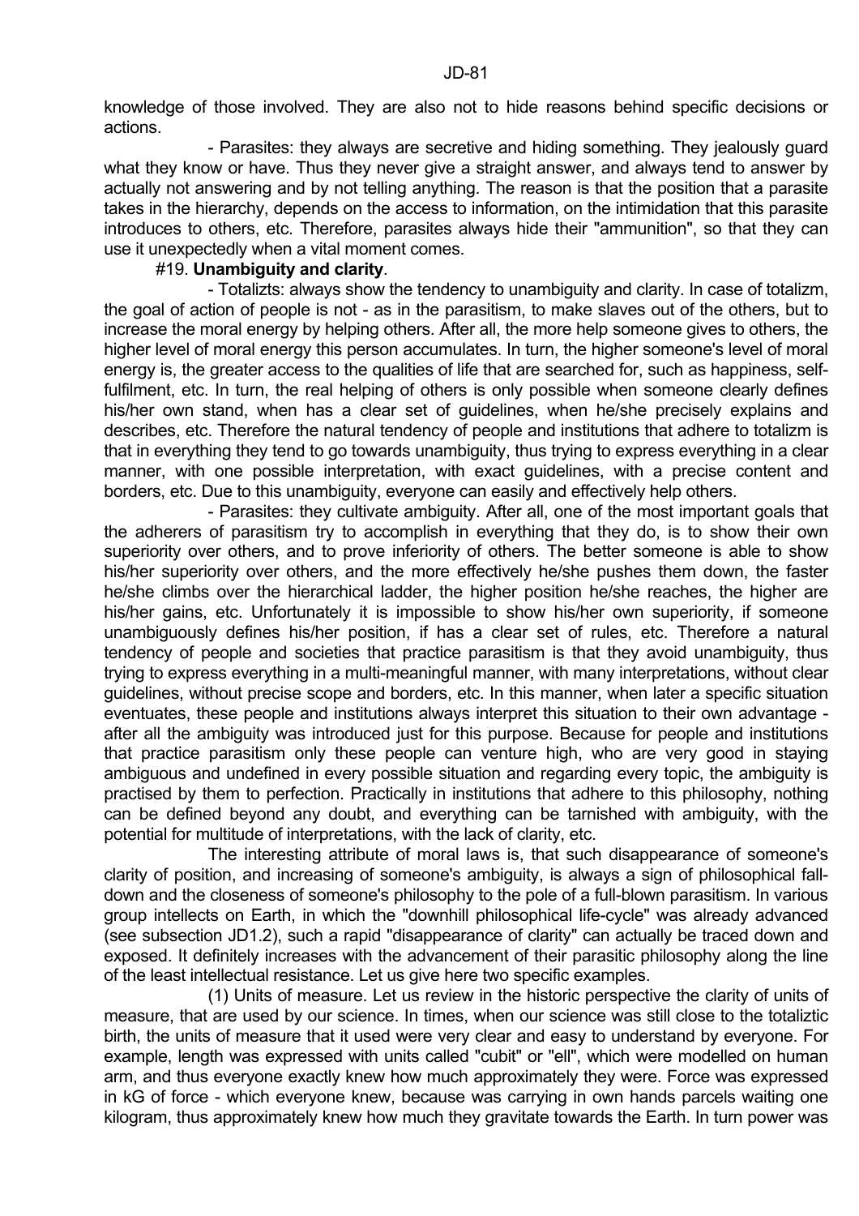knowledge of those involved. They are also not to hide reasons behind specific decisions or actions.

- Parasites: they always are secretive and hiding something. They jealously guard what they know or have. Thus they never give a straight answer, and always tend to answer by actually not answering and by not telling anything. The reason is that the position that a parasite takes in the hierarchy, depends on the access to information, on the intimidation that this parasite introduces to others, etc. Therefore, parasites always hide their "ammunition", so that they can use it unexpectedly when a vital moment comes.

#19. **Unambiguity and clarity**.

- Totalizts: always show the tendency to unambiguity and clarity. In case of totalizm, the goal of action of people is not - as in the parasitism, to make slaves out of the others, but to increase the moral energy by helping others. After all, the more help someone gives to others, the higher level of moral energy this person accumulates. In turn, the higher someone's level of moral energy is, the greater access to the qualities of life that are searched for, such as happiness, self-fulfilment, etc. In turn, the real helping of others is only possible when someone clearly defines his/her own stand, when has a clear set of guidelines, when he/she precisely explains and describes, etc. Therefore the natural tendency of people and institutions that adhere to totalizm is that in everything they tend to go towards unambiguity, thus trying to express everything in a clear manner, with one possible interpretation, with exact guidelines, with a precise content and borders, etc. Due to this unambiguity, everyone can easily and effectively help others.

- Parasites: they cultivate ambiguity. After all, one of the most important goals that the adherers of parasitism try to accomplish in everything that they do, is to show their own superiority over others, and to prove inferiority of others. The better someone is able to show his/her superiority over others, and the more effectively he/she pushes them down, the faster he/she climbs over the hierarchical ladder, the higher position he/she reaches, the higher are his/her gains, etc. Unfortunately it is impossible to show his/her own superiority, if someone unambiguously defines his/her position, if has a clear set of rules, etc. Therefore a natural tendency of people and societies that practice parasitism is that they avoid unambiguity, thus trying to express everything in a multi-meaningful manner, with many interpretations, without clear guidelines, without precise scope and borders, etc. In this manner, when later a specific situation eventuates, these people and institutions always interpret this situation to their own advantage - after all the ambiguity was introduced just for this purpose. Because for people and institutions that practice parasitism only these people can venture high, who are very good in staying ambiguous and undefined in every possible situation and regarding every topic, the ambiguity is practised by them to perfection. Practically in institutions that adhere to this philosophy, nothing can be defined beyond any doubt, and everything can be tarnished with ambiguity, with the potential for multitude of interpretations, with the lack of clarity, etc.

The interesting attribute of moral laws is, that such disappearance of someone's clarity of position, and increasing of someone's ambiguity, is always a sign of philosophical fall-down and the closeness of someone's philosophy to the pole of a full-blown parasitism. In various group intellects on Earth, in which the "downhill philosophical life-cycle" was already advanced (see subsection JD1.2), such a rapid "disappearance of clarity" can actually be traced down and exposed. It definitely increases with the advancement of their parasitic philosophy along the line of the least intellectual resistance. Let us give here two specific examples.

(1) Units of measure. Let us review in the historic perspective the clarity of units of measure, that are used by our science. In times, when our science was still close to the totaliztic birth, the units of measure that it used were very clear and easy to understand by everyone. For example, length was expressed with units called "cubit" or "ell", which were modelled on human arm, and thus everyone exactly knew how much approximately they were. Force was expressed in kG of force - which everyone knew, because was carrying in own hands parcels waiting one kilogram, thus approximately knew how much they gravitate towards the Earth. In turn power was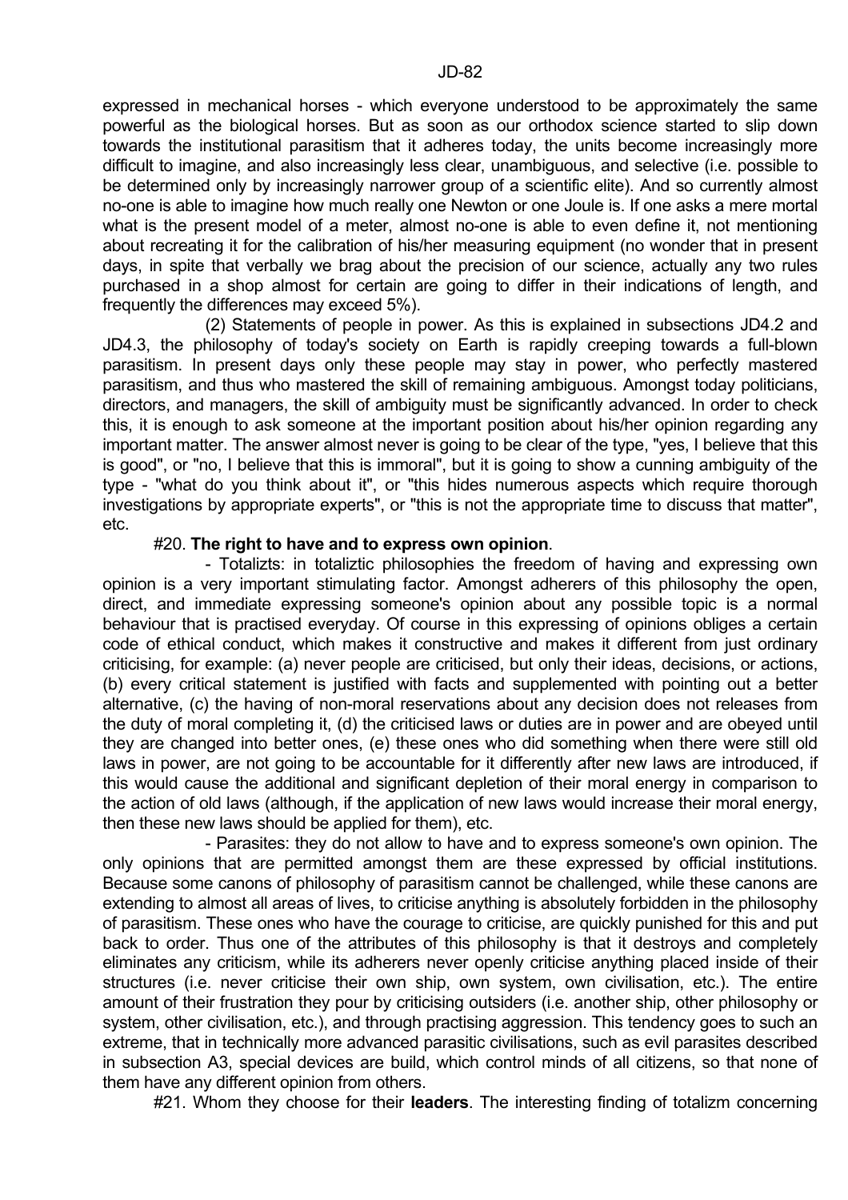expressed in mechanical horses - which everyone understood to be approximately the same powerful as the biological horses. But as soon as our orthodox science started to slip down towards the institutional parasitism that it adheres today, the units become increasingly more difficult to imagine, and also increasingly less clear, unambiguous, and selective (i.e. possible to be determined only by increasingly narrower group of a scientific elite). And so currently almost no-one is able to imagine how much really one Newton or one Joule is. If one asks a mere mortal what is the present model of a meter, almost no-one is able to even define it, not mentioning about recreating it for the calibration of his/her measuring equipment (no wonder that in present days, in spite that verbally we brag about the precision of our science, actually any two rules purchased in a shop almost for certain are going to differ in their indications of length, and frequently the differences may exceed 5%).

(2) Statements of people in power. As this is explained in subsections JD4.2 and JD4.3, the philosophy of today's society on Earth is rapidly creeping towards a full-blown parasitism. In present days only these people may stay in power, who perfectly mastered parasitism, and thus who mastered the skill of remaining ambiguous. Amongst today politicians, directors, and managers, the skill of ambiguity must be significantly advanced. In order to check this, it is enough to ask someone at the important position about his/her opinion regarding any important matter. The answer almost never is going to be clear of the type, "yes, I believe that this is good", or "no, I believe that this is immoral", but it is going to show a cunning ambiguity of the type - "what do you think about it", or "this hides numerous aspects which require thorough investigations by appropriate experts", or "this is not the appropriate time to discuss that matter", etc.

#20. **The right to have and to express own opinion**.

- Totalizts: in totaliztic philosophies the freedom of having and expressing own opinion is a very important stimulating factor. Amongst adherers of this philosophy the open, direct, and immediate expressing someone's opinion about any possible topic is a normal behaviour that is practised everyday. Of course in this expressing of opinions obliges a certain code of ethical conduct, which makes it constructive and makes it different from just ordinary criticising, for example: (a) never people are criticised, but only their ideas, decisions, or actions, (b) every critical statement is justified with facts and supplemented with pointing out a better alternative, (c) the having of non-moral reservations about any decision does not releases from the duty of moral completing it, (d) the criticised laws or duties are in power and are obeyed until they are changed into better ones, (e) these ones who did something when there were still old laws in power, are not going to be accountable for it differently after new laws are introduced, if this would cause the additional and significant depletion of their moral energy in comparison to the action of old laws (although, if the application of new laws would increase their moral energy, then these new laws should be applied for them), etc.

- Parasites: they do not allow to have and to express someone's own opinion. The only opinions that are permitted amongst them are these expressed by official institutions. Because some canons of philosophy of parasitism cannot be challenged, while these canons are extending to almost all areas of lives, to criticise anything is absolutely forbidden in the philosophy of parasitism. These ones who have the courage to criticise, are quickly punished for this and put back to order. Thus one of the attributes of this philosophy is that it destroys and completely eliminates any criticism, while its adherers never openly criticise anything placed inside of their structures (i.e. never criticise their own ship, own system, own civilisation, etc.). The entire amount of their frustration they pour by criticising outsiders (i.e. another ship, other philosophy or system, other civilisation, etc.), and through practising aggression. This tendency goes to such an extreme, that in technically more advanced parasitic civilisations, such as evil parasites described in subsection A3, special devices are build, which control minds of all citizens, so that none of them have any different opinion from others.

#21. Whom they choose for their **leaders**. The interesting finding of totalizm concerning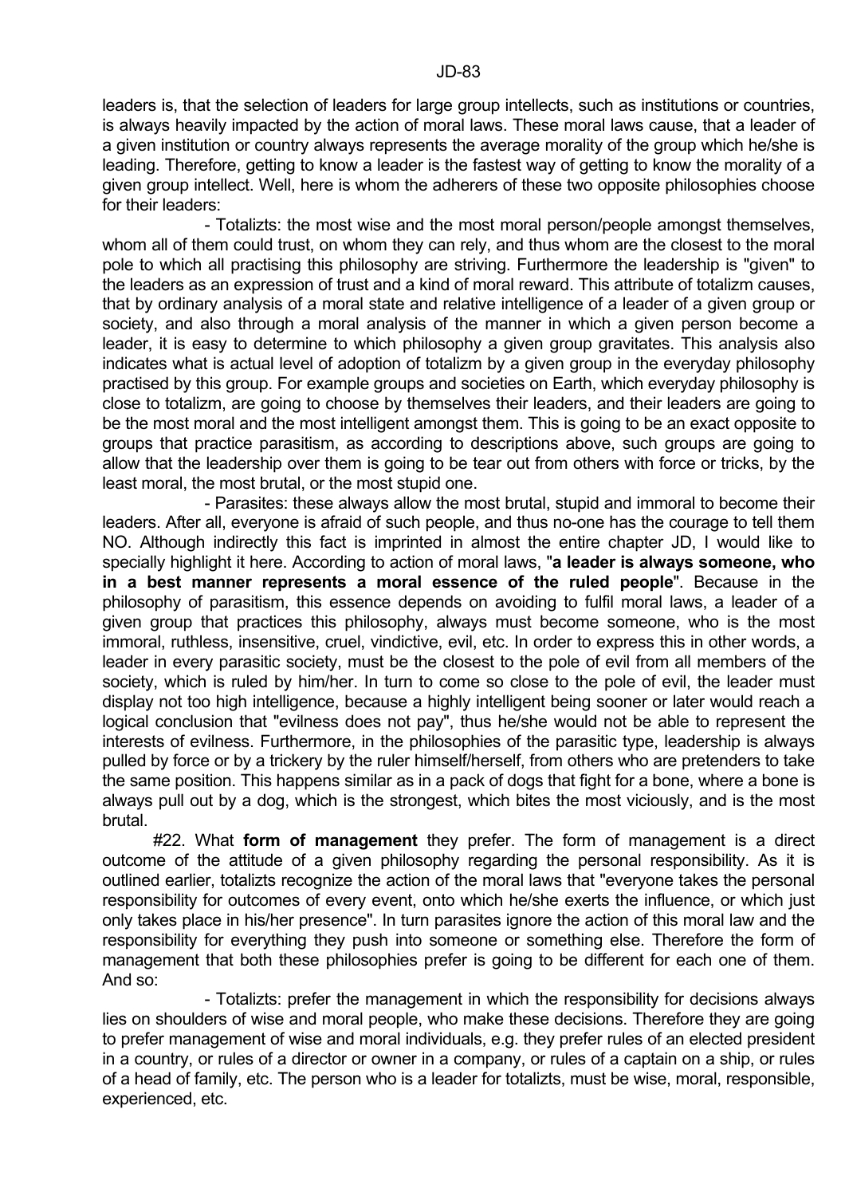leaders is, that the selection of leaders for large group intellects, such as institutions or countries, is always heavily impacted by the action of moral laws. These moral laws cause, that a leader of a given institution or country always represents the average morality of the group which he/she is leading. Therefore, getting to know a leader is the fastest way of getting to know the morality of a given group intellect. Well, here is whom the adherers of these two opposite philosophies choose for their leaders:

- Totalizts: the most wise and the most moral person/people amongst themselves, whom all of them could trust, on whom they can rely, and thus whom are the closest to the moral pole to which all practising this philosophy are striving. Furthermore the leadership is "given" to the leaders as an expression of trust and a kind of moral reward. This attribute of totalizm causes, that by ordinary analysis of a moral state and relative intelligence of a leader of a given group or society, and also through a moral analysis of the manner in which a given person become a leader, it is easy to determine to which philosophy a given group gravitates. This analysis also indicates what is actual level of adoption of totalizm by a given group in the everyday philosophy practised by this group. For example groups and societies on Earth, which everyday philosophy is close to totalizm, are going to choose by themselves their leaders, and their leaders are going to be the most moral and the most intelligent amongst them. This is going to be an exact opposite to groups that practice parasitism, as according to descriptions above, such groups are going to allow that the leadership over them is going to be tear out from others with force or tricks, by the least moral, the most brutal, or the most stupid one.

- Parasites: these always allow the most brutal, stupid and immoral to become their leaders. After all, everyone is afraid of such people, and thus no-one has the courage to tell them NO. Although indirectly this fact is imprinted in almost the entire chapter JD, I would like to specially highlight it here. According to action of moral laws, "**a leader is always someone, who in a best manner represents a moral essence of the ruled people**". Because in the philosophy of parasitism, this essence depends on avoiding to fulfil moral laws, a leader of a given group that practices this philosophy, always must become someone, who is the most immoral, ruthless, insensitive, cruel, vindictive, evil, etc. In order to express this in other words, a leader in every parasitic society, must be the closest to the pole of evil from all members of the society, which is ruled by him/her. In turn to come so close to the pole of evil, the leader must display not too high intelligence, because a highly intelligent being sooner or later would reach a logical conclusion that "evilness does not pay", thus he/she would not be able to represent the interests of evilness. Furthermore, in the philosophies of the parasitic type, leadership is always pulled by force or by a trickery by the ruler himself/herself, from others who are pretenders to take the same position. This happens similar as in a pack of dogs that fight for a bone, where a bone is always pull out by a dog, which is the strongest, which bites the most viciously, and is the most brutal.

#22. What **form of management** they prefer. The form of management is a direct outcome of the attitude of a given philosophy regarding the personal responsibility. As it is outlined earlier, totalizts recognize the action of the moral laws that "everyone takes the personal responsibility for outcomes of every event, onto which he/she exerts the influence, or which just only takes place in his/her presence". In turn parasites ignore the action of this moral law and the responsibility for everything they push into someone or something else. Therefore the form of management that both these philosophies prefer is going to be different for each one of them. And so:

- Totalizts: prefer the management in which the responsibility for decisions always lies on shoulders of wise and moral people, who make these decisions. Therefore they are going to prefer management of wise and moral individuals, e.g. they prefer rules of an elected president in a country, or rules of a director or owner in a company, or rules of a captain on a ship, or rules of a head of family, etc. The person who is a leader for totalizts, must be wise, moral, responsible, experienced, etc.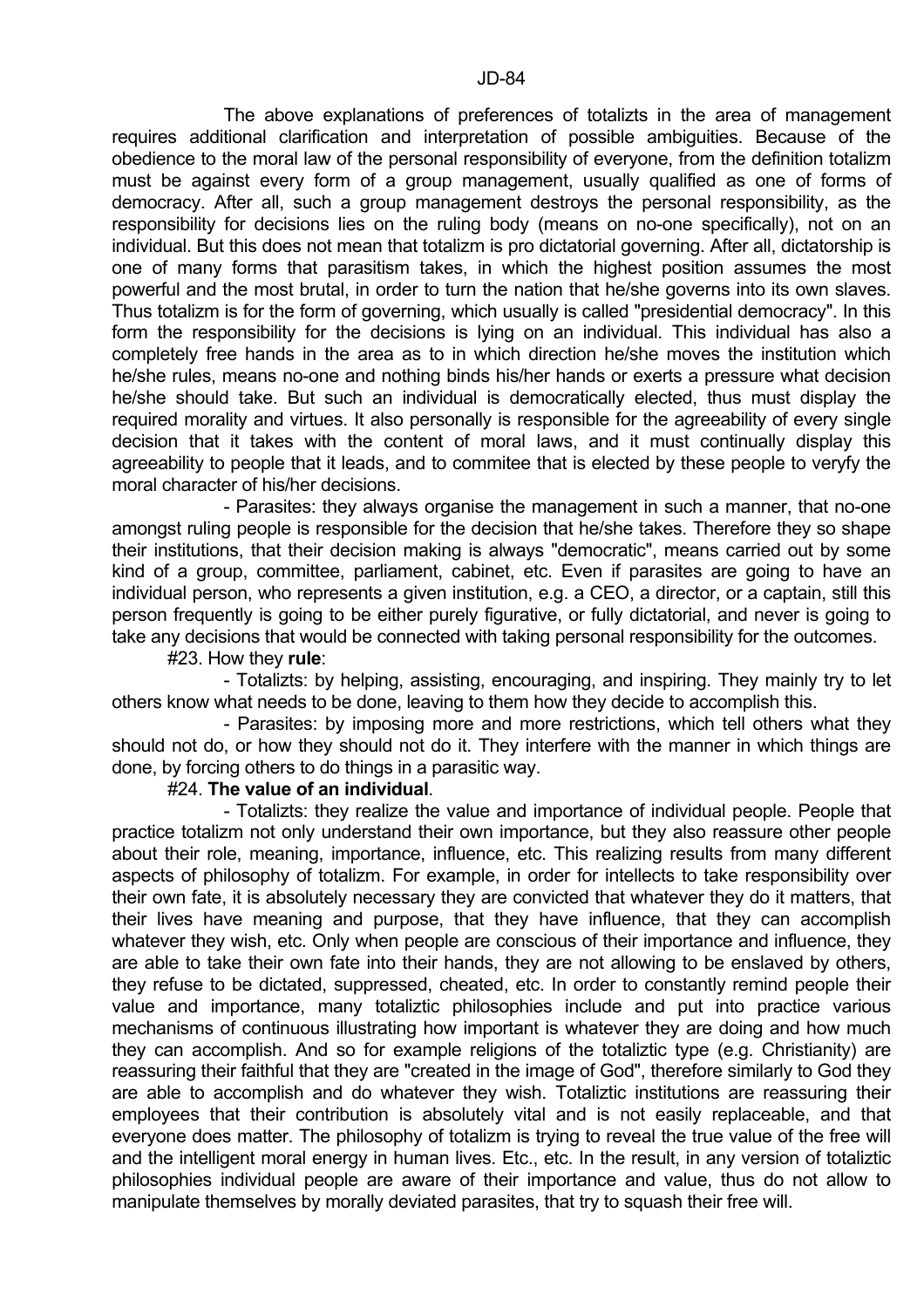The above explanations of preferences of totalizts in the area of management requires additional clarification and interpretation of possible ambiguities. Because of the obedience to the moral law of the personal responsibility of everyone, from the definition totalizm must be against every form of a group management, usually qualified as one of forms of democracy. After all, such a group management destroys the personal responsibility, as the responsibility for decisions lies on the ruling body (means on no-one specifically), not on an individual. But this does not mean that totalizm is pro dictatorial governing. After all, dictatorship is one of many forms that parasitism takes, in which the highest position assumes the most powerful and the most brutal, in order to turn the nation that he/she governs into its own slaves. Thus totalizm is for the form of governing, which usually is called "presidential democracy". In this form the responsibility for the decisions is lying on an individual. This individual has also a completely free hands in the area as to in which direction he/she moves the institution which he/she rules, means no-one and nothing binds his/her hands or exerts a pressure what decision he/she should take. But such an individual is democratically elected, thus must display the required morality and virtues. It also personally is responsible for the agreeability of every single decision that it takes with the content of moral laws, and it must continually display this agreeability to people that it leads, and to commitee that is elected by these people to veryfy the moral character of his/her decisions.

- Parasites: they always organise the management in such a manner, that no-one amongst ruling people is responsible for the decision that he/she takes. Therefore they so shape their institutions, that their decision making is always "democratic", means carried out by some kind of a group, committee, parliament, cabinet, etc. Even if parasites are going to have an individual person, who represents a given institution, e.g. a CEO, a director, or a captain, still this person frequently is going to be either purely figurative, or fully dictatorial, and never is going to take any decisions that would be connected with taking personal responsibility for the outcomes.

#23. How they **rule**:

- Totalizts: by helping, assisting, encouraging, and inspiring. They mainly try to let others know what needs to be done, leaving to them how they decide to accomplish this.

- Parasites: by imposing more and more restrictions, which tell others what they should not do, or how they should not do it. They interfere with the manner in which things are done, by forcing others to do things in a parasitic way.

#24. **The value of an individual**.

- Totalizts: they realize the value and importance of individual people. People that practice totalizm not only understand their own importance, but they also reassure other people about their role, meaning, importance, influence, etc. This realizing results from many different aspects of philosophy of totalizm. For example, in order for intellects to take responsibility over their own fate, it is absolutely necessary they are convicted that whatever they do it matters, that their lives have meaning and purpose, that they have influence, that they can accomplish whatever they wish, etc. Only when people are conscious of their importance and influence, they are able to take their own fate into their hands, they are not allowing to be enslaved by others, they refuse to be dictated, suppressed, cheated, etc. In order to constantly remind people their value and importance, many totaliztic philosophies include and put into practice various mechanisms of continuous illustrating how important is whatever they are doing and how much they can accomplish. And so for example religions of the totaliztic type (e.g. Christianity) are reassuring their faithful that they are "created in the image of God", therefore similarly to God they are able to accomplish and do whatever they wish. Totaliztic institutions are reassuring their employees that their contribution is absolutely vital and is not easily replaceable, and that everyone does matter. The philosophy of totalizm is trying to reveal the true value of the free will and the intelligent moral energy in human lives. Etc., etc. In the result, in any version of totaliztic philosophies individual people are aware of their importance and value, thus do not allow to manipulate themselves by morally deviated parasites, that try to squash their free will.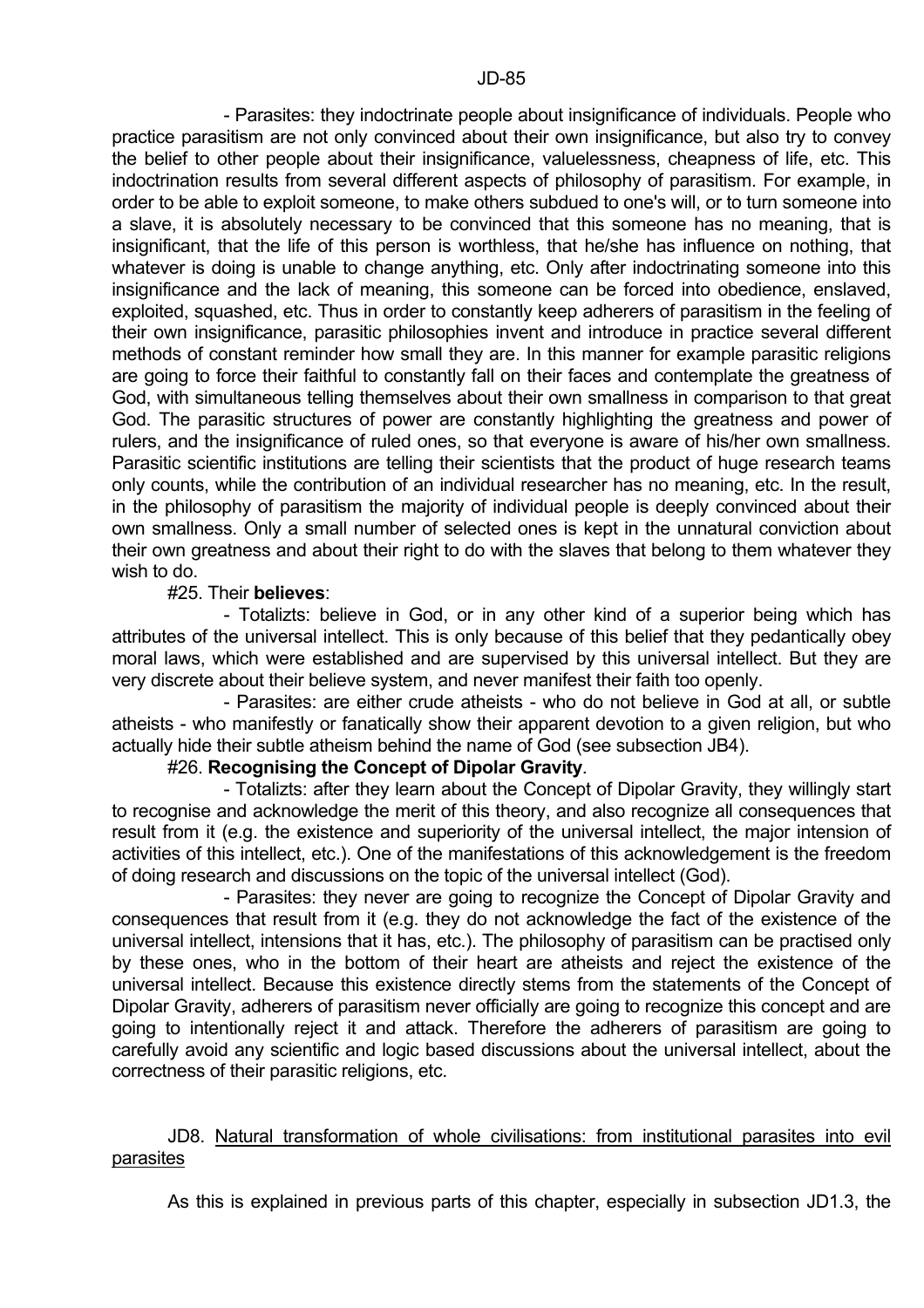- Parasites: they indoctrinate people about insignificance of individuals. People who practice parasitism are not only convinced about their own insignificance, but also try to convey the belief to other people about their insignificance, valuelessness, cheapness of life, etc. This indoctrination results from several different aspects of philosophy of parasitism. For example, in order to be able to exploit someone, to make others subdued to one's will, or to turn someone into a slave, it is absolutely necessary to be convinced that this someone has no meaning, that is insignificant, that the life of this person is worthless, that he/she has influence on nothing, that whatever is doing is unable to change anything, etc. Only after indoctrinating someone into this insignificance and the lack of meaning, this someone can be forced into obedience, enslaved, exploited, squashed, etc. Thus in order to constantly keep adherers of parasitism in the feeling of their own insignificance, parasitic philosophies invent and introduce in practice several different methods of constant reminder how small they are. In this manner for example parasitic religions are going to force their faithful to constantly fall on their faces and contemplate the greatness of God, with simultaneous telling themselves about their own smallness in comparison to that great God. The parasitic structures of power are constantly highlighting the greatness and power of rulers, and the insignificance of ruled ones, so that everyone is aware of his/her own smallness. Parasitic scientific institutions are telling their scientists that the product of huge research teams only counts, while the contribution of an individual researcher has no meaning, etc. In the result, in the philosophy of parasitism the majority of individual people is deeply convinced about their own smallness. Only a small number of selected ones is kept in the unnatural conviction about their own greatness and about their right to do with the slaves that belong to them whatever they wish to do.

#25. Their **believes**:

- Totalizts: believe in God, or in any other kind of a superior being which has attributes of the universal intellect. This is only because of this belief that they pedantically obey moral laws, which were established and are supervised by this universal intellect. But they are very discrete about their believe system, and never manifest their faith too openly.

- Parasites: are either crude atheists - who do not believe in God at all, or subtle atheists - who manifestly or fanatically show their apparent devotion to a given religion, but who actually hide their subtle atheism behind the name of God (see subsection JB4).

#26. **Recognising the Concept of Dipolar Gravity**.

- Totalizts: after they learn about the Concept of Dipolar Gravity, they willingly start to recognise and acknowledge the merit of this theory, and also recognize all consequences that result from it (e.g. the existence and superiority of the universal intellect, the major intension of activities of this intellect, etc.). One of the manifestations of this acknowledgement is the freedom of doing research and discussions on the topic of the universal intellect (God).

- Parasites: they never are going to recognize the Concept of Dipolar Gravity and consequences that result from it (e.g. they do not acknowledge the fact of the existence of the universal intellect, intensions that it has, etc.). The philosophy of parasitism can be practised only by these ones, who in the bottom of their heart are atheists and reject the existence of the universal intellect. Because this existence directly stems from the statements of the Concept of Dipolar Gravity, adherers of parasitism never officially are going to recognize this concept and are going to intentionally reject it and attack. Therefore the adherers of parasitism are going to carefully avoid any scientific and logic based discussions about the universal intellect, about the correctness of their parasitic religions, etc.

## JD8. Natural transformation of whole civilisations: from institutional parasites into evil parasites

As this is explained in previous parts of this chapter, especially in subsection JD1.3, the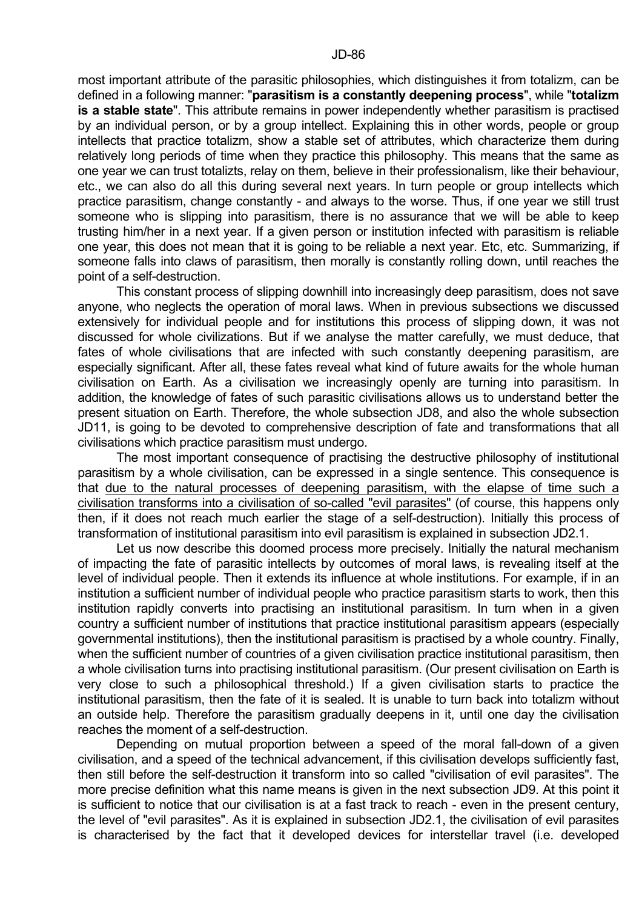most important attribute of the parasitic philosophies, which distinguishes it from totalizm, can be defined in a following manner: "**parasitism is a constantly deepening process**", while "**totalizm is a stable state**". This attribute remains in power independently whether parasitism is practised by an individual person, or by a group intellect. Explaining this in other words, people or group intellects that practice totalizm, show a stable set of attributes, which characterize them during relatively long periods of time when they practice this philosophy. This means that the same as one year we can trust totalizts, relay on them, believe in their professionalism, like their behaviour, etc., we can also do all this during several next years. In turn people or group intellects which practice parasitism, change constantly - and always to the worse. Thus, if one year we still trust someone who is slipping into parasitism, there is no assurance that we will be able to keep trusting him/her in a next year. If a given person or institution infected with parasitism is reliable one year, this does not mean that it is going to be reliable a next year. Etc, etc. Summarizing, if someone falls into claws of parasitism, then morally is constantly rolling down, until reaches the point of a self-destruction.

This constant process of slipping downhill into increasingly deep parasitism, does not save anyone, who neglects the operation of moral laws. When in previous subsections we discussed extensively for individual people and for institutions this process of slipping down, it was not discussed for whole civilizations. But if we analyse the matter carefully, we must deduce, that fates of whole civilisations that are infected with such constantly deepening parasitism, are especially significant. After all, these fates reveal what kind of future awaits for the whole human civilisation on Earth. As a civilisation we increasingly openly are turning into parasitism. In addition, the knowledge of fates of such parasitic civilisations allows us to understand better the present situation on Earth. Therefore, the whole subsection JD8, and also the whole subsection JD11, is going to be devoted to comprehensive description of fate and transformations that all civilisations which practice parasitism must undergo.

The most important consequence of practising the destructive philosophy of institutional parasitism by a whole civilisation, can be expressed in a single sentence. This consequence is that <u>due to the natural processes of deepening parasitism, with the elapse of time such a civilisation transforms into a civilisation of so-called "evil parasites"</u> (of course, this happens only then, if it does not reach much earlier the stage of a self-destruction). Initially this process of transformation of institutional parasitism into evil parasitism is explained in subsection JD2.1.

Let us now describe this doomed process more precisely. Initially the natural mechanism of impacting the fate of parasitic intellects by outcomes of moral laws, is revealing itself at the level of individual people. Then it extends its influence at whole institutions. For example, if in an institution a sufficient number of individual people who practice parasitism starts to work, then this institution rapidly converts into practising an institutional parasitism. In turn when in a given country a sufficient number of institutions that practice institutional parasitism appears (especially governmental institutions), then the institutional parasitism is practised by a whole country. Finally, when the sufficient number of countries of a given civilisation practice institutional parasitism, then a whole civilisation turns into practising institutional parasitism. (Our present civilisation on Earth is very close to such a philosophical threshold.) If a given civilisation starts to practice the institutional parasitism, then the fate of it is sealed. It is unable to turn back into totalizm without an outside help. Therefore the parasitism gradually deepens in it, until one day the civilisation reaches the moment of a self-destruction.

Depending on mutual proportion between a speed of the moral fall-down of a given civilisation, and a speed of the technical advancement, if this civilisation develops sufficiently fast, then still before the self-destruction it transform into so called "civilisation of evil parasites". The more precise definition what this name means is given in the next subsection JD9. At this point it is sufficient to notice that our civilisation is at a fast track to reach - even in the present century, the level of "evil parasites". As it is explained in subsection JD2.1, the civilisation of evil parasites is characterised by the fact that it developed devices for interstellar travel (i.e. developed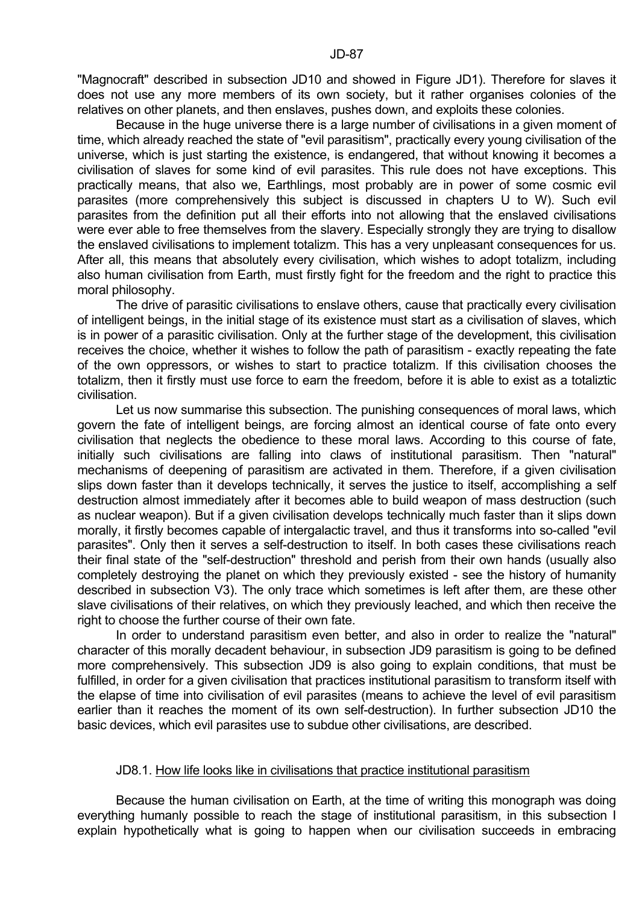"Magnocraft" described in subsection JD10 and showed in Figure JD1). Therefore for slaves it does not use any more members of its own society, but it rather organises colonies of the relatives on other planets, and then enslaves, pushes down, and exploits these colonies.

Because in the huge universe there is a large number of civilisations in a given moment of time, which already reached the state of "evil parasitism", practically every young civilisation of the universe, which is just starting the existence, is endangered, that without knowing it becomes a civilisation of slaves for some kind of evil parasites. This rule does not have exceptions. This practically means, that also we, Earthlings, most probably are in power of some cosmic evil parasites (more comprehensively this subject is discussed in chapters U to W). Such evil parasites from the definition put all their efforts into not allowing that the enslaved civilisations were ever able to free themselves from the slavery. Especially strongly they are trying to disallow the enslaved civilisations to implement totalizm. This has a very unpleasant consequences for us. After all, this means that absolutely every civilisation, which wishes to adopt totalizm, including also human civilisation from Earth, must firstly fight for the freedom and the right to practice this moral philosophy.

The drive of parasitic civilisations to enslave others, cause that practically every civilisation of intelligent beings, in the initial stage of its existence must start as a civilisation of slaves, which is in power of a parasitic civilisation. Only at the further stage of the development, this civilisation receives the choice, whether it wishes to follow the path of parasitism - exactly repeating the fate of the own oppressors, or wishes to start to practice totalizm. If this civilisation chooses the totalizm, then it firstly must use force to earn the freedom, before it is able to exist as a totaliztic civilisation.

Let us now summarise this subsection. The punishing consequences of moral laws, which govern the fate of intelligent beings, are forcing almost an identical course of fate onto every civilisation that neglects the obedience to these moral laws. According to this course of fate, initially such civilisations are falling into claws of institutional parasitism. Then "natural" mechanisms of deepening of parasitism are activated in them. Therefore, if a given civilisation slips down faster than it develops technically, it serves the justice to itself, accomplishing a self destruction almost immediately after it becomes able to build weapon of mass destruction (such as nuclear weapon). But if a given civilisation develops technically much faster than it slips down morally, it firstly becomes capable of intergalactic travel, and thus it transforms into so-called "evil parasites". Only then it serves a self-destruction to itself. In both cases these civilisations reach their final state of the "self-destruction" threshold and perish from their own hands (usually also completely destroying the planet on which they previously existed - see the history of humanity described in subsection V3). The only trace which sometimes is left after them, are these other slave civilisations of their relatives, on which they previously leached, and which then receive the right to choose the further course of their own fate.

In order to understand parasitism even better, and also in order to realize the "natural" character of this morally decadent behaviour, in subsection JD9 parasitism is going to be defined more comprehensively. This subsection JD9 is also going to explain conditions, that must be fulfilled, in order for a given civilisation that practices institutional parasitism to transform itself with the elapse of time into civilisation of evil parasites (means to achieve the level of evil parasitism earlier than it reaches the moment of its own self-destruction). In further subsection JD10 the basic devices, which evil parasites use to subdue other civilisations, are described.

### JD8.1. How life looks like in civilisations that practice institutional parasitism

Because the human civilisation on Earth, at the time of writing this monograph was doing everything humanly possible to reach the stage of institutional parasitism, in this subsection I explain hypothetically what is going to happen when our civilisation succeeds in embracing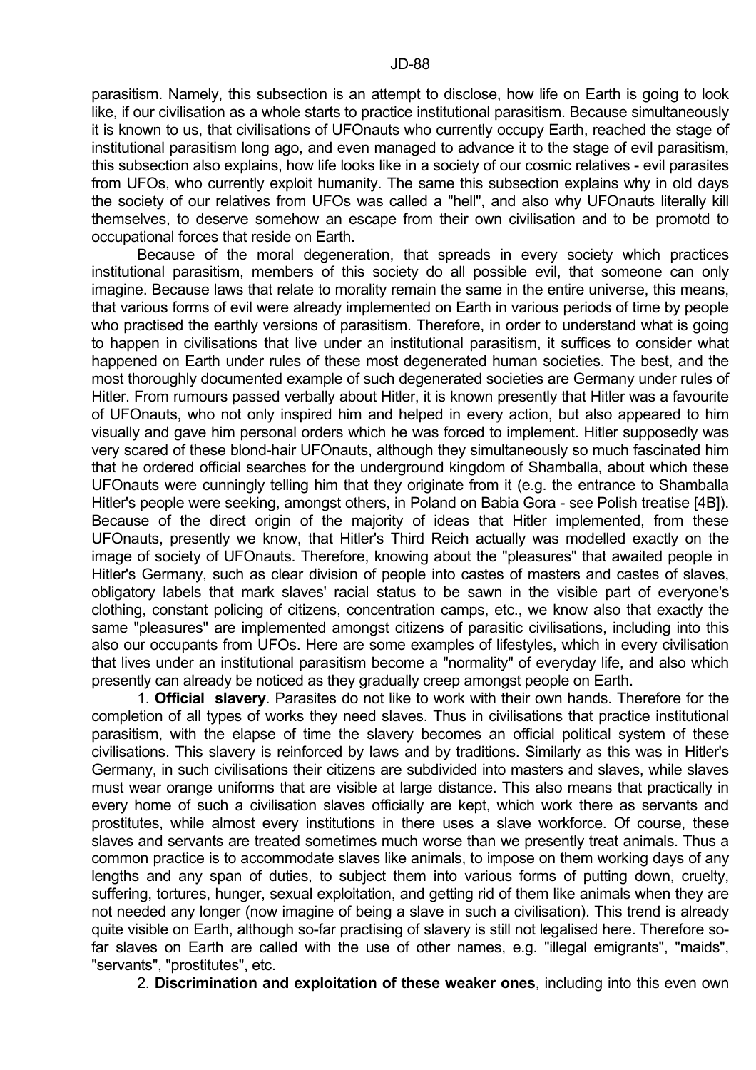parasitism. Namely, this subsection is an attempt to disclose, how life on Earth is going to look like, if our civilisation as a whole starts to practice institutional parasitism. Because simultaneously it is known to us, that civilisations of UFOnauts who currently occupy Earth, reached the stage of institutional parasitism long ago, and even managed to advance it to the stage of evil parasitism, this subsection also explains, how life looks like in a society of our cosmic relatives - evil parasites from UFOs, who currently exploit humanity. The same this subsection explains why in old days the society of our relatives from UFOs was called a "hell", and also why UFOnauts literally kill themselves, to deserve somehow an escape from their own civilisation and to be promotd to occupational forces that reside on Earth.

Because of the moral degeneration, that spreads in every society which practices institutional parasitism, members of this society do all possible evil, that someone can only imagine. Because laws that relate to morality remain the same in the entire universe, this means, that various forms of evil were already implemented on Earth in various periods of time by people who practised the earthly versions of parasitism. Therefore, in order to understand what is going to happen in civilisations that live under an institutional parasitism, it suffices to consider what happened on Earth under rules of these most degenerated human societies. The best, and the most thoroughly documented example of such degenerated societies are Germany under rules of Hitler. From rumours passed verbally about Hitler, it is known presently that Hitler was a favourite of UFOnauts, who not only inspired him and helped in every action, but also appeared to him visually and gave him personal orders which he was forced to implement. Hitler supposedly was very scared of these blond-hair UFOnauts, although they simultaneously so much fascinated him that he ordered official searches for the underground kingdom of Shamballa, about which these UFOnauts were cunningly telling him that they originate from it (e.g. the entrance to Shamballa Hitler's people were seeking, amongst others, in Poland on Babia Gora - see Polish treatise [4B]). Because of the direct origin of the majority of ideas that Hitler implemented, from these UFOnauts, presently we know, that Hitler's Third Reich actually was modelled exactly on the image of society of UFOnauts. Therefore, knowing about the "pleasures" that awaited people in Hitler's Germany, such as clear division of people into castes of masters and castes of slaves, obligatory labels that mark slaves' racial status to be sawn in the visible part of everyone's clothing, constant policing of citizens, concentration camps, etc., we know also that exactly the same "pleasures" are implemented amongst citizens of parasitic civilisations, including into this also our occupants from UFOs. Here are some examples of lifestyles, which in every civilisation that lives under an institutional parasitism become a "normality" of everyday life, and also which presently can already be noticed as they gradually creep amongst people on Earth.

1. **Official slavery**. Parasites do not like to work with their own hands. Therefore for the completion of all types of works they need slaves. Thus in civilisations that practice institutional parasitism, with the elapse of time the slavery becomes an official political system of these civilisations. This slavery is reinforced by laws and by traditions. Similarly as this was in Hitler's Germany, in such civilisations their citizens are subdivided into masters and slaves, while slaves must wear orange uniforms that are visible at large distance. This also means that practically in every home of such a civilisation slaves officially are kept, which work there as servants and prostitutes, while almost every institutions in there uses a slave workforce. Of course, these slaves and servants are treated sometimes much worse than we presently treat animals. Thus a common practice is to accommodate slaves like animals, to impose on them working days of any lengths and any span of duties, to subject them into various forms of putting down, cruelty, suffering, tortures, hunger, sexual exploitation, and getting rid of them like animals when they are not needed any longer (now imagine of being a slave in such a civilisation). This trend is already quite visible on Earth, although so-far practising of slavery is still not legalised here. Therefore so-far slaves on Earth are called with the use of other names, e.g. "illegal emigrants", "maids", "servants", "prostitutes", etc.

2. **Discrimination and exploitation of these weaker ones**, including into this even own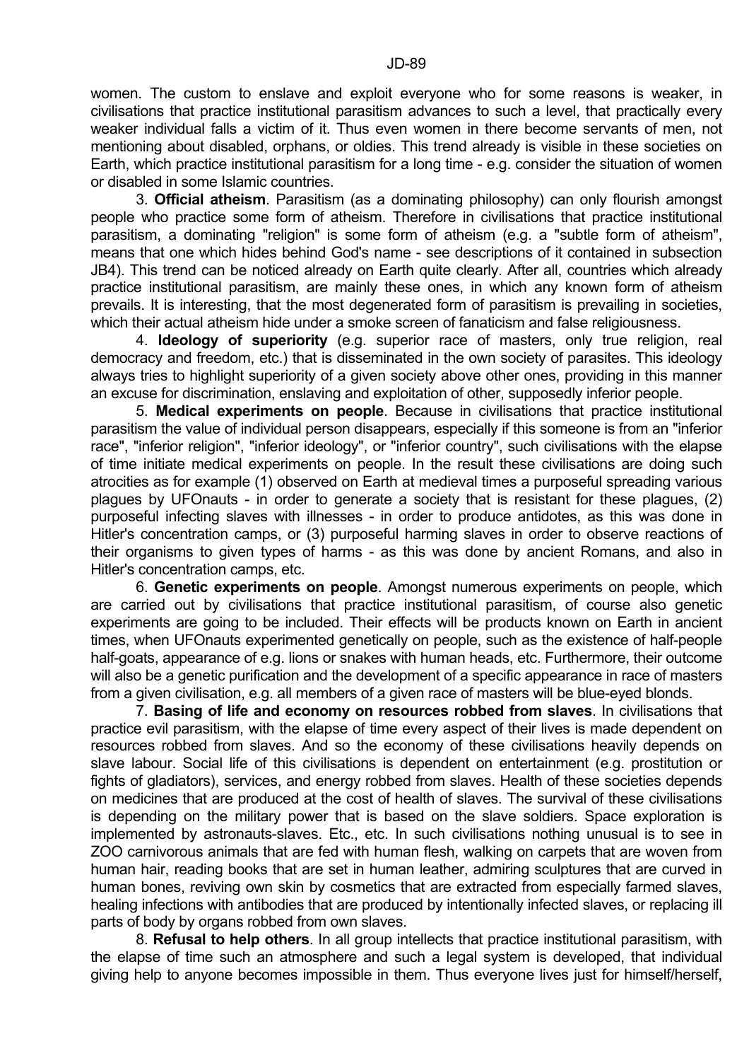women. The custom to enslave and exploit everyone who for some reasons is weaker, in civilisations that practice institutional parasitism advances to such a level, that practically every weaker individual falls a victim of it. Thus even women in there become servants of men, not mentioning about disabled, orphans, or oldies. This trend already is visible in these societies on Earth, which practice institutional parasitism for a long time - e.g. consider the situation of women or disabled in some Islamic countries.

3. **Official atheism**. Parasitism (as a dominating philosophy) can only flourish amongst people who practice some form of atheism. Therefore in civilisations that practice institutional parasitism, a dominating "religion" is some form of atheism (e.g. a "subtle form of atheism", means that one which hides behind God's name - see descriptions of it contained in subsection JB4). This trend can be noticed already on Earth quite clearly. After all, countries which already practice institutional parasitism, are mainly these ones, in which any known form of atheism prevails. It is interesting, that the most degenerated form of parasitism is prevailing in societies, which their actual atheism hide under a smoke screen of fanaticism and false religiousness.

4. **Ideology of superiority** (e.g. superior race of masters, only true religion, real democracy and freedom, etc.) that is disseminated in the own society of parasites. This ideology always tries to highlight superiority of a given society above other ones, providing in this manner an excuse for discrimination, enslaving and exploitation of other, supposedly inferior people.

5. **Medical experiments on people**. Because in civilisations that practice institutional parasitism the value of individual person disappears, especially if this someone is from an "inferior race", "inferior religion", "inferior ideology", or "inferior country", such civilisations with the elapse of time initiate medical experiments on people. In the result these civilisations are doing such atrocities as for example (1) observed on Earth at medieval times a purposeful spreading various plagues by UFOnauts - in order to generate a society that is resistant for these plagues, (2) purposeful infecting slaves with illnesses - in order to produce antidotes, as this was done in Hitler's concentration camps, or (3) purposeful harming slaves in order to observe reactions of their organisms to given types of harms - as this was done by ancient Romans, and also in Hitler's concentration camps, etc.

6. **Genetic experiments on people**. Amongst numerous experiments on people, which are carried out by civilisations that practice institutional parasitism, of course also genetic experiments are going to be included. Their effects will be products known on Earth in ancient times, when UFOnauts experimented genetically on people, such as the existence of half-people half-goats, appearance of e.g. lions or snakes with human heads, etc. Furthermore, their outcome will also be a genetic purification and the development of a specific appearance in race of masters from a given civilisation, e.g. all members of a given race of masters will be blue-eyed blonds.

7. **Basing of life and economy on resources robbed from slaves**. In civilisations that practice evil parasitism, with the elapse of time every aspect of their lives is made dependent on resources robbed from slaves. And so the economy of these civilisations heavily depends on slave labour. Social life of this civilisations is dependent on entertainment (e.g. prostitution or fights of gladiators), services, and energy robbed from slaves. Health of these societies depends on medicines that are produced at the cost of health of slaves. The survival of these civilisations is depending on the military power that is based on the slave soldiers. Space exploration is implemented by astronauts-slaves. Etc., etc. In such civilisations nothing unusual is to see in ZOO carnivorous animals that are fed with human flesh, walking on carpets that are woven from human hair, reading books that are set in human leather, admiring sculptures that are curved in human bones, reviving own skin by cosmetics that are extracted from especially farmed slaves, healing infections with antibodies that are produced by intentionally infected slaves, or replacing ill parts of body by organs robbed from own slaves.

8. **Refusal to help others**. In all group intellects that practice institutional parasitism, with the elapse of time such an atmosphere and such a legal system is developed, that individual giving help to anyone becomes impossible in them. Thus everyone lives just for himself/herself,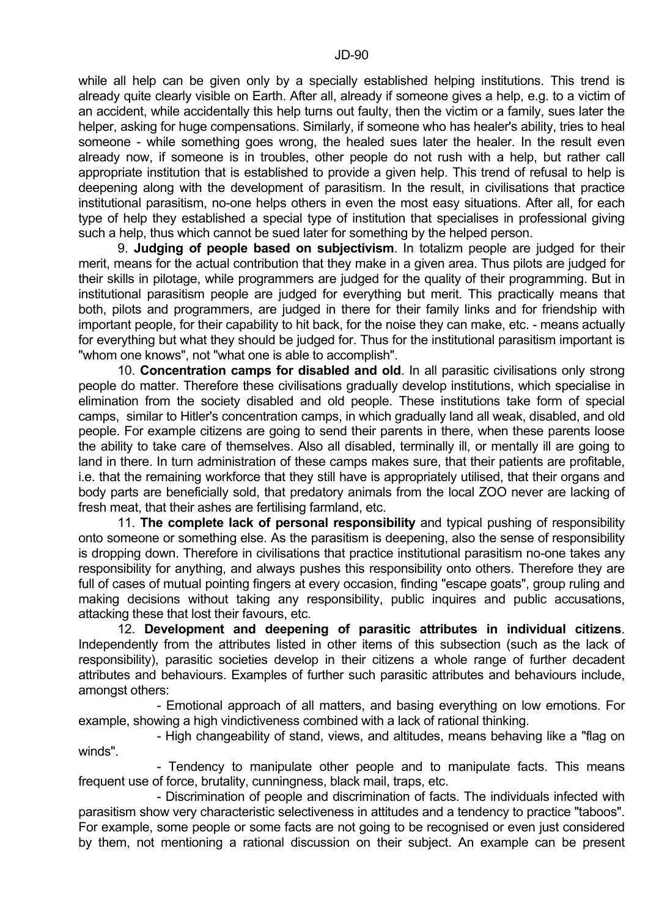while all help can be given only by a specially established helping institutions. This trend is already quite clearly visible on Earth. After all, already if someone gives a help, e.g. to a victim of an accident, while accidentally this help turns out faulty, then the victim or a family, sues later the helper, asking for huge compensations. Similarly, if someone who has healer's ability, tries to heal someone - while something goes wrong, the healed sues later the healer. In the result even already now, if someone is in troubles, other people do not rush with a help, but rather call appropriate institution that is established to provide a given help. This trend of refusal to help is deepening along with the development of parasitism. In the result, in civilisations that practice institutional parasitism, no-one helps others in even the most easy situations. After all, for each type of help they established a special type of institution that specialises in professional giving such a help, thus which cannot be sued later for something by the helped person.

9. **Judging of people based on subjectivism**. In totalizm people are judged for their merit, means for the actual contribution that they make in a given area. Thus pilots are judged for their skills in pilotage, while programmers are judged for the quality of their programming. But in institutional parasitism people are judged for everything but merit. This practically means that both, pilots and programmers, are judged in there for their family links and for friendship with important people, for their capability to hit back, for the noise they can make, etc. - means actually for everything but what they should be judged for. Thus for the institutional parasitism important is "whom one knows", not "what one is able to accomplish".

10. **Concentration camps for disabled and old**. In all parasitic civilisations only strong people do matter. Therefore these civilisations gradually develop institutions, which specialise in elimination from the society disabled and old people. These institutions take form of special camps, similar to Hitler's concentration camps, in which gradually land all weak, disabled, and old people. For example citizens are going to send their parents in there, when these parents loose the ability to take care of themselves. Also all disabled, terminally ill, or mentally ill are going to land in there. In turn administration of these camps makes sure, that their patients are profitable, i.e. that the remaining workforce that they still have is appropriately utilised, that their organs and body parts are beneficially sold, that predatory animals from the local ZOO never are lacking of fresh meat, that their ashes are fertilising farmland, etc.

11. **The complete lack of personal responsibility** and typical pushing of responsibility onto someone or something else. As the parasitism is deepening, also the sense of responsibility is dropping down. Therefore in civilisations that practice institutional parasitism no-one takes any responsibility for anything, and always pushes this responsibility onto others. Therefore they are full of cases of mutual pointing fingers at every occasion, finding "escape goats", group ruling and making decisions without taking any responsibility, public inquires and public accusations, attacking these that lost their favours, etc.

12. **Development and deepening of parasitic attributes in individual citizens**. Independently from the attributes listed in other items of this subsection (such as the lack of responsibility), parasitic societies develop in their citizens a whole range of further decadent attributes and behaviours. Examples of further such parasitic attributes and behaviours include, amongst others:

- Emotional approach of all matters, and basing everything on low emotions. For example, showing a high vindictiveness combined with a lack of rational thinking.
- High changeability of stand, views, and altitudes, means behaving like a "flag on winds".
- Tendency to manipulate other people and to manipulate facts. This means frequent use of force, brutality, cunningness, black mail, traps, etc.
- Discrimination of people and discrimination of facts. The individuals infected with parasitism show very characteristic selectiveness in attitudes and a tendency to practice "taboos". For example, some people or some facts are not going to be recognised or even just considered by them, not mentioning a rational discussion on their subject. An example can be present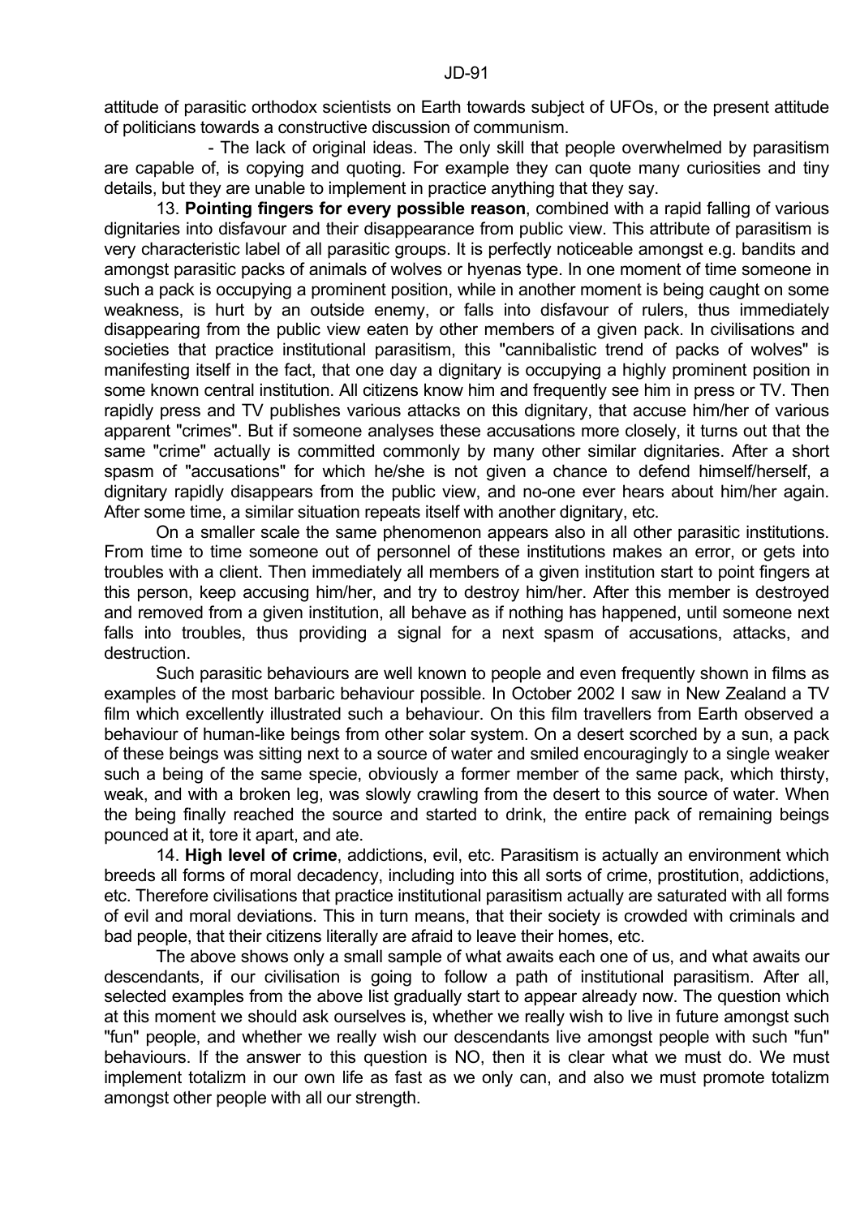attitude of parasitic orthodox scientists on Earth towards subject of UFOs, or the present attitude of politicians towards a constructive discussion of communism.

- The lack of original ideas. The only skill that people overwhelmed by parasitism are capable of, is copying and quoting. For example they can quote many curiosities and tiny details, but they are unable to implement in practice anything that they say.

13. **Pointing fingers for every possible reason**, combined with a rapid falling of various dignitaries into disfavour and their disappearance from public view. This attribute of parasitism is very characteristic label of all parasitic groups. It is perfectly noticeable amongst e.g. bandits and amongst parasitic packs of animals of wolves or hyenas type. In one moment of time someone in such a pack is occupying a prominent position, while in another moment is being caught on some weakness, is hurt by an outside enemy, or falls into disfavour of rulers, thus immediately disappearing from the public view eaten by other members of a given pack. In civilisations and societies that practice institutional parasitism, this "cannibalistic trend of packs of wolves" is manifesting itself in the fact, that one day a dignitary is occupying a highly prominent position in some known central institution. All citizens know him and frequently see him in press or TV. Then rapidly press and TV publishes various attacks on this dignitary, that accuse him/her of various apparent "crimes". But if someone analyses these accusations more closely, it turns out that the same "crime" actually is committed commonly by many other similar dignitaries. After a short spasm of "accusations" for which he/she is not given a chance to defend himself/herself, a dignitary rapidly disappears from the public view, and no-one ever hears about him/her again. After some time, a similar situation repeats itself with another dignitary, etc.

On a smaller scale the same phenomenon appears also in all other parasitic institutions. From time to time someone out of personnel of these institutions makes an error, or gets into troubles with a client. Then immediately all members of a given institution start to point fingers at this person, keep accusing him/her, and try to destroy him/her. After this member is destroyed and removed from a given institution, all behave as if nothing has happened, until someone next falls into troubles, thus providing a signal for a next spasm of accusations, attacks, and destruction.

Such parasitic behaviours are well known to people and even frequently shown in films as examples of the most barbaric behaviour possible. In October 2002 I saw in New Zealand a TV film which excellently illustrated such a behaviour. On this film travellers from Earth observed a behaviour of human-like beings from other solar system. On a desert scorched by a sun, a pack of these beings was sitting next to a source of water and smiled encouragingly to a single weaker such a being of the same specie, obviously a former member of the same pack, which thirsty, weak, and with a broken leg, was slowly crawling from the desert to this source of water. When the being finally reached the source and started to drink, the entire pack of remaining beings pounced at it, tore it apart, and ate.

14. **High level of crime**, addictions, evil, etc. Parasitism is actually an environment which breeds all forms of moral decadency, including into this all sorts of crime, prostitution, addictions, etc. Therefore civilisations that practice institutional parasitism actually are saturated with all forms of evil and moral deviations. This in turn means, that their society is crowded with criminals and bad people, that their citizens literally are afraid to leave their homes, etc.

The above shows only a small sample of what awaits each one of us, and what awaits our descendants, if our civilisation is going to follow a path of institutional parasitism. After all, selected examples from the above list gradually start to appear already now. The question which at this moment we should ask ourselves is, whether we really wish to live in future amongst such "fun" people, and whether we really wish our descendants live amongst people with such "fun" behaviours. If the answer to this question is NO, then it is clear what we must do. We must implement totalizm in our own life as fast as we only can, and also we must promote totalizm amongst other people with all our strength.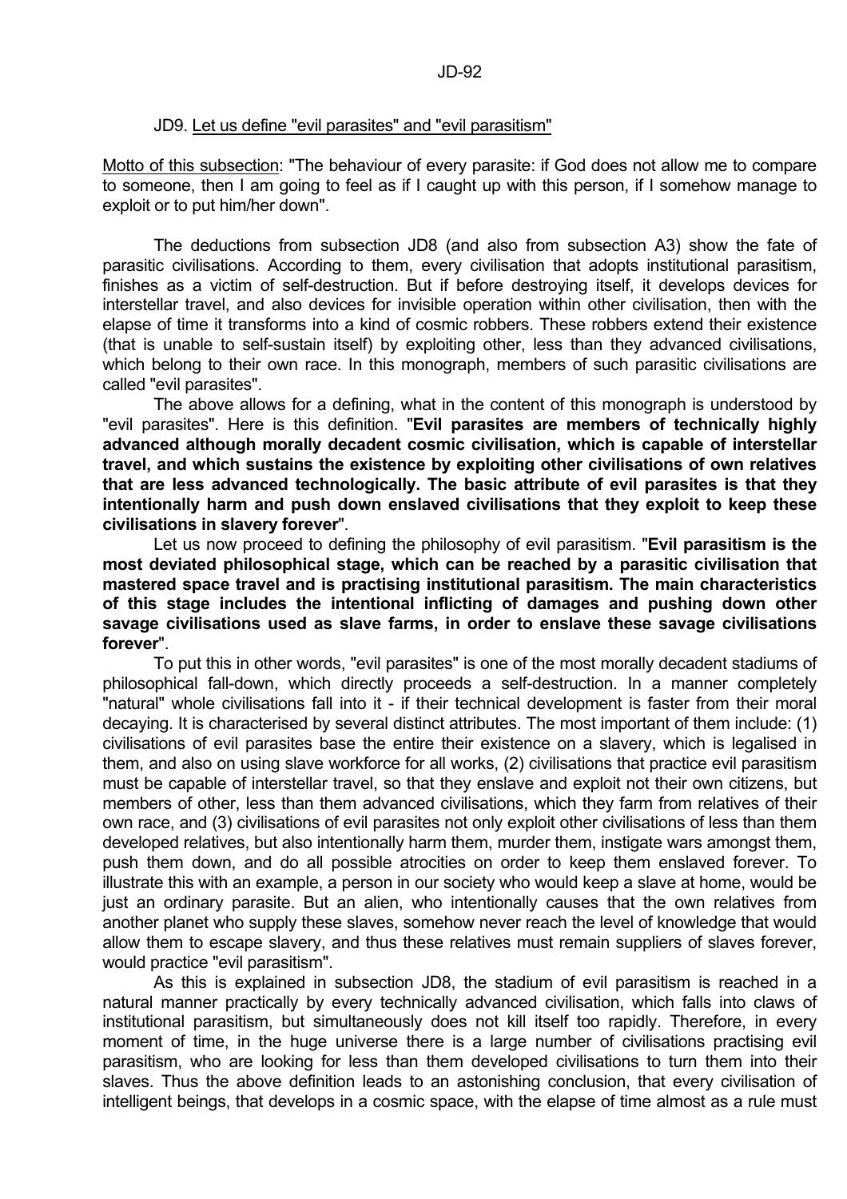### JD9. Let us define "evil parasites" and "evil parasitism"

Motto of this subsection: "The behaviour of every parasite: if God does not allow me to compare to someone, then I am going to feel as if I caught up with this person, if I somehow manage to exploit or to put him/her down".

The deductions from subsection JD8 (and also from subsection A3) show the fate of parasitic civilisations. According to them, every civilisation that adopts institutional parasitism, finishes as a victim of self-destruction. But if before destroying itself, it develops devices for interstellar travel, and also devices for invisible operation within other civilisation, then with the elapse of time it transforms into a kind of cosmic robbers. These robbers extend their existence (that is unable to self-sustain itself) by exploiting other, less than they advanced civilisations, which belong to their own race. In this monograph, members of such parasitic civilisations are called "evil parasites".

The above allows for a defining, what in the content of this monograph is understood by "evil parasites". Here is this definition. "**Evil parasites are members of technically highly advanced although morally decadent cosmic civilisation, which is capable of interstellar travel, and which sustains the existence by exploiting other civilisations of own relatives that are less advanced technologically. The basic attribute of evil parasites is that they intentionally harm and push down enslaved civilisations that they exploit to keep these civilisations in slavery forever**".

Let us now proceed to defining the philosophy of evil parasitism. "**Evil parasitism is the most deviated philosophical stage, which can be reached by a parasitic civilisation that mastered space travel and is practising institutional parasitism. The main characteristics of this stage includes the intentional inflicting of damages and pushing down other savage civilisations used as slave farms, in order to enslave these savage civilisations forever**".

To put this in other words, "evil parasites" is one of the most morally decadent stadiums of philosophical fall-down, which directly proceeds a self-destruction. In a manner completely "natural" whole civilisations fall into it - if their technical development is faster from their moral decaying. It is characterised by several distinct attributes. The most important of them include: (1) civilisations of evil parasites base the entire their existence on a slavery, which is legalised in them, and also on using slave workforce for all works, (2) civilisations that practice evil parasitism must be capable of interstellar travel, so that they enslave and exploit not their own citizens, but members of other, less than them advanced civilisations, which they farm from relatives of their own race, and (3) civilisations of evil parasites not only exploit other civilisations of less than them developed relatives, but also intentionally harm them, murder them, instigate wars amongst them, push them down, and do all possible atrocities on order to keep them enslaved forever. To illustrate this with an example, a person in our society who would keep a slave at home, would be just an ordinary parasite. But an alien, who intentionally causes that the own relatives from another planet who supply these slaves, somehow never reach the level of knowledge that would allow them to escape slavery, and thus these relatives must remain suppliers of slaves forever, would practice "evil parasitism".

As this is explained in subsection JD8, the stadium of evil parasitism is reached in a natural manner practically by every technically advanced civilisation, which falls into claws of institutional parasitism, but simultaneously does not kill itself too rapidly. Therefore, in every moment of time, in the huge universe there is a large number of civilisations practising evil parasitism, who are looking for less than them developed civilisations to turn them into their slaves. Thus the above definition leads to an astonishing conclusion, that every civilisation of intelligent beings, that develops in a cosmic space, with the elapse of time almost as a rule must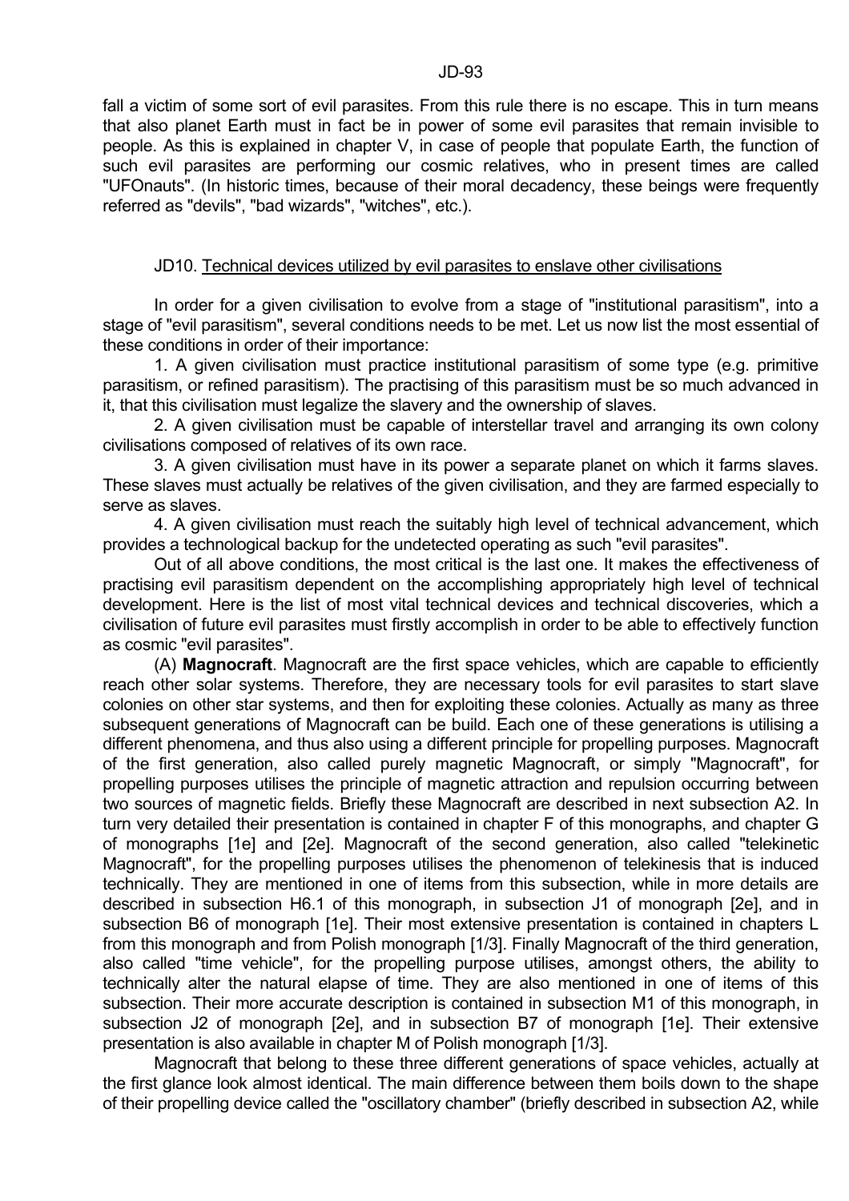fall a victim of some sort of evil parasites. From this rule there is no escape. This in turn means that also planet Earth must in fact be in power of some evil parasites that remain invisible to people. As this is explained in chapter V, in case of people that populate Earth, the function of such evil parasites are performing our cosmic relatives, who in present times are called "UFOnauts". (In historic times, because of their moral decadency, these beings were frequently referred as "devils", "bad wizards", "witches", etc.).

## JD10. Technical devices utilized by evil parasites to enslave other civilisations

In order for a given civilisation to evolve from a stage of "institutional parasitism", into a stage of "evil parasitism", several conditions needs to be met. Let us now list the most essential of these conditions in order of their importance:

1. A given civilisation must practice institutional parasitism of some type (e.g. primitive parasitism, or refined parasitism). The practising of this parasitism must be so much advanced in it, that this civilisation must legalize the slavery and the ownership of slaves.

2. A given civilisation must be capable of interstellar travel and arranging its own colony civilisations composed of relatives of its own race.

3. A given civilisation must have in its power a separate planet on which it farms slaves. These slaves must actually be relatives of the given civilisation, and they are farmed especially to serve as slaves.

4. A given civilisation must reach the suitably high level of technical advancement, which provides a technological backup for the undetected operating as such "evil parasites".

Out of all above conditions, the most critical is the last one. It makes the effectiveness of practising evil parasitism dependent on the accomplishing appropriately high level of technical development. Here is the list of most vital technical devices and technical discoveries, which a civilisation of future evil parasites must firstly accomplish in order to be able to effectively function as cosmic "evil parasites".

(A) **Magnocraft**. Magnocraft are the first space vehicles, which are capable to efficiently reach other solar systems. Therefore, they are necessary tools for evil parasites to start slave colonies on other star systems, and then for exploiting these colonies. Actually as many as three subsequent generations of Magnocraft can be build. Each one of these generations is utilising a different phenomena, and thus also using a different principle for propelling purposes. Magnocraft of the first generation, also called purely magnetic Magnocraft, or simply "Magnocraft", for propelling purposes utilises the principle of magnetic attraction and repulsion occurring between two sources of magnetic fields. Briefly these Magnocraft are described in next subsection A2. In turn very detailed their presentation is contained in chapter F of this monographs, and chapter G of monographs [1e] and [2e]. Magnocraft of the second generation, also called "telekinetic Magnocraft", for the propelling purposes utilises the phenomenon of telekinesis that is induced technically. They are mentioned in one of items from this subsection, while in more details are described in subsection H6.1 of this monograph, in subsection J1 of monograph [2e], and in subsection B6 of monograph [1e]. Their most extensive presentation is contained in chapters L from this monograph and from Polish monograph [1/3]. Finally Magnocraft of the third generation, also called "time vehicle", for the propelling purpose utilises, amongst others, the ability to technically alter the natural elapse of time. They are also mentioned in one of items of this subsection. Their more accurate description is contained in subsection M1 of this monograph, in subsection J2 of monograph [2e], and in subsection B7 of monograph [1e]. Their extensive presentation is also available in chapter M of Polish monograph [1/3].

Magnocraft that belong to these three different generations of space vehicles, actually at the first glance look almost identical. The main difference between them boils down to the shape of their propelling device called the "oscillatory chamber" (briefly described in subsection A2, while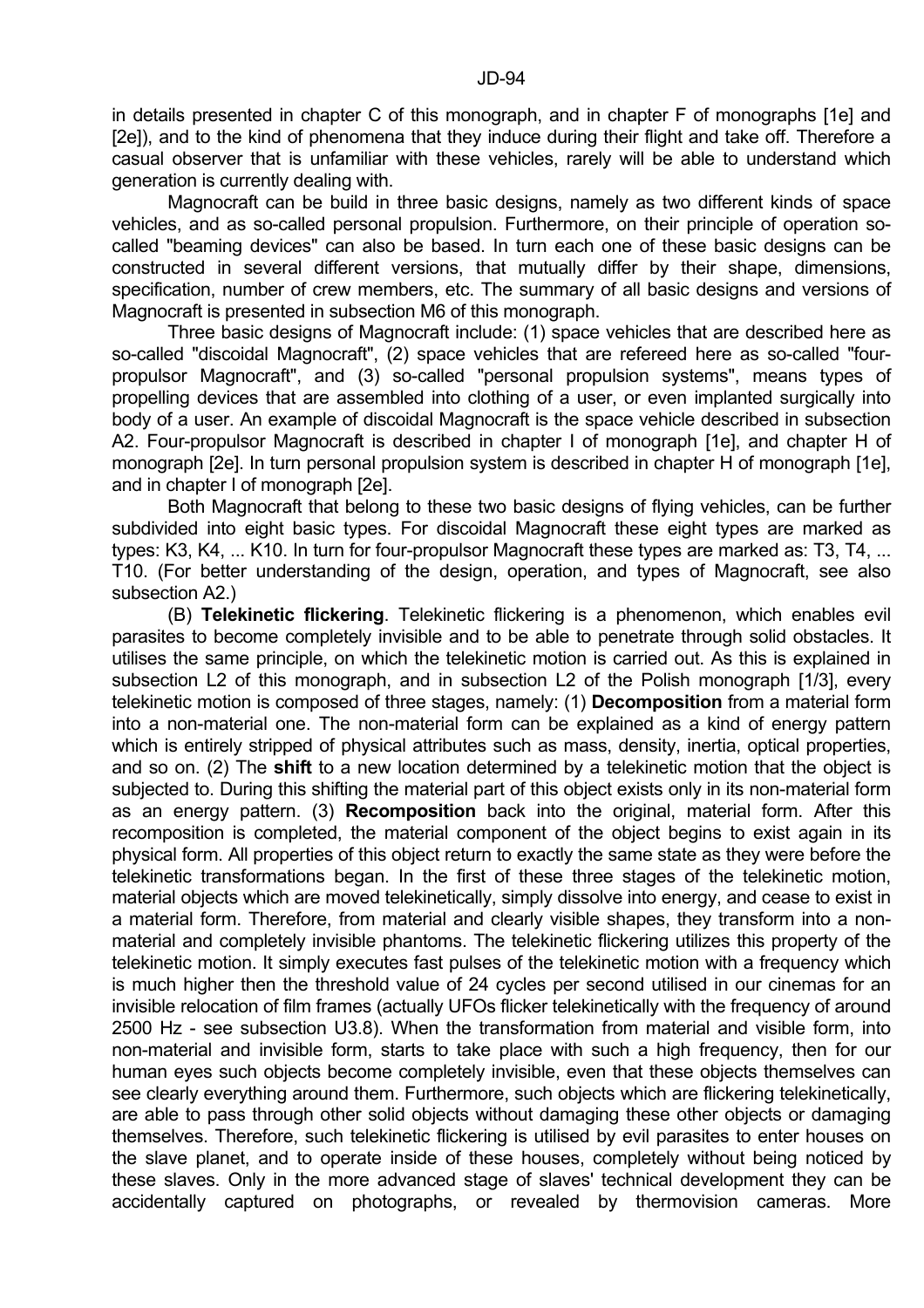in details presented in chapter C of this monograph, and in chapter F of monographs [1e] and [2e]), and to the kind of phenomena that they induce during their flight and take off. Therefore a casual observer that is unfamiliar with these vehicles, rarely will be able to understand which generation is currently dealing with.

Magnocraft can be build in three basic designs, namely as two different kinds of space vehicles, and as so-called personal propulsion. Furthermore, on their principle of operation so-called "beaming devices" can also be based. In turn each one of these basic designs can be constructed in several different versions, that mutually differ by their shape, dimensions, specification, number of crew members, etc. The summary of all basic designs and versions of Magnocraft is presented in subsection M6 of this monograph.

Three basic designs of Magnocraft include: (1) space vehicles that are described here as so-called "discoidal Magnocraft", (2) space vehicles that are refereed here as so-called "four-propulsor Magnocraft", and (3) so-called "personal propulsion systems", means types of propelling devices that are assembled into clothing of a user, or even implanted surgically into body of a user. An example of discoidal Magnocraft is the space vehicle described in subsection A2. Four-propulsor Magnocraft is described in chapter I of monograph [1e], and chapter H of monograph [2e]. In turn personal propulsion system is described in chapter H of monograph [1e], and in chapter I of monograph [2e].

Both Magnocraft that belong to these two basic designs of flying vehicles, can be further subdivided into eight basic types. For discoidal Magnocraft these eight types are marked as types: K3, K4, ... K10. In turn for four-propulsor Magnocraft these types are marked as: T3, T4, ... T10. (For better understanding of the design, operation, and types of Magnocraft, see also subsection A2.)

(B) **Telekinetic flickering**. Telekinetic flickering is a phenomenon, which enables evil parasites to become completely invisible and to be able to penetrate through solid obstacles. It utilises the same principle, on which the telekinetic motion is carried out. As this is explained in subsection L2 of this monograph, and in subsection L2 of the Polish monograph [1/3], every telekinetic motion is composed of three stages, namely: (1) **Decomposition** from a material form into a non-material one. The non-material form can be explained as a kind of energy pattern which is entirely stripped of physical attributes such as mass, density, inertia, optical properties, and so on. (2) The **shift** to a new location determined by a telekinetic motion that the object is subjected to. During this shifting the material part of this object exists only in its non-material form as an energy pattern. (3) **Recomposition** back into the original, material form. After this recomposition is completed, the material component of the object begins to exist again in its physical form. All properties of this object return to exactly the same state as they were before the telekinetic transformations began. In the first of these three stages of the telekinetic motion, material objects which are moved telekinetically, simply dissolve into energy, and cease to exist in a material form. Therefore, from material and clearly visible shapes, they transform into a non-material and completely invisible phantoms. The telekinetic flickering utilizes this property of the telekinetic motion. It simply executes fast pulses of the telekinetic motion with a frequency which is much higher then the threshold value of 24 cycles per second utilised in our cinemas for an invisible relocation of film frames (actually UFOs flicker telekinetically with the frequency of around 2500 Hz - see subsection U3.8). When the transformation from material and visible form, into non-material and invisible form, starts to take place with such a high frequency, then for our human eyes such objects become completely invisible, even that these objects themselves can see clearly everything around them. Furthermore, such objects which are flickering telekinetically, are able to pass through other solid objects without damaging these other objects or damaging themselves. Therefore, such telekinetic flickering is utilised by evil parasites to enter houses on the slave planet, and to operate inside of these houses, completely without being noticed by these slaves. Only in the more advanced stage of slaves' technical development they can be accidentally captured on photographs, or revealed by thermovision cameras. More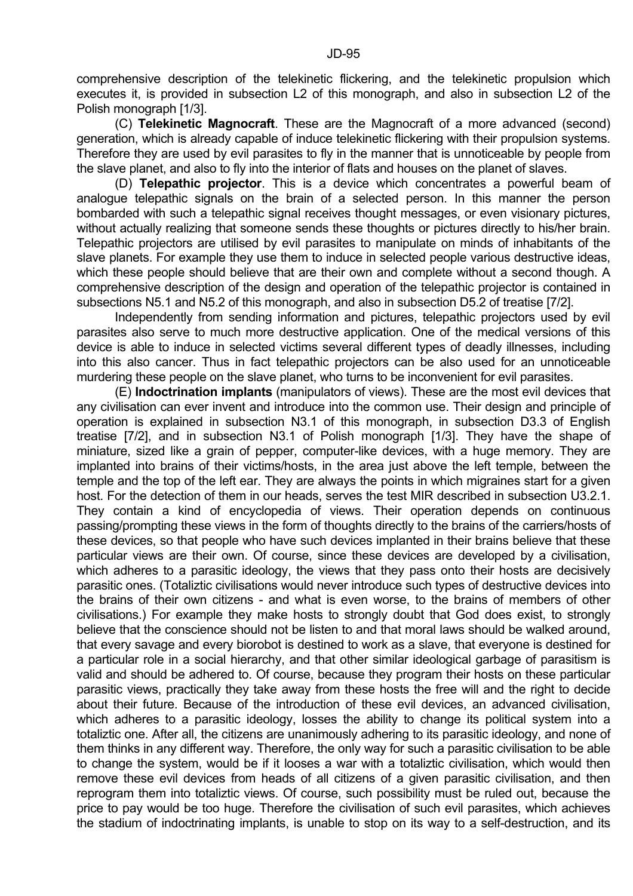comprehensive description of the telekinetic flickering, and the telekinetic propulsion which executes it, is provided in subsection L2 of this monograph, and also in subsection L2 of the Polish monograph [1/3].

(C) **Telekinetic Magnocraft**. These are the Magnocraft of a more advanced (second) generation, which is already capable of induce telekinetic flickering with their propulsion systems. Therefore they are used by evil parasites to fly in the manner that is unnoticeable by people from the slave planet, and also to fly into the interior of flats and houses on the planet of slaves.

(D) **Telepathic projector**. This is a device which concentrates a powerful beam of analogue telepathic signals on the brain of a selected person. In this manner the person bombarded with such a telepathic signal receives thought messages, or even visionary pictures, without actually realizing that someone sends these thoughts or pictures directly to his/her brain. Telepathic projectors are utilised by evil parasites to manipulate on minds of inhabitants of the slave planets. For example they use them to induce in selected people various destructive ideas, which these people should believe that are their own and complete without a second though. A comprehensive description of the design and operation of the telepathic projector is contained in subsections N5.1 and N5.2 of this monograph, and also in subsection D5.2 of treatise [7/2].

Independently from sending information and pictures, telepathic projectors used by evil parasites also serve to much more destructive application. One of the medical versions of this device is able to induce in selected victims several different types of deadly illnesses, including into this also cancer. Thus in fact telepathic projectors can be also used for an unnoticeable murdering these people on the slave planet, who turns to be inconvenient for evil parasites.

(E) **Indoctrination implants** (manipulators of views). These are the most evil devices that any civilisation can ever invent and introduce into the common use. Their design and principle of operation is explained in subsection N3.1 of this monograph, in subsection D3.3 of English treatise [7/2], and in subsection N3.1 of Polish monograph [1/3]. They have the shape of miniature, sized like a grain of pepper, computer-like devices, with a huge memory. They are implanted into brains of their victims/hosts, in the area just above the left temple, between the temple and the top of the left ear. They are always the points in which migraines start for a given host. For the detection of them in our heads, serves the test MIR described in subsection U3.2.1. They contain a kind of encyclopedia of views. Their operation depends on continuous passing/prompting these views in the form of thoughts directly to the brains of the carriers/hosts of these devices, so that people who have such devices implanted in their brains believe that these particular views are their own. Of course, since these devices are developed by a civilisation, which adheres to a parasitic ideology, the views that they pass onto their hosts are decisively parasitic ones. (Totaliztic civilisations would never introduce such types of destructive devices into the brains of their own citizens - and what is even worse, to the brains of members of other civilisations.) For example they make hosts to strongly doubt that God does exist, to strongly believe that the conscience should not be listen to and that moral laws should be walked around, that every savage and every biorobot is destined to work as a slave, that everyone is destined for a particular role in a social hierarchy, and that other similar ideological garbage of parasitism is valid and should be adhered to. Of course, because they program their hosts on these particular parasitic views, practically they take away from these hosts the free will and the right to decide about their future. Because of the introduction of these evil devices, an advanced civilisation, which adheres to a parasitic ideology, losses the ability to change its political system into a totaliztic one. After all, the citizens are unanimously adhering to its parasitic ideology, and none of them thinks in any different way. Therefore, the only way for such a parasitic civilisation to be able to change the system, would be if it looses a war with a totaliztic civilisation, which would then remove these evil devices from heads of all citizens of a given parasitic civilisation, and then reprogram them into totaliztic views. Of course, such possibility must be ruled out, because the price to pay would be too huge. Therefore the civilisation of such evil parasites, which achieves the stadium of indoctrinating implants, is unable to stop on its way to a self-destruction, and its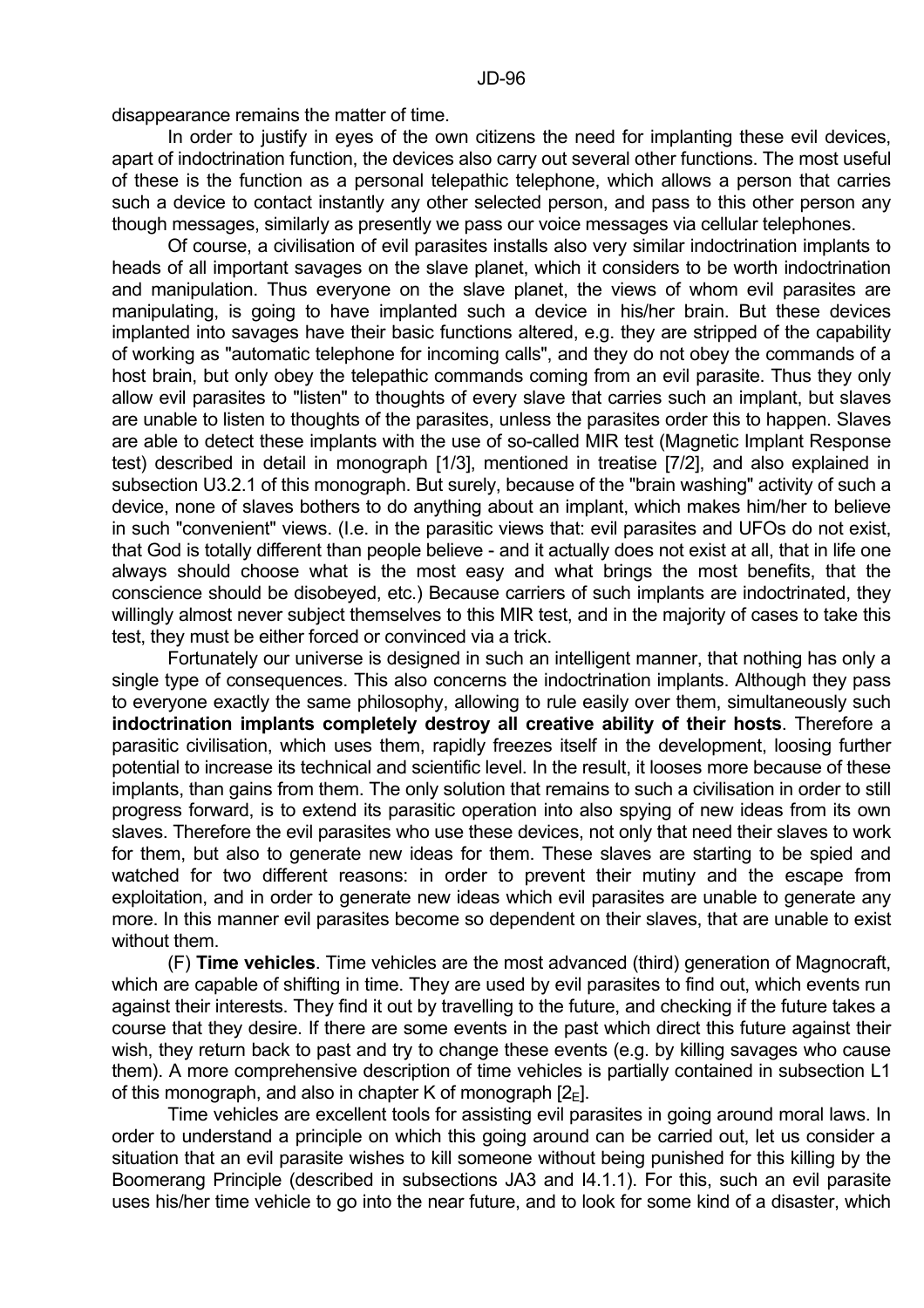disappearance remains the matter of time.

In order to justify in eyes of the own citizens the need for implanting these evil devices, apart of indoctrination function, the devices also carry out several other functions. The most useful of these is the function as a personal telepathic telephone, which allows a person that carries such a device to contact instantly any other selected person, and pass to this other person any though messages, similarly as presently we pass our voice messages via cellular telephones.

Of course, a civilisation of evil parasites installs also very similar indoctrination implants to heads of all important savages on the slave planet, which it considers to be worth indoctrination and manipulation. Thus everyone on the slave planet, the views of whom evil parasites are manipulating, is going to have implanted such a device in his/her brain. But these devices implanted into savages have their basic functions altered, e.g. they are stripped of the capability of working as "automatic telephone for incoming calls", and they do not obey the commands of a host brain, but only obey the telepathic commands coming from an evil parasite. Thus they only allow evil parasites to "listen" to thoughts of every slave that carries such an implant, but slaves are unable to listen to thoughts of the parasites, unless the parasites order this to happen. Slaves are able to detect these implants with the use of so-called MIR test (Magnetic Implant Response test) described in detail in monograph [1/3], mentioned in treatise [7/2], and also explained in subsection U3.2.1 of this monograph. But surely, because of the "brain washing" activity of such a device, none of slaves bothers to do anything about an implant, which makes him/her to believe in such "convenient" views. (I.e. in the parasitic views that: evil parasites and UFOs do not exist, that God is totally different than people believe - and it actually does not exist at all, that in life one always should choose what is the most easy and what brings the most benefits, that the conscience should be disobeyed, etc.) Because carriers of such implants are indoctrinated, they willingly almost never subject themselves to this MIR test, and in the majority of cases to take this test, they must be either forced or convinced via a trick.

Fortunately our universe is designed in such an intelligent manner, that nothing has only a single type of consequences. This also concerns the indoctrination implants. Although they pass to everyone exactly the same philosophy, allowing to rule easily over them, simultaneously such **indoctrination implants completely destroy all creative ability of their hosts**. Therefore a parasitic civilisation, which uses them, rapidly freezes itself in the development, loosing further potential to increase its technical and scientific level. In the result, it looses more because of these implants, than gains from them. The only solution that remains to such a civilisation in order to still progress forward, is to extend its parasitic operation into also spying of new ideas from its own slaves. Therefore the evil parasites who use these devices, not only that need their slaves to work for them, but also to generate new ideas for them. These slaves are starting to be spied and watched for two different reasons: in order to prevent their mutiny and the escape from exploitation, and in order to generate new ideas which evil parasites are unable to generate any more. In this manner evil parasites become so dependent on their slaves, that are unable to exist without them.

(F) **Time vehicles**. Time vehicles are the most advanced (third) generation of Magnocraft, which are capable of shifting in time. They are used by evil parasites to find out, which events run against their interests. They find it out by travelling to the future, and checking if the future takes a course that they desire. If there are some events in the past which direct this future against their wish, they return back to past and try to change these events (e.g. by killing savages who cause them). A more comprehensive description of time vehicles is partially contained in subsection L1 of this monograph, and also in chapter K of monograph [$2_E$].

Time vehicles are excellent tools for assisting evil parasites in going around moral laws. In order to understand a principle on which this going around can be carried out, let us consider a situation that an evil parasite wishes to kill someone without being punished for this killing by the Boomerang Principle (described in subsections JA3 and I4.1.1). For this, such an evil parasite uses his/her time vehicle to go into the near future, and to look for some kind of a disaster, which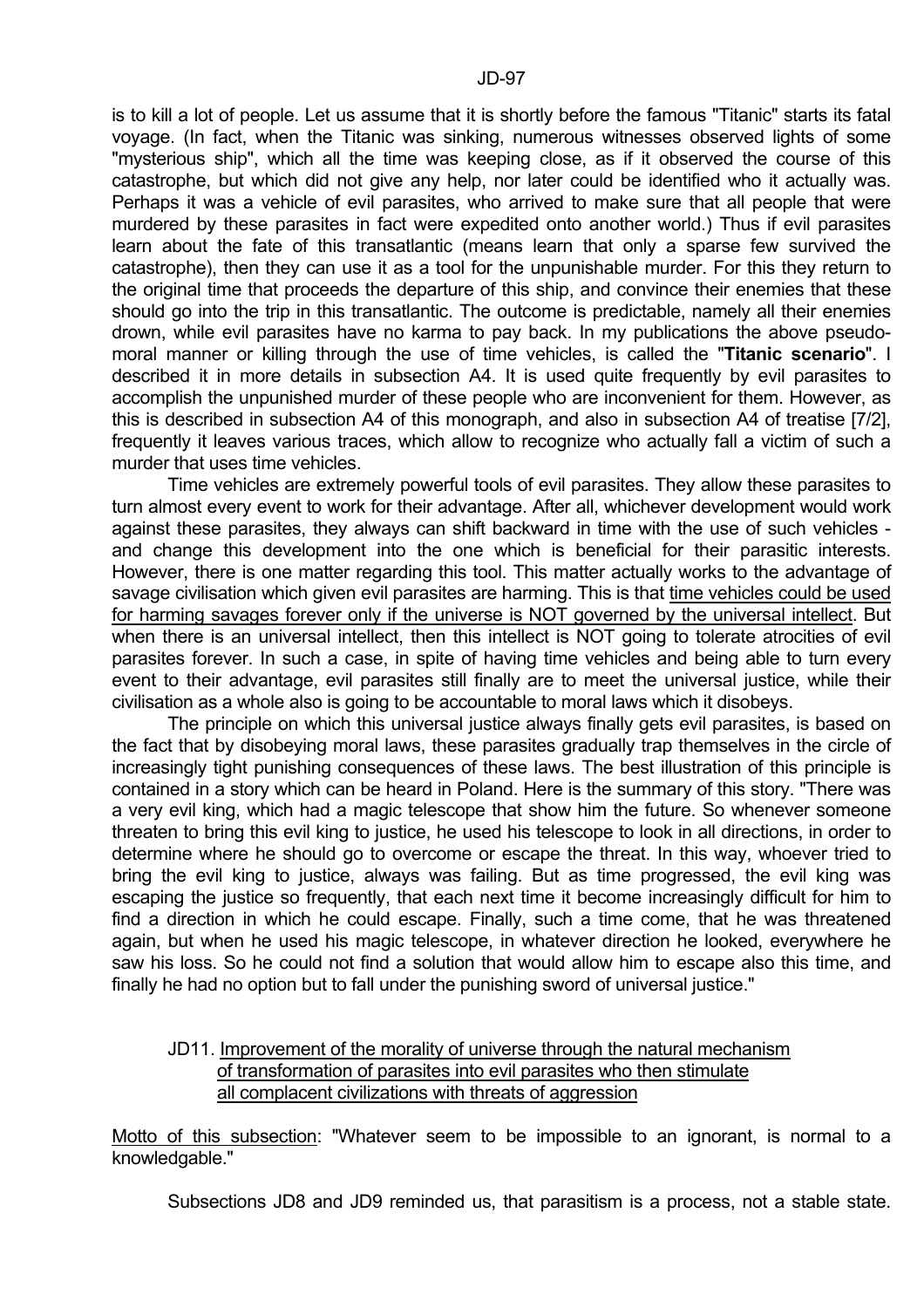is to kill a lot of people. Let us assume that it is shortly before the famous "Titanic" starts its fatal voyage. (In fact, when the Titanic was sinking, numerous witnesses observed lights of some "mysterious ship", which all the time was keeping close, as if it observed the course of this catastrophe, but which did not give any help, nor later could be identified who it actually was. Perhaps it was a vehicle of evil parasites, who arrived to make sure that all people that were murdered by these parasites in fact were expedited onto another world.) Thus if evil parasites learn about the fate of this transatlantic (means learn that only a sparse few survived the catastrophe), then they can use it as a tool for the unpunishable murder. For this they return to the original time that proceeds the departure of this ship, and convince their enemies that these should go into the trip in this transatlantic. The outcome is predictable, namely all their enemies drown, while evil parasites have no karma to pay back. In my publications the above pseudo-moral manner or killing through the use of time vehicles, is called the "**Titanic scenario**". I described it in more details in subsection A4. It is used quite frequently by evil parasites to accomplish the unpunished murder of these people who are inconvenient for them. However, as this is described in subsection A4 of this monograph, and also in subsection A4 of treatise [7/2], frequently it leaves various traces, which allow to recognize who actually fall a victim of such a murder that uses time vehicles.

Time vehicles are extremely powerful tools of evil parasites. They allow these parasites to turn almost every event to work for their advantage. After all, whichever development would work against these parasites, they always can shift backward in time with the use of such vehicles - and change this development into the one which is beneficial for their parasitic interests. However, there is one matter regarding this tool. This matter actually works to the advantage of savage civilisation which given evil parasites are harming. This is that time vehicles could be used for harming savages forever only if the universe is NOT governed by the universal intellect. But when there is an universal intellect, then this intellect is NOT going to tolerate atrocities of evil parasites forever. In such a case, in spite of having time vehicles and being able to turn every event to their advantage, evil parasites still finally are to meet the universal justice, while their civilisation as a whole also is going to be accountable to moral laws which it disobeys.

The principle on which this universal justice always finally gets evil parasites, is based on the fact that by disobeying moral laws, these parasites gradually trap themselves in the circle of increasingly tight punishing consequences of these laws. The best illustration of this principle is contained in a story which can be heard in Poland. Here is the summary of this story. "There was a very evil king, which had a magic telescope that show him the future. So whenever someone threaten to bring this evil king to justice, he used his telescope to look in all directions, in order to determine where he should go to overcome or escape the threat. In this way, whoever tried to bring the evil king to justice, always was failing. But as time progressed, the evil king was escaping the justice so frequently, that each next time it become increasingly difficult for him to find a direction in which he could escape. Finally, such a time come, that he was threatened again, but when he used his magic telescope, in whatever direction he looked, everywhere he saw his loss. So he could not find a solution that would allow him to escape also this time, and finally he had no option but to fall under the punishing sword of universal justice."

### JD11. Improvement of the morality of universe through the natural mechanism of transformation of parasites into evil parasites who then stimulate all complacent civilizations with threats of aggression

Motto of this subsection: "Whatever seem to be impossible to an ignorant, is normal to a knowledgable."

Subsections JD8 and JD9 reminded us, that parasitism is a process, not a stable state.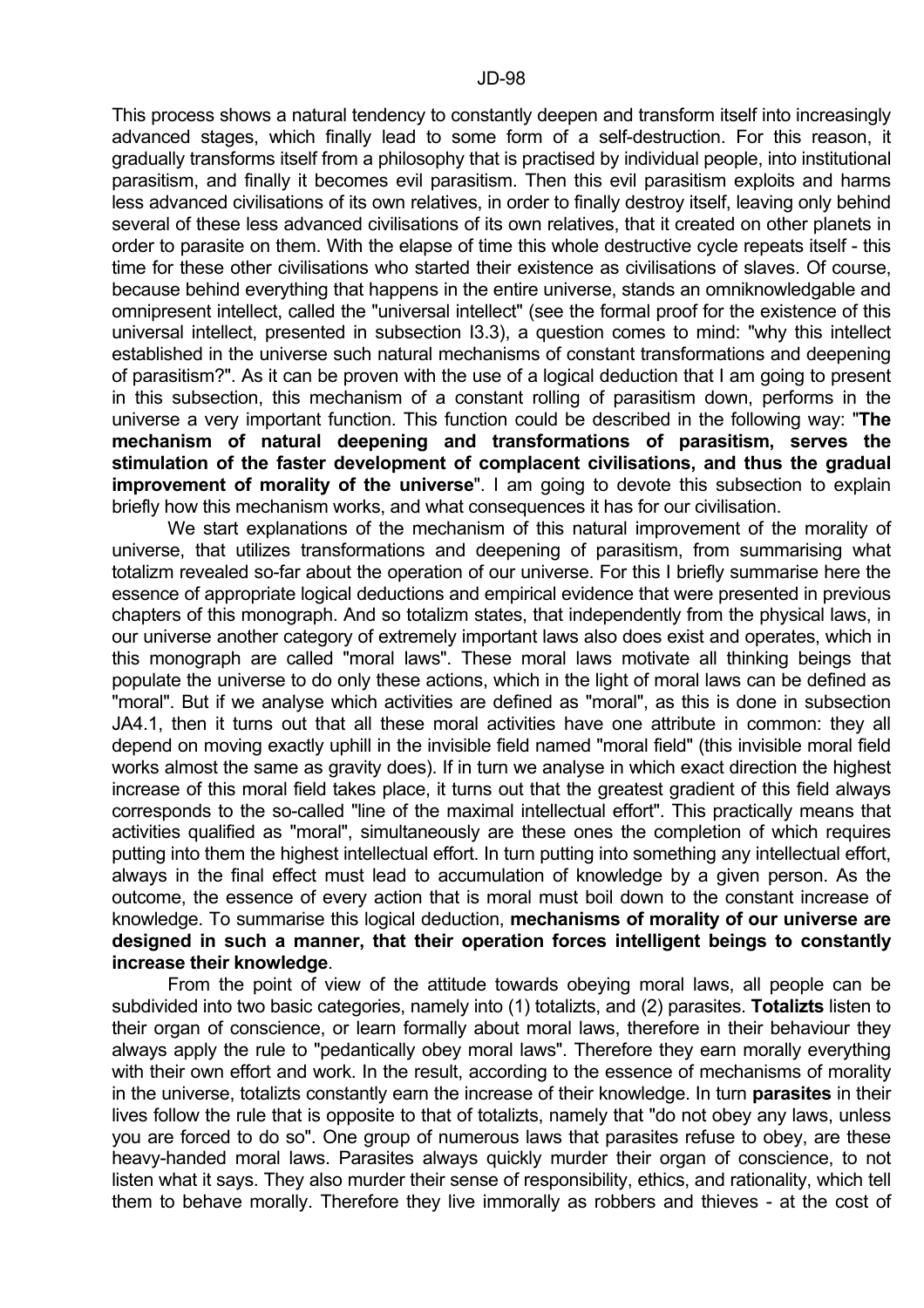This process shows a natural tendency to constantly deepen and transform itself into increasingly advanced stages, which finally lead to some form of a self-destruction. For this reason, it gradually transforms itself from a philosophy that is practised by individual people, into institutional parasitism, and finally it becomes evil parasitism. Then this evil parasitism exploits and harms less advanced civilisations of its own relatives, in order to finally destroy itself, leaving only behind several of these less advanced civilisations of its own relatives, that it created on other planets in order to parasite on them. With the elapse of time this whole destructive cycle repeats itself - this time for these other civilisations who started their existence as civilisations of slaves. Of course, because behind everything that happens in the entire universe, stands an omniknowledgable and omnipresent intellect, called the "universal intellect" (see the formal proof for the existence of this universal intellect, presented in subsection I3.3), a question comes to mind: "why this intellect established in the universe such natural mechanisms of constant transformations and deepening of parasitism?". As it can be proven with the use of a logical deduction that I am going to present in this subsection, this mechanism of a constant rolling of parasitism down, performs in the universe a very important function. This function could be described in the following way: "**The mechanism of natural deepening and transformations of parasitism, serves the stimulation of the faster development of complacent civilisations, and thus the gradual improvement of morality of the universe**". I am going to devote this subsection to explain briefly how this mechanism works, and what consequences it has for our civilisation.

We start explanations of the mechanism of this natural improvement of the morality of universe, that utilizes transformations and deepening of parasitism, from summarising what totalizm revealed so-far about the operation of our universe. For this I briefly summarise here the essence of appropriate logical deductions and empirical evidence that were presented in previous chapters of this monograph. And so totalizm states, that independently from the physical laws, in our universe another category of extremely important laws also does exist and operates, which in this monograph are called "moral laws". These moral laws motivate all thinking beings that populate the universe to do only these actions, which in the light of moral laws can be defined as "moral". But if we analyse which activities are defined as "moral", as this is done in subsection JA4.1, then it turns out that all these moral activities have one attribute in common: they all depend on moving exactly uphill in the invisible field named "moral field" (this invisible moral field works almost the same as gravity does). If in turn we analyse in which exact direction the highest increase of this moral field takes place, it turns out that the greatest gradient of this field always corresponds to the so-called "line of the maximal intellectual effort". This practically means that activities qualified as "moral", simultaneously are these ones the completion of which requires putting into them the highest intellectual effort. In turn putting into something any intellectual effort, always in the final effect must lead to accumulation of knowledge by a given person. As the outcome, the essence of every action that is moral must boil down to the constant increase of knowledge. To summarise this logical deduction, **mechanisms of morality of our universe are designed in such a manner, that their operation forces intelligent beings to constantly increase their knowledge**.

From the point of view of the attitude towards obeying moral laws, all people can be subdivided into two basic categories, namely into (1) totalizts, and (2) parasites. **Totalizts** listen to their organ of conscience, or learn formally about moral laws, therefore in their behaviour they always apply the rule to "pedantically obey moral laws". Therefore they earn morally everything with their own effort and work. In the result, according to the essence of mechanisms of morality in the universe, totalizts constantly earn the increase of their knowledge. In turn **parasites** in their lives follow the rule that is opposite to that of totalizts, namely that "do not obey any laws, unless you are forced to do so". One group of numerous laws that parasites refuse to obey, are these heavy-handed moral laws. Parasites always quickly murder their organ of conscience, to not listen what it says. They also murder their sense of responsibility, ethics, and rationality, which tell them to behave morally. Therefore they live immorally as robbers and thieves - at the cost of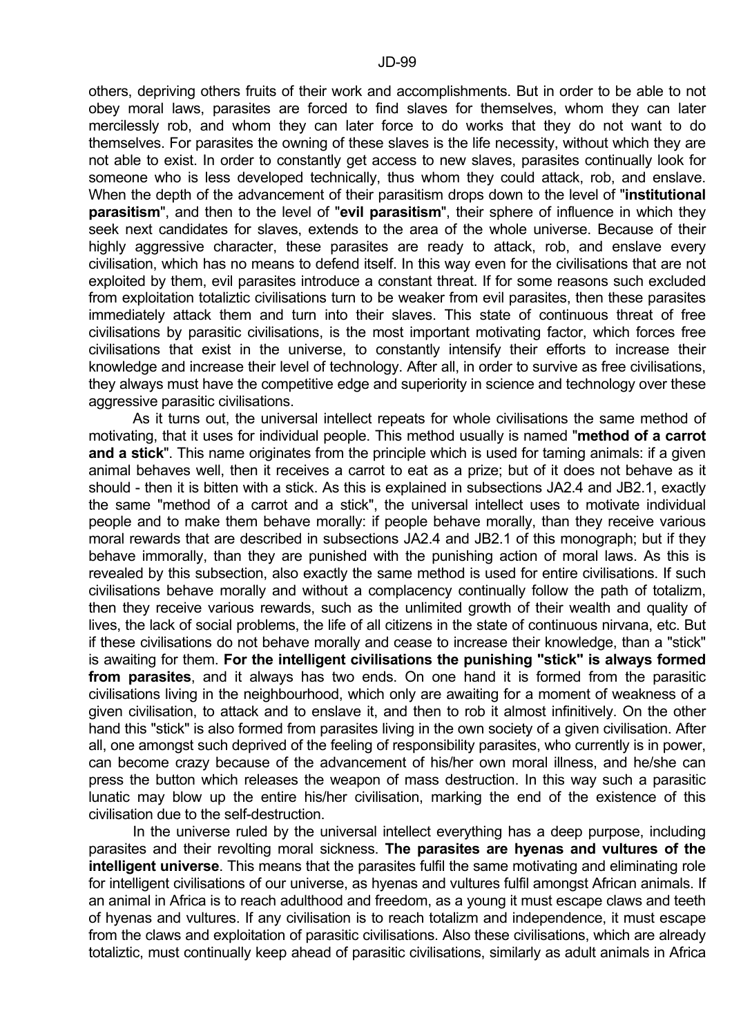others, depriving others fruits of their work and accomplishments. But in order to be able to not obey moral laws, parasites are forced to find slaves for themselves, whom they can later mercilessly rob, and whom they can later force to do works that they do not want to do themselves. For parasites the owning of these slaves is the life necessity, without which they are not able to exist. In order to constantly get access to new slaves, parasites continually look for someone who is less developed technically, thus whom they could attack, rob, and enslave. When the depth of the advancement of their parasitism drops down to the level of "**institutional parasitism**", and then to the level of "**evil parasitism**", their sphere of influence in which they seek next candidates for slaves, extends to the area of the whole universe. Because of their highly aggressive character, these parasites are ready to attack, rob, and enslave every civilisation, which has no means to defend itself. In this way even for the civilisations that are not exploited by them, evil parasites introduce a constant threat. If for some reasons such excluded from exploitation totaliztic civilisations turn to be weaker from evil parasites, then these parasites immediately attack them and turn into their slaves. This state of continuous threat of free civilisations by parasitic civilisations, is the most important motivating factor, which forces free civilisations that exist in the universe, to constantly intensify their efforts to increase their knowledge and increase their level of technology. After all, in order to survive as free civilisations, they always must have the competitive edge and superiority in science and technology over these aggressive parasitic civilisations.

As it turns out, the universal intellect repeats for whole civilisations the same method of motivating, that it uses for individual people. This method usually is named "**method of a carrot and a stick**". This name originates from the principle which is used for taming animals: if a given animal behaves well, then it receives a carrot to eat as a prize; but of it does not behave as it should - then it is bitten with a stick. As this is explained in subsections JA2.4 and JB2.1, exactly the same "method of a carrot and a stick", the universal intellect uses to motivate individual people and to make them behave morally: if people behave morally, than they receive various moral rewards that are described in subsections JA2.4 and JB2.1 of this monograph; but if they behave immorally, than they are punished with the punishing action of moral laws. As this is revealed by this subsection, also exactly the same method is used for entire civilisations. If such civilisations behave morally and without a complacency continually follow the path of totalizm, then they receive various rewards, such as the unlimited growth of their wealth and quality of lives, the lack of social problems, the life of all citizens in the state of continuous nirvana, etc. But if these civilisations do not behave morally and cease to increase their knowledge, than a "stick" is awaiting for them. **For the intelligent civilisations the punishing "stick" is always formed from parasites**, and it always has two ends. On one hand it is formed from the parasitic civilisations living in the neighbourhood, which only are awaiting for a moment of weakness of a given civilisation, to attack and to enslave it, and then to rob it almost infinitively. On the other hand this "stick" is also formed from parasites living in the own society of a given civilisation. After all, one amongst such deprived of the feeling of responsibility parasites, who currently is in power, can become crazy because of the advancement of his/her own moral illness, and he/she can press the button which releases the weapon of mass destruction. In this way such a parasitic lunatic may blow up the entire his/her civilisation, marking the end of the existence of this civilisation due to the self-destruction.

In the universe ruled by the universal intellect everything has a deep purpose, including parasites and their revolting moral sickness. **The parasites are hyenas and vultures of the intelligent universe**. This means that the parasites fulfil the same motivating and eliminating role for intelligent civilisations of our universe, as hyenas and vultures fulfil amongst African animals. If an animal in Africa is to reach adulthood and freedom, as a young it must escape claws and teeth of hyenas and vultures. If any civilisation is to reach totalizm and independence, it must escape from the claws and exploitation of parasitic civilisations. Also these civilisations, which are already totaliztic, must continually keep ahead of parasitic civilisations, similarly as adult animals in Africa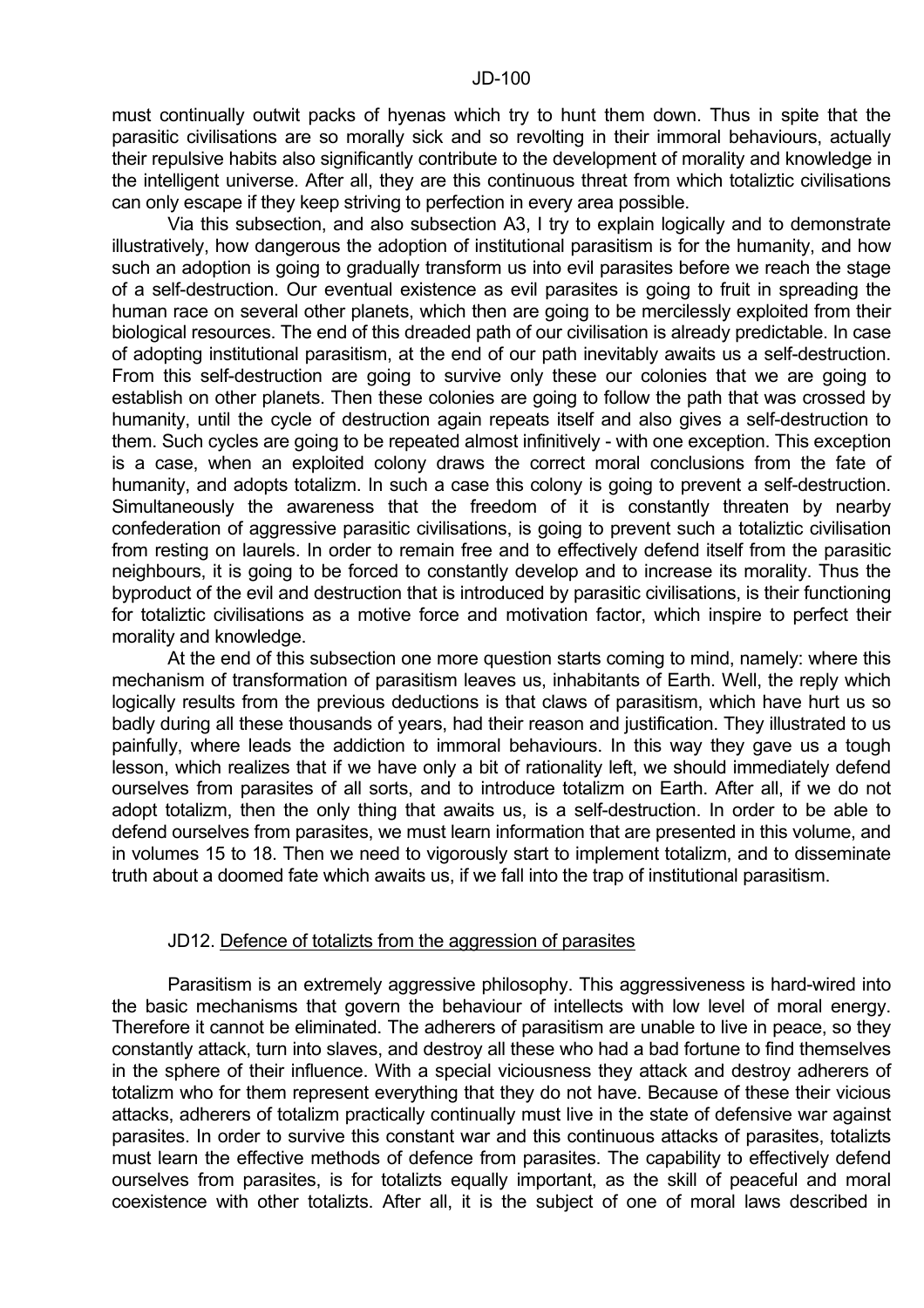must continually outwit packs of hyenas which try to hunt them down. Thus in spite that the parasitic civilisations are so morally sick and so revolting in their immoral behaviours, actually their repulsive habits also significantly contribute to the development of morality and knowledge in the intelligent universe. After all, they are this continuous threat from which totaliztic civilisations can only escape if they keep striving to perfection in every area possible.

Via this subsection, and also subsection A3, I try to explain logically and to demonstrate illustratively, how dangerous the adoption of institutional parasitism is for the humanity, and how such an adoption is going to gradually transform us into evil parasites before we reach the stage of a self-destruction. Our eventual existence as evil parasites is going to fruit in spreading the human race on several other planets, which then are going to be mercilessly exploited from their biological resources. The end of this dreaded path of our civilisation is already predictable. In case of adopting institutional parasitism, at the end of our path inevitably awaits us a self-destruction. From this self-destruction are going to survive only these our colonies that we are going to establish on other planets. Then these colonies are going to follow the path that was crossed by humanity, until the cycle of destruction again repeats itself and also gives a self-destruction to them. Such cycles are going to be repeated almost infinitively - with one exception. This exception is a case, when an exploited colony draws the correct moral conclusions from the fate of humanity, and adopts totalizm. In such a case this colony is going to prevent a self-destruction. Simultaneously the awareness that the freedom of it is constantly threaten by nearby confederation of aggressive parasitic civilisations, is going to prevent such a totaliztic civilisation from resting on laurels. In order to remain free and to effectively defend itself from the parasitic neighbours, it is going to be forced to constantly develop and to increase its morality. Thus the byproduct of the evil and destruction that is introduced by parasitic civilisations, is their functioning for totaliztic civilisations as a motive force and motivation factor, which inspire to perfect their morality and knowledge.

At the end of this subsection one more question starts coming to mind, namely: where this mechanism of transformation of parasitism leaves us, inhabitants of Earth. Well, the reply which logically results from the previous deductions is that claws of parasitism, which have hurt us so badly during all these thousands of years, had their reason and justification. They illustrated to us painfully, where leads the addiction to immoral behaviours. In this way they gave us a tough lesson, which realizes that if we have only a bit of rationality left, we should immediately defend ourselves from parasites of all sorts, and to introduce totalizm on Earth. After all, if we do not adopt totalizm, then the only thing that awaits us, is a self-destruction. In order to be able to defend ourselves from parasites, we must learn information that are presented in this volume, and in volumes 15 to 18. Then we need to vigorously start to implement totalizm, and to disseminate truth about a doomed fate which awaits us, if we fall into the trap of institutional parasitism.

## JD12. Defence of totalizts from the aggression of parasites

Parasitism is an extremely aggressive philosophy. This aggressiveness is hard-wired into the basic mechanisms that govern the behaviour of intellects with low level of moral energy. Therefore it cannot be eliminated. The adherers of parasitism are unable to live in peace, so they constantly attack, turn into slaves, and destroy all these who had a bad fortune to find themselves in the sphere of their influence. With a special viciousness they attack and destroy adherers of totalizm who for them represent everything that they do not have. Because of these their vicious attacks, adherers of totalizm practically continually must live in the state of defensive war against parasites. In order to survive this constant war and this continuous attacks of parasites, totalizts must learn the effective methods of defence from parasites. The capability to effectively defend ourselves from parasites, is for totalizts equally important, as the skill of peaceful and moral coexistence with other totalizts. After all, it is the subject of one of moral laws described in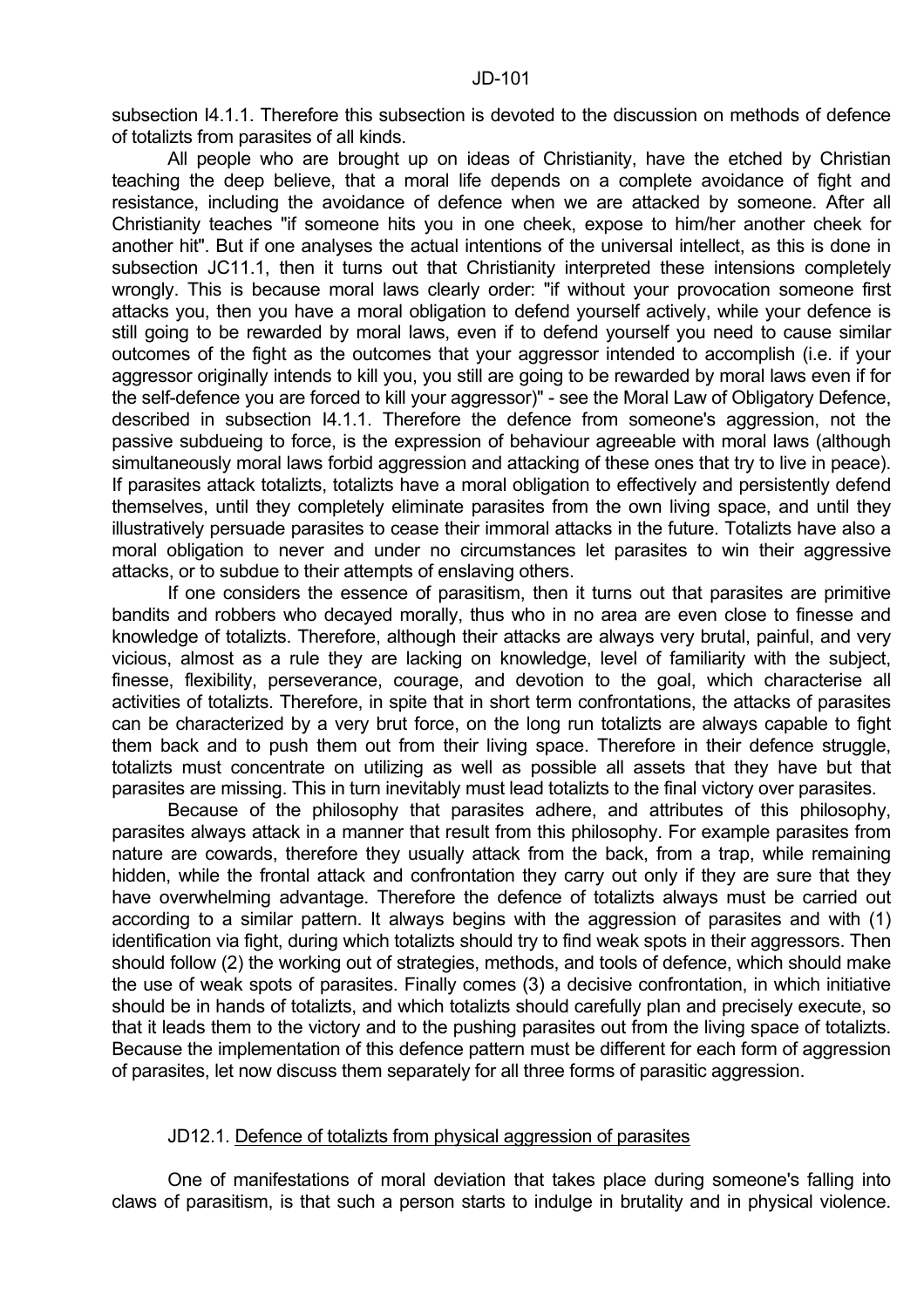subsection I4.1.1. Therefore this subsection is devoted to the discussion on methods of defence of totalizts from parasites of all kinds.

All people who are brought up on ideas of Christianity, have the etched by Christian teaching the deep believe, that a moral life depends on a complete avoidance of fight and resistance, including the avoidance of defence when we are attacked by someone. After all Christianity teaches "if someone hits you in one cheek, expose to him/her another cheek for another hit". But if one analyses the actual intentions of the universal intellect, as this is done in subsection JC11.1, then it turns out that Christianity interpreted these intensions completely wrongly. This is because moral laws clearly order: "if without your provocation someone first attacks you, then you have a moral obligation to defend yourself actively, while your defence is still going to be rewarded by moral laws, even if to defend yourself you need to cause similar outcomes of the fight as the outcomes that your aggressor intended to accomplish (i.e. if your aggressor originally intends to kill you, you still are going to be rewarded by moral laws even if for the self-defence you are forced to kill your aggressor)" - see the Moral Law of Obligatory Defence, described in subsection I4.1.1. Therefore the defence from someone's aggression, not the passive subdueing to force, is the expression of behaviour agreeable with moral laws (although simultaneously moral laws forbid aggression and attacking of these ones that try to live in peace). If parasites attack totalizts, totalizts have a moral obligation to effectively and persistently defend themselves, until they completely eliminate parasites from the own living space, and until they illustratively persuade parasites to cease their immoral attacks in the future. Totalizts have also a moral obligation to never and under no circumstances let parasites to win their aggressive attacks, or to subdue to their attempts of enslaving others.

If one considers the essence of parasitism, then it turns out that parasites are primitive bandits and robbers who decayed morally, thus who in no area are even close to finesse and knowledge of totalizts. Therefore, although their attacks are always very brutal, painful, and very vicious, almost as a rule they are lacking on knowledge, level of familiarity with the subject, finesse, flexibility, perseverance, courage, and devotion to the goal, which characterise all activities of totalizts. Therefore, in spite that in short term confrontations, the attacks of parasites can be characterized by a very brut force, on the long run totalizts are always capable to fight them back and to push them out from their living space. Therefore in their defence struggle, totalizts must concentrate on utilizing as well as possible all assets that they have but that parasites are missing. This in turn inevitably must lead totalizts to the final victory over parasites.

Because of the philosophy that parasites adhere, and attributes of this philosophy, parasites always attack in a manner that result from this philosophy. For example parasites from nature are cowards, therefore they usually attack from the back, from a trap, while remaining hidden, while the frontal attack and confrontation they carry out only if they are sure that they have overwhelming advantage. Therefore the defence of totalizts always must be carried out according to a similar pattern. It always begins with the aggression of parasites and with (1) identification via fight, during which totalizts should try to find weak spots in their aggressors. Then should follow (2) the working out of strategies, methods, and tools of defence, which should make the use of weak spots of parasites. Finally comes (3) a decisive confrontation, in which initiative should be in hands of totalizts, and which totalizts should carefully plan and precisely execute, so that it leads them to the victory and to the pushing parasites out from the living space of totalizts. Because the implementation of this defence pattern must be different for each form of aggression of parasites, let now discuss them separately for all three forms of parasitic aggression.

### JD12.1. Defence of totalizts from physical aggression of parasites

One of manifestations of moral deviation that takes place during someone's falling into claws of parasitism, is that such a person starts to indulge in brutality and in physical violence.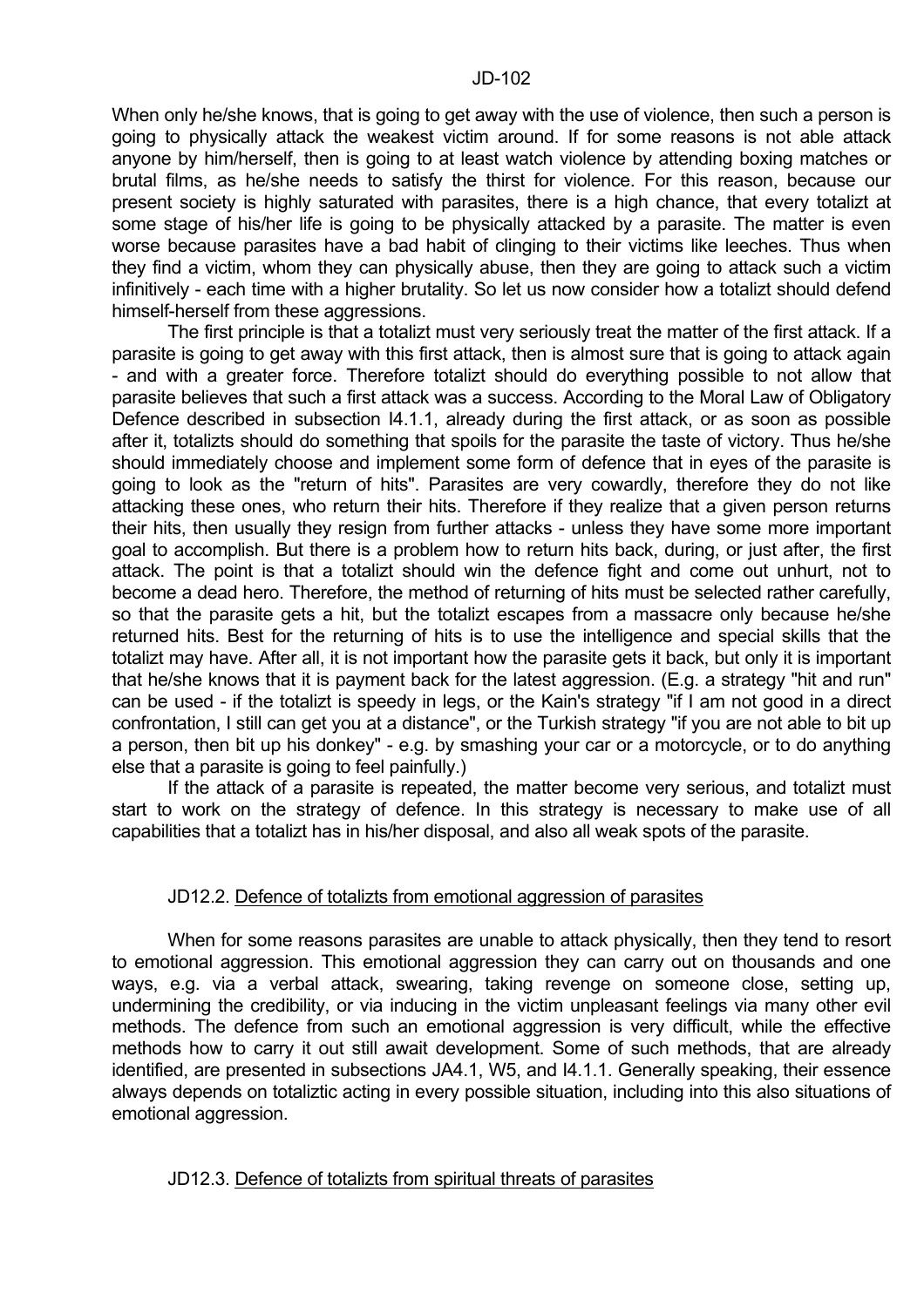When only he/she knows, that is going to get away with the use of violence, then such a person is going to physically attack the weakest victim around. If for some reasons is not able attack anyone by him/herself, then is going to at least watch violence by attending boxing matches or brutal films, as he/she needs to satisfy the thirst for violence. For this reason, because our present society is highly saturated with parasites, there is a high chance, that every totalizt at some stage of his/her life is going to be physically attacked by a parasite. The matter is even worse because parasites have a bad habit of clinging to their victims like leeches. Thus when they find a victim, whom they can physically abuse, then they are going to attack such a victim infinitively - each time with a higher brutality. So let us now consider how a totalizt should defend himself-herself from these aggressions.

The first principle is that a totalizt must very seriously treat the matter of the first attack. If a parasite is going to get away with this first attack, then is almost sure that is going to attack again - and with a greater force. Therefore totalizt should do everything possible to not allow that parasite believes that such a first attack was a success. According to the Moral Law of Obligatory Defence described in subsection I4.1.1, already during the first attack, or as soon as possible after it, totalizts should do something that spoils for the parasite the taste of victory. Thus he/she should immediately choose and implement some form of defence that in eyes of the parasite is going to look as the "return of hits". Parasites are very cowardly, therefore they do not like attacking these ones, who return their hits. Therefore if they realize that a given person returns their hits, then usually they resign from further attacks - unless they have some more important goal to accomplish. But there is a problem how to return hits back, during, or just after, the first attack. The point is that a totalizt should win the defence fight and come out unhurt, not to become a dead hero. Therefore, the method of returning of hits must be selected rather carefully, so that the parasite gets a hit, but the totalizt escapes from a massacre only because he/she returned hits. Best for the returning of hits is to use the intelligence and special skills that the totalizt may have. After all, it is not important how the parasite gets it back, but only it is important that he/she knows that it is payment back for the latest aggression. (E.g. a strategy "hit and run" can be used - if the totalizt is speedy in legs, or the Kain's strategy "if I am not good in a direct confrontation, I still can get you at a distance", or the Turkish strategy "if you are not able to bit up a person, then bit up his donkey" - e.g. by smashing your car or a motorcycle, or to do anything else that a parasite is going to feel painfully.)

If the attack of a parasite is repeated, the matter become very serious, and totalizt must start to work on the strategy of defence. In this strategy is necessary to make use of all capabilities that a totalizt has in his/her disposal, and also all weak spots of the parasite.

## JD12.2. Defence of totalizts from emotional aggression of parasites

When for some reasons parasites are unable to attack physically, then they tend to resort to emotional aggression. This emotional aggression they can carry out on thousands and one ways, e.g. via a verbal attack, swearing, taking revenge on someone close, setting up, undermining the credibility, or via inducing in the victim unpleasant feelings via many other evil methods. The defence from such an emotional aggression is very difficult, while the effective methods how to carry it out still await development. Some of such methods, that are already identified, are presented in subsections JA4.1, W5, and I4.1.1. Generally speaking, their essence always depends on totaliztic acting in every possible situation, including into this also situations of emotional aggression.

## JD12.3. Defence of totalizts from spiritual threats of parasites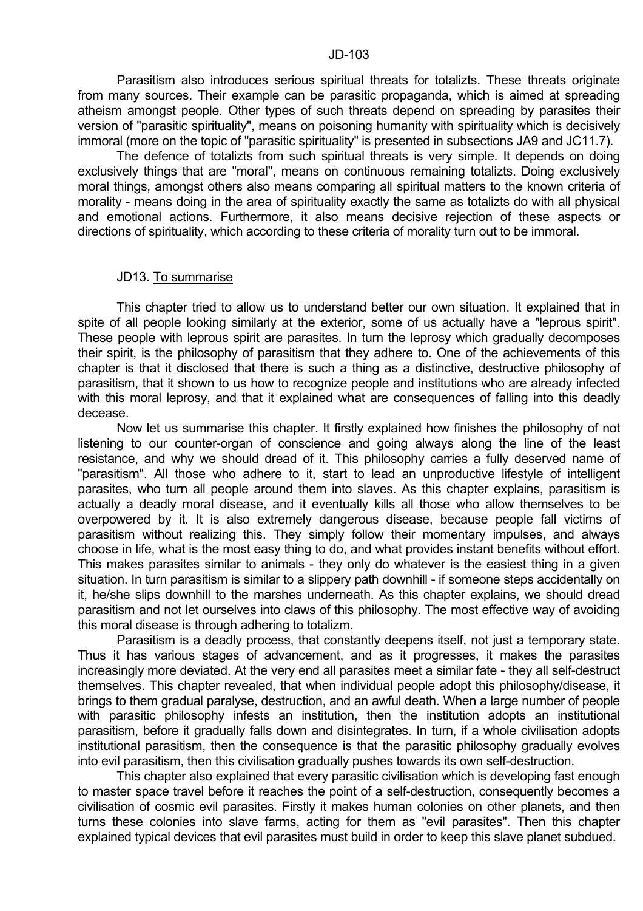Parasitism also introduces serious spiritual threats for totalizts. These threats originate from many sources. Their example can be parasitic propaganda, which is aimed at spreading atheism amongst people. Other types of such threats depend on spreading by parasites their version of "parasitic spirituality", means on poisoning humanity with spirituality which is decisively immoral (more on the topic of "parasitic spirituality" is presented in subsections JA9 and JC11.7).

The defence of totalizts from such spiritual threats is very simple. It depends on doing exclusively things that are "moral", means on continuous remaining totalizts. Doing exclusively moral things, amongst others also means comparing all spiritual matters to the known criteria of morality - means doing in the area of spirituality exactly the same as totalizts do with all physical and emotional actions. Furthermore, it also means decisive rejection of these aspects or directions of spirituality, which according to these criteria of morality turn out to be immoral.

## JD13. To summarise

This chapter tried to allow us to understand better our own situation. It explained that in spite of all people looking similarly at the exterior, some of us actually have a "leprous spirit". These people with leprous spirit are parasites. In turn the leprosy which gradually decomposes their spirit, is the philosophy of parasitism that they adhere to. One of the achievements of this chapter is that it disclosed that there is such a thing as a distinctive, destructive philosophy of parasitism, that it shown to us how to recognize people and institutions who are already infected with this moral leprosy, and that it explained what are consequences of falling into this deadly decease.

Now let us summarise this chapter. It firstly explained how finishes the philosophy of not listening to our counter-organ of conscience and going always along the line of the least resistance, and why we should dread of it. This philosophy carries a fully deserved name of "parasitism". All those who adhere to it, start to lead an unproductive lifestyle of intelligent parasites, who turn all people around them into slaves. As this chapter explains, parasitism is actually a deadly moral disease, and it eventually kills all those who allow themselves to be overpowered by it. It is also extremely dangerous disease, because people fall victims of parasitism without realizing this. They simply follow their momentary impulses, and always choose in life, what is the most easy thing to do, and what provides instant benefits without effort. This makes parasites similar to animals - they only do whatever is the easiest thing in a given situation. In turn parasitism is similar to a slippery path downhill - if someone steps accidentally on it, he/she slips downhill to the marshes underneath. As this chapter explains, we should dread parasitism and not let ourselves into claws of this philosophy. The most effective way of avoiding this moral disease is through adhering to totalizm.

Parasitism is a deadly process, that constantly deepens itself, not just a temporary state. Thus it has various stages of advancement, and as it progresses, it makes the parasites increasingly more deviated. At the very end all parasites meet a similar fate - they all self-destruct themselves. This chapter revealed, that when individual people adopt this philosophy/disease, it brings to them gradual paralyse, destruction, and an awful death. When a large number of people with parasitic philosophy infests an institution, then the institution adopts an institutional parasitism, before it gradually falls down and disintegrates. In turn, if a whole civilisation adopts institutional parasitism, then the consequence is that the parasitic philosophy gradually evolves into evil parasitism, then this civilisation gradually pushes towards its own self-destruction.

This chapter also explained that every parasitic civilisation which is developing fast enough to master space travel before it reaches the point of a self-destruction, consequently becomes a civilisation of cosmic evil parasites. Firstly it makes human colonies on other planets, and then turns these colonies into slave farms, acting for them as "evil parasites". Then this chapter explained typical devices that evil parasites must build in order to keep this slave planet subdued.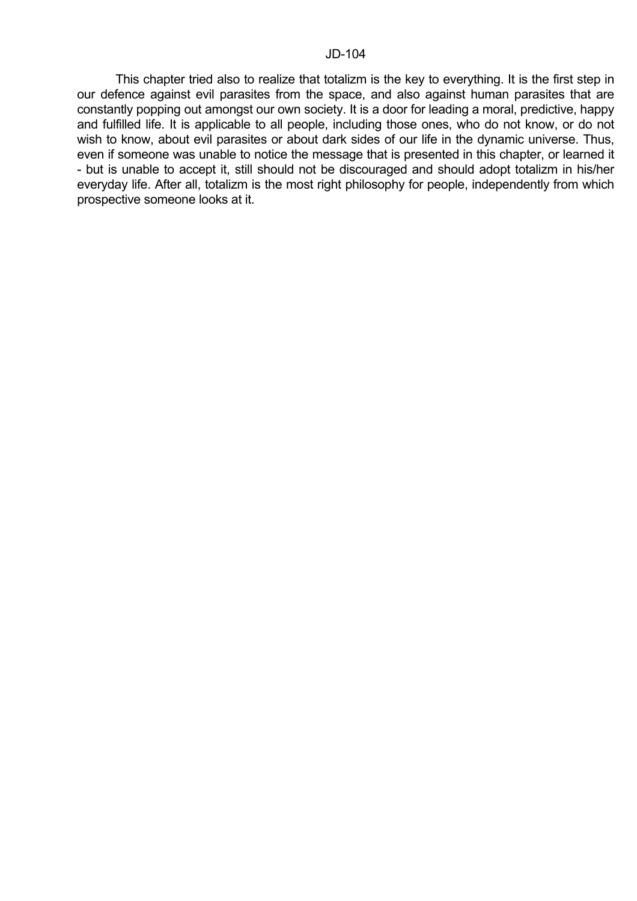This chapter tried also to realize that totalizm is the key to everything. It is the first step in our defence against evil parasites from the space, and also against human parasites that are constantly popping out amongst our own society. It is a door for leading a moral, predictive, happy and fulfilled life. It is applicable to all people, including those ones, who do not know, or do not wish to know, about evil parasites or about dark sides of our life in the dynamic universe. Thus, even if someone was unable to notice the message that is presented in this chapter, or learned it - but is unable to accept it, still should not be discouraged and should adopt totalizm in his/her everyday life. After all, totalizm is the most right philosophy for people, independently from which prospective someone looks at it.